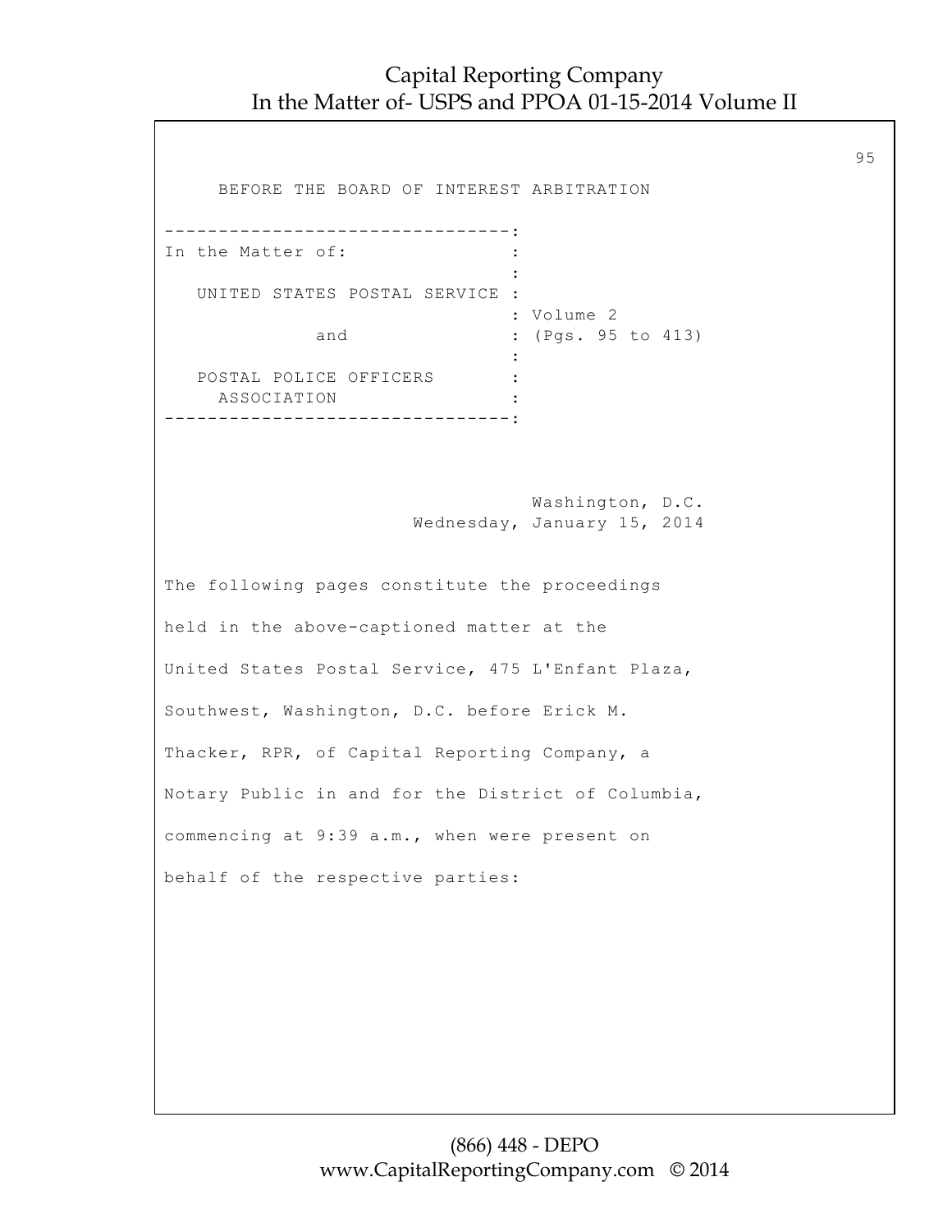BEFORE THE BOARD OF INTEREST ARBITRATION

```
--------------------------------:
In the Matter of:               :
                                :
   UNITED STATES POSTAL SERVICE :
                                : Volume 2
            and                 : (Pgs. 95 to 413)
                                :
   POSTAL POLICE OFFICERS       :
     ASSOCIATION                :
--------------------------------:
```

Washington, D.C.
Wednesday, January 15, 2014

The following pages constitute the proceedings held in the above-captioned matter at the United States Postal Service, 475 L'Enfant Plaza, Southwest, Washington, D.C. before Erick M. Thacker, RPR, of Capital Reporting Company, a Notary Public in and for the District of Columbia, commencing at 9:39 a.m., when were present on behalf of the respective parties: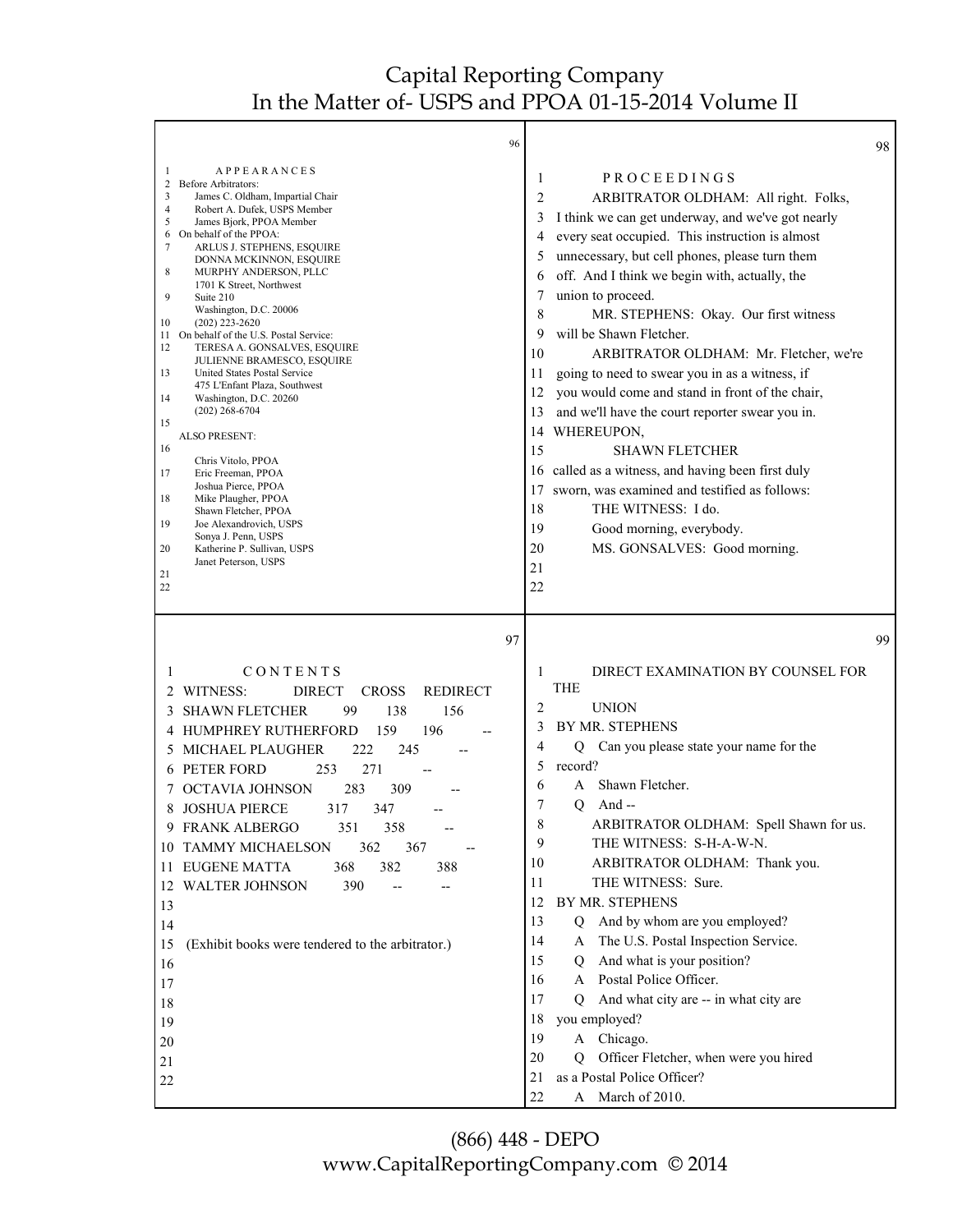APPEARANCES

Before Arbitrators:
James C. Oldham, Impartial Chair
Robert A. Dufek, USPS Member
James Bjork, PPOA Member

On behalf of the PPOA:
ARLUS J. STEPHENS, ESQUIRE
DONNA MCKINNON, ESQUIRE
MURPHY ANDERSON, PLLC
1701 K Street, Northwest
Suite 210
Washington, D.C. 20006
(202) 223-2620

On behalf of the U.S. Postal Service:
TERESA A. GONSALVES, ESQUIRE
JULIENNE BRAMESCO, ESQUIRE
United States Postal Service
475 L'Enfant Plaza, Southwest
Washington, D.C. 20260
(202) 268-6704

ALSO PRESENT:

Chris Vitolo, PPOA
Eric Freeman, PPOA
Joshua Pierce, PPOA
Mike Plaugher, PPOA
Shawn Fletcher, PPOA
Joe Alexandrovich, USPS
Sonya J. Penn, USPS
Katherine P. Sullivan, USPS
Janet Peterson, USPS

CONTENTS

| WITNESS: | DIRECT | CROSS | REDIRECT |
|---|---|---|---|
| SHAWN FLETCHER | 99 | 138 | 156 |
| HUMPHREY RUTHERFORD | 159 | 196 | -- |
| MICHAEL PLAUGHER | 222 | 245 | -- |
| PETER FORD | 253 | 271 | -- |
| OCTAVIA JOHNSON | 283 | 309 | -- |
| JOSHUA PIERCE | 317 | 347 | -- |
| FRANK ALBERGO | 351 | 358 | -- |
| TAMMY MICHAELSON | 362 | 367 | -- |
| EUGENE MATTA | 368 | 382 | 388 |
| WALTER JOHNSON | 390 | -- | -- |

(Exhibit books were tendered to the arbitrator.)

PROCEEDINGS

ARBITRATOR OLDHAM: All right. Folks, I think we can get underway, and we've got nearly every seat occupied. This instruction is almost unnecessary, but cell phones, please turn them off. And I think we begin with, actually, the union to proceed.

MR. STEPHENS: Okay. Our first witness will be Shawn Fletcher.

ARBITRATOR OLDHAM: Mr. Fletcher, we're going to need to swear you in as a witness, if you would come and stand in front of the chair, and we'll have the court reporter swear you in.

WHEREUPON,

SHAWN FLETCHER

called as a witness, and having been first duly sworn, was examined and testified as follows:

THE WITNESS: I do.

Good morning, everybody.

MS. GONSALVES: Good morning.

DIRECT EXAMINATION BY COUNSEL FOR THE UNION

BY MR. STEPHENS

Q Can you please state your name for the record?

A Shawn Fletcher.

Q And --

ARBITRATOR OLDHAM: Spell Shawn for us.

THE WITNESS: S-H-A-W-N.

ARBITRATOR OLDHAM: Thank you.

THE WITNESS: Sure.

BY MR. STEPHENS

Q And by whom are you employed?

A The U.S. Postal Inspection Service.

Q And what is your position?

A Postal Police Officer.

Q And what city are -- in what city are you employed?

A Chicago.

Q Officer Fletcher, when were you hired as a Postal Police Officer?

A March of 2010.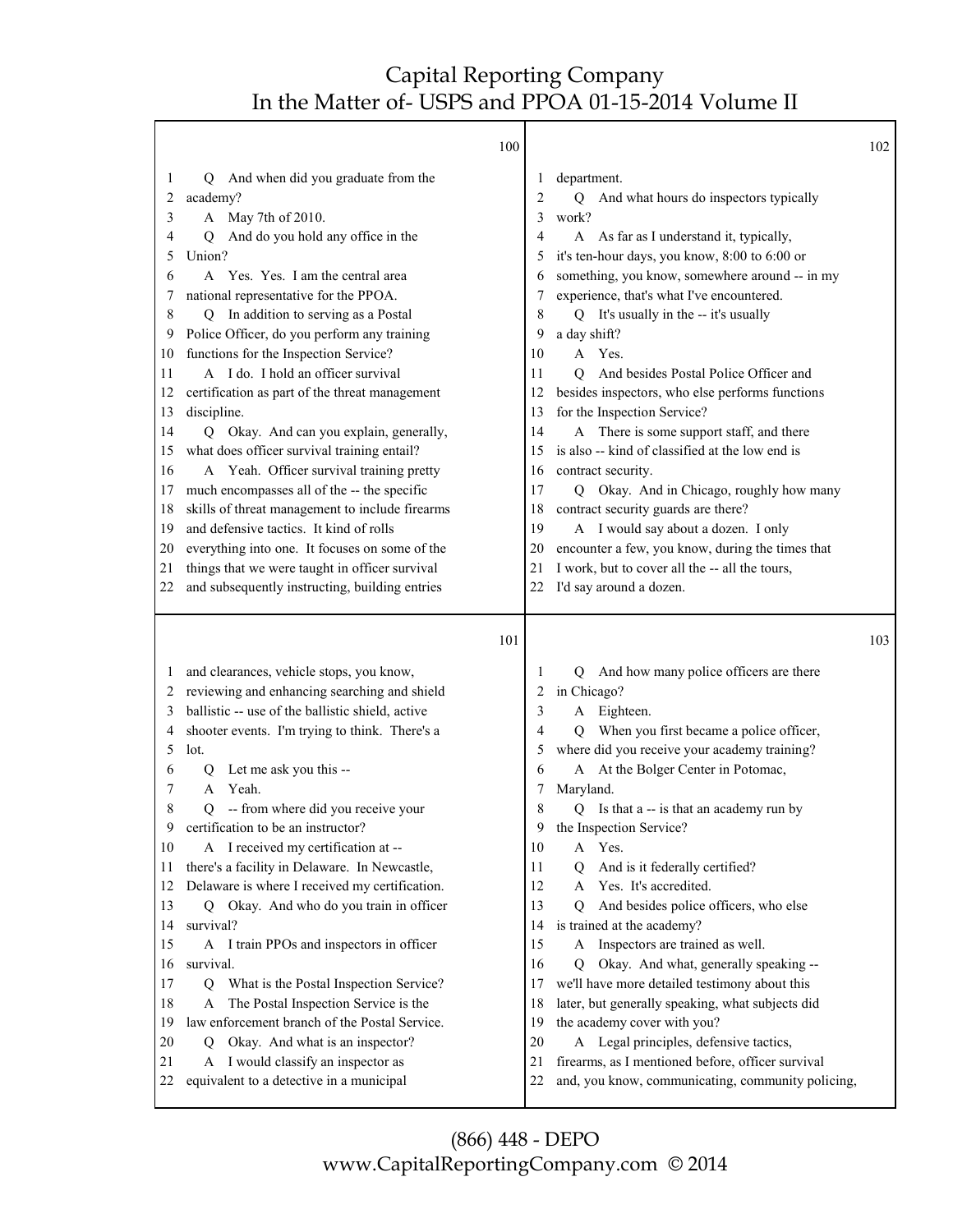Page 100

1 Q And when did you graduate from the
2 academy?
3 A May 7th of 2010.
4 Q And do you hold any office in the
5 Union?
6 A Yes. Yes. I am the central area
7 national representative for the PPOA.
8 Q In addition to serving as a Postal
9 Police Officer, do you perform any training
10 functions for the Inspection Service?
11 A I do. I hold an officer survival
12 certification as part of the threat management
13 discipline.
14 Q Okay. And can you explain, generally,
15 what does officer survival training entail?
16 A Yeah. Officer survival training pretty
17 much encompasses all of the -- the specific
18 skills of threat management to include firearms
19 and defensive tactics. It kind of rolls
20 everything into one. It focuses on some of the
21 things that we were taught in officer survival
22 and subsequently instructing, building entries

Page 101

1 and clearances, vehicle stops, you know,
2 reviewing and enhancing searching and shield
3 ballistic -- use of the ballistic shield, active
4 shooter events. I'm trying to think. There's a
5 lot.
6 Q Let me ask you this --
7 A Yeah.
8 Q -- from where did you receive your
9 certification to be an instructor?
10 A I received my certification at --
11 there's a facility in Delaware. In Newcastle,
12 Delaware is where I received my certification.
13 Q Okay. And who do you train in officer
14 survival?
15 A I train PPOs and inspectors in officer
16 survival.
17 Q What is the Postal Inspection Service?
18 A The Postal Inspection Service is the
19 law enforcement branch of the Postal Service.
20 Q Okay. And what is an inspector?
21 A I would classify an inspector as
22 equivalent to a detective in a municipal

Page 102

1 department.
2 Q And what hours do inspectors typically
3 work?
4 A As far as I understand it, typically,
5 it's ten-hour days, you know, 8:00 to 6:00 or
6 something, you know, somewhere around -- in my
7 experience, that's what I've encountered.
8 Q It's usually in the -- it's usually
9 a day shift?
10 A Yes.
11 Q And besides Postal Police Officer and
12 besides inspectors, who else performs functions
13 for the Inspection Service?
14 A There is some support staff, and there
15 is also -- kind of classified at the low end is
16 contract security.
17 Q Okay. And in Chicago, roughly how many
18 contract security guards are there?
19 A I would say about a dozen. I only
20 encounter a few, you know, during the times that
21 I work, but to cover all the -- all the tours,
22 I'd say around a dozen.

Page 103

1 Q And how many police officers are there
2 in Chicago?
3 A Eighteen.
4 Q When you first became a police officer,
5 where did you receive your academy training?
6 A At the Bolger Center in Potomac,
7 Maryland.
8 Q Is that a -- is that an academy run by
9 the Inspection Service?
10 A Yes.
11 Q And is it federally certified?
12 A Yes. It's accredited.
13 Q And besides police officers, who else
14 is trained at the academy?
15 A Inspectors are trained as well.
16 Q Okay. And what, generally speaking --
17 we'll have more detailed testimony about this
18 later, but generally speaking, what subjects did
19 the academy cover with you?
20 A Legal principles, defensive tactics,
21 firearms, as I mentioned before, officer survival
22 and, you know, communicating, community policing,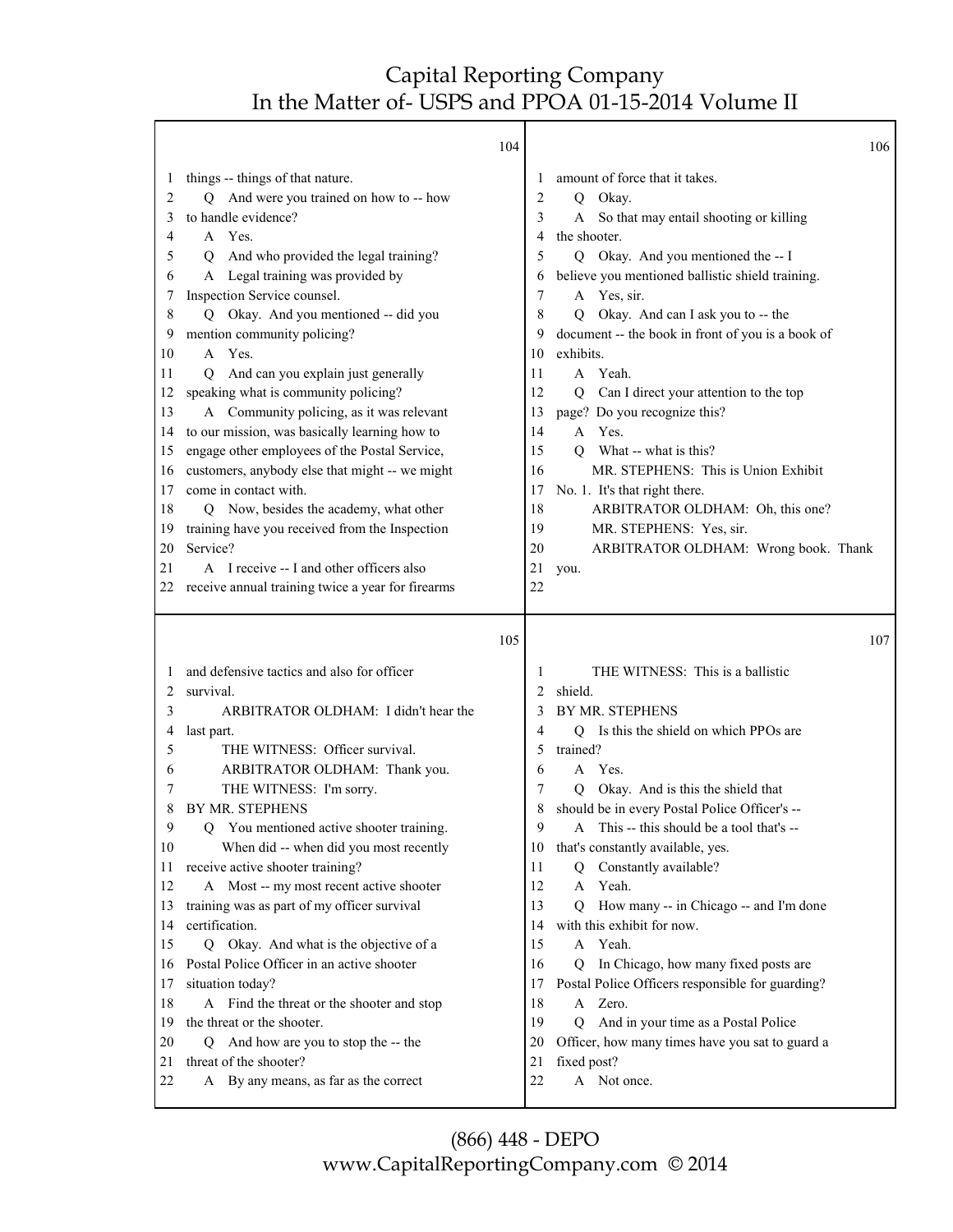things -- things of that nature.

Q And were you trained on how to -- how to handle evidence?

A Yes.

Q And who provided the legal training?

A Legal training was provided by Inspection Service counsel.

Q Okay. And you mentioned -- did you mention community policing?

A Yes.

Q And can you explain just generally speaking what is community policing?

A Community policing, as it was relevant to our mission, was basically learning how to engage other employees of the Postal Service, customers, anybody else that might -- we might come in contact with.

Q Now, besides the academy, what other training have you received from the Inspection Service?

A I receive -- I and other officers also receive annual training twice a year for firearms and defensive tactics and also for officer survival.

ARBITRATOR OLDHAM: I didn't hear the last part.

THE WITNESS: Officer survival.

ARBITRATOR OLDHAM: Thank you.

THE WITNESS: I'm sorry.

BY MR. STEPHENS

Q You mentioned active shooter training.

When did -- when did you most recently receive active shooter training?

A Most -- my most recent active shooter training was as part of my officer survival certification.

Q Okay. And what is the objective of a Postal Police Officer in an active shooter situation today?

A Find the threat or the shooter and stop the threat or the shooter.

Q And how are you to stop the -- the threat of the shooter?

A By any means, as far as the correct amount of force that it takes.

Q Okay.

A So that may entail shooting or killing the shooter.

Q Okay. And you mentioned the -- I believe you mentioned ballistic shield training.

A Yes, sir.

Q Okay. And can I ask you to -- the document -- the book in front of you is a book of exhibits.

A Yeah.

Q Can I direct your attention to the top page? Do you recognize this?

A Yes.

Q What -- what is this?

MR. STEPHENS: This is Union Exhibit No. 1. It's that right there.

ARBITRATOR OLDHAM: Oh, this one?

MR. STEPHENS: Yes, sir.

ARBITRATOR OLDHAM: Wrong book. Thank you.

THE WITNESS: This is a ballistic shield.

BY MR. STEPHENS

Q Is this the shield on which PPOs are trained?

A Yes.

Q Okay. And is this the shield that should be in every Postal Police Officer's --

A This -- this should be a tool that's -- that's constantly available, yes.

Q Constantly available?

A Yeah.

Q How many -- in Chicago -- and I'm done with this exhibit for now.

A Yeah.

Q In Chicago, how many fixed posts are Postal Police Officers responsible for guarding?

A Zero.

Q And in your time as a Postal Police Officer, how many times have you sat to guard a fixed post?

A Not once.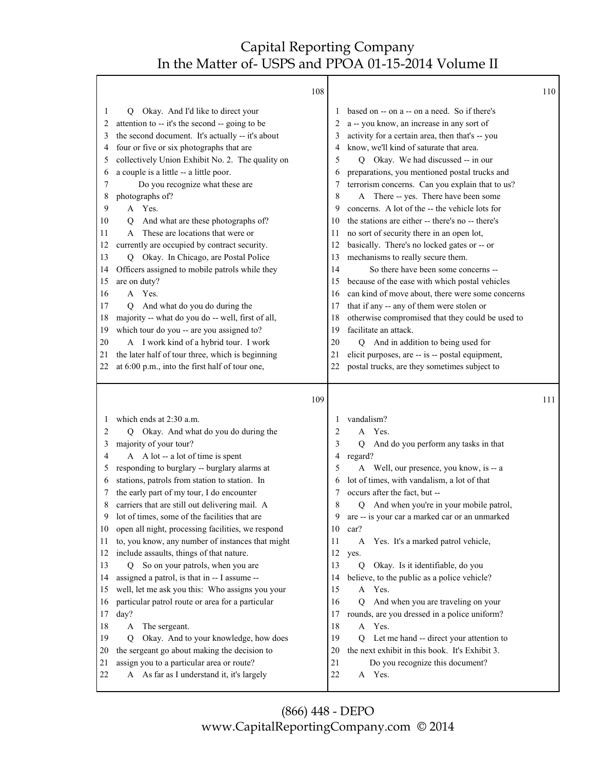108

1 Q Okay. And I'd like to direct your
2 attention to -- it's the second -- going to be
3 the second document. It's actually -- it's about
4 four or five or six photographs that are
5 collectively Union Exhibit No. 2. The quality on
6 a couple is a little -- a little poor.
7 Do you recognize what these are
8 photographs of?
9 A Yes.
10 Q And what are these photographs of?
11 A These are locations that were or
12 currently are occupied by contract security.
13 Q Okay. In Chicago, are Postal Police
14 Officers assigned to mobile patrols while they
15 are on duty?
16 A Yes.
17 Q And what do you do during the
18 majority -- what do you do -- well, first of all,
19 which tour do you -- are you assigned to?
20 A I work kind of a hybrid tour. I work
21 the later half of tour three, which is beginning
22 at 6:00 p.m., into the first half of tour one,

109

1 which ends at 2:30 a.m.
2 Q Okay. And what do you do during the
3 majority of your tour?
4 A A lot -- a lot of time is spent
5 responding to burglary -- burglary alarms at
6 stations, patrols from station to station. In
7 the early part of my tour, I do encounter
8 carriers that are still out delivering mail. A
9 lot of times, some of the facilities that are
10 open all night, processing facilities, we respond
11 to, you know, any number of instances that might
12 include assaults, things of that nature.
13 Q So on your patrols, when you are
14 assigned a patrol, is that in -- I assume --
15 well, let me ask you this: Who assigns you your
16 particular patrol route or area for a particular
17 day?
18 A The sergeant.
19 Q Okay. And to your knowledge, how does
20 the sergeant go about making the decision to
21 assign you to a particular area or route?
22 A As far as I understand it, it's largely

110

1 based on -- on a -- on a need. So if there's
2 a -- you know, an increase in any sort of
3 activity for a certain area, then that's -- you
4 know, we'll kind of saturate that area.
5 Q Okay. We had discussed -- in our
6 preparations, you mentioned postal trucks and
7 terrorism concerns. Can you explain that to us?
8 A There -- yes. There have been some
9 concerns. A lot of the -- the vehicle lots for
10 the stations are either -- there's no -- there's
11 no sort of security there in an open lot,
12 basically. There's no locked gates or -- or
13 mechanisms to really secure them.
14 So there have been some concerns --
15 because of the ease with which postal vehicles
16 can kind of move about, there were some concerns
17 that if any -- any of them were stolen or
18 otherwise compromised that they could be used to
19 facilitate an attack.
20 Q And in addition to being used for
21 elicit purposes, are -- is -- postal equipment,
22 postal trucks, are they sometimes subject to

111

1 vandalism?
2 A Yes.
3 Q And do you perform any tasks in that
4 regard?
5 A Well, our presence, you know, is -- a
6 lot of times, with vandalism, a lot of that
7 occurs after the fact, but --
8 Q And when you're in your mobile patrol,
9 are -- is your car a marked car or an unmarked
10 car?
11 A Yes. It's a marked patrol vehicle,
12 yes.
13 Q Okay. Is it identifiable, do you
14 believe, to the public as a police vehicle?
15 A Yes.
16 Q And when you are traveling on your
17 rounds, are you dressed in a police uniform?
18 A Yes.
19 Q Let me hand -- direct your attention to
20 the next exhibit in this book. It's Exhibit 3.
21 Do you recognize this document?
22 A Yes.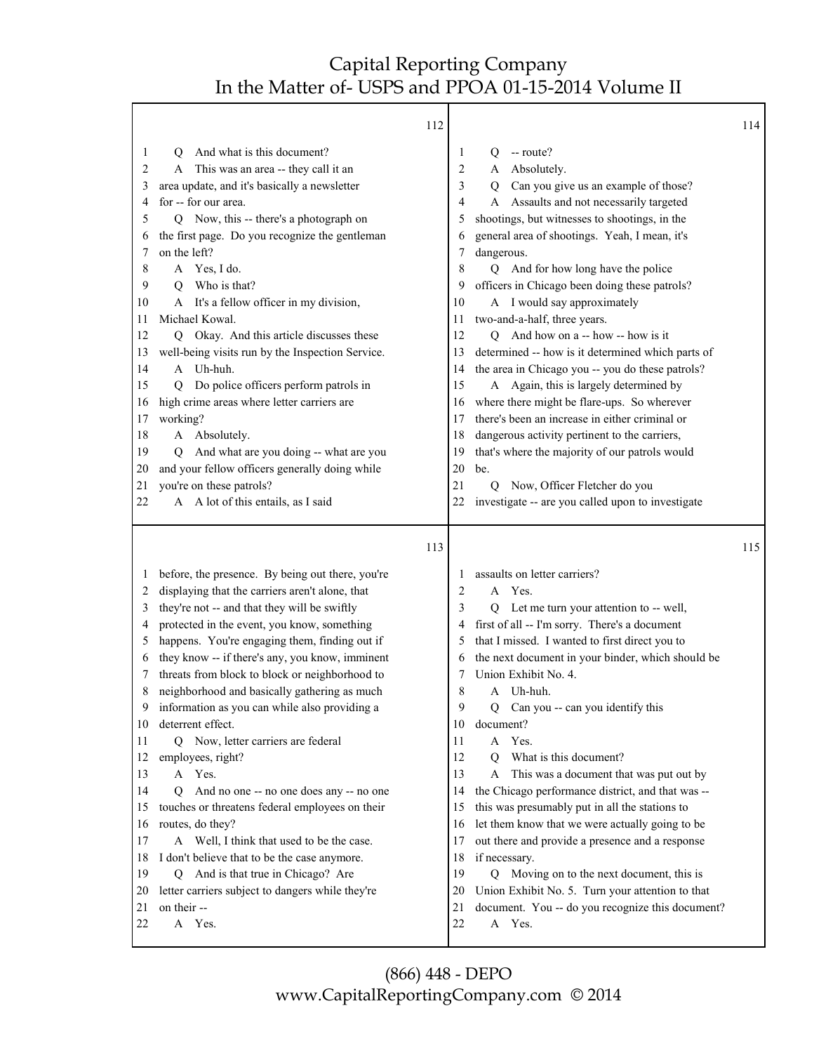Q And what is this document?

A This was an area -- they call it an area update, and it's basically a newsletter for -- for our area.

Q Now, this -- there's a photograph on the first page. Do you recognize the gentleman on the left?

A Yes, I do.

Q Who is that?

A It's a fellow officer in my division, Michael Kowal.

Q Okay. And this article discusses these well-being visits run by the Inspection Service.

A Uh-huh.

Q Do police officers perform patrols in high crime areas where letter carriers are working?

A Absolutely.

Q And what are you doing -- what are you and your fellow officers generally doing while you're on these patrols?

A A lot of this entails, as I said before, the presence. By being out there, you're displaying that the carriers aren't alone, that they're not -- and that they will be swiftly protected in the event, you know, something happens. You're engaging them, finding out if they know -- if there's any, you know, imminent threats from block to block or neighborhood to neighborhood and basically gathering as much information as you can while also providing a deterrent effect.

Q Now, letter carriers are federal employees, right?

A Yes.

Q And no one -- no one does any -- no one touches or threatens federal employees on their routes, do they?

A Well, I think that used to be the case. I don't believe that to be the case anymore.

Q And is that true in Chicago? Are letter carriers subject to dangers while they're on their --

A Yes.

Q -- route?

A Absolutely.

Q Can you give us an example of those?

A Assaults and not necessarily targeted shootings, but witnesses to shootings, in the general area of shootings. Yeah, I mean, it's dangerous.

Q And for how long have the police officers in Chicago been doing these patrols?

A I would say approximately two-and-a-half, three years.

Q And how on a -- how -- how is it determined -- how is it determined which parts of the area in Chicago you -- you do these patrols?

A Again, this is largely determined by where there might be flare-ups. So wherever there's been an increase in either criminal or dangerous activity pertinent to the carriers, that's where the majority of our patrols would be.

Q Now, Officer Fletcher do you investigate -- are you called upon to investigate assaults on letter carriers?

A Yes.

Q Let me turn your attention to -- well, first of all -- I'm sorry. There's a document that I missed. I wanted to first direct you to the next document in your binder, which should be Union Exhibit No. 4.

A Uh-huh.

Q Can you -- can you identify this document?

A Yes.

Q What is this document?

A This was a document that was put out by the Chicago performance district, and that was -- this was presumably put in all the stations to let them know that we were actually going to be out there and provide a presence and a response if necessary.

Q Moving on to the next document, this is Union Exhibit No. 5. Turn your attention to that document. You -- do you recognize this document?

A Yes.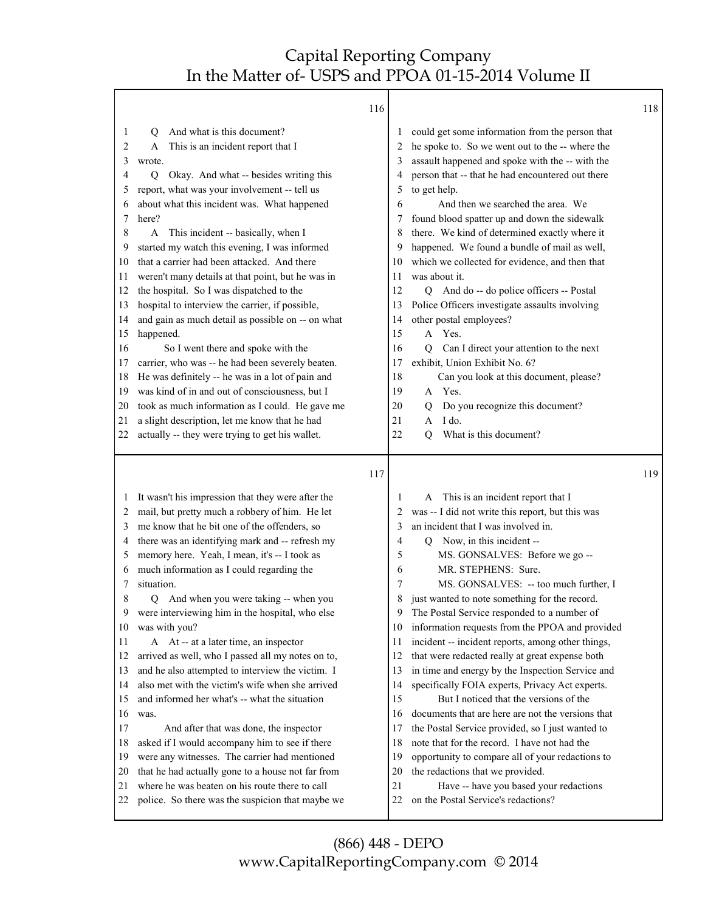116

1 Q And what is this document?
2 A This is an incident report that I
3 wrote.
4 Q Okay. And what -- besides writing this
5 report, what was your involvement -- tell us
6 about what this incident was. What happened
7 here?
8 A This incident -- basically, when I
9 started my watch this evening, I was informed
10 that a carrier had been attacked. And there
11 weren't many details at that point, but he was in
12 the hospital. So I was dispatched to the
13 hospital to interview the carrier, if possible,
14 and gain as much detail as possible on -- on what
15 happened.
16 So I went there and spoke with the
17 carrier, who was -- he had been severely beaten.
18 He was definitely -- he was in a lot of pain and
19 was kind of in and out of consciousness, but I
20 took as much information as I could. He gave me
21 a slight description, let me know that he had
22 actually -- they were trying to get his wallet.

117

1 It wasn't his impression that they were after the
2 mail, but pretty much a robbery of him. He let
3 me know that he bit one of the offenders, so
4 there was an identifying mark and -- refresh my
5 memory here. Yeah, I mean, it's -- I took as
6 much information as I could regarding the
7 situation.
8 Q And when you were taking -- when you
9 were interviewing him in the hospital, who else
10 was with you?
11 A At -- at a later time, an inspector
12 arrived as well, who I passed all my notes on to,
13 and he also attempted to interview the victim. I
14 also met with the victim's wife when she arrived
15 and informed her what's -- what the situation
16 was.
17 And after that was done, the inspector
18 asked if I would accompany him to see if there
19 were any witnesses. The carrier had mentioned
20 that he had actually gone to a house not far from
21 where he was beaten on his route there to call
22 police. So there was the suspicion that maybe we

118

1 could get some information from the person that
2 he spoke to. So we went out to the -- where the
3 assault happened and spoke with the -- with the
4 person that -- that he had encountered out there
5 to get help.
6 And then we searched the area. We
7 found blood spatter up and down the sidewalk
8 there. We kind of determined exactly where it
9 happened. We found a bundle of mail as well,
10 which we collected for evidence, and then that
11 was about it.
12 Q And do -- do police officers -- Postal
13 Police Officers investigate assaults involving
14 other postal employees?
15 A Yes.
16 Q Can I direct your attention to the next
17 exhibit, Union Exhibit No. 6?
18 Can you look at this document, please?
19 A Yes.
20 Q Do you recognize this document?
21 A I do.
22 Q What is this document?

119

1 A This is an incident report that I
2 was -- I did not write this report, but this was
3 an incident that I was involved in.
4 Q Now, in this incident --
5 MS. GONSALVES: Before we go --
6 MR. STEPHENS: Sure.
7 MS. GONSALVES: -- too much further, I
8 just wanted to note something for the record.
9 The Postal Service responded to a number of
10 information requests from the PPOA and provided
11 incident -- incident reports, among other things,
12 that were redacted really at great expense both
13 in time and energy by the Inspection Service and
14 specifically FOIA experts, Privacy Act experts.
15 But I noticed that the versions of the
16 documents that are here are not the versions that
17 the Postal Service provided, so I just wanted to
18 note that for the record. I have not had the
19 opportunity to compare all of your redactions to
20 the redactions that we provided.
21 Have -- have you based your redactions
22 on the Postal Service's redactions?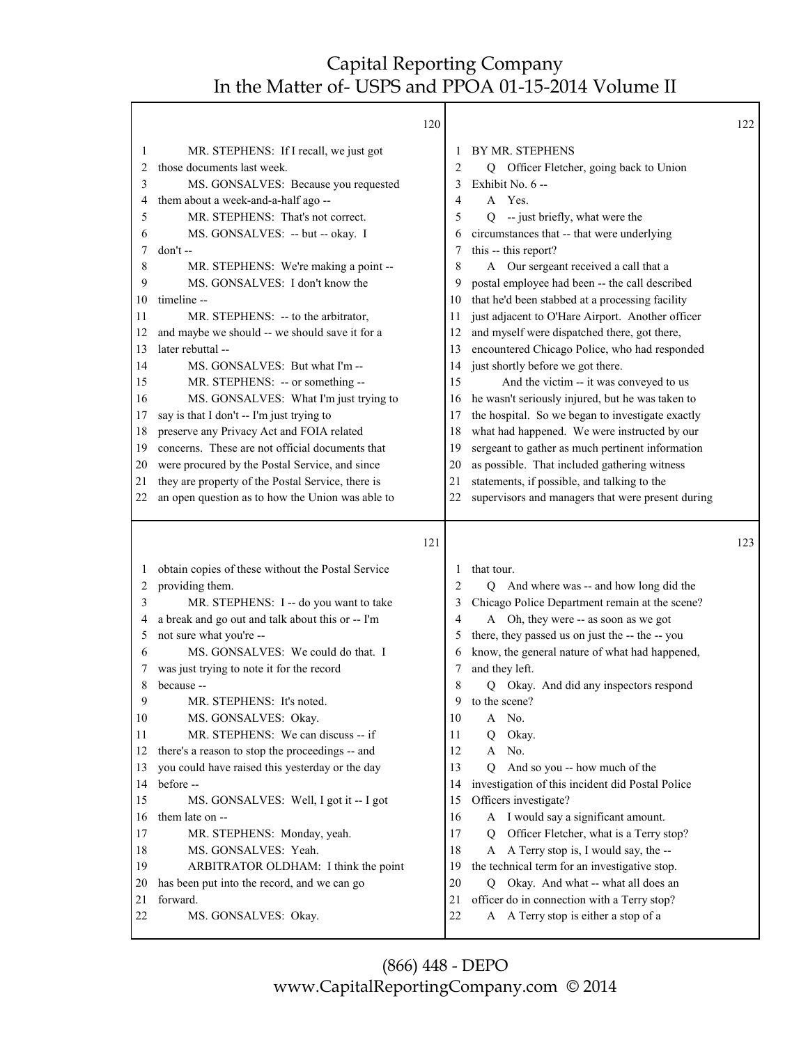MR. STEPHENS: If I recall, we just got those documents last week.

MS. GONSALVES: Because you requested them about a week-and-a-half ago --

MR. STEPHENS: That's not correct.

MS. GONSALVES: -- but -- okay. I don't --

MR. STEPHENS: We're making a point --

MS. GONSALVES: I don't know the timeline --

MR. STEPHENS: -- to the arbitrator, and maybe we should -- we should save it for a later rebuttal --

MS. GONSALVES: But what I'm --

MR. STEPHENS: -- or something --

MS. GONSALVES: What I'm just trying to say is that I don't -- I'm just trying to preserve any Privacy Act and FOIA related concerns. These are not official documents that were procured by the Postal Service, and since they are property of the Postal Service, there is an open question as to how the Union was able to obtain copies of these without the Postal Service providing them.

MR. STEPHENS: I -- do you want to take a break and go out and talk about this or -- I'm not sure what you're --

MS. GONSALVES: We could do that. I was just trying to note it for the record because --

MR. STEPHENS: It's noted.

MS. GONSALVES: Okay.

MR. STEPHENS: We can discuss -- if there's a reason to stop the proceedings -- and you could have raised this yesterday or the day before --

MS. GONSALVES: Well, I got it -- I got them late on --

MR. STEPHENS: Monday, yeah.

MS. GONSALVES: Yeah.

ARBITRATOR OLDHAM: I think the point has been put into the record, and we can go forward.

MS. GONSALVES: Okay.

BY MR. STEPHENS

Q Officer Fletcher, going back to Union Exhibit No. 6 --

A Yes.

Q -- just briefly, what were the circumstances that -- that were underlying this -- this report?

A Our sergeant received a call that a postal employee had been -- the call described that he'd been stabbed at a processing facility just adjacent to O'Hare Airport. Another officer and myself were dispatched there, got there, encountered Chicago Police, who had responded just shortly before we got there.

And the victim -- it was conveyed to us he wasn't seriously injured, but he was taken to the hospital. So we began to investigate exactly what had happened. We were instructed by our sergeant to gather as much pertinent information as possible. That included gathering witness statements, if possible, and talking to the supervisors and managers that were present during that tour.

Q And where was -- and how long did the Chicago Police Department remain at the scene?

A Oh, they were -- as soon as we got there, they passed us on just the -- the -- you know, the general nature of what had happened, and they left.

Q Okay. And did any inspectors respond to the scene?

A No.

Q Okay.

A No.

Q And so you -- how much of the investigation of this incident did Postal Police Officers investigate?

A I would say a significant amount.

Q Officer Fletcher, what is a Terry stop?

A A Terry stop is, I would say, the -- the technical term for an investigative stop.

Q Okay. And what -- what all does an officer do in connection with a Terry stop?

A A Terry stop is either a stop of a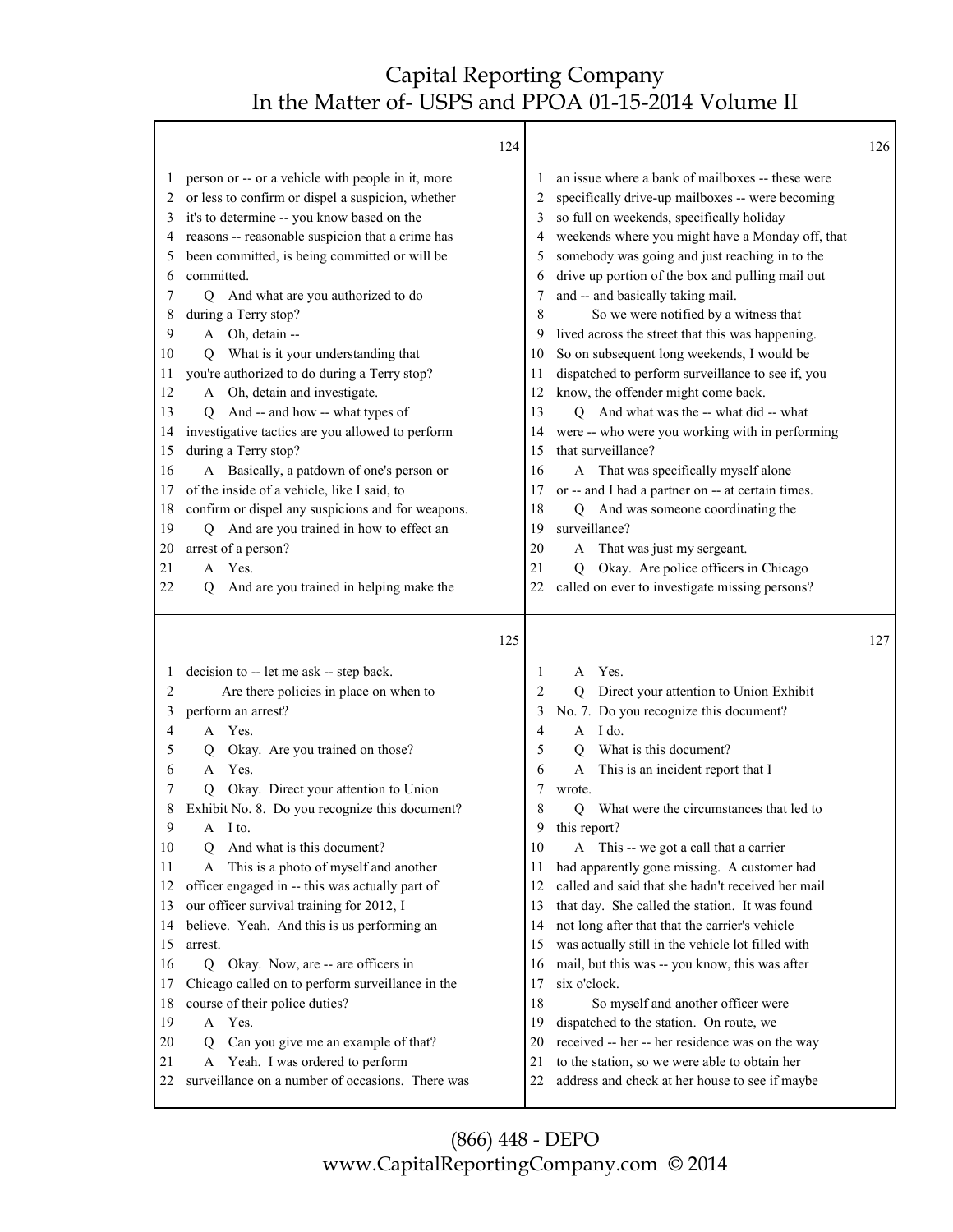124

1 person or -- or a vehicle with people in it, more
2 or less to confirm or dispel a suspicion, whether
3 it's to determine -- you know based on the
4 reasons -- reasonable suspicion that a crime has
5 been committed, is being committed or will be
6 committed.
7 Q And what are you authorized to do
8 during a Terry stop?
9 A Oh, detain --
10 Q What is it your understanding that
11 you're authorized to do during a Terry stop?
12 A Oh, detain and investigate.
13 Q And -- and how -- what types of
14 investigative tactics are you allowed to perform
15 during a Terry stop?
16 A Basically, a patdown of one's person or
17 of the inside of a vehicle, like I said, to
18 confirm or dispel any suspicions and for weapons.
19 Q And are you trained in how to effect an
20 arrest of a person?
21 A Yes.
22 Q And are you trained in helping make the

125

1 decision to -- let me ask -- step back.
2 Are there policies in place on when to
3 perform an arrest?
4 A Yes.
5 Q Okay. Are you trained on those?
6 A Yes.
7 Q Okay. Direct your attention to Union
8 Exhibit No. 8. Do you recognize this document?
9 A I to.
10 Q And what is this document?
11 A This is a photo of myself and another
12 officer engaged in -- this was actually part of
13 our officer survival training for 2012, I
14 believe. Yeah. And this is us performing an
15 arrest.
16 Q Okay. Now, are -- are officers in
17 Chicago called on to perform surveillance in the
18 course of their police duties?
19 A Yes.
20 Q Can you give me an example of that?
21 A Yeah. I was ordered to perform
22 surveillance on a number of occasions. There was

126

1 an issue where a bank of mailboxes -- these were
2 specifically drive-up mailboxes -- were becoming
3 so full on weekends, specifically holiday
4 weekends where you might have a Monday off, that
5 somebody was going and just reaching in to the
6 drive up portion of the box and pulling mail out
7 and -- and basically taking mail.
8 So we were notified by a witness that
9 lived across the street that this was happening.
10 So on subsequent long weekends, I would be
11 dispatched to perform surveillance to see if, you
12 know, the offender might come back.
13 Q And what was the -- what did -- what
14 were -- who were you working with in performing
15 that surveillance?
16 A That was specifically myself alone
17 or -- and I had a partner on -- at certain times.
18 Q And was someone coordinating the
19 surveillance?
20 A That was just my sergeant.
21 Q Okay. Are police officers in Chicago
22 called on ever to investigate missing persons?

127

1 A Yes.
2 Q Direct your attention to Union Exhibit
3 No. 7. Do you recognize this document?
4 A I do.
5 Q What is this document?
6 A This is an incident report that I
7 wrote.
8 Q What were the circumstances that led to
9 this report?
10 A This -- we got a call that a carrier
11 had apparently gone missing. A customer had
12 called and said that she hadn't received her mail
13 that day. She called the station. It was found
14 not long after that that the carrier's vehicle
15 was actually still in the vehicle lot filled with
16 mail, but this was -- you know, this was after
17 six o'clock.
18 So myself and another officer were
19 dispatched to the station. On route, we
20 received -- her -- her residence was on the way
21 to the station, so we were able to obtain her
22 address and check at her house to see if maybe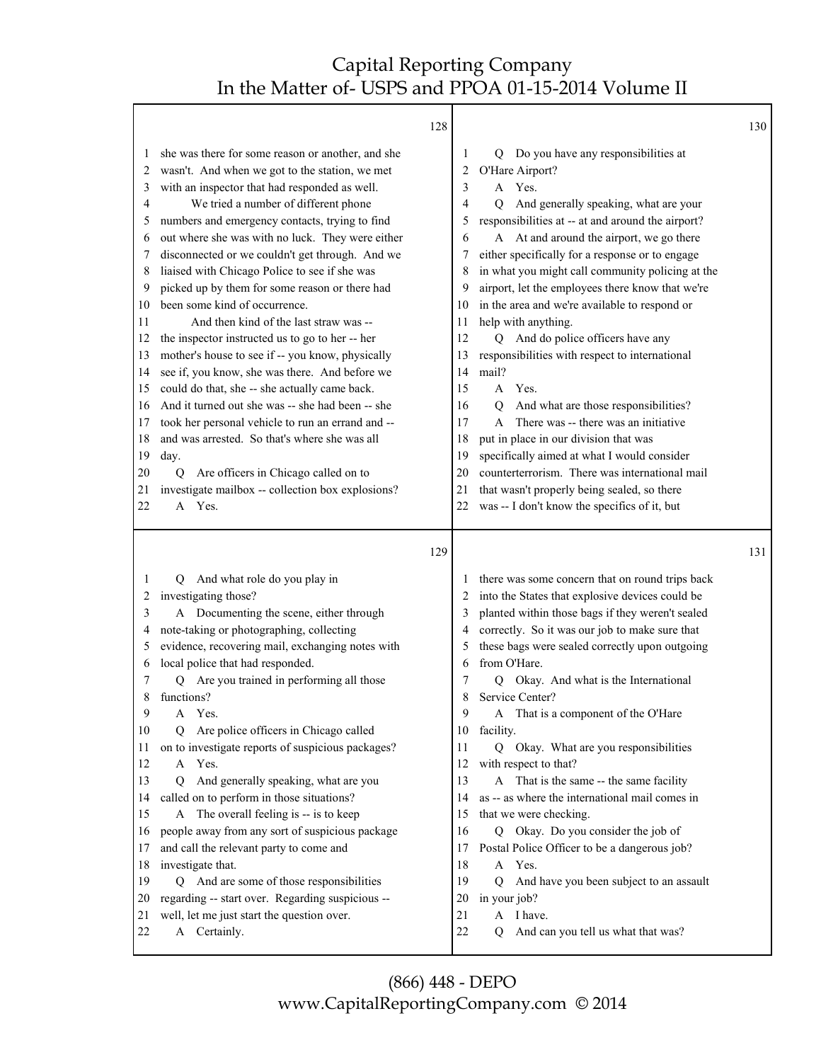128

1 she was there for some reason or another, and she
2 wasn't. And when we got to the station, we met
3 with an inspector that had responded as well.
4 We tried a number of different phone
5 numbers and emergency contacts, trying to find
6 out where she was with no luck. They were either
7 disconnected or we couldn't get through. And we
8 liaised with Chicago Police to see if she was
9 picked up by them for some reason or there had
10 been some kind of occurrence.
11 And then kind of the last straw was --
12 the inspector instructed us to go to her -- her
13 mother's house to see if -- you know, physically
14 see if, you know, she was there. And before we
15 could do that, she -- she actually came back.
16 And it turned out she was -- she had been -- she
17 took her personal vehicle to run an errand and --
18 and was arrested. So that's where she was all
19 day.
20 Q Are officers in Chicago called on to
21 investigate mailbox -- collection box explosions?
22 A Yes.

129

1 Q And what role do you play in
2 investigating those?
3 A Documenting the scene, either through
4 note-taking or photographing, collecting
5 evidence, recovering mail, exchanging notes with
6 local police that had responded.
7 Q Are you trained in performing all those
8 functions?
9 A Yes.
10 Q Are police officers in Chicago called
11 on to investigate reports of suspicious packages?
12 A Yes.
13 Q And generally speaking, what are you
14 called on to perform in those situations?
15 A The overall feeling is -- is to keep
16 people away from any sort of suspicious package
17 and call the relevant party to come and
18 investigate that.
19 Q And are some of those responsibilities
20 regarding -- start over. Regarding suspicious --
21 well, let me just start the question over.
22 A Certainly.

130

1 Q Do you have any responsibilities at
2 O'Hare Airport?
3 A Yes.
4 Q And generally speaking, what are your
5 responsibilities at -- at and around the airport?
6 A At and around the airport, we go there
7 either specifically for a response or to engage
8 in what you might call community policing at the
9 airport, let the employees there know that we're
10 in the area and we're available to respond or
11 help with anything.
12 Q And do police officers have any
13 responsibilities with respect to international
14 mail?
15 A Yes.
16 Q And what are those responsibilities?
17 A There was -- there was an initiative
18 put in place in our division that was
19 specifically aimed at what I would consider
20 counterterrorism. There was international mail
21 that wasn't properly being sealed, so there
22 was -- I don't know the specifics of it, but

131

1 there was some concern that on round trips back
2 into the States that explosive devices could be
3 planted within those bags if they weren't sealed
4 correctly. So it was our job to make sure that
5 these bags were sealed correctly upon outgoing
6 from O'Hare.
7 Q Okay. And what is the International
8 Service Center?
9 A That is a component of the O'Hare
10 facility.
11 Q Okay. What are you responsibilities
12 with respect to that?
13 A That is the same -- the same facility
14 as -- as where the international mail comes in
15 that we were checking.
16 Q Okay. Do you consider the job of
17 Postal Police Officer to be a dangerous job?
18 A Yes.
19 Q And have you been subject to an assault
20 in your job?
21 A I have.
22 Q And can you tell us what that was?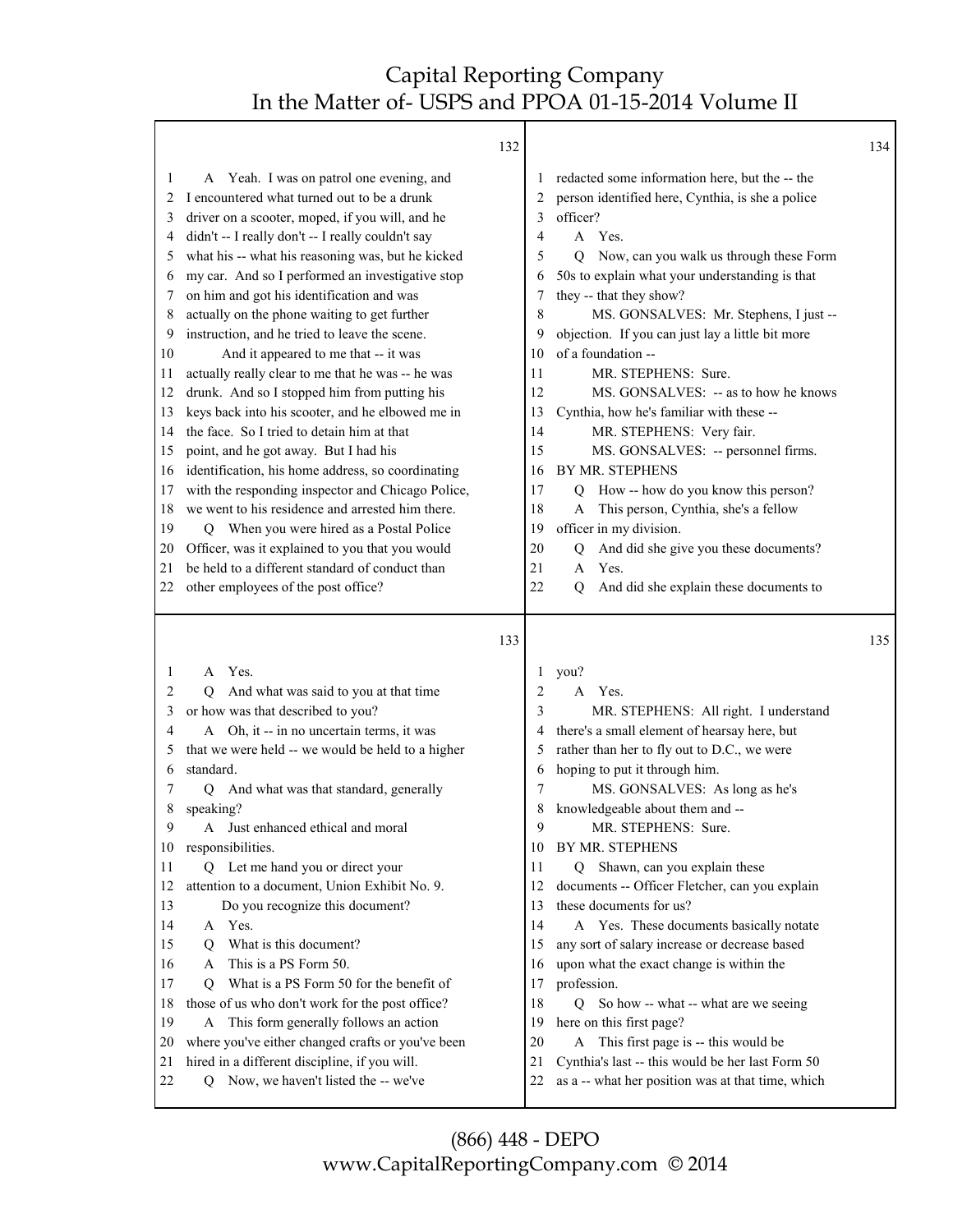132

1 A Yeah. I was on patrol one evening, and
2 I encountered what turned out to be a drunk
3 driver on a scooter, moped, if you will, and he
4 didn't -- I really don't -- I really couldn't say
5 what his -- what his reasoning was, but he kicked
6 my car. And so I performed an investigative stop
7 on him and got his identification and was
8 actually on the phone waiting to get further
9 instruction, and he tried to leave the scene.
10 And it appeared to me that -- it was
11 actually really clear to me that he was -- he was
12 drunk. And so I stopped him from putting his
13 keys back into his scooter, and he elbowed me in
14 the face. So I tried to detain him at that
15 point, and he got away. But I had his
16 identification, his home address, so coordinating
17 with the responding inspector and Chicago Police,
18 we went to his residence and arrested him there.
19 Q When you were hired as a Postal Police
20 Officer, was it explained to you that you would
21 be held to a different standard of conduct than
22 other employees of the post office?

133

1 A Yes.
2 Q And what was said to you at that time
3 or how was that described to you?
4 A Oh, it -- in no uncertain terms, it was
5 that we were held -- we would be held to a higher
6 standard.
7 Q And what was that standard, generally
8 speaking?
9 A Just enhanced ethical and moral
10 responsibilities.
11 Q Let me hand you or direct your
12 attention to a document, Union Exhibit No. 9.
13 Do you recognize this document?
14 A Yes.
15 Q What is this document?
16 A This is a PS Form 50.
17 Q What is a PS Form 50 for the benefit of
18 those of us who don't work for the post office?
19 A This form generally follows an action
20 where you've either changed crafts or you've been
21 hired in a different discipline, if you will.
22 Q Now, we haven't listed the -- we've

134

1 redacted some information here, but the -- the
2 person identified here, Cynthia, is she a police
3 officer?
4 A Yes.
5 Q Now, can you walk us through these Form
6 50s to explain what your understanding is that
7 they -- that they show?
8 MS. GONSALVES: Mr. Stephens, I just --
9 objection. If you can just lay a little bit more
10 of a foundation --
11 MR. STEPHENS: Sure.
12 MS. GONSALVES: -- as to how he knows
13 Cynthia, how he's familiar with these --
14 MR. STEPHENS: Very fair.
15 MS. GONSALVES: -- personnel firms.
16 BY MR. STEPHENS
17 Q How -- how do you know this person?
18 A This person, Cynthia, she's a fellow
19 officer in my division.
20 Q And did she give you these documents?
21 A Yes.
22 Q And did she explain these documents to

135

1 you?
2 A Yes.
3 MR. STEPHENS: All right. I understand
4 there's a small element of hearsay here, but
5 rather than her to fly out to D.C., we were
6 hoping to put it through him.
7 MS. GONSALVES: As long as he's
8 knowledgeable about them and --
9 MR. STEPHENS: Sure.
10 BY MR. STEPHENS
11 Q Shawn, can you explain these
12 documents -- Officer Fletcher, can you explain
13 these documents for us?
14 A Yes. These documents basically notate
15 any sort of salary increase or decrease based
16 upon what the exact change is within the
17 profession.
18 Q So how -- what -- what are we seeing
19 here on this first page?
20 A This first page is -- this would be
21 Cynthia's last -- this would be her last Form 50
22 as a -- what her position was at that time, which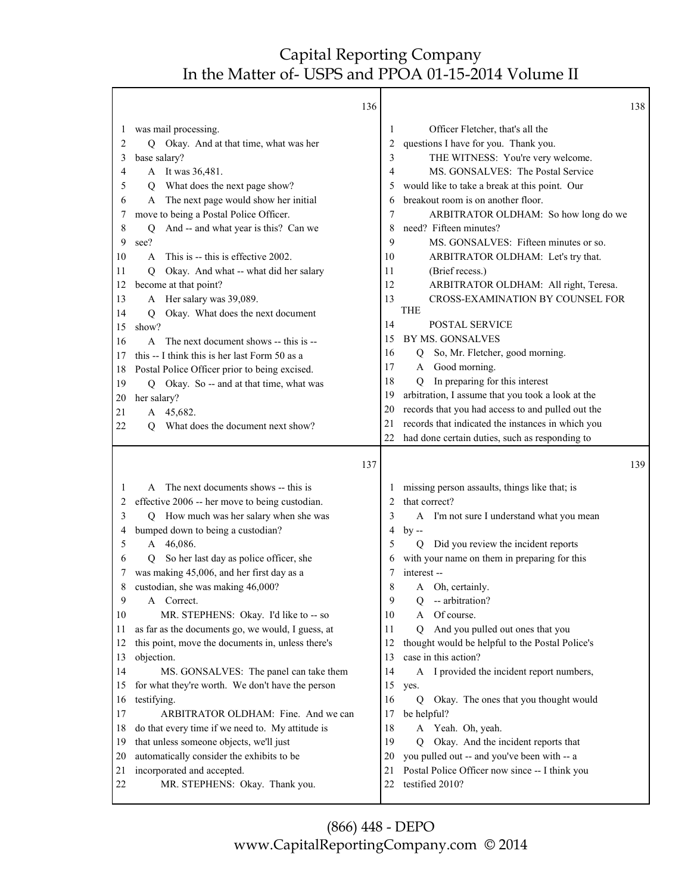**136**

1 was mail processing.
2 Q Okay. And at that time, what was her
3 base salary?
4 A It was 36,481.
5 Q What does the next page show?
6 A The next page would show her initial
7 move to being a Postal Police Officer.
8 Q And -- and what year is this? Can we
9 see?
10 A This is -- this is effective 2002.
11 Q Okay. And what -- what did her salary
12 become at that point?
13 A Her salary was 39,089.
14 Q Okay. What does the next document
15 show?
16 A The next document shows -- this is --
17 this -- I think this is her last Form 50 as a
18 Postal Police Officer prior to being excised.
19 Q Okay. So -- and at that time, what was
20 her salary?
21 A 45,682.
22 Q What does the document next show?

**137**

1 A The next documents shows -- this is
2 effective 2006 -- her move to being custodian.
3 Q How much was her salary when she was
4 bumped down to being a custodian?
5 A 46,086.
6 Q So her last day as police officer, she
7 was making 45,006, and her first day as a
8 custodian, she was making 46,000?
9 A Correct.
10 MR. STEPHENS: Okay. I'd like to -- so
11 as far as the documents go, we would, I guess, at
12 this point, move the documents in, unless there's
13 objection.
14 MS. GONSALVES: The panel can take them
15 for what they're worth. We don't have the person
16 testifying.
17 ARBITRATOR OLDHAM: Fine. And we can
18 do that every time if we need to. My attitude is
19 that unless someone objects, we'll just
20 automatically consider the exhibits to be
21 incorporated and accepted.
22 MR. STEPHENS: Okay. Thank you.

**138**

1 Officer Fletcher, that's all the
2 questions I have for you. Thank you.
3 THE WITNESS: You're very welcome.
4 MS. GONSALVES: The Postal Service
5 would like to take a break at this point. Our
6 breakout room is on another floor.
7 ARBITRATOR OLDHAM: So how long do we
8 need? Fifteen minutes?
9 MS. GONSALVES: Fifteen minutes or so.
10 ARBITRATOR OLDHAM: Let's try that.
11 (Brief recess.)
12 ARBITRATOR OLDHAM: All right, Teresa.
13 CROSS-EXAMINATION BY COUNSEL FOR THE
14 POSTAL SERVICE
15 BY MS. GONSALVES
16 Q So, Mr. Fletcher, good morning.
17 A Good morning.
18 Q In preparing for this interest
19 arbitration, I assume that you took a look at the
20 records that you had access to and pulled out the
21 records that indicated the instances in which you
22 had done certain duties, such as responding to

**139**

1 missing person assaults, things like that; is
2 that correct?
3 A I'm not sure I understand what you mean
4 by --
5 Q Did you review the incident reports
6 with your name on them in preparing for this
7 interest --
8 A Oh, certainly.
9 Q -- arbitration?
10 A Of course.
11 Q And you pulled out ones that you
12 thought would be helpful to the Postal Police's
13 case in this action?
14 A I provided the incident report numbers,
15 yes.
16 Q Okay. The ones that you thought would
17 be helpful?
18 A Yeah. Oh, yeah.
19 Q Okay. And the incident reports that
20 you pulled out -- and you've been with -- a
21 Postal Police Officer now since -- I think you
22 testified 2010?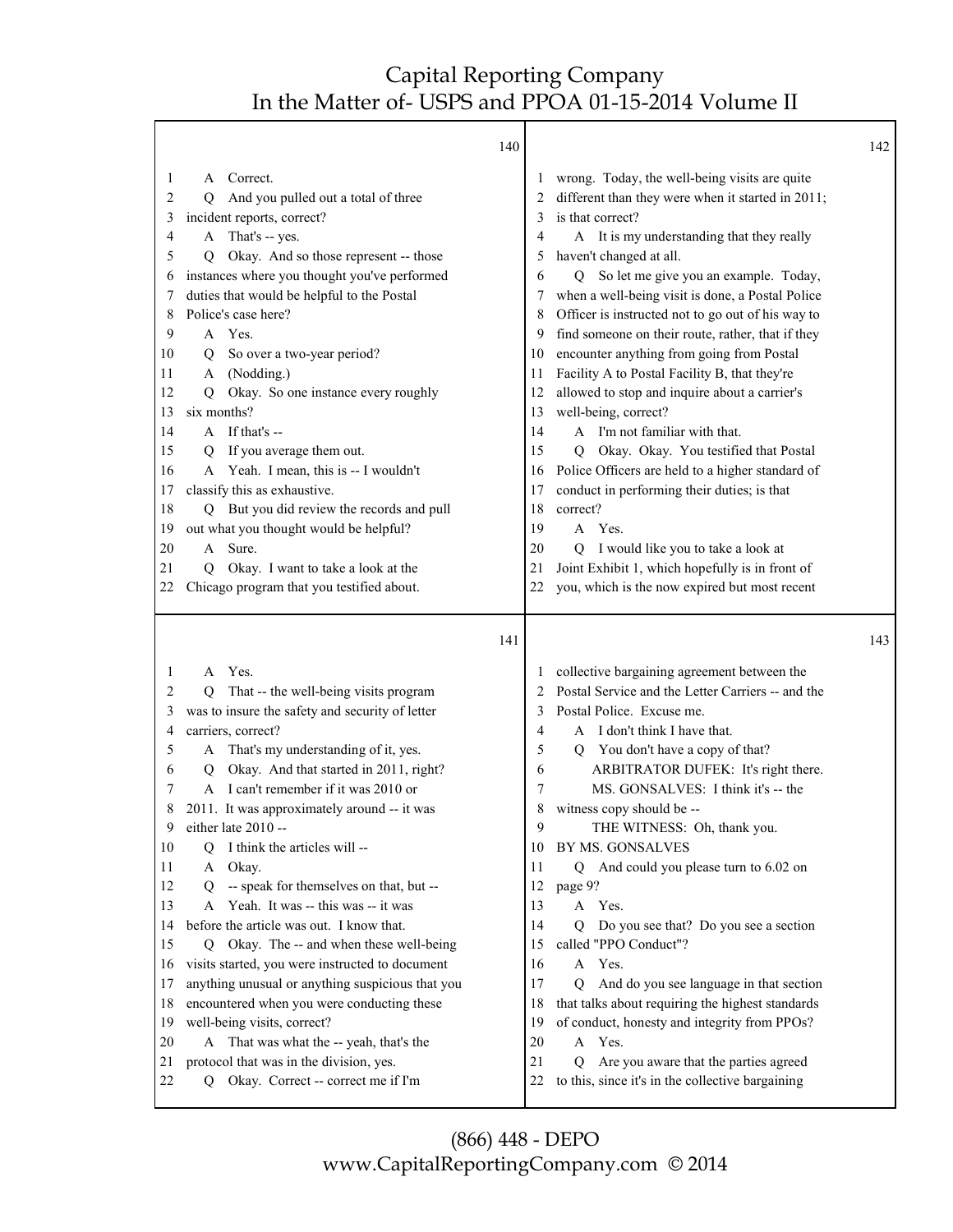140

1 A Correct.
2 Q And you pulled out a total of three
3 incident reports, correct?
4 A That's -- yes.
5 Q Okay. And so those represent -- those
6 instances where you thought you've performed
7 duties that would be helpful to the Postal
8 Police's case here?
9 A Yes.
10 Q So over a two-year period?
11 A (Nodding.)
12 Q Okay. So one instance every roughly
13 six months?
14 A If that's --
15 Q If you average them out.
16 A Yeah. I mean, this is -- I wouldn't
17 classify this as exhaustive.
18 Q But you did review the records and pull
19 out what you thought would be helpful?
20 A Sure.
21 Q Okay. I want to take a look at the
22 Chicago program that you testified about.

141

1 A Yes.
2 Q That -- the well-being visits program
3 was to insure the safety and security of letter
4 carriers, correct?
5 A That's my understanding of it, yes.
6 Q Okay. And that started in 2011, right?
7 A I can't remember if it was 2010 or
8 2011. It was approximately around -- it was
9 either late 2010 --
10 Q I think the articles will --
11 A Okay.
12 Q -- speak for themselves on that, but --
13 A Yeah. It was -- this was -- it was
14 before the article was out. I know that.
15 Q Okay. The -- and when these well-being
16 visits started, you were instructed to document
17 anything unusual or anything suspicious that you
18 encountered when you were conducting these
19 well-being visits, correct?
20 A That was what the -- yeah, that's the
21 protocol that was in the division, yes.
22 Q Okay. Correct -- correct me if I'm

142

1 wrong. Today, the well-being visits are quite
2 different than they were when it started in 2011;
3 is that correct?
4 A It is my understanding that they really
5 haven't changed at all.
6 Q So let me give you an example. Today,
7 when a well-being visit is done, a Postal Police
8 Officer is instructed not to go out of his way to
9 find someone on their route, rather, that if they
10 encounter anything from going from Postal
11 Facility A to Postal Facility B, that they're
12 allowed to stop and inquire about a carrier's
13 well-being, correct?
14 A I'm not familiar with that.
15 Q Okay. Okay. You testified that Postal
16 Police Officers are held to a higher standard of
17 conduct in performing their duties; is that
18 correct?
19 A Yes.
20 Q I would like you to take a look at
21 Joint Exhibit 1, which hopefully is in front of
22 you, which is the now expired but most recent

143

1 collective bargaining agreement between the
2 Postal Service and the Letter Carriers -- and the
3 Postal Police. Excuse me.
4 A I don't think I have that.
5 Q You don't have a copy of that?
6 ARBITRATOR DUFEK: It's right there.
7 MS. GONSALVES: I think it's -- the
8 witness copy should be --
9 THE WITNESS: Oh, thank you.
10 BY MS. GONSALVES
11 Q And could you please turn to 6.02 on
12 page 9?
13 A Yes.
14 Q Do you see that? Do you see a section
15 called "PPO Conduct"?
16 A Yes.
17 Q And do you see language in that section
18 that talks about requiring the highest standards
19 of conduct, honesty and integrity from PPOs?
20 A Yes.
21 Q Are you aware that the parties agreed
22 to this, since it's in the collective bargaining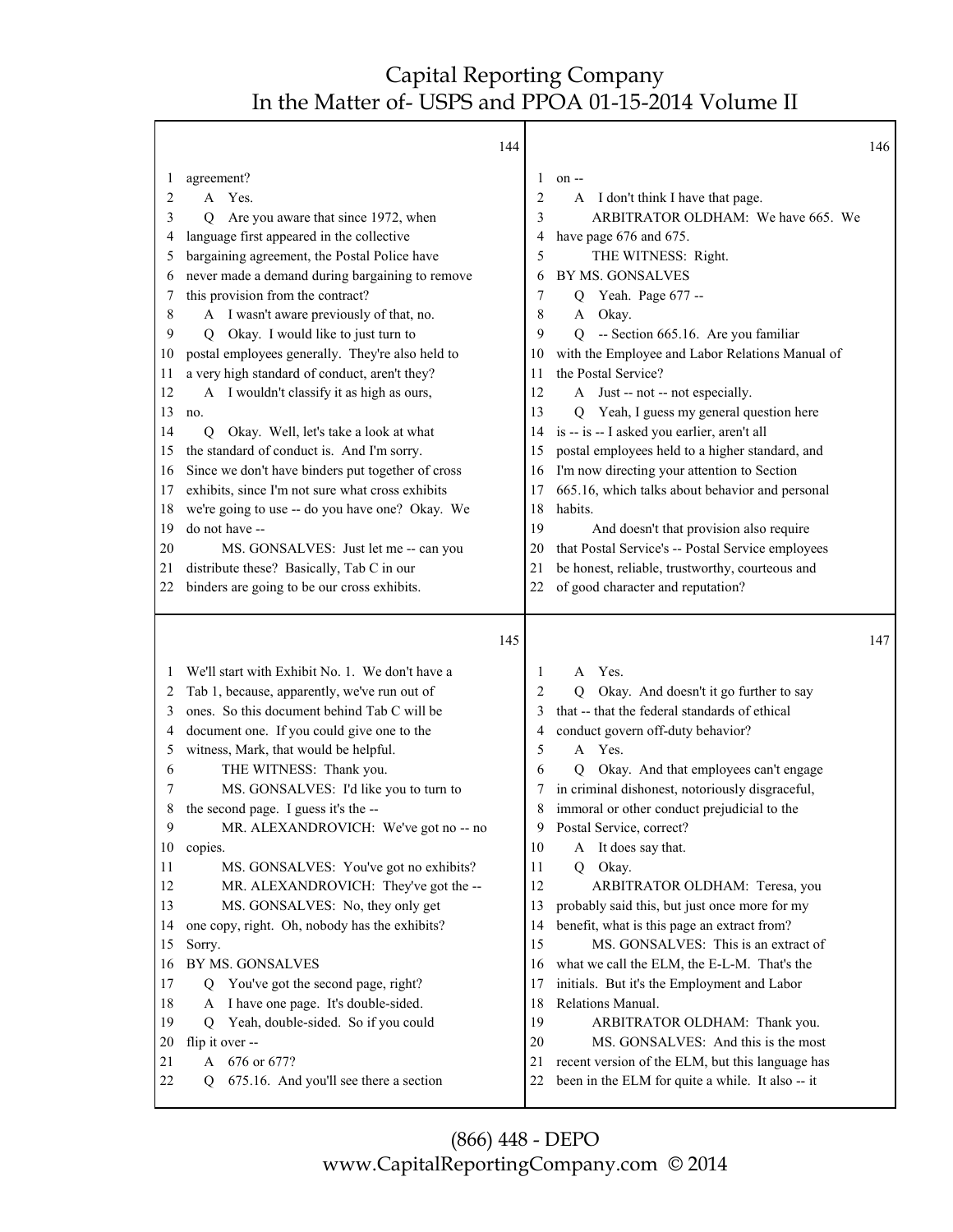144

1 agreement?
2 A Yes.
3 Q Are you aware that since 1972, when
4 language first appeared in the collective
5 bargaining agreement, the Postal Police have
6 never made a demand during bargaining to remove
7 this provision from the contract?
8 A I wasn't aware previously of that, no.
9 Q Okay. I would like to just turn to
10 postal employees generally. They're also held to
11 a very high standard of conduct, aren't they?
12 A I wouldn't classify it as high as ours,
13 no.
14 Q Okay. Well, let's take a look at what
15 the standard of conduct is. And I'm sorry.
16 Since we don't have binders put together of cross
17 exhibits, since I'm not sure what cross exhibits
18 we're going to use -- do you have one? Okay. We
19 do not have --
20 MS. GONSALVES: Just let me -- can you
21 distribute these? Basically, Tab C in our
22 binders are going to be our cross exhibits.

145

1 We'll start with Exhibit No. 1. We don't have a
2 Tab 1, because, apparently, we've run out of
3 ones. So this document behind Tab C will be
4 document one. If you could give one to the
5 witness, Mark, that would be helpful.
6 THE WITNESS: Thank you.
7 MS. GONSALVES: I'd like you to turn to
8 the second page. I guess it's the --
9 MR. ALEXANDROVICH: We've got no -- no
10 copies.
11 MS. GONSALVES: You've got no exhibits?
12 MR. ALEXANDROVICH: They've got the --
13 MS. GONSALVES: No, they only get
14 one copy, right. Oh, nobody has the exhibits?
15 Sorry.
16 BY MS. GONSALVES
17 Q You've got the second page, right?
18 A I have one page. It's double-sided.
19 Q Yeah, double-sided. So if you could
20 flip it over --
21 A 676 or 677?
22 Q 675.16. And you'll see there a section

146

1 on --
2 A I don't think I have that page.
3 ARBITRATOR OLDHAM: We have 665. We
4 have page 676 and 675.
5 THE WITNESS: Right.
6 BY MS. GONSALVES
7 Q Yeah. Page 677 --
8 A Okay.
9 Q -- Section 665.16. Are you familiar
10 with the Employee and Labor Relations Manual of
11 the Postal Service?
12 A Just -- not -- not especially.
13 Q Yeah, I guess my general question here
14 is -- is -- I asked you earlier, aren't all
15 postal employees held to a higher standard, and
16 I'm now directing your attention to Section
17 665.16, which talks about behavior and personal
18 habits.
19 And doesn't that provision also require
20 that Postal Service's -- Postal Service employees
21 be honest, reliable, trustworthy, courteous and
22 of good character and reputation?

147

1 A Yes.
2 Q Okay. And doesn't it go further to say
3 that -- that the federal standards of ethical
4 conduct govern off-duty behavior?
5 A Yes.
6 Q Okay. And that employees can't engage
7 in criminal dishonest, notoriously disgraceful,
8 immoral or other conduct prejudicial to the
9 Postal Service, correct?
10 A It does say that.
11 Q Okay.
12 ARBITRATOR OLDHAM: Teresa, you
13 probably said this, but just once more for my
14 benefit, what is this page an extract from?
15 MS. GONSALVES: This is an extract of
16 what we call the ELM, the E-L-M. That's the
17 initials. But it's the Employment and Labor
18 Relations Manual.
19 ARBITRATOR OLDHAM: Thank you.
20 MS. GONSALVES: And this is the most
21 recent version of the ELM, but this language has
22 been in the ELM for quite a while. It also -- it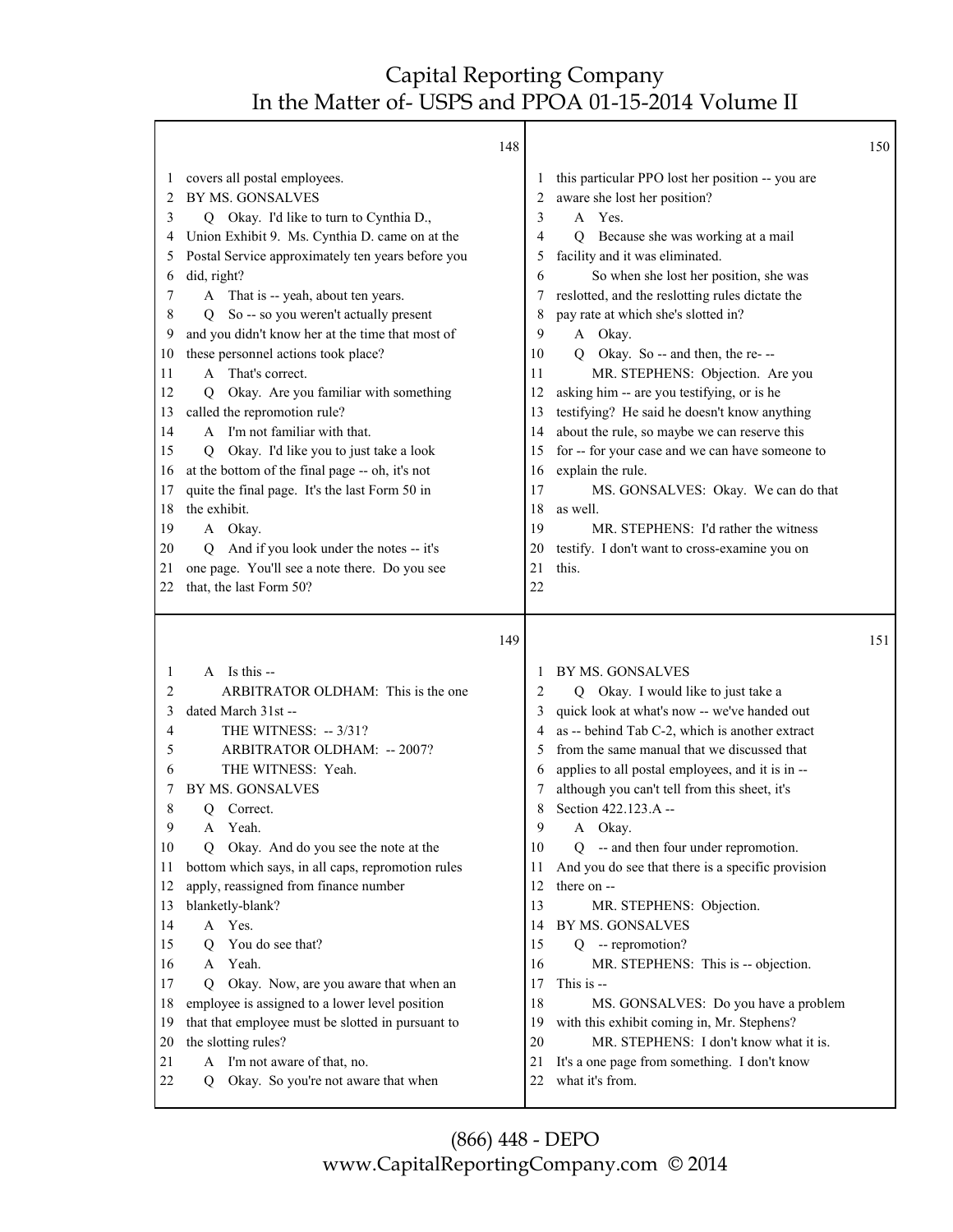148

covers all postal employees.

BY MS. GONSALVES

Q Okay. I'd like to turn to Cynthia D., Union Exhibit 9. Ms. Cynthia D. came on at the Postal Service approximately ten years before you did, right?

A That is -- yeah, about ten years.

Q So -- so you weren't actually present and you didn't know her at the time that most of these personnel actions took place?

A That's correct.

Q Okay. Are you familiar with something called the repromotion rule?

A I'm not familiar with that.

Q Okay. I'd like you to just take a look at the bottom of the final page -- oh, it's not quite the final page. It's the last Form 50 in the exhibit.

A Okay.

Q And if you look under the notes -- it's one page. You'll see a note there. Do you see that, the last Form 50?

149

A Is this --

ARBITRATOR OLDHAM: This is the one dated March 31st --

THE WITNESS: -- 3/31?

ARBITRATOR OLDHAM: -- 2007?

THE WITNESS: Yeah.

BY MS. GONSALVES

Q Correct.

A Yeah.

Q Okay. And do you see the note at the bottom which says, in all caps, repromotion rules apply, reassigned from finance number blanketly-blank?

A Yes.

Q You do see that?

A Yeah.

Q Okay. Now, are you aware that when an employee is assigned to a lower level position that that employee must be slotted in pursuant to the slotting rules?

A I'm not aware of that, no.

Q Okay. So you're not aware that when

150

this particular PPO lost her position -- you are aware she lost her position?

A Yes.

Q Because she was working at a mail facility and it was eliminated.

So when she lost her position, she was reslotted, and the reslotting rules dictate the pay rate at which she's slotted in?

A Okay.

Q Okay. So -- and then, the re- --

MR. STEPHENS: Objection. Are you asking him -- are you testifying, or is he testifying? He said he doesn't know anything about the rule, so maybe we can reserve this for -- for your case and we can have someone to explain the rule.

MS. GONSALVES: Okay. We can do that as well.

MR. STEPHENS: I'd rather the witness testify. I don't want to cross-examine you on this.

151

BY MS. GONSALVES

Q Okay. I would like to just take a quick look at what's now -- we've handed out as -- behind Tab C-2, which is another extract from the same manual that we discussed that applies to all postal employees, and it is in -- although you can't tell from this sheet, it's Section 422.123.A --

A Okay.

Q -- and then four under repromotion. And you do see that there is a specific provision there on --

MR. STEPHENS: Objection.

BY MS. GONSALVES

Q -- repromotion?

MR. STEPHENS: This is -- objection. This is --

MS. GONSALVES: Do you have a problem with this exhibit coming in, Mr. Stephens?

MR. STEPHENS: I don't know what it is. It's a one page from something. I don't know what it's from.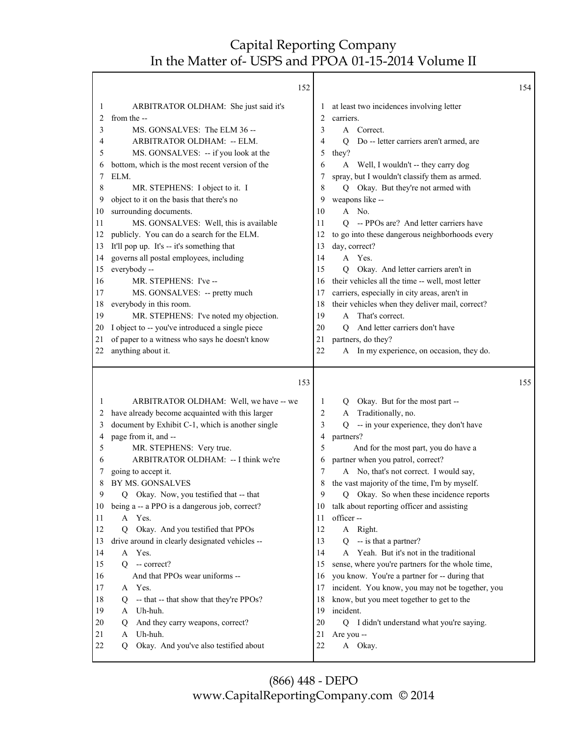152

1 ARBITRATOR OLDHAM: She just said it's
2 from the --
3 MS. GONSALVES: The ELM 36 --
4 ARBITRATOR OLDHAM: -- ELM.
5 MS. GONSALVES: -- if you look at the
6 bottom, which is the most recent version of the
7 ELM.
8 MR. STEPHENS: I object to it. I
9 object to it on the basis that there's no
10 surrounding documents.
11 MS. GONSALVES: Well, this is available
12 publicly. You can do a search for the ELM.
13 It'll pop up. It's -- it's something that
14 governs all postal employees, including
15 everybody --
16 MR. STEPHENS: I've --
17 MS. GONSALVES: -- pretty much
18 everybody in this room.
19 MR. STEPHENS: I've noted my objection.
20 I object to -- you've introduced a single piece
21 of paper to a witness who says he doesn't know
22 anything about it.

153

1 ARBITRATOR OLDHAM: Well, we have -- we
2 have already become acquainted with this larger
3 document by Exhibit C-1, which is another single
4 page from it, and --
5 MR. STEPHENS: Very true.
6 ARBITRATOR OLDHAM: -- I think we're
7 going to accept it.
8 BY MS. GONSALVES
9 Q Okay. Now, you testified that -- that
10 being a -- a PPO is a dangerous job, correct?
11 A Yes.
12 Q Okay. And you testified that PPOs
13 drive around in clearly designated vehicles --
14 A Yes.
15 Q -- correct?
16 And that PPOs wear uniforms --
17 A Yes.
18 Q -- that -- that show that they're PPOs?
19 A Uh-huh.
20 Q And they carry weapons, correct?
21 A Uh-huh.
22 Q Okay. And you've also testified about

154

1 at least two incidences involving letter
2 carriers.
3 A Correct.
4 Q Do -- letter carriers aren't armed, are
5 they?
6 A Well, I wouldn't -- they carry dog
7 spray, but I wouldn't classify them as armed.
8 Q Okay. But they're not armed with
9 weapons like --
10 A No.
11 Q -- PPOs are? And letter carriers have
12 to go into these dangerous neighborhoods every
13 day, correct?
14 A Yes.
15 Q Okay. And letter carriers aren't in
16 their vehicles all the time -- well, most letter
17 carriers, especially in city areas, aren't in
18 their vehicles when they deliver mail, correct?
19 A That's correct.
20 Q And letter carriers don't have
21 partners, do they?
22 A In my experience, on occasion, they do.

155

1 Q Okay. But for the most part --
2 A Traditionally, no.
3 Q -- in your experience, they don't have
4 partners?
5 And for the most part, you do have a
6 partner when you patrol, correct?
7 A No, that's not correct. I would say,
8 the vast majority of the time, I'm by myself.
9 Q Okay. So when these incidence reports
10 talk about reporting officer and assisting
11 officer --
12 A Right.
13 Q -- is that a partner?
14 A Yeah. But it's not in the traditional
15 sense, where you're partners for the whole time,
16 you know. You're a partner for -- during that
17 incident. You know, you may not be together, you
18 know, but you meet together to get to the
19 incident.
20 Q I didn't understand what you're saying.
21 Are you --
22 A Okay.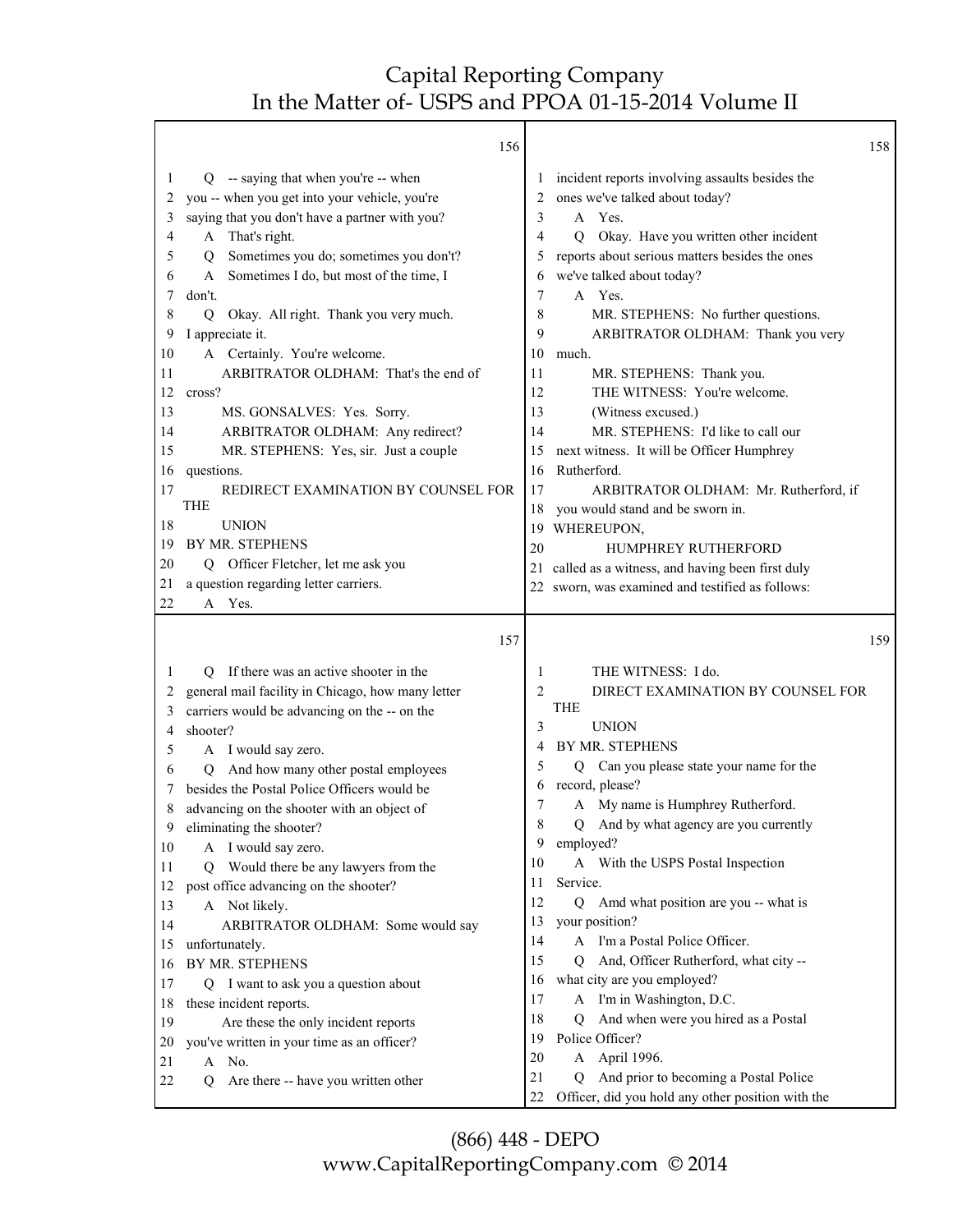156

1 Q -- saying that when you're -- when
2 you -- when you get into your vehicle, you're
3 saying that you don't have a partner with you?
4 A That's right.
5 Q Sometimes you do; sometimes you don't?
6 A Sometimes I do, but most of the time, I
7 don't.
8 Q Okay. All right. Thank you very much.
9 I appreciate it.
10 A Certainly. You're welcome.
11 ARBITRATOR OLDHAM: That's the end of
12 cross?
13 MS. GONSALVES: Yes. Sorry.
14 ARBITRATOR OLDHAM: Any redirect?
15 MR. STEPHENS: Yes, sir. Just a couple
16 questions.
17 REDIRECT EXAMINATION BY COUNSEL FOR THE
18 UNION
19 BY MR. STEPHENS
20 Q Officer Fletcher, let me ask you
21 a question regarding letter carriers.
22 A Yes.

157

1 Q If there was an active shooter in the
2 general mail facility in Chicago, how many letter
3 carriers would be advancing on the -- on the
4 shooter?
5 A I would say zero.
6 Q And how many other postal employees
7 besides the Postal Police Officers would be
8 advancing on the shooter with an object of
9 eliminating the shooter?
10 A I would say zero.
11 Q Would there be any lawyers from the
12 post office advancing on the shooter?
13 A Not likely.
14 ARBITRATOR OLDHAM: Some would say
15 unfortunately.
16 BY MR. STEPHENS
17 Q I want to ask you a question about
18 these incident reports.
19 Are these the only incident reports
20 you've written in your time as an officer?
21 A No.
22 Q Are there -- have you written other

158

1 incident reports involving assaults besides the
2 ones we've talked about today?
3 A Yes.
4 Q Okay. Have you written other incident
5 reports about serious matters besides the ones
6 we've talked about today?
7 A Yes.
8 MR. STEPHENS: No further questions.
9 ARBITRATOR OLDHAM: Thank you very
10 much.
11 MR. STEPHENS: Thank you.
12 THE WITNESS: You're welcome.
13 (Witness excused.)
14 MR. STEPHENS: I'd like to call our
15 next witness. It will be Officer Humphrey
16 Rutherford.
17 ARBITRATOR OLDHAM: Mr. Rutherford, if
18 you would stand and be sworn in.
19 WHEREUPON,
20 HUMPHREY RUTHERFORD
21 called as a witness, and having been first duly
22 sworn, was examined and testified as follows:

159

1 THE WITNESS: I do.
2 DIRECT EXAMINATION BY COUNSEL FOR THE
3 UNION
4 BY MR. STEPHENS
5 Q Can you please state your name for the
6 record, please?
7 A My name is Humphrey Rutherford.
8 Q And by what agency are you currently
9 employed?
10 A With the USPS Postal Inspection
11 Service.
12 Q Amd what position are you -- what is
13 your position?
14 A I'm a Postal Police Officer.
15 Q And, Officer Rutherford, what city --
16 what city are you employed?
17 A I'm in Washington, D.C.
18 Q And when were you hired as a Postal
19 Police Officer?
20 A April 1996.
21 Q And prior to becoming a Postal Police
22 Officer, did you hold any other position with the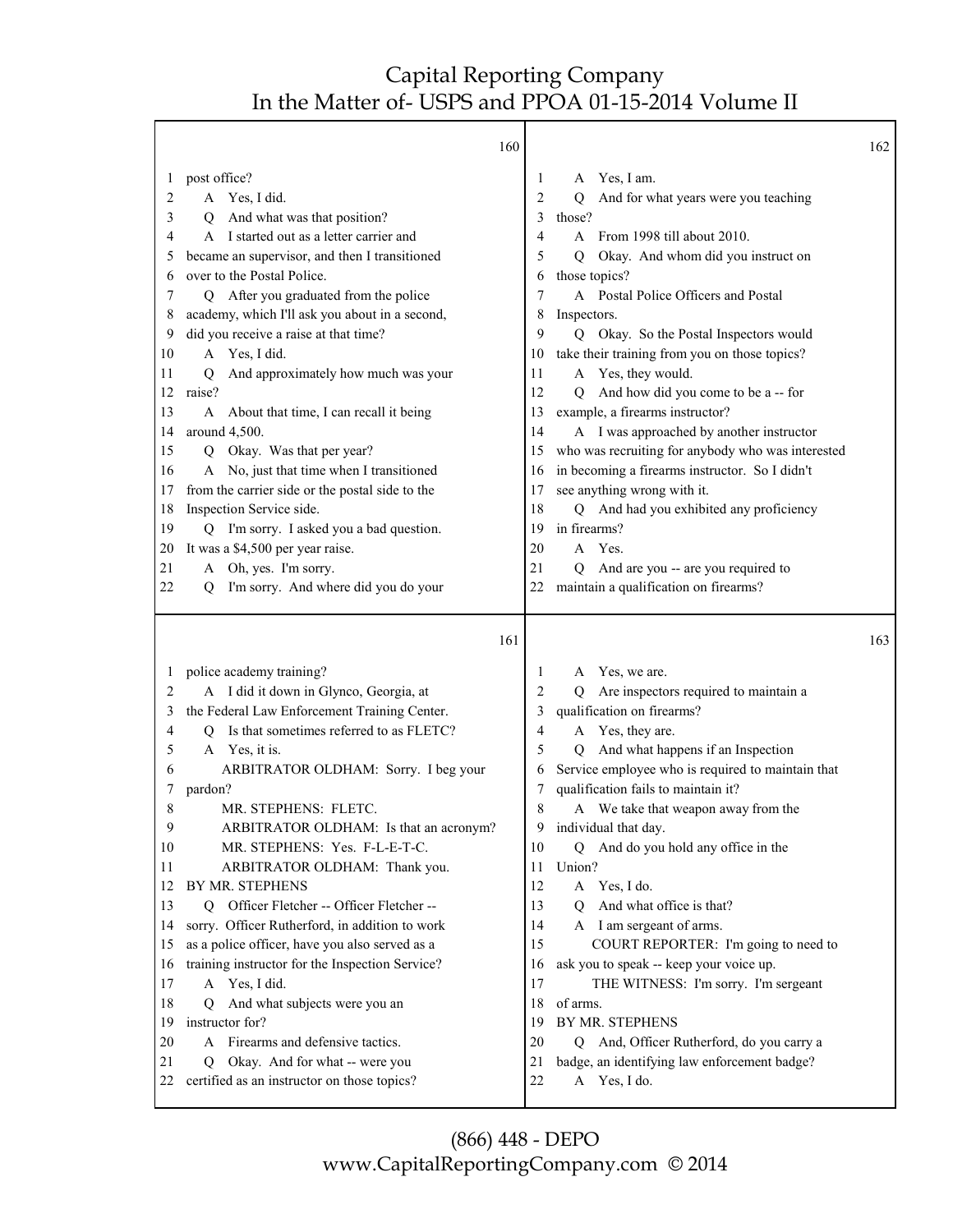160

1 post office?
2 A Yes, I did.
3 Q And what was that position?
4 A I started out as a letter carrier and
5 became an supervisor, and then I transitioned
6 over to the Postal Police.
7 Q After you graduated from the police
8 academy, which I'll ask you about in a second,
9 did you receive a raise at that time?
10 A Yes, I did.
11 Q And approximately how much was your
12 raise?
13 A About that time, I can recall it being
14 around 4,500.
15 Q Okay. Was that per year?
16 A No, just that time when I transitioned
17 from the carrier side or the postal side to the
18 Inspection Service side.
19 Q I'm sorry. I asked you a bad question.
20 It was a $4,500 per year raise.
21 A Oh, yes. I'm sorry.
22 Q I'm sorry. And where did you do your

161

1 police academy training?
2 A I did it down in Glynco, Georgia, at
3 the Federal Law Enforcement Training Center.
4 Q Is that sometimes referred to as FLETC?
5 A Yes, it is.
6 ARBITRATOR OLDHAM: Sorry. I beg your
7 pardon?
8 MR. STEPHENS: FLETC.
9 ARBITRATOR OLDHAM: Is that an acronym?
10 MR. STEPHENS: Yes. F-L-E-T-C.
11 ARBITRATOR OLDHAM: Thank you.
12 BY MR. STEPHENS
13 Q Officer Fletcher -- Officer Fletcher --
14 sorry. Officer Rutherford, in addition to work
15 as a police officer, have you also served as a
16 training instructor for the Inspection Service?
17 A Yes, I did.
18 Q And what subjects were you an
19 instructor for?
20 A Firearms and defensive tactics.
21 Q Okay. And for what -- were you
22 certified as an instructor on those topics?

162

1 A Yes, I am.
2 Q And for what years were you teaching
3 those?
4 A From 1998 till about 2010.
5 Q Okay. And whom did you instruct on
6 those topics?
7 A Postal Police Officers and Postal
8 Inspectors.
9 Q Okay. So the Postal Inspectors would
10 take their training from you on those topics?
11 A Yes, they would.
12 Q And how did you come to be a -- for
13 example, a firearms instructor?
14 A I was approached by another instructor
15 who was recruiting for anybody who was interested
16 in becoming a firearms instructor. So I didn't
17 see anything wrong with it.
18 Q And had you exhibited any proficiency
19 in firearms?
20 A Yes.
21 Q And are you -- are you required to
22 maintain a qualification on firearms?

163

1 A Yes, we are.
2 Q Are inspectors required to maintain a
3 qualification on firearms?
4 A Yes, they are.
5 Q And what happens if an Inspection
6 Service employee who is required to maintain that
7 qualification fails to maintain it?
8 A We take that weapon away from the
9 individual that day.
10 Q And do you hold any office in the
11 Union?
12 A Yes, I do.
13 Q And what office is that?
14 A I am sergeant of arms.
15 COURT REPORTER: I'm going to need to
16 ask you to speak -- keep your voice up.
17 THE WITNESS: I'm sorry. I'm sergeant
18 of arms.
19 BY MR. STEPHENS
20 Q And, Officer Rutherford, do you carry a
21 badge, an identifying law enforcement badge?
22 A Yes, I do.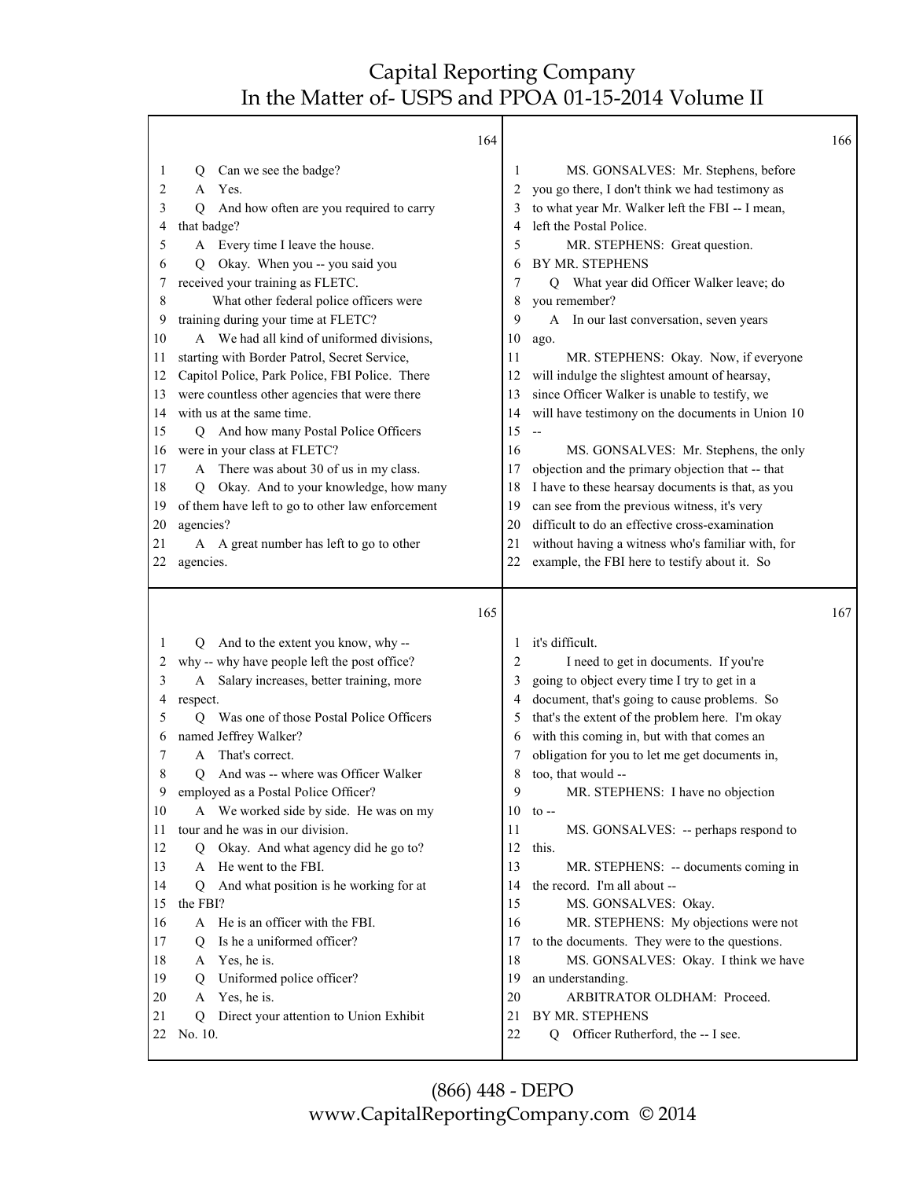Q Can we see the badge?

A Yes.

Q And how often are you required to carry that badge?

A Every time I leave the house.

Q Okay. When you -- you said you received your training as FLETC.

What other federal police officers were training during your time at FLETC?

A We had all kind of uniformed divisions, starting with Border Patrol, Secret Service, Capitol Police, Park Police, FBI Police. There were countless other agencies that were there with us at the same time.

Q And how many Postal Police Officers were in your class at FLETC?

A There was about 30 of us in my class.

Q Okay. And to your knowledge, how many of them have left to go to other law enforcement agencies?

A A great number has left to go to other agencies.

Q And to the extent you know, why -- why -- why have people left the post office?

A Salary increases, better training, more respect.

Q Was one of those Postal Police Officers named Jeffrey Walker?

A That's correct.

Q And was -- where was Officer Walker employed as a Postal Police Officer?

A We worked side by side. He was on my tour and he was in our division.

Q Okay. And what agency did he go to?

A He went to the FBI.

Q And what position is he working for at the FBI?

A He is an officer with the FBI.

Q Is he a uniformed officer?

A Yes, he is.

Q Uniformed police officer?

A Yes, he is.

Q Direct your attention to Union Exhibit No. 10.

MS. GONSALVES: Mr. Stephens, before you go there, I don't think we had testimony as to what year Mr. Walker left the FBI -- I mean, left the Postal Police.

MR. STEPHENS: Great question.

BY MR. STEPHENS

Q What year did Officer Walker leave; do you remember?

A In our last conversation, seven years ago.

MR. STEPHENS: Okay. Now, if everyone will indulge the slightest amount of hearsay, since Officer Walker is unable to testify, we will have testimony on the documents in Union 10 --

MS. GONSALVES: Mr. Stephens, the only objection and the primary objection that -- that I have to these hearsay documents is that, as you can see from the previous witness, it's very difficult to do an effective cross-examination without having a witness who's familiar with, for example, the FBI here to testify about it. So it's difficult.

I need to get in documents. If you're going to object every time I try to get in a document, that's going to cause problems. So that's the extent of the problem here. I'm okay with this coming in, but with that comes an obligation for you to let me get documents in, too, that would --

MR. STEPHENS: I have no objection to --

MS. GONSALVES: -- perhaps respond to this.

MR. STEPHENS: -- documents coming in the record. I'm all about --

MS. GONSALVES: Okay.

MR. STEPHENS: My objections were not to the documents. They were to the questions.

MS. GONSALVES: Okay. I think we have an understanding.

ARBITRATOR OLDHAM: Proceed.

BY MR. STEPHENS

Q Officer Rutherford, the -- I see.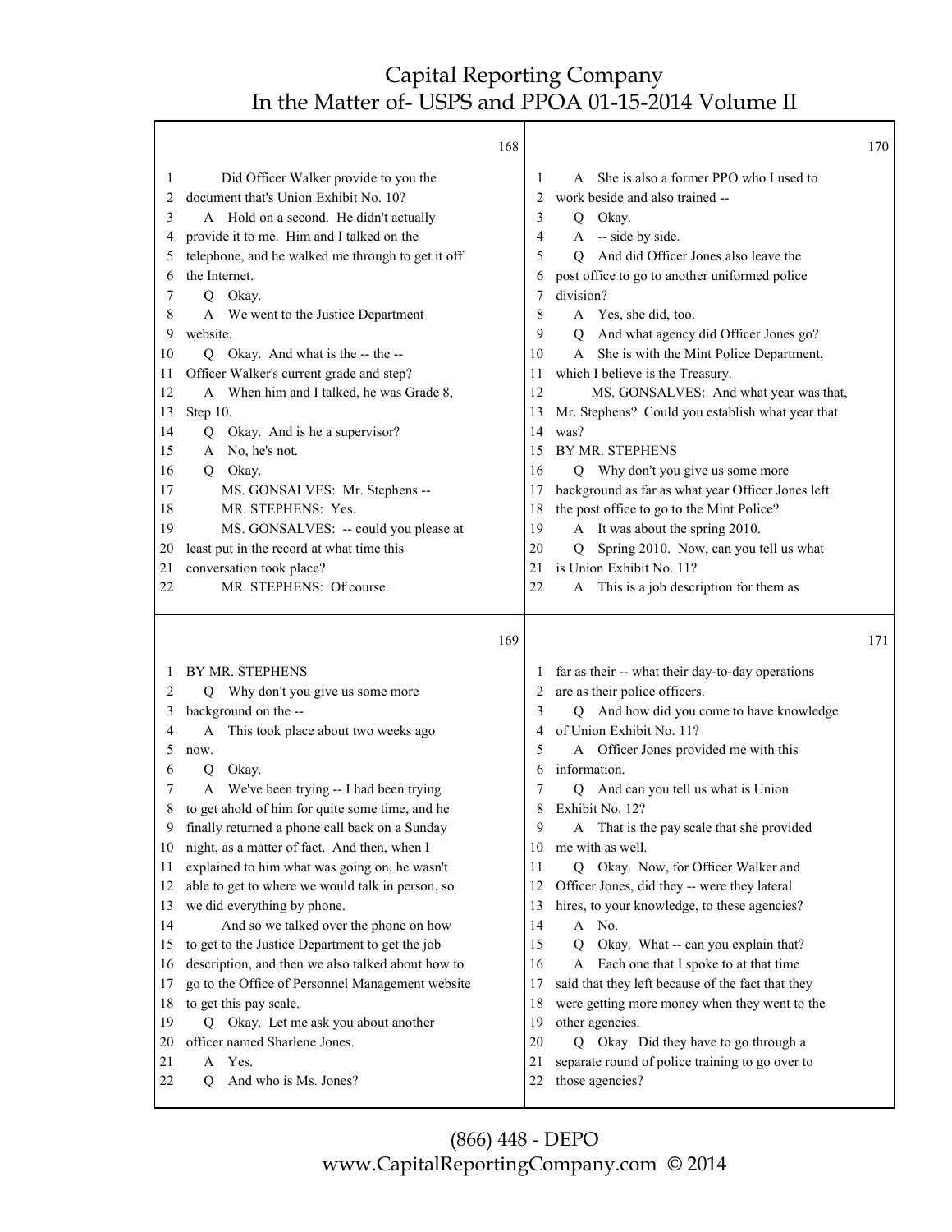**168**

1 Did Officer Walker provide to you the
2 document that's Union Exhibit No. 10?
3 A Hold on a second. He didn't actually
4 provide it to me. Him and I talked on the
5 telephone, and he walked me through to get it off
6 the Internet.
7 Q Okay.
8 A We went to the Justice Department
9 website.
10 Q Okay. And what is the -- the --
11 Officer Walker's current grade and step?
12 A When him and I talked, he was Grade 8,
13 Step 10.
14 Q Okay. And is he a supervisor?
15 A No, he's not.
16 Q Okay.
17 MS. GONSALVES: Mr. Stephens --
18 MR. STEPHENS: Yes.
19 MS. GONSALVES: -- could you please at
20 least put in the record at what time this
21 conversation took place?
22 MR. STEPHENS: Of course.

**169**

1 BY MR. STEPHENS
2 Q Why don't you give us some more
3 background on the --
4 A This took place about two weeks ago
5 now.
6 Q Okay.
7 A We've been trying -- I had been trying
8 to get ahold of him for quite some time, and he
9 finally returned a phone call back on a Sunday
10 night, as a matter of fact. And then, when I
11 explained to him what was going on, he wasn't
12 able to get to where we would talk in person, so
13 we did everything by phone.
14 And so we talked over the phone on how
15 to get to the Justice Department to get the job
16 description, and then we also talked about how to
17 go to the Office of Personnel Management website
18 to get this pay scale.
19 Q Okay. Let me ask you about another
20 officer named Sharlene Jones.
21 A Yes.
22 Q And who is Ms. Jones?

**170**

1 A She is also a former PPO who I used to
2 work beside and also trained --
3 Q Okay.
4 A -- side by side.
5 Q And did Officer Jones also leave the
6 post office to go to another uniformed police
7 division?
8 A Yes, she did, too.
9 Q And what agency did Officer Jones go?
10 A She is with the Mint Police Department,
11 which I believe is the Treasury.
12 MS. GONSALVES: And what year was that,
13 Mr. Stephens? Could you establish what year that
14 was?
15 BY MR. STEPHENS
16 Q Why don't you give us some more
17 background as far as what year Officer Jones left
18 the post office to go to the Mint Police?
19 A It was about the spring 2010.
20 Q Spring 2010. Now, can you tell us what
21 is Union Exhibit No. 11?
22 A This is a job description for them as

**171**

1 far as their -- what their day-to-day operations
2 are as their police officers.
3 Q And how did you come to have knowledge
4 of Union Exhibit No. 11?
5 A Officer Jones provided me with this
6 information.
7 Q And can you tell us what is Union
8 Exhibit No. 12?
9 A That is the pay scale that she provided
10 me with as well.
11 Q Okay. Now, for Officer Walker and
12 Officer Jones, did they -- were they lateral
13 hires, to your knowledge, to these agencies?
14 A No.
15 Q Okay. What -- can you explain that?
16 A Each one that I spoke to at that time
17 said that they left because of the fact that they
18 were getting more money when they went to the
19 other agencies.
20 Q Okay. Did they have to go through a
21 separate round of police training to go over to
22 those agencies?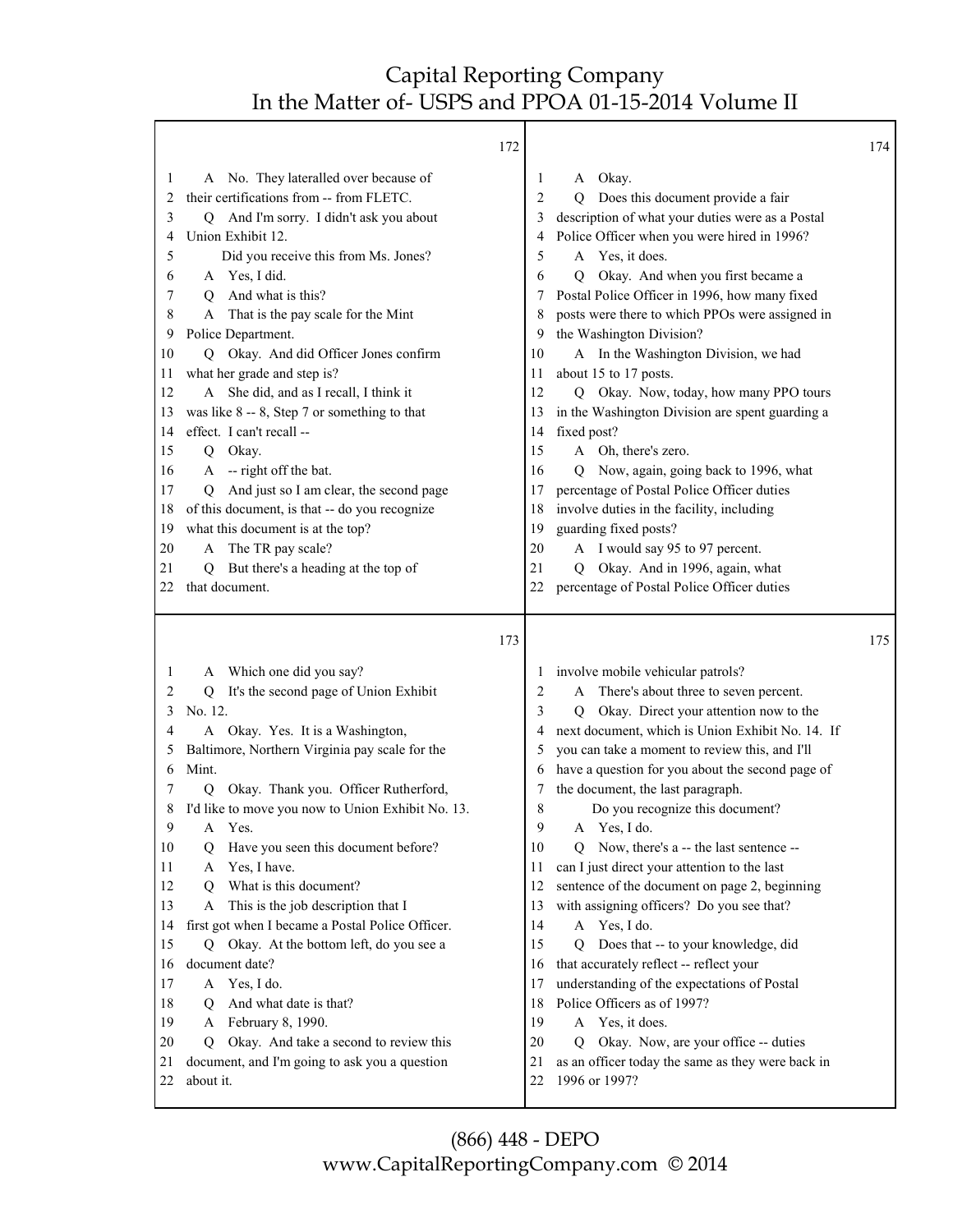**172**

1 A No. They lateralled over because of
2 their certifications from -- from FLETC.
3 Q And I'm sorry. I didn't ask you about
4 Union Exhibit 12.
5 Did you receive this from Ms. Jones?
6 A Yes, I did.
7 Q And what is this?
8 A That is the pay scale for the Mint
9 Police Department.
10 Q Okay. And did Officer Jones confirm
11 what her grade and step is?
12 A She did, and as I recall, I think it
13 was like 8 -- 8, Step 7 or something to that
14 effect. I can't recall --
15 Q Okay.
16 A -- right off the bat.
17 Q And just so I am clear, the second page
18 of this document, is that -- do you recognize
19 what this document is at the top?
20 A The TR pay scale?
21 Q But there's a heading at the top of
22 that document.

**173**

1 A Which one did you say?
2 Q It's the second page of Union Exhibit
3 No. 12.
4 A Okay. Yes. It is a Washington,
5 Baltimore, Northern Virginia pay scale for the
6 Mint.
7 Q Okay. Thank you. Officer Rutherford,
8 I'd like to move you now to Union Exhibit No. 13.
9 A Yes.
10 Q Have you seen this document before?
11 A Yes, I have.
12 Q What is this document?
13 A This is the job description that I
14 first got when I became a Postal Police Officer.
15 Q Okay. At the bottom left, do you see a
16 document date?
17 A Yes, I do.
18 Q And what date is that?
19 A February 8, 1990.
20 Q Okay. And take a second to review this
21 document, and I'm going to ask you a question
22 about it.

**174**

1 A Okay.
2 Q Does this document provide a fair
3 description of what your duties were as a Postal
4 Police Officer when you were hired in 1996?
5 A Yes, it does.
6 Q Okay. And when you first became a
7 Postal Police Officer in 1996, how many fixed
8 posts were there to which PPOs were assigned in
9 the Washington Division?
10 A In the Washington Division, we had
11 about 15 to 17 posts.
12 Q Okay. Now, today, how many PPO tours
13 in the Washington Division are spent guarding a
14 fixed post?
15 A Oh, there's zero.
16 Q Now, again, going back to 1996, what
17 percentage of Postal Police Officer duties
18 involve duties in the facility, including
19 guarding fixed posts?
20 A I would say 95 to 97 percent.
21 Q Okay. And in 1996, again, what
22 percentage of Postal Police Officer duties

**175**

1 involve mobile vehicular patrols?
2 A There's about three to seven percent.
3 Q Okay. Direct your attention now to the
4 next document, which is Union Exhibit No. 14. If
5 you can take a moment to review this, and I'll
6 have a question for you about the second page of
7 the document, the last paragraph.
8 Do you recognize this document?
9 A Yes, I do.
10 Q Now, there's a -- the last sentence --
11 can I just direct your attention to the last
12 sentence of the document on page 2, beginning
13 with assigning officers? Do you see that?
14 A Yes, I do.
15 Q Does that -- to your knowledge, did
16 that accurately reflect -- reflect your
17 understanding of the expectations of Postal
18 Police Officers as of 1997?
19 A Yes, it does.
20 Q Okay. Now, are your office -- duties
21 as an officer today the same as they were back in
22 1996 or 1997?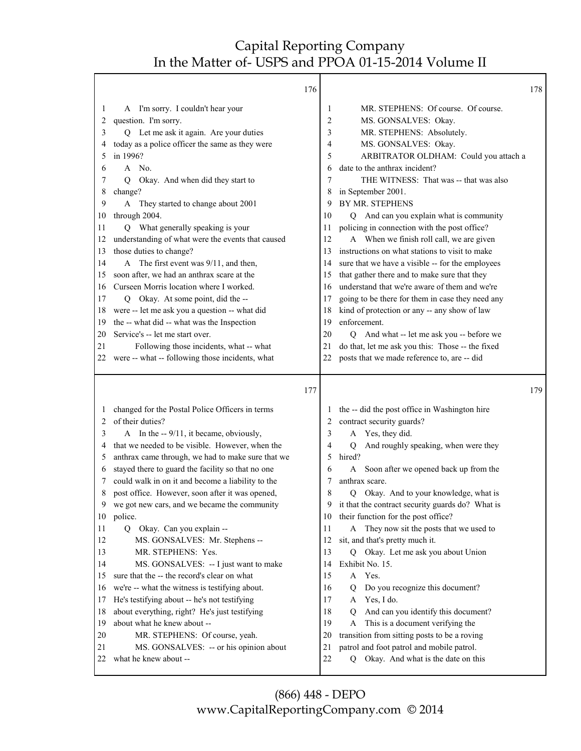176

1 A I'm sorry. I couldn't hear your
2 question. I'm sorry.
3 Q Let me ask it again. Are your duties
4 today as a police officer the same as they were
5 in 1996?
6 A No.
7 Q Okay. And when did they start to
8 change?
9 A They started to change about 2001
10 through 2004.
11 Q What generally speaking is your
12 understanding of what were the events that caused
13 those duties to change?
14 A The first event was 9/11, and then,
15 soon after, we had an anthrax scare at the
16 Curseen Morris location where I worked.
17 Q Okay. At some point, did the --
18 were -- let me ask you a question -- what did
19 the -- what did -- what was the Inspection
20 Service's -- let me start over.
21 Following those incidents, what -- what
22 were -- what -- following those incidents, what

177

1 changed for the Postal Police Officers in terms
2 of their duties?
3 A In the -- 9/11, it became, obviously,
4 that we needed to be visible. However, when the
5 anthrax came through, we had to make sure that we
6 stayed there to guard the facility so that no one
7 could walk in on it and become a liability to the
8 post office. However, soon after it was opened,
9 we got new cars, and we became the community
10 police.
11 Q Okay. Can you explain --
12 MS. GONSALVES: Mr. Stephens --
13 MR. STEPHENS: Yes.
14 MS. GONSALVES: -- I just want to make
15 sure that the -- the record's clear on what
16 we're -- what the witness is testifying about.
17 He's testifying about -- he's not testifying
18 about everything, right? He's just testifying
19 about what he knew about --
20 MR. STEPHENS: Of course, yeah.
21 MS. GONSALVES: -- or his opinion about
22 what he knew about --

178

1 MR. STEPHENS: Of course. Of course.
2 MS. GONSALVES: Okay.
3 MR. STEPHENS: Absolutely.
4 MS. GONSALVES: Okay.
5 ARBITRATOR OLDHAM: Could you attach a
6 date to the anthrax incident?
7 THE WITNESS: That was -- that was also
8 in September 2001.
9 BY MR. STEPHENS
10 Q And can you explain what is community
11 policing in connection with the post office?
12 A When we finish roll call, we are given
13 instructions on what stations to visit to make
14 sure that we have a visible -- for the employees
15 that gather there and to make sure that they
16 understand that we're aware of them and we're
17 going to be there for them in case they need any
18 kind of protection or any -- any show of law
19 enforcement.
20 Q And what -- let me ask you -- before we
21 do that, let me ask you this: Those -- the fixed
22 posts that we made reference to, are -- did

179

1 the -- did the post office in Washington hire
2 contract security guards?
3 A Yes, they did.
4 Q And roughly speaking, when were they
5 hired?
6 A Soon after we opened back up from the
7 anthrax scare.
8 Q Okay. And to your knowledge, what is
9 it that the contract security guards do? What is
10 their function for the post office?
11 A They now sit the posts that we used to
12 sit, and that's pretty much it.
13 Q Okay. Let me ask you about Union
14 Exhibit No. 15.
15 A Yes.
16 Q Do you recognize this document?
17 A Yes, I do.
18 Q And can you identify this document?
19 A This is a document verifying the
20 transition from sitting posts to be a roving
21 patrol and foot patrol and mobile patrol.
22 Q Okay. And what is the date on this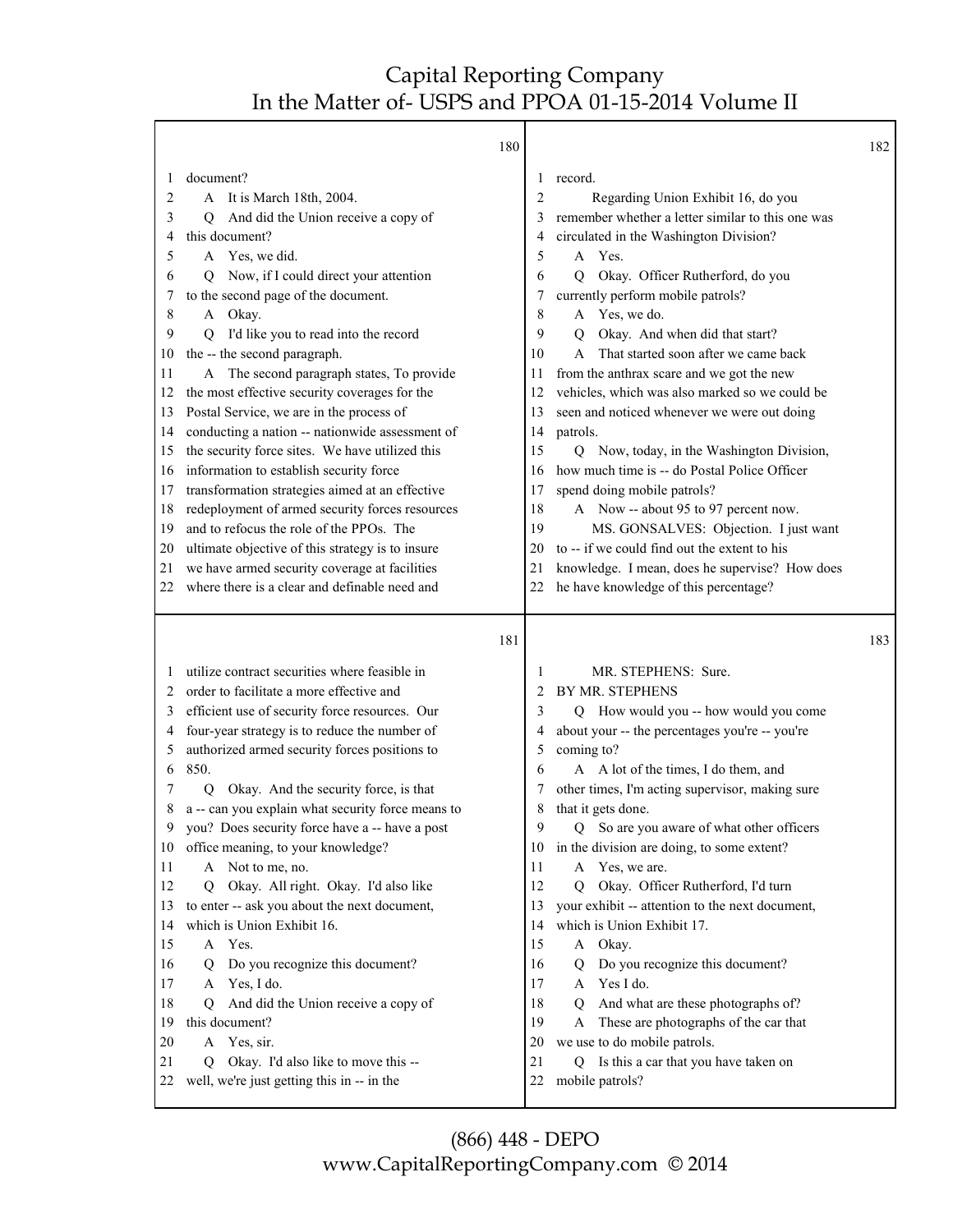180

1 document?
2 A It is March 18th, 2004.
3 Q And did the Union receive a copy of
4 this document?
5 A Yes, we did.
6 Q Now, if I could direct your attention
7 to the second page of the document.
8 A Okay.
9 Q I'd like you to read into the record
10 the -- the second paragraph.
11 A The second paragraph states, To provide
12 the most effective security coverages for the
13 Postal Service, we are in the process of
14 conducting a nation -- nationwide assessment of
15 the security force sites. We have utilized this
16 information to establish security force
17 transformation strategies aimed at an effective
18 redeployment of armed security forces resources
19 and to refocus the role of the PPOs. The
20 ultimate objective of this strategy is to insure
21 we have armed security coverage at facilities
22 where there is a clear and definable need and

181

1 utilize contract securities where feasible in
2 order to facilitate a more effective and
3 efficient use of security force resources. Our
4 four-year strategy is to reduce the number of
5 authorized armed security forces positions to
6 850.
7 Q Okay. And the security force, is that
8 a -- can you explain what security force means to
9 you? Does security force have a -- have a post
10 office meaning, to your knowledge?
11 A Not to me, no.
12 Q Okay. All right. Okay. I'd also like
13 to enter -- ask you about the next document,
14 which is Union Exhibit 16.
15 A Yes.
16 Q Do you recognize this document?
17 A Yes, I do.
18 Q And did the Union receive a copy of
19 this document?
20 A Yes, sir.
21 Q Okay. I'd also like to move this --
22 well, we're just getting this in -- in the

182

1 record.
2 Regarding Union Exhibit 16, do you
3 remember whether a letter similar to this one was
4 circulated in the Washington Division?
5 A Yes.
6 Q Okay. Officer Rutherford, do you
7 currently perform mobile patrols?
8 A Yes, we do.
9 Q Okay. And when did that start?
10 A That started soon after we came back
11 from the anthrax scare and we got the new
12 vehicles, which was also marked so we could be
13 seen and noticed whenever we were out doing
14 patrols.
15 Q Now, today, in the Washington Division,
16 how much time is -- do Postal Police Officer
17 spend doing mobile patrols?
18 A Now -- about 95 to 97 percent now.
19 MS. GONSALVES: Objection. I just want
20 to -- if we could find out the extent to his
21 knowledge. I mean, does he supervise? How does
22 he have knowledge of this percentage?

183

1 MR. STEPHENS: Sure.
2 BY MR. STEPHENS
3 Q How would you -- how would you come
4 about your -- the percentages you're -- you're
5 coming to?
6 A A lot of the times, I do them, and
7 other times, I'm acting supervisor, making sure
8 that it gets done.
9 Q So are you aware of what other officers
10 in the division are doing, to some extent?
11 A Yes, we are.
12 Q Okay. Officer Rutherford, I'd turn
13 your exhibit -- attention to the next document,
14 which is Union Exhibit 17.
15 A Okay.
16 Q Do you recognize this document?
17 A Yes I do.
18 Q And what are these photographs of?
19 A These are photographs of the car that
20 we use to do mobile patrols.
21 Q Is this a car that you have taken on
22 mobile patrols?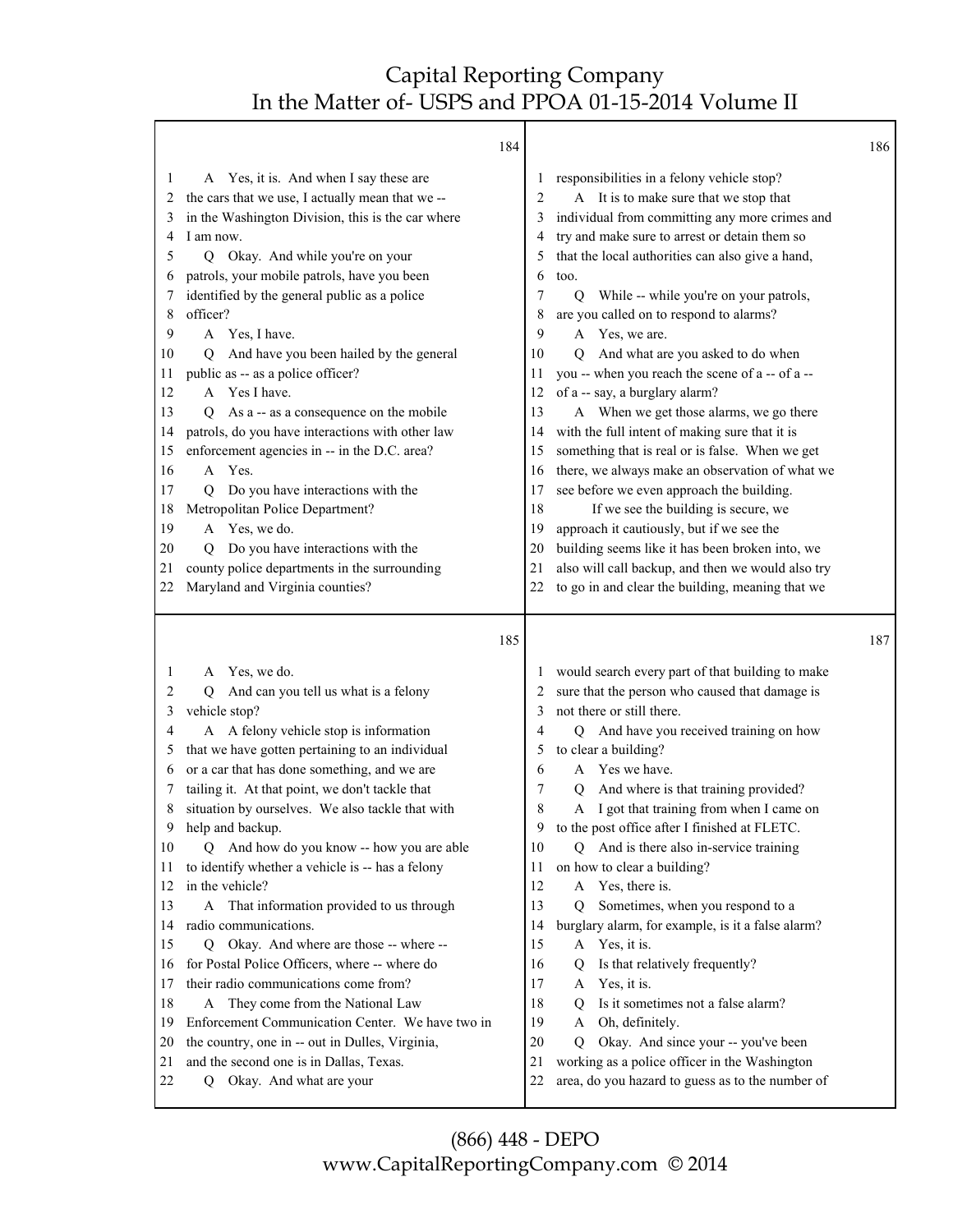**184**

1 A Yes, it is. And when I say these are
2 the cars that we use, I actually mean that we --
3 in the Washington Division, this is the car where
4 I am now.
5 Q Okay. And while you're on your
6 patrols, your mobile patrols, have you been
7 identified by the general public as a police
8 officer?
9 A Yes, I have.
10 Q And have you been hailed by the general
11 public as -- as a police officer?
12 A Yes I have.
13 Q As a -- as a consequence on the mobile
14 patrols, do you have interactions with other law
15 enforcement agencies in -- in the D.C. area?
16 A Yes.
17 Q Do you have interactions with the
18 Metropolitan Police Department?
19 A Yes, we do.
20 Q Do you have interactions with the
21 county police departments in the surrounding
22 Maryland and Virginia counties?

**185**

1 A Yes, we do.
2 Q And can you tell us what is a felony
3 vehicle stop?
4 A A felony vehicle stop is information
5 that we have gotten pertaining to an individual
6 or a car that has done something, and we are
7 tailing it. At that point, we don't tackle that
8 situation by ourselves. We also tackle that with
9 help and backup.
10 Q And how do you know -- how you are able
11 to identify whether a vehicle is -- has a felony
12 in the vehicle?
13 A That information provided to us through
14 radio communications.
15 Q Okay. And where are those -- where --
16 for Postal Police Officers, where -- where do
17 their radio communications come from?
18 A They come from the National Law
19 Enforcement Communication Center. We have two in
20 the country, one in -- out in Dulles, Virginia,
21 and the second one is in Dallas, Texas.
22 Q Okay. And what are your

**186**

1 responsibilities in a felony vehicle stop?
2 A It is to make sure that we stop that
3 individual from committing any more crimes and
4 try and make sure to arrest or detain them so
5 that the local authorities can also give a hand,
6 too.
7 Q While -- while you're on your patrols,
8 are you called on to respond to alarms?
9 A Yes, we are.
10 Q And what are you asked to do when
11 you -- when you reach the scene of a -- of a --
12 of a -- say, a burglary alarm?
13 A When we get those alarms, we go there
14 with the full intent of making sure that it is
15 something that is real or is false. When we get
16 there, we always make an observation of what we
17 see before we even approach the building.
18 If we see the building is secure, we
19 approach it cautiously, but if we see the
20 building seems like it has been broken into, we
21 also will call backup, and then we would also try
22 to go in and clear the building, meaning that we

**187**

1 would search every part of that building to make
2 sure that the person who caused that damage is
3 not there or still there.
4 Q And have you received training on how
5 to clear a building?
6 A Yes we have.
7 Q And where is that training provided?
8 A I got that training from when I came on
9 to the post office after I finished at FLETC.
10 Q And is there also in-service training
11 on how to clear a building?
12 A Yes, there is.
13 Q Sometimes, when you respond to a
14 burglary alarm, for example, is it a false alarm?
15 A Yes, it is.
16 Q Is that relatively frequently?
17 A Yes, it is.
18 Q Is it sometimes not a false alarm?
19 A Oh, definitely.
20 Q Okay. And since your -- you've been
21 working as a police officer in the Washington
22 area, do you hazard to guess as to the number of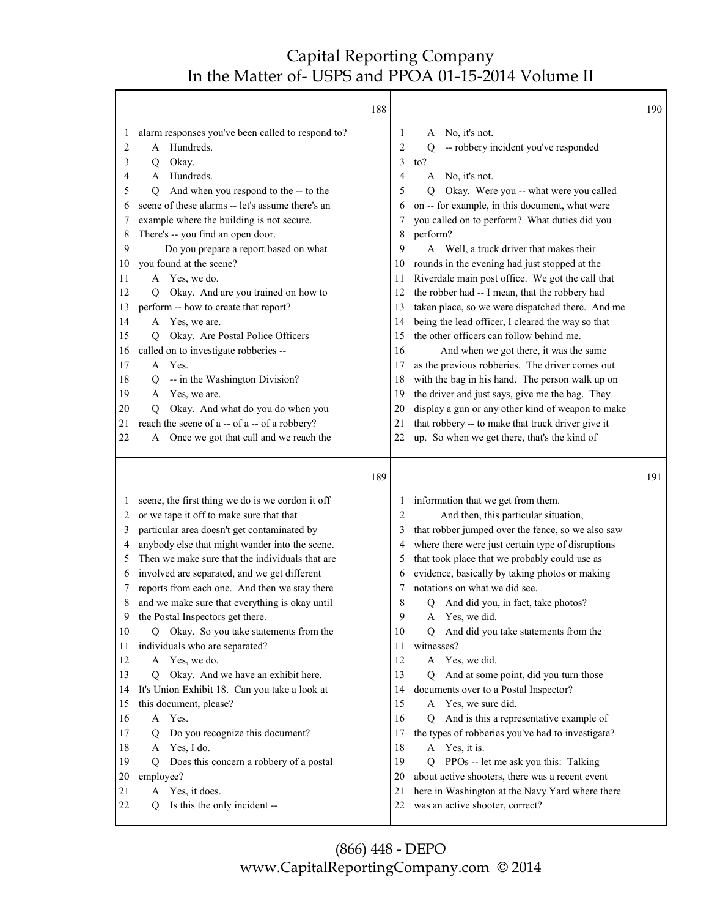**188**

1 alarm responses you've been called to respond to?
2 A Hundreds.
3 Q Okay.
4 A Hundreds.
5 Q And when you respond to the -- to the
6 scene of these alarms -- let's assume there's an
7 example where the building is not secure.
8 There's -- you find an open door.
9 Do you prepare a report based on what
10 you found at the scene?
11 A Yes, we do.
12 Q Okay. And are you trained on how to
13 perform -- how to create that report?
14 A Yes, we are.
15 Q Okay. Are Postal Police Officers
16 called on to investigate robberies --
17 A Yes.
18 Q -- in the Washington Division?
19 A Yes, we are.
20 Q Okay. And what do you do when you
21 reach the scene of a -- of a -- of a robbery?
22 A Once we got that call and we reach the

**189**

1 scene, the first thing we do is we cordon it off
2 or we tape it off to make sure that that
3 particular area doesn't get contaminated by
4 anybody else that might wander into the scene.
5 Then we make sure that the individuals that are
6 involved are separated, and we get different
7 reports from each one. And then we stay there
8 and we make sure that everything is okay until
9 the Postal Inspectors get there.
10 Q Okay. So you take statements from the
11 individuals who are separated?
12 A Yes, we do.
13 Q Okay. And we have an exhibit here.
14 It's Union Exhibit 18. Can you take a look at
15 this document, please?
16 A Yes.
17 Q Do you recognize this document?
18 A Yes, I do.
19 Q Does this concern a robbery of a postal
20 employee?
21 A Yes, it does.
22 Q Is this the only incident --

**190**

1 A No, it's not.
2 Q -- robbery incident you've responded
3 to?
4 A No, it's not.
5 Q Okay. Were you -- what were you called
6 on -- for example, in this document, what were
7 you called on to perform? What duties did you
8 perform?
9 A Well, a truck driver that makes their
10 rounds in the evening had just stopped at the
11 Riverdale main post office. We got the call that
12 the robber had -- I mean, that the robbery had
13 taken place, so we were dispatched there. And me
14 being the lead officer, I cleared the way so that
15 the other officers can follow behind me.
16 And when we got there, it was the same
17 as the previous robberies. The driver comes out
18 with the bag in his hand. The person walk up on
19 the driver and just says, give me the bag. They
20 display a gun or any other kind of weapon to make
21 that robbery -- to make that truck driver give it
22 up. So when we get there, that's the kind of

**191**

1 information that we get from them.
2 And then, this particular situation,
3 that robber jumped over the fence, so we also saw
4 where there were just certain type of disruptions
5 that took place that we probably could use as
6 evidence, basically by taking photos or making
7 notations on what we did see.
8 Q And did you, in fact, take photos?
9 A Yes, we did.
10 Q And did you take statements from the
11 witnesses?
12 A Yes, we did.
13 Q And at some point, did you turn those
14 documents over to a Postal Inspector?
15 A Yes, we sure did.
16 Q And is this a representative example of
17 the types of robberies you've had to investigate?
18 A Yes, it is.
19 Q PPOs -- let me ask you this: Talking
20 about active shooters, there was a recent event
21 here in Washington at the Navy Yard where there
22 was an active shooter, correct?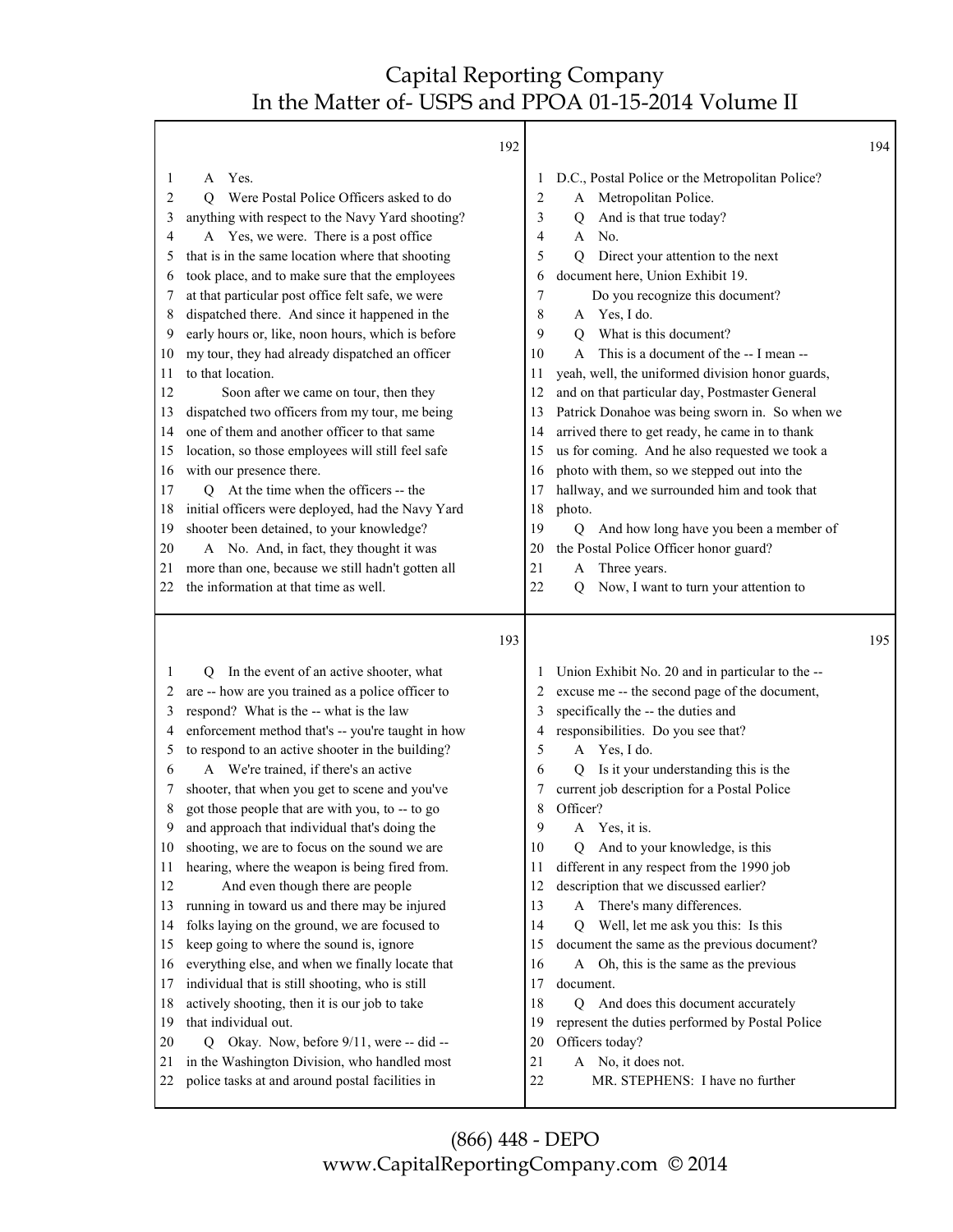192

1 A Yes.
2 Q Were Postal Police Officers asked to do
3 anything with respect to the Navy Yard shooting?
4 A Yes, we were. There is a post office
5 that is in the same location where that shooting
6 took place, and to make sure that the employees
7 at that particular post office felt safe, we were
8 dispatched there. And since it happened in the
9 early hours or, like, noon hours, which is before
10 my tour, they had already dispatched an officer
11 to that location.
12 Soon after we came on tour, then they
13 dispatched two officers from my tour, me being
14 one of them and another officer to that same
15 location, so those employees will still feel safe
16 with our presence there.
17 Q At the time when the officers -- the
18 initial officers were deployed, had the Navy Yard
19 shooter been detained, to your knowledge?
20 A No. And, in fact, they thought it was
21 more than one, because we still hadn't gotten all
22 the information at that time as well.

193

1 Q In the event of an active shooter, what
2 are -- how are you trained as a police officer to
3 respond? What is the -- what is the law
4 enforcement method that's -- you're taught in how
5 to respond to an active shooter in the building?
6 A We're trained, if there's an active
7 shooter, that when you get to scene and you've
8 got those people that are with you, to -- to go
9 and approach that individual that's doing the
10 shooting, we are to focus on the sound we are
11 hearing, where the weapon is being fired from.
12 And even though there are people
13 running in toward us and there may be injured
14 folks laying on the ground, we are focused to
15 keep going to where the sound is, ignore
16 everything else, and when we finally locate that
17 individual that is still shooting, who is still
18 actively shooting, then it is our job to take
19 that individual out.
20 Q Okay. Now, before 9/11, were -- did --
21 in the Washington Division, who handled most
22 police tasks at and around postal facilities in

194

1 D.C., Postal Police or the Metropolitan Police?
2 A Metropolitan Police.
3 Q And is that true today?
4 A No.
5 Q Direct your attention to the next
6 document here, Union Exhibit 19.
7 Do you recognize this document?
8 A Yes, I do.
9 Q What is this document?
10 A This is a document of the -- I mean --
11 yeah, well, the uniformed division honor guards,
12 and on that particular day, Postmaster General
13 Patrick Donahoe was being sworn in. So when we
14 arrived there to get ready, he came in to thank
15 us for coming. And he also requested we took a
16 photo with them, so we stepped out into the
17 hallway, and we surrounded him and took that
18 photo.
19 Q And how long have you been a member of
20 the Postal Police Officer honor guard?
21 A Three years.
22 Q Now, I want to turn your attention to

195

1 Union Exhibit No. 20 and in particular to the --
2 excuse me -- the second page of the document,
3 specifically the -- the duties and
4 responsibilities. Do you see that?
5 A Yes, I do.
6 Q Is it your understanding this is the
7 current job description for a Postal Police
8 Officer?
9 A Yes, it is.
10 Q And to your knowledge, is this
11 different in any respect from the 1990 job
12 description that we discussed earlier?
13 A There's many differences.
14 Q Well, let me ask you this: Is this
15 document the same as the previous document?
16 A Oh, this is the same as the previous
17 document.
18 Q And does this document accurately
19 represent the duties performed by Postal Police
20 Officers today?
21 A No, it does not.
22 MR. STEPHENS: I have no further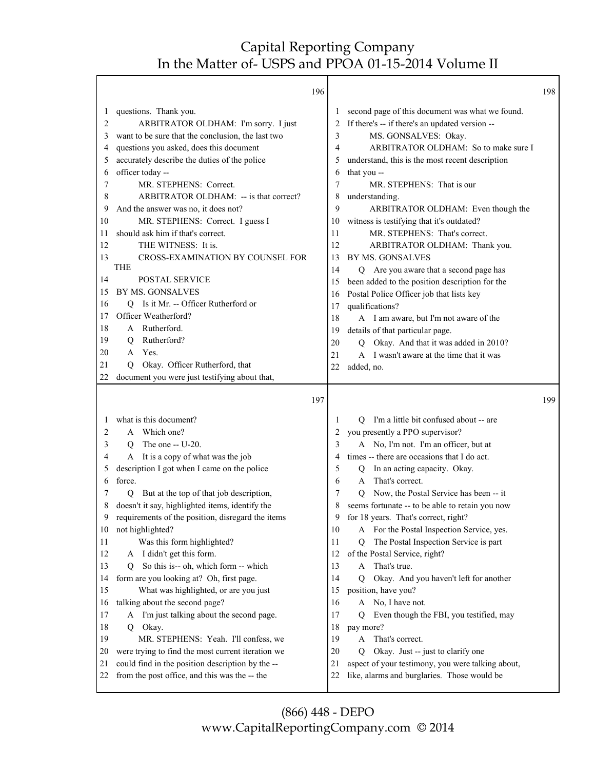**196**

1 questions. Thank you.
2 ARBITRATOR OLDHAM: I'm sorry. I just
3 want to be sure that the conclusion, the last two
4 questions you asked, does this document
5 accurately describe the duties of the police
6 officer today --
7 MR. STEPHENS: Correct.
8 ARBITRATOR OLDHAM: -- is that correct?
9 And the answer was no, it does not?
10 MR. STEPHENS: Correct. I guess I
11 should ask him if that's correct.
12 THE WITNESS: It is.
13 CROSS-EXAMINATION BY COUNSEL FOR THE
14 POSTAL SERVICE
15 BY MS. GONSALVES
16 Q Is it Mr. -- Officer Rutherford or
17 Officer Weatherford?
18 A Rutherford.
19 Q Rutherford?
20 A Yes.
21 Q Okay. Officer Rutherford, that
22 document you were just testifying about that,

**197**

1 what is this document?
2 A Which one?
3 Q The one -- U-20.
4 A It is a copy of what was the job
5 description I got when I came on the police
6 force.
7 Q But at the top of that job description,
8 doesn't it say, highlighted items, identify the
9 requirements of the position, disregard the items
10 not highlighted?
11 Was this form highlighted?
12 A I didn't get this form.
13 Q So this is-- oh, which form -- which
14 form are you looking at? Oh, first page.
15 What was highlighted, or are you just
16 talking about the second page?
17 A I'm just talking about the second page.
18 Q Okay.
19 MR. STEPHENS: Yeah. I'll confess, we
20 were trying to find the most current iteration we
21 could find in the position description by the --
22 from the post office, and this was the -- the

**198**

1 second page of this document was what we found.
2 If there's -- if there's an updated version --
3 MS. GONSALVES: Okay.
4 ARBITRATOR OLDHAM: So to make sure I
5 understand, this is the most recent description
6 that you --
7 MR. STEPHENS: That is our
8 understanding.
9 ARBITRATOR OLDHAM: Even though the
10 witness is testifying that it's outdated?
11 MR. STEPHENS: That's correct.
12 ARBITRATOR OLDHAM: Thank you.
13 BY MS. GONSALVES
14 Q Are you aware that a second page has
15 been added to the position description for the
16 Postal Police Officer job that lists key
17 qualifications?
18 A I am aware, but I'm not aware of the
19 details of that particular page.
20 Q Okay. And that it was added in 2010?
21 A I wasn't aware at the time that it was
22 added, no.

**199**

1 Q I'm a little bit confused about -- are
2 you presently a PPO supervisor?
3 A No, I'm not. I'm an officer, but at
4 times -- there are occasions that I do act.
5 Q In an acting capacity. Okay.
6 A That's correct.
7 Q Now, the Postal Service has been -- it
8 seems fortunate -- to be able to retain you now
9 for 18 years. That's correct, right?
10 A For the Postal Inspection Service, yes.
11 Q The Postal Inspection Service is part
12 of the Postal Service, right?
13 A That's true.
14 Q Okay. And you haven't left for another
15 position, have you?
16 A No, I have not.
17 Q Even though the FBI, you testified, may
18 pay more?
19 A That's correct.
20 Q Okay. Just -- just to clarify one
21 aspect of your testimony, you were talking about,
22 like, alarms and burglaries. Those would be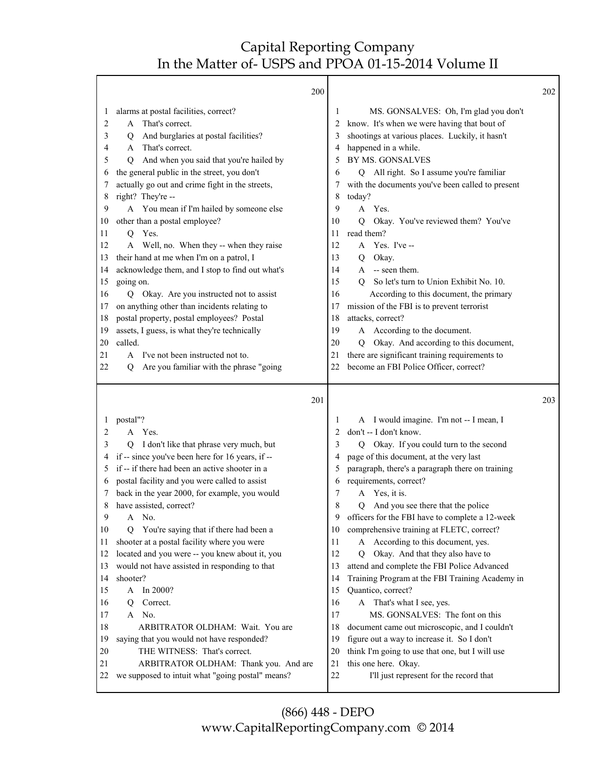200

1 alarms at postal facilities, correct?
2 A That's correct.
3 Q And burglaries at postal facilities?
4 A That's correct.
5 Q And when you said that you're hailed by
6 the general public in the street, you don't
7 actually go out and crime fight in the streets,
8 right? They're --
9 A You mean if I'm hailed by someone else
10 other than a postal employee?
11 Q Yes.
12 A Well, no. When they -- when they raise
13 their hand at me when I'm on a patrol, I
14 acknowledge them, and I stop to find out what's
15 going on.
16 Q Okay. Are you instructed not to assist
17 on anything other than incidents relating to
18 postal property, postal employees? Postal
19 assets, I guess, is what they're technically
20 called.
21 A I've not been instructed not to.
22 Q Are you familiar with the phrase "going

201

1 postal"?
2 A Yes.
3 Q I don't like that phrase very much, but
4 if -- since you've been here for 16 years, if --
5 if -- if there had been an active shooter in a
6 postal facility and you were called to assist
7 back in the year 2000, for example, you would
8 have assisted, correct?
9 A No.
10 Q You're saying that if there had been a
11 shooter at a postal facility where you were
12 located and you were -- you knew about it, you
13 would not have assisted in responding to that
14 shooter?
15 A In 2000?
16 Q Correct.
17 A No.
18 ARBITRATOR OLDHAM: Wait. You are
19 saying that you would not have responded?
20 THE WITNESS: That's correct.
21 ARBITRATOR OLDHAM: Thank you. And are
22 we supposed to intuit what "going postal" means?

202

1 MS. GONSALVES: Oh, I'm glad you don't
2 know. It's when we were having that bout of
3 shootings at various places. Luckily, it hasn't
4 happened in a while.
5 BY MS. GONSALVES
6 Q All right. So I assume you're familiar
7 with the documents you've been called to present
8 today?
9 A Yes.
10 Q Okay. You've reviewed them? You've
11 read them?
12 A Yes. I've --
13 Q Okay.
14 A -- seen them.
15 Q So let's turn to Union Exhibit No. 10.
16 According to this document, the primary
17 mission of the FBI is to prevent terrorist
18 attacks, correct?
19 A According to the document.
20 Q Okay. And according to this document,
21 there are significant training requirements to
22 become an FBI Police Officer, correct?

203

1 A I would imagine. I'm not -- I mean, I
2 don't -- I don't know.
3 Q Okay. If you could turn to the second
4 page of this document, at the very last
5 paragraph, there's a paragraph there on training
6 requirements, correct?
7 A Yes, it is.
8 Q And you see there that the police
9 officers for the FBI have to complete a 12-week
10 comprehensive training at FLETC, correct?
11 A According to this document, yes.
12 Q Okay. And that they also have to
13 attend and complete the FBI Police Advanced
14 Training Program at the FBI Training Academy in
15 Quantico, correct?
16 A That's what I see, yes.
17 MS. GONSALVES: The font on this
18 document came out microscopic, and I couldn't
19 figure out a way to increase it. So I don't
20 think I'm going to use that one, but I will use
21 this one here. Okay.
22 I'll just represent for the record that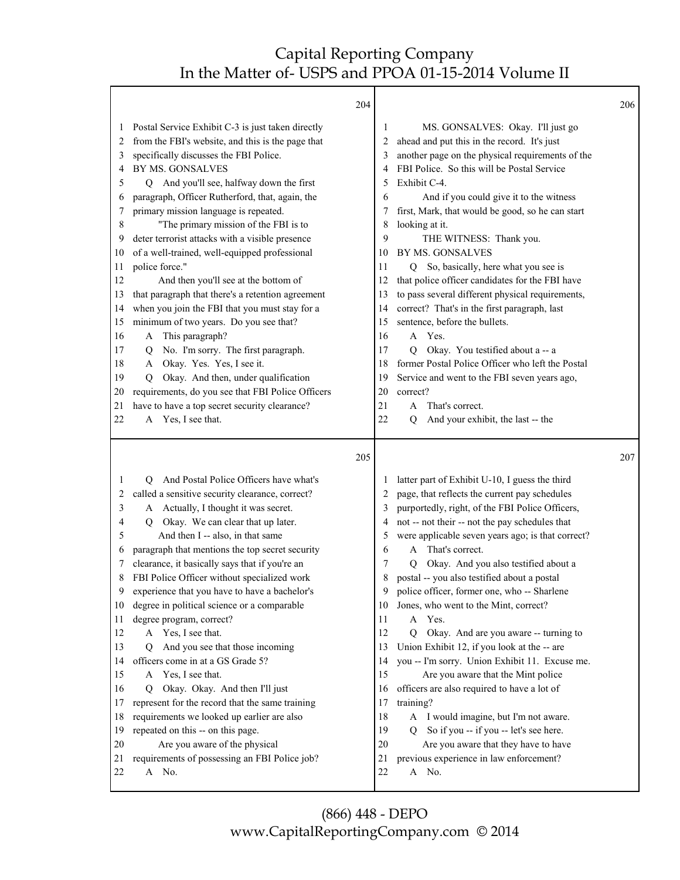204

1 Postal Service Exhibit C-3 is just taken directly
2 from the FBI's website, and this is the page that
3 specifically discusses the FBI Police.
4 BY MS. GONSALVES
5 Q And you'll see, halfway down the first
6 paragraph, Officer Rutherford, that, again, the
7 primary mission language is repeated.
8 "The primary mission of the FBI is to
9 deter terrorist attacks with a visible presence
10 of a well-trained, well-equipped professional
11 police force."
12 And then you'll see at the bottom of
13 that paragraph that there's a retention agreement
14 when you join the FBI that you must stay for a
15 minimum of two years. Do you see that?
16 A This paragraph?
17 Q No. I'm sorry. The first paragraph.
18 A Okay. Yes. Yes, I see it.
19 Q Okay. And then, under qualification
20 requirements, do you see that FBI Police Officers
21 have to have a top secret security clearance?
22 A Yes, I see that.

205

1 Q And Postal Police Officers have what's
2 called a sensitive security clearance, correct?
3 A Actually, I thought it was secret.
4 Q Okay. We can clear that up later.
5 And then I -- also, in that same
6 paragraph that mentions the top secret security
7 clearance, it basically says that if you're an
8 FBI Police Officer without specialized work
9 experience that you have to have a bachelor's
10 degree in political science or a comparable
11 degree program, correct?
12 A Yes, I see that.
13 Q And you see that those incoming
14 officers come in at a GS Grade 5?
15 A Yes, I see that.
16 Q Okay. Okay. And then I'll just
17 represent for the record that the same training
18 requirements we looked up earlier are also
19 repeated on this -- on this page.
20 Are you aware of the physical
21 requirements of possessing an FBI Police job?
22 A No.

206

1 MS. GONSALVES: Okay. I'll just go
2 ahead and put this in the record. It's just
3 another page on the physical requirements of the
4 FBI Police. So this will be Postal Service
5 Exhibit C-4.
6 And if you could give it to the witness
7 first, Mark, that would be good, so he can start
8 looking at it.
9 THE WITNESS: Thank you.
10 BY MS. GONSALVES
11 Q So, basically, here what you see is
12 that police officer candidates for the FBI have
13 to pass several different physical requirements,
14 correct? That's in the first paragraph, last
15 sentence, before the bullets.
16 A Yes.
17 Q Okay. You testified about a -- a
18 former Postal Police Officer who left the Postal
19 Service and went to the FBI seven years ago,
20 correct?
21 A That's correct.
22 Q And your exhibit, the last -- the

207

1 latter part of Exhibit U-10, I guess the third
2 page, that reflects the current pay schedules
3 purportedly, right, of the FBI Police Officers,
4 not -- not their -- not the pay schedules that
5 were applicable seven years ago; is that correct?
6 A That's correct.
7 Q Okay. And you also testified about a
8 postal -- you also testified about a postal
9 police officer, former one, who -- Sharlene
10 Jones, who went to the Mint, correct?
11 A Yes.
12 Q Okay. And are you aware -- turning to
13 Union Exhibit 12, if you look at the -- are
14 you -- I'm sorry. Union Exhibit 11. Excuse me.
15 Are you aware that the Mint police
16 officers are also required to have a lot of
17 training?
18 A I would imagine, but I'm not aware.
19 Q So if you -- if you -- let's see here.
20 Are you aware that they have to have
21 previous experience in law enforcement?
22 A No.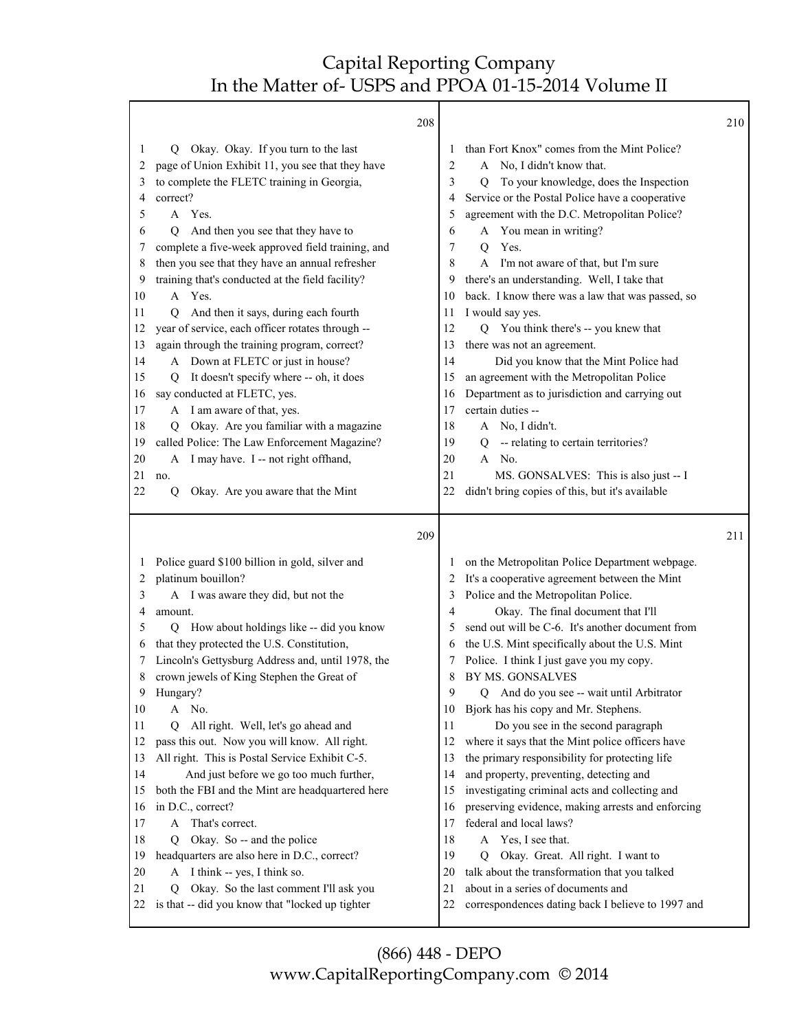208

1 Q Okay. Okay. If you turn to the last
2 page of Union Exhibit 11, you see that they have
3 to complete the FLETC training in Georgia,
4 correct?
5 A Yes.
6 Q And then you see that they have to
7 complete a five-week approved field training, and
8 then you see that they have an annual refresher
9 training that's conducted at the field facility?
10 A Yes.
11 Q And then it says, during each fourth
12 year of service, each officer rotates through --
13 again through the training program, correct?
14 A Down at FLETC or just in house?
15 Q It doesn't specify where -- oh, it does
16 say conducted at FLETC, yes.
17 A I am aware of that, yes.
18 Q Okay. Are you familiar with a magazine
19 called Police: The Law Enforcement Magazine?
20 A I may have. I -- not right offhand,
21 no.
22 Q Okay. Are you aware that the Mint

209

1 Police guard $100 billion in gold, silver and
2 platinum bouillon?
3 A I was aware they did, but not the
4 amount.
5 Q How about holdings like -- did you know
6 that they protected the U.S. Constitution,
7 Lincoln's Gettysburg Address and, until 1978, the
8 crown jewels of King Stephen the Great of
9 Hungary?
10 A No.
11 Q All right. Well, let's go ahead and
12 pass this out. Now you will know. All right.
13 All right. This is Postal Service Exhibit C-5.
14 And just before we go too much further,
15 both the FBI and the Mint are headquartered here
16 in D.C., correct?
17 A That's correct.
18 Q Okay. So -- and the police
19 headquarters are also here in D.C., correct?
20 A I think -- yes, I think so.
21 Q Okay. So the last comment I'll ask you
22 is that -- did you know that "locked up tighter

210

1 than Fort Knox" comes from the Mint Police?
2 A No, I didn't know that.
3 Q To your knowledge, does the Inspection
4 Service or the Postal Police have a cooperative
5 agreement with the D.C. Metropolitan Police?
6 A You mean in writing?
7 Q Yes.
8 A I'm not aware of that, but I'm sure
9 there's an understanding. Well, I take that
10 back. I know there was a law that was passed, so
11 I would say yes.
12 Q You think there's -- you knew that
13 there was not an agreement.
14 Did you know that the Mint Police had
15 an agreement with the Metropolitan Police
16 Department as to jurisdiction and carrying out
17 certain duties --
18 A No, I didn't.
19 Q -- relating to certain territories?
20 A No.
21 MS. GONSALVES: This is also just -- I
22 didn't bring copies of this, but it's available

211

1 on the Metropolitan Police Department webpage.
2 It's a cooperative agreement between the Mint
3 Police and the Metropolitan Police.
4 Okay. The final document that I'll
5 send out will be C-6. It's another document from
6 the U.S. Mint specifically about the U.S. Mint
7 Police. I think I just gave you my copy.
8 BY MS. GONSALVES
9 Q And do you see -- wait until Arbitrator
10 Bjork has his copy and Mr. Stephens.
11 Do you see in the second paragraph
12 where it says that the Mint police officers have
13 the primary responsibility for protecting life
14 and property, preventing, detecting and
15 investigating criminal acts and collecting and
16 preserving evidence, making arrests and enforcing
17 federal and local laws?
18 A Yes, I see that.
19 Q Okay. Great. All right. I want to
20 talk about the transformation that you talked
21 about in a series of documents and
22 correspondences dating back I believe to 1997 and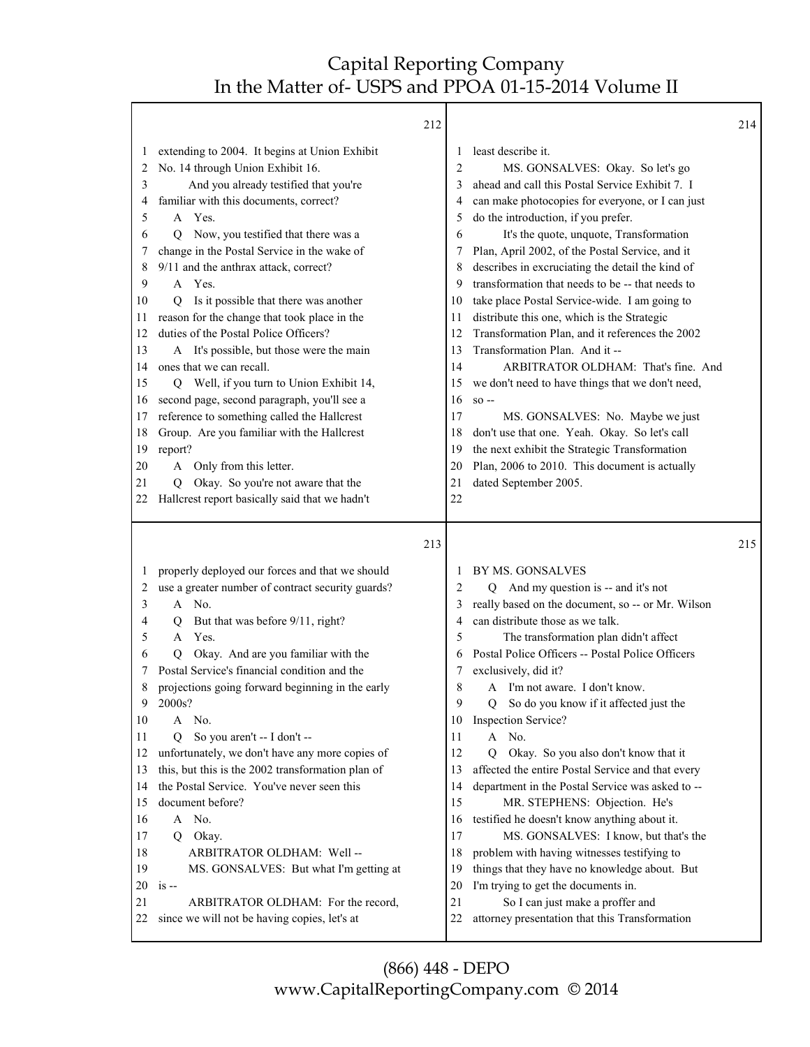212

1 extending to 2004. It begins at Union Exhibit
2 No. 14 through Union Exhibit 16.
3 And you already testified that you're
4 familiar with this documents, correct?
5 A Yes.
6 Q Now, you testified that there was a
7 change in the Postal Service in the wake of
8 9/11 and the anthrax attack, correct?
9 A Yes.
10 Q Is it possible that there was another
11 reason for the change that took place in the
12 duties of the Postal Police Officers?
13 A It's possible, but those were the main
14 ones that we can recall.
15 Q Well, if you turn to Union Exhibit 14,
16 second page, second paragraph, you'll see a
17 reference to something called the Hallcrest
18 Group. Are you familiar with the Hallcrest
19 report?
20 A Only from this letter.
21 Q Okay. So you're not aware that the
22 Hallcrest report basically said that we hadn't

213

1 properly deployed our forces and that we should
2 use a greater number of contract security guards?
3 A No.
4 Q But that was before 9/11, right?
5 A Yes.
6 Q Okay. And are you familiar with the
7 Postal Service's financial condition and the
8 projections going forward beginning in the early
9 2000s?
10 A No.
11 Q So you aren't -- I don't --
12 unfortunately, we don't have any more copies of
13 this, but this is the 2002 transformation plan of
14 the Postal Service. You've never seen this
15 document before?
16 A No.
17 Q Okay.
18 ARBITRATOR OLDHAM: Well --
19 MS. GONSALVES: But what I'm getting at
20 is --
21 ARBITRATOR OLDHAM: For the record,
22 since we will not be having copies, let's at

214

1 least describe it.
2 MS. GONSALVES: Okay. So let's go
3 ahead and call this Postal Service Exhibit 7. I
4 can make photocopies for everyone, or I can just
5 do the introduction, if you prefer.
6 It's the quote, unquote, Transformation
7 Plan, April 2002, of the Postal Service, and it
8 describes in excruciating the detail the kind of
9 transformation that needs to be -- that needs to
10 take place Postal Service-wide. I am going to
11 distribute this one, which is the Strategic
12 Transformation Plan, and it references the 2002
13 Transformation Plan. And it --
14 ARBITRATOR OLDHAM: That's fine. And
15 we don't need to have things that we don't need,
16 so --
17 MS. GONSALVES: No. Maybe we just
18 don't use that one. Yeah. Okay. So let's call
19 the next exhibit the Strategic Transformation
20 Plan, 2006 to 2010. This document is actually
21 dated September 2005.
22

215

1 BY MS. GONSALVES
2 Q And my question is -- and it's not
3 really based on the document, so -- or Mr. Wilson
4 can distribute those as we talk.
5 The transformation plan didn't affect
6 Postal Police Officers -- Postal Police Officers
7 exclusively, did it?
8 A I'm not aware. I don't know.
9 Q So do you know if it affected just the
10 Inspection Service?
11 A No.
12 Q Okay. So you also don't know that it
13 affected the entire Postal Service and that every
14 department in the Postal Service was asked to --
15 MR. STEPHENS: Objection. He's
16 testified he doesn't know anything about it.
17 MS. GONSALVES: I know, but that's the
18 problem with having witnesses testifying to
19 things that they have no knowledge about. But
20 I'm trying to get the documents in.
21 So I can just make a proffer and
22 attorney presentation that this Transformation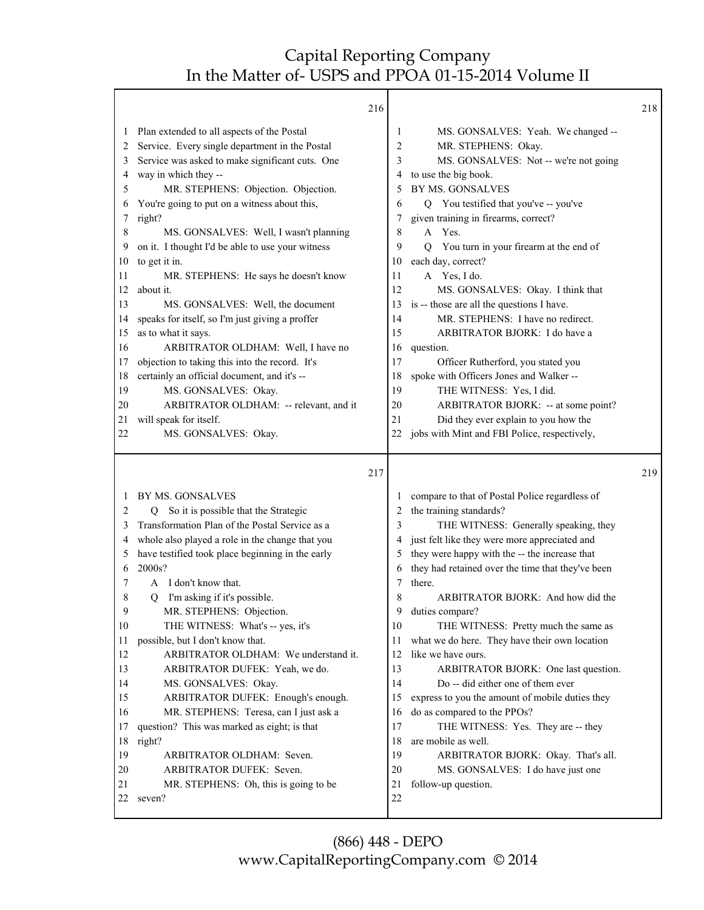216

1 Plan extended to all aspects of the Postal
2 Service. Every single department in the Postal
3 Service was asked to make significant cuts. One
4 way in which they --
5 MR. STEPHENS: Objection. Objection.
6 You're going to put on a witness about this,
7 right?
8 MS. GONSALVES: Well, I wasn't planning
9 on it. I thought I'd be able to use your witness
10 to get it in.
11 MR. STEPHENS: He says he doesn't know
12 about it.
13 MS. GONSALVES: Well, the document
14 speaks for itself, so I'm just giving a proffer
15 as to what it says.
16 ARBITRATOR OLDHAM: Well, I have no
17 objection to taking this into the record. It's
18 certainly an official document, and it's --
19 MS. GONSALVES: Okay.
20 ARBITRATOR OLDHAM: -- relevant, and it
21 will speak for itself.
22 MS. GONSALVES: Okay.

217

1 BY MS. GONSALVES
2 Q So it is possible that the Strategic
3 Transformation Plan of the Postal Service as a
4 whole also played a role in the change that you
5 have testified took place beginning in the early
6 2000s?
7 A I don't know that.
8 Q I'm asking if it's possible.
9 MR. STEPHENS: Objection.
10 THE WITNESS: What's -- yes, it's
11 possible, but I don't know that.
12 ARBITRATOR OLDHAM: We understand it.
13 ARBITRATOR DUFEK: Yeah, we do.
14 MS. GONSALVES: Okay.
15 ARBITRATOR DUFEK: Enough's enough.
16 MR. STEPHENS: Teresa, can I just ask a
17 question? This was marked as eight; is that
18 right?
19 ARBITRATOR OLDHAM: Seven.
20 ARBITRATOR DUFEK: Seven.
21 MR. STEPHENS: Oh, this is going to be
22 seven?

218

1 MS. GONSALVES: Yeah. We changed --
2 MR. STEPHENS: Okay.
3 MS. GONSALVES: Not -- we're not going
4 to use the big book.
5 BY MS. GONSALVES
6 Q You testified that you've -- you've
7 given training in firearms, correct?
8 A Yes.
9 Q You turn in your firearm at the end of
10 each day, correct?
11 A Yes, I do.
12 MS. GONSALVES: Okay. I think that
13 is -- those are all the questions I have.
14 MR. STEPHENS: I have no redirect.
15 ARBITRATOR BJORK: I do have a
16 question.
17 Officer Rutherford, you stated you
18 spoke with Officers Jones and Walker --
19 THE WITNESS: Yes, I did.
20 ARBITRATOR BJORK: -- at some point?
21 Did they ever explain to you how the
22 jobs with Mint and FBI Police, respectively,

219

1 compare to that of Postal Police regardless of
2 the training standards?
3 THE WITNESS: Generally speaking, they
4 just felt like they were more appreciated and
5 they were happy with the -- the increase that
6 they had retained over the time that they've been
7 there.
8 ARBITRATOR BJORK: And how did the
9 duties compare?
10 THE WITNESS: Pretty much the same as
11 what we do here. They have their own location
12 like we have ours.
13 ARBITRATOR BJORK: One last question.
14 Do -- did either one of them ever
15 express to you the amount of mobile duties they
16 do as compared to the PPOs?
17 THE WITNESS: Yes. They are -- they
18 are mobile as well.
19 ARBITRATOR BJORK: Okay. That's all.
20 MS. GONSALVES: I do have just one
21 follow-up question.
22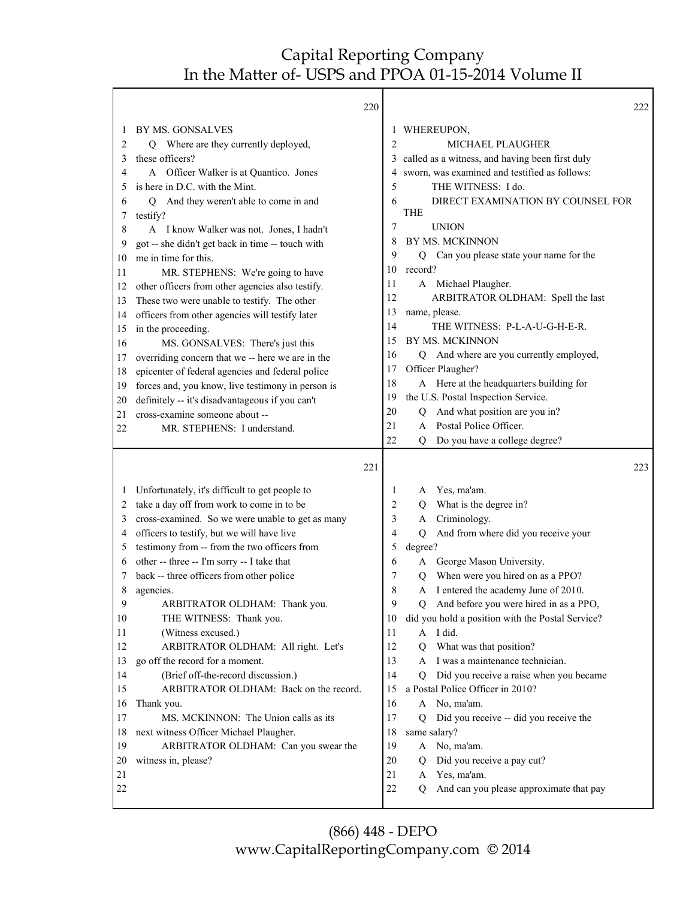BY MS. GONSALVES

Q Where are they currently deployed, these officers?

A Officer Walker is at Quantico. Jones is here in D.C. with the Mint.

Q And they weren't able to come in and testify?

A I know Walker was not. Jones, I hadn't got -- she didn't get back in time -- touch with me in time for this.

MR. STEPHENS: We're going to have other officers from other agencies also testify. These two were unable to testify. The other officers from other agencies will testify later in the proceeding.

MS. GONSALVES: There's just this overriding concern that we -- here we are in the epicenter of federal agencies and federal police forces and, you know, live testimony in person is definitely -- it's disadvantageous if you can't cross-examine someone about --

MR. STEPHENS: I understand. Unfortunately, it's difficult to get people to take a day off from work to come in to be cross-examined. So we were unable to get as many officers to testify, but we will have live testimony from -- from the two officers from other -- three -- I'm sorry -- I take that back -- three officers from other police agencies.

ARBITRATOR OLDHAM: Thank you.

THE WITNESS: Thank you.

(Witness excused.)

ARBITRATOR OLDHAM: All right. Let's go off the record for a moment.

(Brief off-the-record discussion.)

ARBITRATOR OLDHAM: Back on the record. Thank you.

MS. MCKINNON: The Union calls as its next witness Officer Michael Plaugher.

ARBITRATOR OLDHAM: Can you swear the witness in, please?

WHEREUPON,

MICHAEL PLAUGHER

called as a witness, and having been first duly sworn, was examined and testified as follows:

THE WITNESS: I do.

DIRECT EXAMINATION BY COUNSEL FOR THE UNION

BY MS. MCKINNON

Q Can you please state your name for the record?

A Michael Plaugher.

ARBITRATOR OLDHAM: Spell the last name, please.

THE WITNESS: P-L-A-U-G-H-E-R.

BY MS. MCKINNON

Q And where are you currently employed, Officer Plaugher?

A Here at the headquarters building for the U.S. Postal Inspection Service.

Q And what position are you in?

A Postal Police Officer.

Q Do you have a college degree?

A Yes, ma'am.

Q What is the degree in?

A Criminology.

Q And from where did you receive your degree?

A George Mason University.

Q When were you hired on as a PPO?

A I entered the academy June of 2010.

Q And before you were hired in as a PPO, did you hold a position with the Postal Service?

A I did.

Q What was that position?

A I was a maintenance technician.

Q Did you receive a raise when you became a Postal Police Officer in 2010?

A No, ma'am.

Q Did you receive -- did you receive the same salary?

A No, ma'am.

Q Did you receive a pay cut?

A Yes, ma'am.

Q And can you please approximate that pay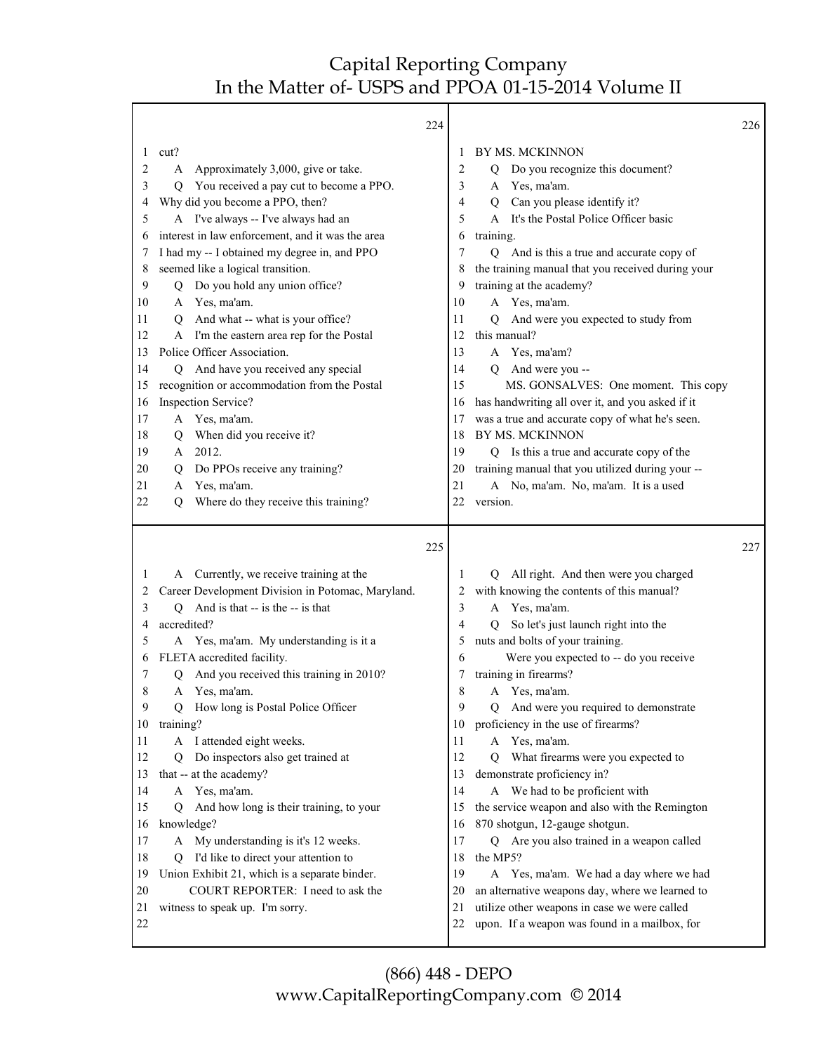Capital Reporting Company
In the Matter of- USPS and PPOA 01-15-2014 Volume II

224

1 cut?
2 A Approximately 3,000, give or take.
3 Q You received a pay cut to become a PPO.
4 Why did you become a PPO, then?
5 A I've always -- I've always had an
6 interest in law enforcement, and it was the area
7 I had my -- I obtained my degree in, and PPO
8 seemed like a logical transition.
9 Q Do you hold any union office?
10 A Yes, ma'am.
11 Q And what -- what is your office?
12 A I'm the eastern area rep for the Postal
13 Police Officer Association.
14 Q And have you received any special
15 recognition or accommodation from the Postal
16 Inspection Service?
17 A Yes, ma'am.
18 Q When did you receive it?
19 A 2012.
20 Q Do PPOs receive any training?
21 A Yes, ma'am.
22 Q Where do they receive this training?

225

1 A Currently, we receive training at the
2 Career Development Division in Potomac, Maryland.
3 Q And is that -- is the -- is that
4 accredited?
5 A Yes, ma'am. My understanding is it a
6 FLETA accredited facility.
7 Q And you received this training in 2010?
8 A Yes, ma'am.
9 Q How long is Postal Police Officer
10 training?
11 A I attended eight weeks.
12 Q Do inspectors also get trained at
13 that -- at the academy?
14 A Yes, ma'am.
15 Q And how long is their training, to your
16 knowledge?
17 A My understanding is it's 12 weeks.
18 Q I'd like to direct your attention to
19 Union Exhibit 21, which is a separate binder.
20 COURT REPORTER: I need to ask the
21 witness to speak up. I'm sorry.
22

226

1 BY MS. MCKINNON
2 Q Do you recognize this document?
3 A Yes, ma'am.
4 Q Can you please identify it?
5 A It's the Postal Police Officer basic
6 training.
7 Q And is this a true and accurate copy of
8 the training manual that you received during your
9 training at the academy?
10 A Yes, ma'am.
11 Q And were you expected to study from
12 this manual?
13 A Yes, ma'am?
14 Q And were you --
15 MS. GONSALVES: One moment. This copy
16 has handwriting all over it, and you asked if it
17 was a true and accurate copy of what he's seen.
18 BY MS. MCKINNON
19 Q Is this a true and accurate copy of the
20 training manual that you utilized during your --
21 A No, ma'am. No, ma'am. It is a used
22 version.

227

1 Q All right. And then were you charged
2 with knowing the contents of this manual?
3 A Yes, ma'am.
4 Q So let's just launch right into the
5 nuts and bolts of your training.
6 Were you expected to -- do you receive
7 training in firearms?
8 A Yes, ma'am.
9 Q And were you required to demonstrate
10 proficiency in the use of firearms?
11 A Yes, ma'am.
12 Q What firearms were you expected to
13 demonstrate proficiency in?
14 A We had to be proficient with
15 the service weapon and also with the Remington
16 870 shotgun, 12-gauge shotgun.
17 Q Are you also trained in a weapon called
18 the MP5?
19 A Yes, ma'am. We had a day where we had
20 an alternative weapons day, where we learned to
21 utilize other weapons in case we were called
22 upon. If a weapon was found in a mailbox, for

(866) 448 - DEPO
www.CapitalReportingCompany.com © 2014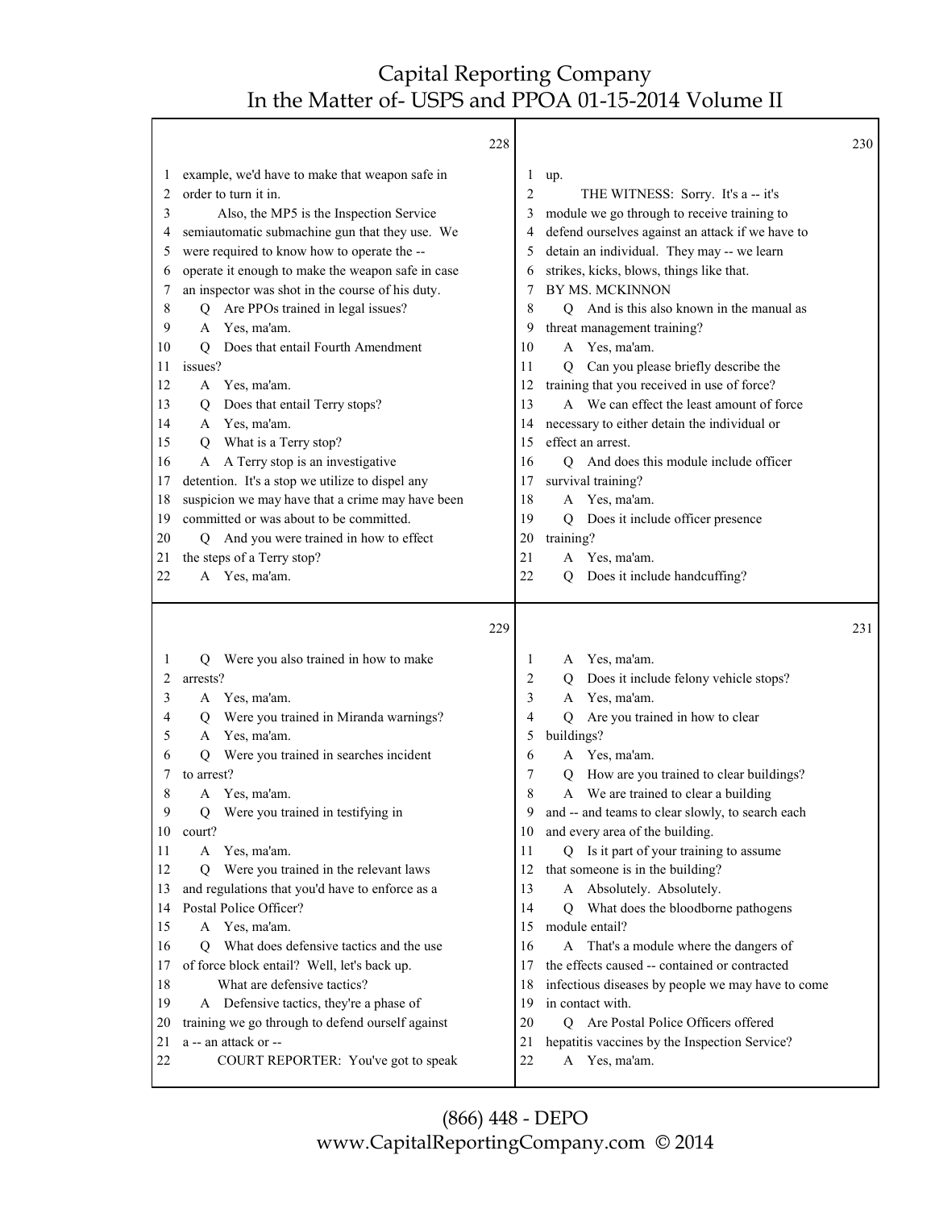**228**

1 example, we'd have to make that weapon safe in
2 order to turn it in.
3 Also, the MP5 is the Inspection Service
4 semiautomatic submachine gun that they use. We
5 were required to know how to operate the --
6 operate it enough to make the weapon safe in case
7 an inspector was shot in the course of his duty.
8 Q Are PPOs trained in legal issues?
9 A Yes, ma'am.
10 Q Does that entail Fourth Amendment
11 issues?
12 A Yes, ma'am.
13 Q Does that entail Terry stops?
14 A Yes, ma'am.
15 Q What is a Terry stop?
16 A A Terry stop is an investigative
17 detention. It's a stop we utilize to dispel any
18 suspicion we may have that a crime may have been
19 committed or was about to be committed.
20 Q And you were trained in how to effect
21 the steps of a Terry stop?
22 A Yes, ma'am.

**229**

1 Q Were you also trained in how to make
2 arrests?
3 A Yes, ma'am.
4 Q Were you trained in Miranda warnings?
5 A Yes, ma'am.
6 Q Were you trained in searches incident
7 to arrest?
8 A Yes, ma'am.
9 Q Were you trained in testifying in
10 court?
11 A Yes, ma'am.
12 Q Were you trained in the relevant laws
13 and regulations that you'd have to enforce as a
14 Postal Police Officer?
15 A Yes, ma'am.
16 Q What does defensive tactics and the use
17 of force block entail? Well, let's back up.
18 What are defensive tactics?
19 A Defensive tactics, they're a phase of
20 training we go through to defend ourself against
21 a -- an attack or --
22 COURT REPORTER: You've got to speak

**230**

1 up.
2 THE WITNESS: Sorry. It's a -- it's
3 module we go through to receive training to
4 defend ourselves against an attack if we have to
5 detain an individual. They may -- we learn
6 strikes, kicks, blows, things like that.
7 BY MS. MCKINNON
8 Q And is this also known in the manual as
9 threat management training?
10 A Yes, ma'am.
11 Q Can you please briefly describe the
12 training that you received in use of force?
13 A We can effect the least amount of force
14 necessary to either detain the individual or
15 effect an arrest.
16 Q And does this module include officer
17 survival training?
18 A Yes, ma'am.
19 Q Does it include officer presence
20 training?
21 A Yes, ma'am.
22 Q Does it include handcuffing?

**231**

1 A Yes, ma'am.
2 Q Does it include felony vehicle stops?
3 A Yes, ma'am.
4 Q Are you trained in how to clear
5 buildings?
6 A Yes, ma'am.
7 Q How are you trained to clear buildings?
8 A We are trained to clear a building
9 and -- and teams to clear slowly, to search each
10 and every area of the building.
11 Q Is it part of your training to assume
12 that someone is in the building?
13 A Absolutely. Absolutely.
14 Q What does the bloodborne pathogens
15 module entail?
16 A That's a module where the dangers of
17 the effects caused -- contained or contracted
18 infectious diseases by people we may have to come
19 in contact with.
20 Q Are Postal Police Officers offered
21 hepatitis vaccines by the Inspection Service?
22 A Yes, ma'am.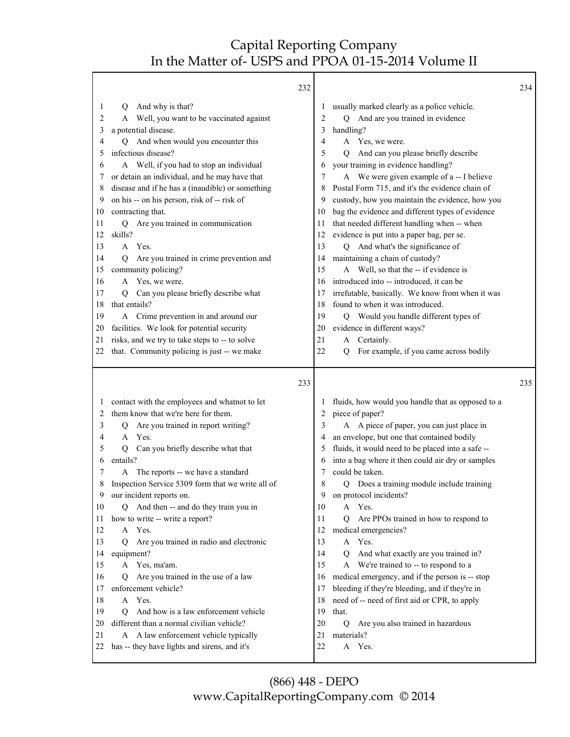232

1 Q And why is that?
2 A Well, you want to be vaccinated against
3 a potential disease.
4 Q And when would you encounter this
5 infectious disease?
6 A Well, if you had to stop an individual
7 or detain an individual, and he may have that
8 disease and if he has a (inaudible) or something
9 on his -- on his person, risk of -- risk of
10 contracting that.
11 Q Are you trained in communication
12 skills?
13 A Yes.
14 Q Are you trained in crime prevention and
15 community policing?
16 A Yes, we were.
17 Q Can you please briefly describe what
18 that entails?
19 A Crime prevention in and around our
20 facilities. We look for potential security
21 risks, and we try to take steps to -- to solve
22 that. Community policing is just -- we make

233

1 contact with the employees and whatnot to let
2 them know that we're here for them.
3 Q Are you trained in report writing?
4 A Yes.
5 Q Can you briefly describe what that
6 entails?
7 A The reports -- we have a standard
8 Inspection Service 5309 form that we write all of
9 our incident reports on.
10 Q And then -- and do they train you in
11 how to write -- write a report?
12 A Yes.
13 Q Are you trained in radio and electronic
14 equipment?
15 A Yes, ma'am.
16 Q Are you trained in the use of a law
17 enforcement vehicle?
18 A Yes.
19 Q And how is a law enforcement vehicle
20 different than a normal civilian vehicle?
21 A A law enforcement vehicle typically
22 has -- they have lights and sirens, and it's

234

1 usually marked clearly as a police vehicle.
2 Q And are you trained in evidence
3 handling?
4 A Yes, we were.
5 Q And can you please briefly describe
6 your training in evidence handling?
7 A We were given example of a -- I believe
8 Postal Form 715, and it's the evidence chain of
9 custody, how you maintain the evidence, how you
10 bag the evidence and different types of evidence
11 that needed different handling when -- when
12 evidence is put into a paper bag, per se.
13 Q And what's the significance of
14 maintaining a chain of custody?
15 A Well, so that the -- if evidence is
16 introduced into -- introduced, it can be
17 irrefutable, basically. We know from when it was
18 found to when it was introduced.
19 Q Would you handle different types of
20 evidence in different ways?
21 A Certainly.
22 Q For example, if you came across bodily

235

1 fluids, how would you handle that as opposed to a
2 piece of paper?
3 A A piece of paper, you can just place in
4 an envelope, but one that contained bodily
5 fluids, it would need to be placed into a safe --
6 into a bag where it then could air dry or samples
7 could be taken.
8 Q Does a training module include training
9 on protocol incidents?
10 A Yes.
11 Q Are PPOs trained in how to respond to
12 medical emergencies?
13 A Yes.
14 Q And what exactly are you trained in?
15 A We're trained to -- to respond to a
16 medical emergency, and if the person is -- stop
17 bleeding if they're bleeding, and if they're in
18 need of -- need of first aid or CPR, to apply
19 that.
20 Q Are you also trained in hazardous
21 materials?
22 A Yes.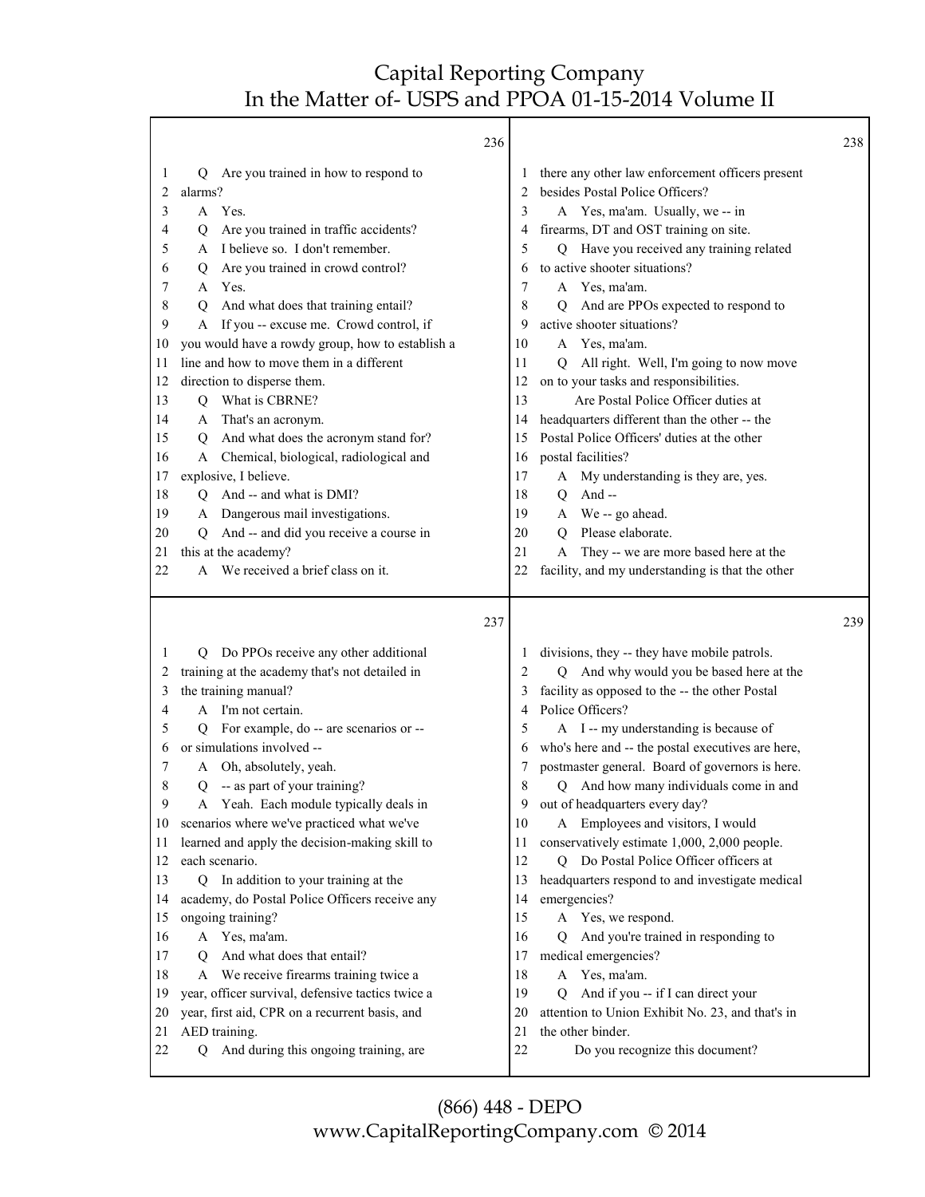236

1 Q Are you trained in how to respond to
2 alarms?
3 A Yes.
4 Q Are you trained in traffic accidents?
5 A I believe so. I don't remember.
6 Q Are you trained in crowd control?
7 A Yes.
8 Q And what does that training entail?
9 A If you -- excuse me. Crowd control, if
10 you would have a rowdy group, how to establish a
11 line and how to move them in a different
12 direction to disperse them.
13 Q What is CBRNE?
14 A That's an acronym.
15 Q And what does the acronym stand for?
16 A Chemical, biological, radiological and
17 explosive, I believe.
18 Q And -- and what is DMI?
19 A Dangerous mail investigations.
20 Q And -- and did you receive a course in
21 this at the academy?
22 A We received a brief class on it.

237

1 Q Do PPOs receive any other additional
2 training at the academy that's not detailed in
3 the training manual?
4 A I'm not certain.
5 Q For example, do -- are scenarios or --
6 or simulations involved --
7 A Oh, absolutely, yeah.
8 Q -- as part of your training?
9 A Yeah. Each module typically deals in
10 scenarios where we've practiced what we've
11 learned and apply the decision-making skill to
12 each scenario.
13 Q In addition to your training at the
14 academy, do Postal Police Officers receive any
15 ongoing training?
16 A Yes, ma'am.
17 Q And what does that entail?
18 A We receive firearms training twice a
19 year, officer survival, defensive tactics twice a
20 year, first aid, CPR on a recurrent basis, and
21 AED training.
22 Q And during this ongoing training, are

238

1 there any other law enforcement officers present
2 besides Postal Police Officers?
3 A Yes, ma'am. Usually, we -- in
4 firearms, DT and OST training on site.
5 Q Have you received any training related
6 to active shooter situations?
7 A Yes, ma'am.
8 Q And are PPOs expected to respond to
9 active shooter situations?
10 A Yes, ma'am.
11 Q All right. Well, I'm going to now move
12 on to your tasks and responsibilities.
13 Are Postal Police Officer duties at
14 headquarters different than the other -- the
15 Postal Police Officers' duties at the other
16 postal facilities?
17 A My understanding is they are, yes.
18 Q And --
19 A We -- go ahead.
20 Q Please elaborate.
21 A They -- we are more based here at the
22 facility, and my understanding is that the other

239

1 divisions, they -- they have mobile patrols.
2 Q And why would you be based here at the
3 facility as opposed to the -- the other Postal
4 Police Officers?
5 A I -- my understanding is because of
6 who's here and -- the postal executives are here,
7 postmaster general. Board of governors is here.
8 Q And how many individuals come in and
9 out of headquarters every day?
10 A Employees and visitors, I would
11 conservatively estimate 1,000, 2,000 people.
12 Q Do Postal Police Officer officers at
13 headquarters respond to and investigate medical
14 emergencies?
15 A Yes, we respond.
16 Q And you're trained in responding to
17 medical emergencies?
18 A Yes, ma'am.
19 Q And if you -- if I can direct your
20 attention to Union Exhibit No. 23, and that's in
21 the other binder.
22 Do you recognize this document?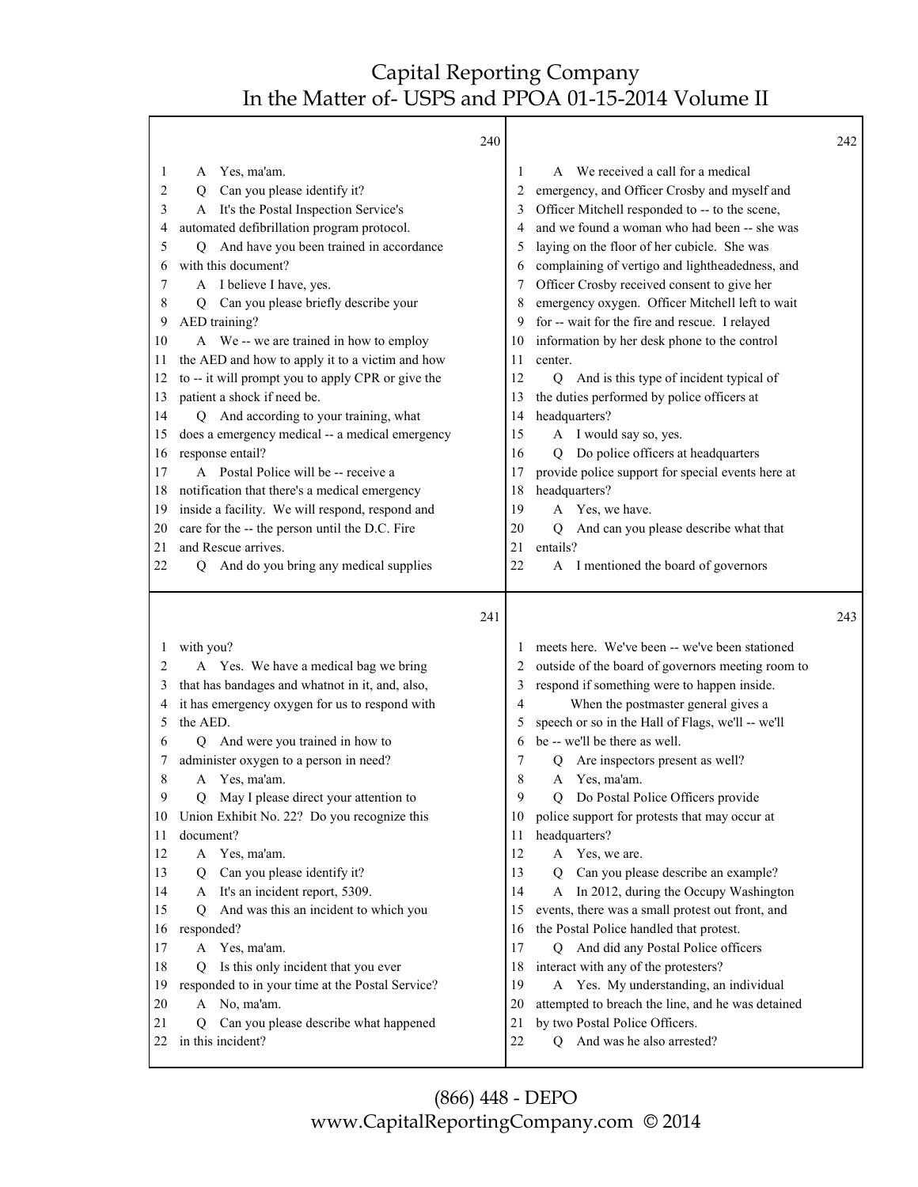240

1 A Yes, ma'am.
2 Q Can you please identify it?
3 A It's the Postal Inspection Service's
4 automated defibrillation program protocol.
5 Q And have you been trained in accordance
6 with this document?
7 A I believe I have, yes.
8 Q Can you please briefly describe your
9 AED training?
10 A We -- we are trained in how to employ
11 the AED and how to apply it to a victim and how
12 to -- it will prompt you to apply CPR or give the
13 patient a shock if need be.
14 Q And according to your training, what
15 does a emergency medical -- a medical emergency
16 response entail?
17 A Postal Police will be -- receive a
18 notification that there's a medical emergency
19 inside a facility. We will respond, respond and
20 care for the -- the person until the D.C. Fire
21 and Rescue arrives.
22 Q And do you bring any medical supplies

241

1 with you?
2 A Yes. We have a medical bag we bring
3 that has bandages and whatnot in it, and, also,
4 it has emergency oxygen for us to respond with
5 the AED.
6 Q And were you trained in how to
7 administer oxygen to a person in need?
8 A Yes, ma'am.
9 Q May I please direct your attention to
10 Union Exhibit No. 22? Do you recognize this
11 document?
12 A Yes, ma'am.
13 Q Can you please identify it?
14 A It's an incident report, 5309.
15 Q And was this an incident to which you
16 responded?
17 A Yes, ma'am.
18 Q Is this only incident that you ever
19 responded to in your time at the Postal Service?
20 A No, ma'am.
21 Q Can you please describe what happened
22 in this incident?

242

1 A We received a call for a medical
2 emergency, and Officer Crosby and myself and
3 Officer Mitchell responded to -- to the scene,
4 and we found a woman who had been -- she was
5 laying on the floor of her cubicle. She was
6 complaining of vertigo and lightheadedness, and
7 Officer Crosby received consent to give her
8 emergency oxygen. Officer Mitchell left to wait
9 for -- wait for the fire and rescue. I relayed
10 information by her desk phone to the control
11 center.
12 Q And is this type of incident typical of
13 the duties performed by police officers at
14 headquarters?
15 A I would say so, yes.
16 Q Do police officers at headquarters
17 provide police support for special events here at
18 headquarters?
19 A Yes, we have.
20 Q And can you please describe what that
21 entails?
22 A I mentioned the board of governors

243

1 meets here. We've been -- we've been stationed
2 outside of the board of governors meeting room to
3 respond if something were to happen inside.
4 When the postmaster general gives a
5 speech or so in the Hall of Flags, we'll -- we'll
6 be -- we'll be there as well.
7 Q Are inspectors present as well?
8 A Yes, ma'am.
9 Q Do Postal Police Officers provide
10 police support for protests that may occur at
11 headquarters?
12 A Yes, we are.
13 Q Can you please describe an example?
14 A In 2012, during the Occupy Washington
15 events, there was a small protest out front, and
16 the Postal Police handled that protest.
17 Q And did any Postal Police officers
18 interact with any of the protesters?
19 A Yes. My understanding, an individual
20 attempted to breach the line, and he was detained
21 by two Postal Police Officers.
22 Q And was he also arrested?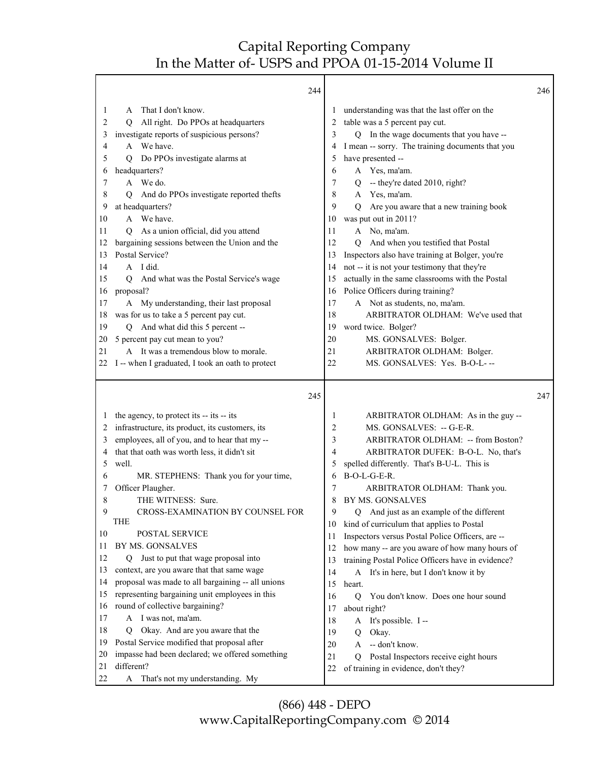244

1 A That I don't know.
2 Q All right. Do PPOs at headquarters
3 investigate reports of suspicious persons?
4 A We have.
5 Q Do PPOs investigate alarms at
6 headquarters?
7 A We do.
8 Q And do PPOs investigate reported thefts
9 at headquarters?
10 A We have.
11 Q As a union official, did you attend
12 bargaining sessions between the Union and the
13 Postal Service?
14 A I did.
15 Q And what was the Postal Service's wage
16 proposal?
17 A My understanding, their last proposal
18 was for us to take a 5 percent pay cut.
19 Q And what did this 5 percent --
20 5 percent pay cut mean to you?
21 A It was a tremendous blow to morale.
22 I -- when I graduated, I took an oath to protect

245

1 the agency, to protect its -- its -- its
2 infrastructure, its product, its customers, its
3 employees, all of you, and to hear that my --
4 that that oath was worth less, it didn't sit
5 well.
6 MR. STEPHENS: Thank you for your time,
7 Officer Plaugher.
8 THE WITNESS: Sure.
9 CROSS-EXAMINATION BY COUNSEL FOR THE
10 POSTAL SERVICE
11 BY MS. GONSALVES
12 Q Just to put that wage proposal into
13 context, are you aware that that same wage
14 proposal was made to all bargaining -- all unions
15 representing bargaining unit employees in this
16 round of collective bargaining?
17 A I was not, ma'am.
18 Q Okay. And are you aware that the
19 Postal Service modified that proposal after
20 impasse had been declared; we offered something
21 different?
22 A That's not my understanding. My

246

1 understanding was that the last offer on the
2 table was a 5 percent pay cut.
3 Q In the wage documents that you have --
4 I mean -- sorry. The training documents that you
5 have presented --
6 A Yes, ma'am.
7 Q -- they're dated 2010, right?
8 A Yes, ma'am.
9 Q Are you aware that a new training book
10 was put out in 2011?
11 A No, ma'am.
12 Q And when you testified that Postal
13 Inspectors also have training at Bolger, you're
14 not -- it is not your testimony that they're
15 actually in the same classrooms with the Postal
16 Police Officers during training?
17 A Not as students, no, ma'am.
18 ARBITRATOR OLDHAM: We've used that
19 word twice. Bolger?
20 MS. GONSALVES: Bolger.
21 ARBITRATOR OLDHAM: Bolger.
22 MS. GONSALVES: Yes. B-O-L- --

247

1 ARBITRATOR OLDHAM: As in the guy --
2 MS. GONSALVES: -- G-E-R.
3 ARBITRATOR OLDHAM: -- from Boston?
4 ARBITRATOR DUFEK: B-O-L. No, that's
5 spelled differently. That's B-U-L. This is
6 B-O-L-G-E-R.
7 ARBITRATOR OLDHAM: Thank you.
8 BY MS. GONSALVES
9 Q And just as an example of the different
10 kind of curriculum that applies to Postal
11 Inspectors versus Postal Police Officers, are --
12 how many -- are you aware of how many hours of
13 training Postal Police Officers have in evidence?
14 A It's in here, but I don't know it by
15 heart.
16 Q You don't know. Does one hour sound
17 about right?
18 A It's possible. I --
19 Q Okay.
20 A -- don't know.
21 Q Postal Inspectors receive eight hours
22 of training in evidence, don't they?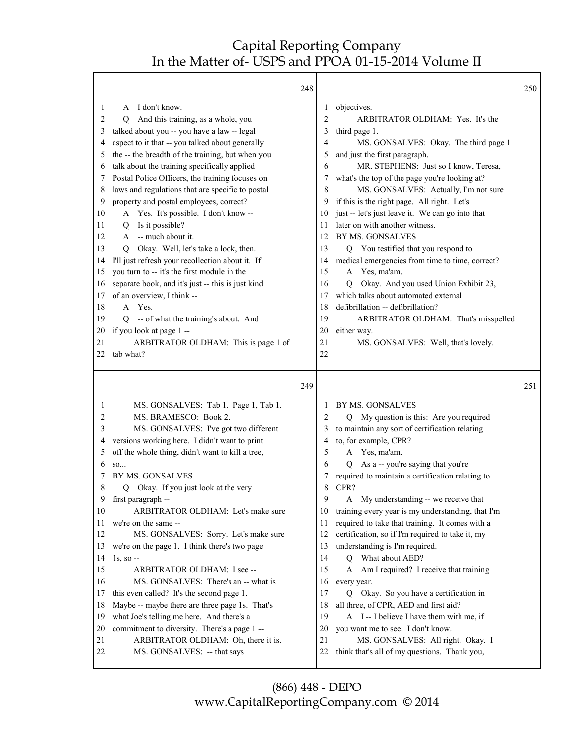248

1 A I don't know.
2 Q And this training, as a whole, you
3 talked about you -- you have a law -- legal
4 aspect to it that -- you talked about generally
5 the -- the breadth of the training, but when you
6 talk about the training specifically applied
7 Postal Police Officers, the training focuses on
8 laws and regulations that are specific to postal
9 property and postal employees, correct?
10 A Yes. It's possible. I don't know --
11 Q Is it possible?
12 A -- much about it.
13 Q Okay. Well, let's take a look, then.
14 I'll just refresh your recollection about it. If
15 you turn to -- it's the first module in the
16 separate book, and it's just -- this is just kind
17 of an overview, I think --
18 A Yes.
19 Q -- of what the training's about. And
20 if you look at page 1 --
21 ARBITRATOR OLDHAM: This is page 1 of
22 tab what?

249

1 MS. GONSALVES: Tab 1. Page 1, Tab 1.
2 MS. BRAMESCO: Book 2.
3 MS. GONSALVES: I've got two different
4 versions working here. I didn't want to print
5 off the whole thing, didn't want to kill a tree,
6 so...
7 BY MS. GONSALVES
8 Q Okay. If you just look at the very
9 first paragraph --
10 ARBITRATOR OLDHAM: Let's make sure
11 we're on the same --
12 MS. GONSALVES: Sorry. Let's make sure
13 we're on the page 1. I think there's two page
14 1s, so --
15 ARBITRATOR OLDHAM: I see --
16 MS. GONSALVES: There's an -- what is
17 this even called? It's the second page 1.
18 Maybe -- maybe there are three page 1s. That's
19 what Joe's telling me here. And there's a
20 commitment to diversity. There's a page 1 --
21 ARBITRATOR OLDHAM: Oh, there it is.
22 MS. GONSALVES: -- that says

250

1 objectives.
2 ARBITRATOR OLDHAM: Yes. It's the
3 third page 1.
4 MS. GONSALVES: Okay. The third page 1
5 and just the first paragraph.
6 MR. STEPHENS: Just so I know, Teresa,
7 what's the top of the page you're looking at?
8 MS. GONSALVES: Actually, I'm not sure
9 if this is the right page. All right. Let's
10 just -- let's just leave it. We can go into that
11 later on with another witness.
12 BY MS. GONSALVES
13 Q You testified that you respond to
14 medical emergencies from time to time, correct?
15 A Yes, ma'am.
16 Q Okay. And you used Union Exhibit 23,
17 which talks about automated external
18 defibrillation -- defibrillation?
19 ARBITRATOR OLDHAM: That's misspelled
20 either way.
21 MS. GONSALVES: Well, that's lovely.
22

251

1 BY MS. GONSALVES
2 Q My question is this: Are you required
3 to maintain any sort of certification relating
4 to, for example, CPR?
5 A Yes, ma'am.
6 Q As a -- you're saying that you're
7 required to maintain a certification relating to
8 CPR?
9 A My understanding -- we receive that
10 training every year is my understanding, that I'm
11 required to take that training. It comes with a
12 certification, so if I'm required to take it, my
13 understanding is I'm required.
14 Q What about AED?
15 A Am I required? I receive that training
16 every year.
17 Q Okay. So you have a certification in
18 all three, of CPR, AED and first aid?
19 A I -- I believe I have them with me, if
20 you want me to see. I don't know.
21 MS. GONSALVES: All right. Okay. I
22 think that's all of my questions. Thank you,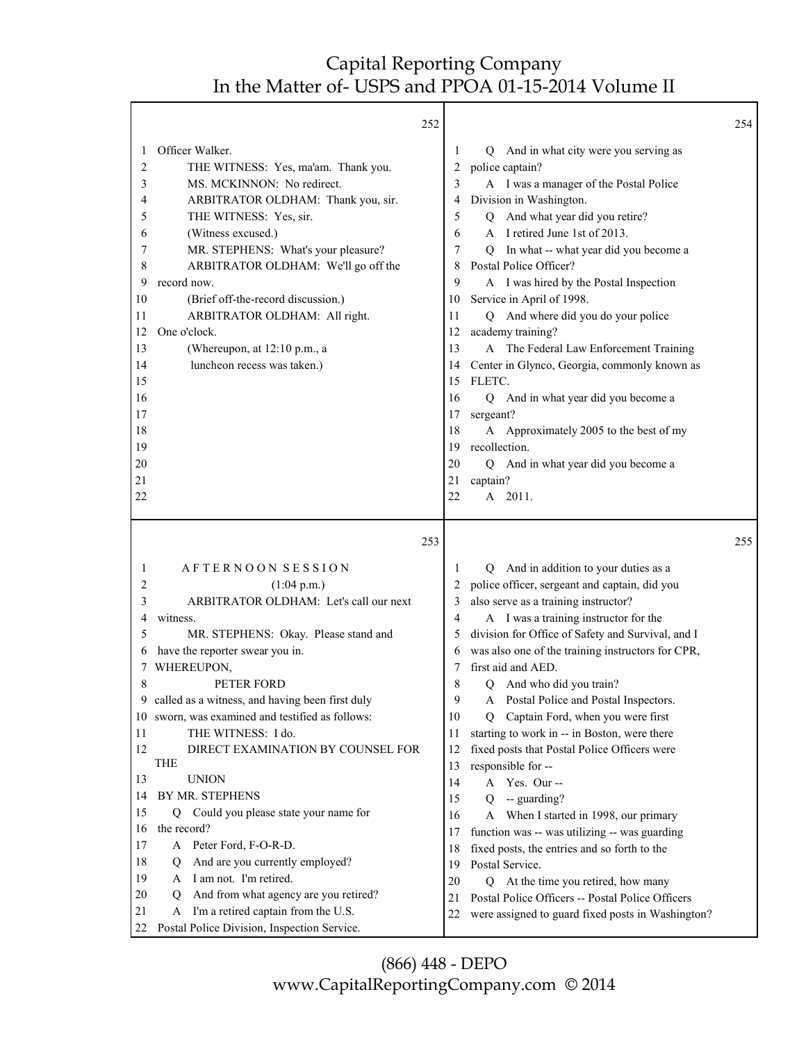252

1 Officer Walker.
2 THE WITNESS: Yes, ma'am. Thank you.
3 MS. MCKINNON: No redirect.
4 ARBITRATOR OLDHAM: Thank you, sir.
5 THE WITNESS: Yes, sir.
6 (Witness excused.)
7 MR. STEPHENS: What's your pleasure?
8 ARBITRATOR OLDHAM: We'll go off the
9 record now.
10 (Brief off-the-record discussion.)
11 ARBITRATOR OLDHAM: All right.
12 One o'clock.
13 (Whereupon, at 12:10 p.m., a
14 luncheon recess was taken.)
15
16
17
18
19
20
21
22

253

1 A F T E R N O O N S E S S I O N
2 (1:04 p.m.)
3 ARBITRATOR OLDHAM: Let's call our next
4 witness.
5 MR. STEPHENS: Okay. Please stand and
6 have the reporter swear you in.
7 WHEREUPON,
8 PETER FORD
9 called as a witness, and having been first duly
10 sworn, was examined and testified as follows:
11 THE WITNESS: I do.
12 DIRECT EXAMINATION BY COUNSEL FOR THE
13 UNION
14 BY MR. STEPHENS
15 Q Could you please state your name for
16 the record?
17 A Peter Ford, F-O-R-D.
18 Q And are you currently employed?
19 A I am not. I'm retired.
20 Q And from what agency are you retired?
21 A I'm a retired captain from the U.S.
22 Postal Police Division, Inspection Service.

254

1 Q And in what city were you serving as
2 police captain?
3 A I was a manager of the Postal Police
4 Division in Washington.
5 Q And what year did you retire?
6 A I retired June 1st of 2013.
7 Q In what -- what year did you become a
8 Postal Police Officer?
9 A I was hired by the Postal Inspection
10 Service in April of 1998.
11 Q And where did you do your police
12 academy training?
13 A The Federal Law Enforcement Training
14 Center in Glynco, Georgia, commonly known as
15 FLETC.
16 Q And in what year did you become a
17 sergeant?
18 A Approximately 2005 to the best of my
19 recollection.
20 Q And in what year did you become a
21 captain?
22 A 2011.

255

1 Q And in addition to your duties as a
2 police officer, sergeant and captain, did you
3 also serve as a training instructor?
4 A I was a training instructor for the
5 division for Office of Safety and Survival, and I
6 was also one of the training instructors for CPR,
7 first aid and AED.
8 Q And who did you train?
9 A Postal Police and Postal Inspectors.
10 Q Captain Ford, when you were first
11 starting to work in -- in Boston, were there
12 fixed posts that Postal Police Officers were
13 responsible for --
14 A Yes. Our --
15 Q -- guarding?
16 A When I started in 1998, our primary
17 function was -- was utilizing -- was guarding
18 fixed posts, the entries and so forth to the
19 Postal Service.
20 Q At the time you retired, how many
21 Postal Police Officers -- Postal Police Officers
22 were assigned to guard fixed posts in Washington?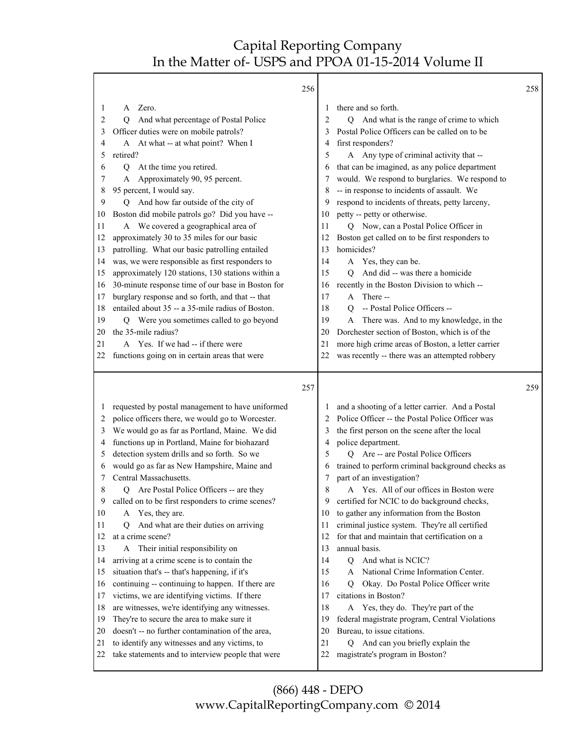256

1 A Zero.
2 Q And what percentage of Postal Police
3 Officer duties were on mobile patrols?
4 A At what -- at what point? When I
5 retired?
6 Q At the time you retired.
7 A Approximately 90, 95 percent.
8 95 percent, I would say.
9 Q And how far outside of the city of
10 Boston did mobile patrols go? Did you have --
11 A We covered a geographical area of
12 approximately 30 to 35 miles for our basic
13 patrolling. What our basic patrolling entailed
14 was, we were responsible as first responders to
15 approximately 120 stations, 130 stations within a
16 30-minute response time of our base in Boston for
17 burglary response and so forth, and that -- that
18 entailed about 35 -- a 35-mile radius of Boston.
19 Q Were you sometimes called to go beyond
20 the 35-mile radius?
21 A Yes. If we had -- if there were
22 functions going on in certain areas that were

257

1 requested by postal management to have uniformed
2 police officers there, we would go to Worcester.
3 We would go as far as Portland, Maine. We did
4 functions up in Portland, Maine for biohazard
5 detection system drills and so forth. So we
6 would go as far as New Hampshire, Maine and
7 Central Massachusetts.
8 Q Are Postal Police Officers -- are they
9 called on to be first responders to crime scenes?
10 A Yes, they are.
11 Q And what are their duties on arriving
12 at a crime scene?
13 A Their initial responsibility on
14 arriving at a crime scene is to contain the
15 situation that's -- that's happening, if it's
16 continuing -- continuing to happen. If there are
17 victims, we are identifying victims. If there
18 are witnesses, we're identifying any witnesses.
19 They're to secure the area to make sure it
20 doesn't -- no further contamination of the area,
21 to identify any witnesses and any victims, to
22 take statements and to interview people that were

258

1 there and so forth.
2 Q And what is the range of crime to which
3 Postal Police Officers can be called on to be
4 first responders?
5 A Any type of criminal activity that --
6 that can be imagined, as any police department
7 would. We respond to burglaries. We respond to
8 -- in response to incidents of assault. We
9 respond to incidents of threats, petty larceny,
10 petty -- petty or otherwise.
11 Q Now, can a Postal Police Officer in
12 Boston get called on to be first responders to
13 homicides?
14 A Yes, they can be.
15 Q And did -- was there a homicide
16 recently in the Boston Division to which --
17 A There --
18 Q -- Postal Police Officers --
19 A There was. And to my knowledge, in the
20 Dorchester section of Boston, which is of the
21 more high crime areas of Boston, a letter carrier
22 was recently -- there was an attempted robbery

259

1 and a shooting of a letter carrier. And a Postal
2 Police Officer -- the Postal Police Officer was
3 the first person on the scene after the local
4 police department.
5 Q Are -- are Postal Police Officers
6 trained to perform criminal background checks as
7 part of an investigation?
8 A Yes. All of our offices in Boston were
9 certified for NCIC to do background checks,
10 to gather any information from the Boston
11 criminal justice system. They're all certified
12 for that and maintain that certification on a
13 annual basis.
14 Q And what is NCIC?
15 A National Crime Information Center.
16 Q Okay. Do Postal Police Officer write
17 citations in Boston?
18 A Yes, they do. They're part of the
19 federal magistrate program, Central Violations
20 Bureau, to issue citations.
21 Q And can you briefly explain the
22 magistrate's program in Boston?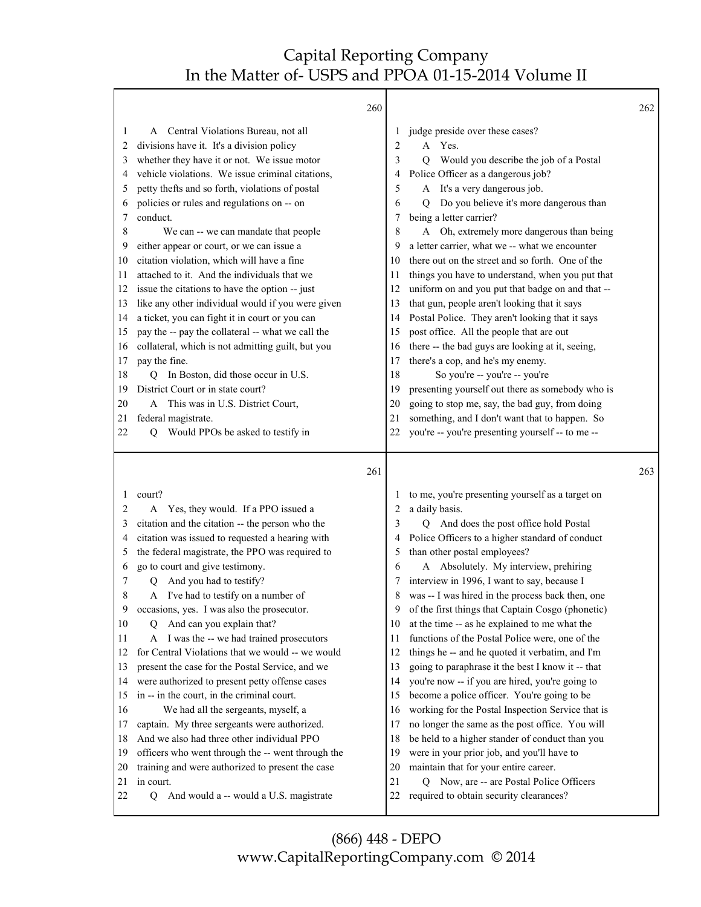**260**

1 A Central Violations Bureau, not all
2 divisions have it. It's a division policy
3 whether they have it or not. We issue motor
4 vehicle violations. We issue criminal citations,
5 petty thefts and so forth, violations of postal
6 policies or rules and regulations on -- on
7 conduct.
8 We can -- we can mandate that people
9 either appear or court, or we can issue a
10 citation violation, which will have a fine
11 attached to it. And the individuals that we
12 issue the citations to have the option -- just
13 like any other individual would if you were given
14 a ticket, you can fight it in court or you can
15 pay the -- pay the collateral -- what we call the
16 collateral, which is not admitting guilt, but you
17 pay the fine.
18 Q In Boston, did those occur in U.S.
19 District Court or in state court?
20 A This was in U.S. District Court,
21 federal magistrate.
22 Q Would PPOs be asked to testify in

**261**

1 court?
2 A Yes, they would. If a PPO issued a
3 citation and the citation -- the person who the
4 citation was issued to requested a hearing with
5 the federal magistrate, the PPO was required to
6 go to court and give testimony.
7 Q And you had to testify?
8 A I've had to testify on a number of
9 occasions, yes. I was also the prosecutor.
10 Q And can you explain that?
11 A I was the -- we had trained prosecutors
12 for Central Violations that we would -- we would
13 present the case for the Postal Service, and we
14 were authorized to present petty offense cases
15 in -- in the court, in the criminal court.
16 We had all the sergeants, myself, a
17 captain. My three sergeants were authorized.
18 And we also had three other individual PPO
19 officers who went through the -- went through the
20 training and were authorized to present the case
21 in court.
22 Q And would a -- would a U.S. magistrate

**262**

1 judge preside over these cases?
2 A Yes.
3 Q Would you describe the job of a Postal
4 Police Officer as a dangerous job?
5 A It's a very dangerous job.
6 Q Do you believe it's more dangerous than
7 being a letter carrier?
8 A Oh, extremely more dangerous than being
9 a letter carrier, what we -- what we encounter
10 there out on the street and so forth. One of the
11 things you have to understand, when you put that
12 uniform on and you put that badge on and that --
13 that gun, people aren't looking that it says
14 Postal Police. They aren't looking that it says
15 post office. All the people that are out
16 there -- the bad guys are looking at it, seeing,
17 there's a cop, and he's my enemy.
18 So you're -- you're -- you're
19 presenting yourself out there as somebody who is
20 going to stop me, say, the bad guy, from doing
21 something, and I don't want that to happen. So
22 you're -- you're presenting yourself -- to me --

**263**

1 to me, you're presenting yourself as a target on
2 a daily basis.
3 Q And does the post office hold Postal
4 Police Officers to a higher standard of conduct
5 than other postal employees?
6 A Absolutely. My interview, prehiring
7 interview in 1996, I want to say, because I
8 was -- I was hired in the process back then, one
9 of the first things that Captain Cosgo (phonetic)
10 at the time -- as he explained to me what the
11 functions of the Postal Police were, one of the
12 things he -- and he quoted it verbatim, and I'm
13 going to paraphrase it the best I know it -- that
14 you're now -- if you are hired, you're going to
15 become a police officer. You're going to be
16 working for the Postal Inspection Service that is
17 no longer the same as the post office. You will
18 be held to a higher stander of conduct than you
19 were in your prior job, and you'll have to
20 maintain that for your entire career.
21 Q Now, are -- are Postal Police Officers
22 required to obtain security clearances?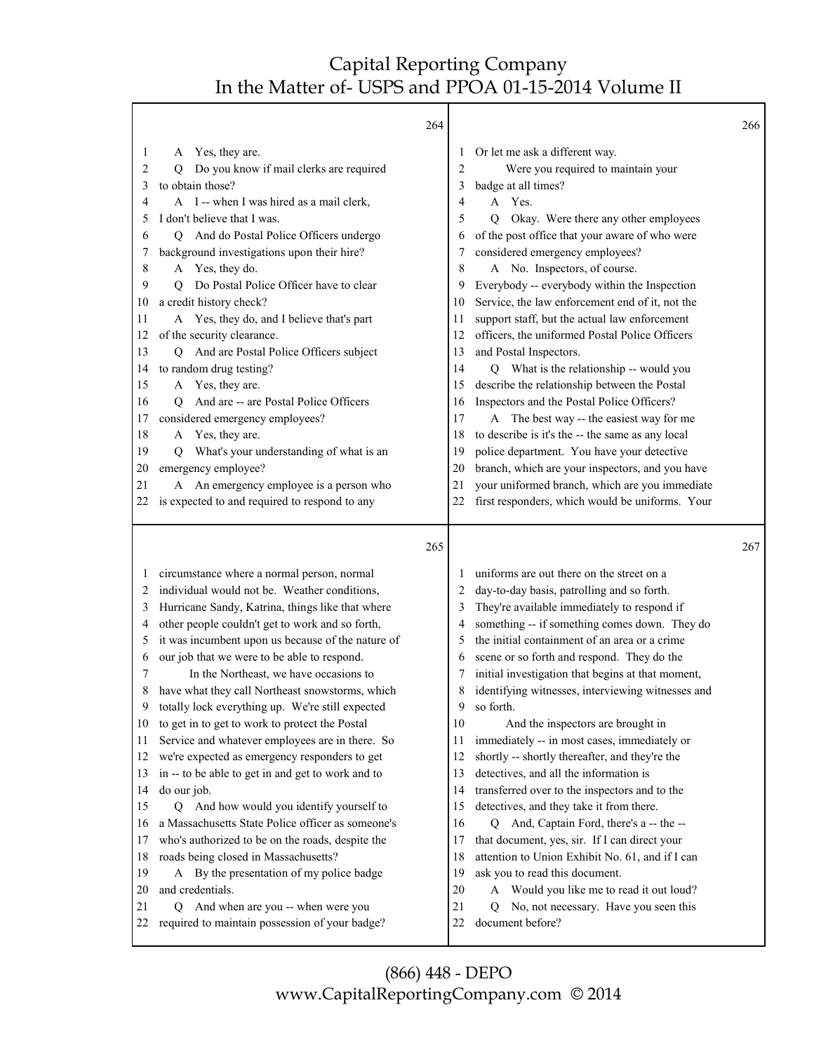264

1 A Yes, they are.
2 Q Do you know if mail clerks are required
3 to obtain those?
4 A I -- when I was hired as a mail clerk,
5 I don't believe that I was.
6 Q And do Postal Police Officers undergo
7 background investigations upon their hire?
8 A Yes, they do.
9 Q Do Postal Police Officer have to clear
10 a credit history check?
11 A Yes, they do, and I believe that's part
12 of the security clearance.
13 Q And are Postal Police Officers subject
14 to random drug testing?
15 A Yes, they are.
16 Q And are -- are Postal Police Officers
17 considered emergency employees?
18 A Yes, they are.
19 Q What's your understanding of what is an
20 emergency employee?
21 A An emergency employee is a person who
22 is expected to and required to respond to any

265

1 circumstance where a normal person, normal
2 individual would not be. Weather conditions,
3 Hurricane Sandy, Katrina, things like that where
4 other people couldn't get to work and so forth,
5 it was incumbent upon us because of the nature of
6 our job that we were to be able to respond.
7 In the Northeast, we have occasions to
8 have what they call Northeast snowstorms, which
9 totally lock everything up. We're still expected
10 to get in to get to work to protect the Postal
11 Service and whatever employees are in there. So
12 we're expected as emergency responders to get
13 in -- to be able to get in and get to work and to
14 do our job.
15 Q And how would you identify yourself to
16 a Massachusetts State Police officer as someone's
17 who's authorized to be on the roads, despite the
18 roads being closed in Massachusetts?
19 A By the presentation of my police badge
20 and credentials.
21 Q And when are you -- when were you
22 required to maintain possession of your badge?

266

1 Or let me ask a different way.
2 Were you required to maintain your
3 badge at all times?
4 A Yes.
5 Q Okay. Were there any other employees
6 of the post office that your aware of who were
7 considered emergency employees?
8 A No. Inspectors, of course.
9 Everybody -- everybody within the Inspection
10 Service, the law enforcement end of it, not the
11 support staff, but the actual law enforcement
12 officers, the uniformed Postal Police Officers
13 and Postal Inspectors.
14 Q What is the relationship -- would you
15 describe the relationship between the Postal
16 Inspectors and the Postal Police Officers?
17 A The best way -- the easiest way for me
18 to describe is it's the -- the same as any local
19 police department. You have your detective
20 branch, which are your inspectors, and you have
21 your uniformed branch, which are you immediate
22 first responders, which would be uniforms. Your

267

1 uniforms are out there on the street on a
2 day-to-day basis, patrolling and so forth.
3 They're available immediately to respond if
4 something -- if something comes down. They do
5 the initial containment of an area or a crime
6 scene or so forth and respond. They do the
7 initial investigation that begins at that moment,
8 identifying witnesses, interviewing witnesses and
9 so forth.
10 And the inspectors are brought in
11 immediately -- in most cases, immediately or
12 shortly -- shortly thereafter, and they're the
13 detectives, and all the information is
14 transferred over to the inspectors and to the
15 detectives, and they take it from there.
16 Q And, Captain Ford, there's a -- the --
17 that document, yes, sir. If I can direct your
18 attention to Union Exhibit No. 61, and if I can
19 ask you to read this document.
20 A Would you like me to read it out loud?
21 Q No, not necessary. Have you seen this
22 document before?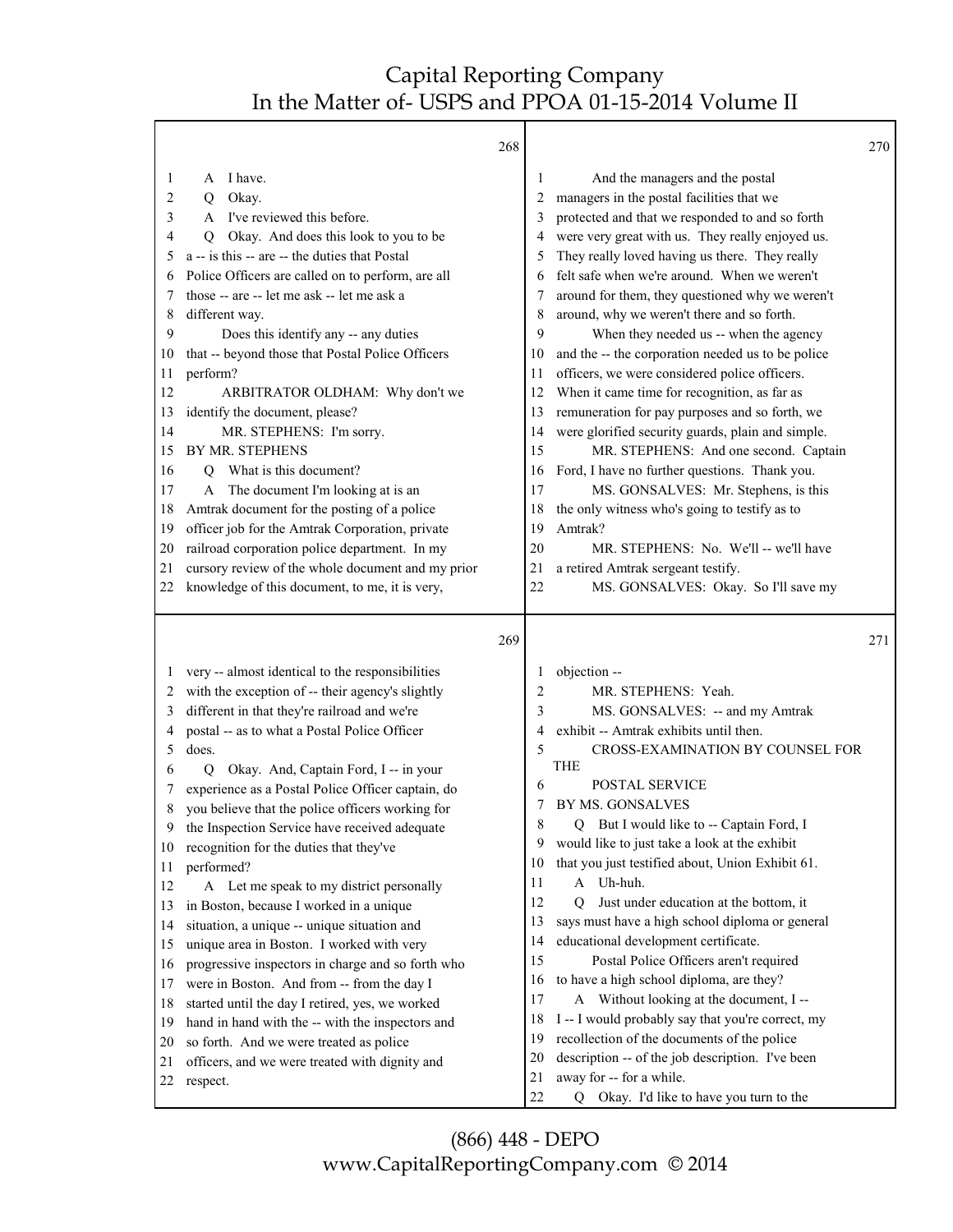268

1 A I have.
2 Q Okay.
3 A I've reviewed this before.
4 Q Okay. And does this look to you to be
5 a -- is this -- are -- the duties that Postal
6 Police Officers are called on to perform, are all
7 those -- are -- let me ask -- let me ask a
8 different way.
9 Does this identify any -- any duties
10 that -- beyond those that Postal Police Officers
11 perform?
12 ARBITRATOR OLDHAM: Why don't we
13 identify the document, please?
14 MR. STEPHENS: I'm sorry.
15 BY MR. STEPHENS
16 Q What is this document?
17 A The document I'm looking at is an
18 Amtrak document for the posting of a police
19 officer job for the Amtrak Corporation, private
20 railroad corporation police department. In my
21 cursory review of the whole document and my prior
22 knowledge of this document, to me, it is very,

269

1 very -- almost identical to the responsibilities
2 with the exception of -- their agency's slightly
3 different in that they're railroad and we're
4 postal -- as to what a Postal Police Officer
5 does.
6 Q Okay. And, Captain Ford, I -- in your
7 experience as a Postal Police Officer captain, do
8 you believe that the police officers working for
9 the Inspection Service have received adequate
10 recognition for the duties that they've
11 performed?
12 A Let me speak to my district personally
13 in Boston, because I worked in a unique
14 situation, a unique -- unique situation and
15 unique area in Boston. I worked with very
16 progressive inspectors in charge and so forth who
17 were in Boston. And from -- from the day I
18 started until the day I retired, yes, we worked
19 hand in hand with the -- with the inspectors and
20 so forth. And we were treated as police
21 officers, and we were treated with dignity and
22 respect.

270

1 And the managers and the postal
2 managers in the postal facilities that we
3 protected and that we responded to and so forth
4 were very great with us. They really enjoyed us.
5 They really loved having us there. They really
6 felt safe when we're around. When we weren't
7 around for them, they questioned why we weren't
8 around, why we weren't there and so forth.
9 When they needed us -- when the agency
10 and the -- the corporation needed us to be police
11 officers, we were considered police officers.
12 When it came time for recognition, as far as
13 remuneration for pay purposes and so forth, we
14 were glorified security guards, plain and simple.
15 MR. STEPHENS: And one second. Captain
16 Ford, I have no further questions. Thank you.
17 MS. GONSALVES: Mr. Stephens, is this
18 the only witness who's going to testify as to
19 Amtrak?
20 MR. STEPHENS: No. We'll -- we'll have
21 a retired Amtrak sergeant testify.
22 MS. GONSALVES: Okay. So I'll save my

271

1 objection --
2 MR. STEPHENS: Yeah.
3 MS. GONSALVES: -- and my Amtrak
4 exhibit -- Amtrak exhibits until then.
5 CROSS-EXAMINATION BY COUNSEL FOR THE
6 POSTAL SERVICE
7 BY MS. GONSALVES
8 Q But I would like to -- Captain Ford, I
9 would like to just take a look at the exhibit
10 that you just testified about, Union Exhibit 61.
11 A Uh-huh.
12 Q Just under education at the bottom, it
13 says must have a high school diploma or general
14 educational development certificate.
15 Postal Police Officers aren't required
16 to have a high school diploma, are they?
17 A Without looking at the document, I --
18 I -- I would probably say that you're correct, my
19 recollection of the documents of the police
20 description -- of the job description. I've been
21 away for -- for a while.
22 Q Okay. I'd like to have you turn to the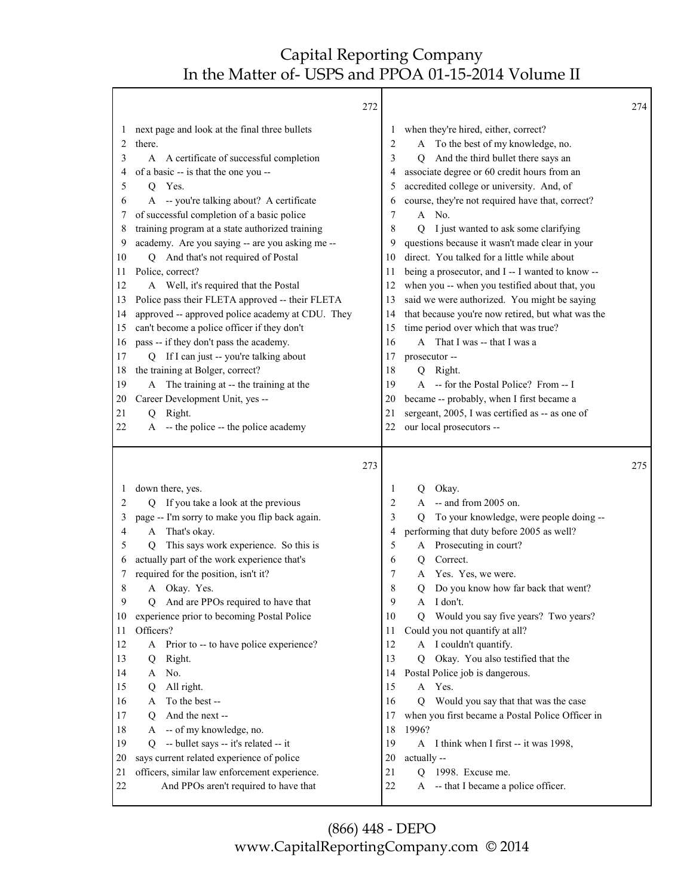272

1 next page and look at the final three bullets
2 there.
3 A A certificate of successful completion
4 of a basic -- is that the one you --
5 Q Yes.
6 A -- you're talking about? A certificate
7 of successful completion of a basic police
8 training program at a state authorized training
9 academy. Are you saying -- are you asking me --
10 Q And that's not required of Postal
11 Police, correct?
12 A Well, it's required that the Postal
13 Police pass their FLETA approved -- their FLETA
14 approved -- approved police academy at CDU. They
15 can't become a police officer if they don't
16 pass -- if they don't pass the academy.
17 Q If I can just -- you're talking about
18 the training at Bolger, correct?
19 A The training at -- the training at the
20 Career Development Unit, yes --
21 Q Right.
22 A -- the police -- the police academy

273

1 down there, yes.
2 Q If you take a look at the previous
3 page -- I'm sorry to make you flip back again.
4 A That's okay.
5 Q This says work experience. So this is
6 actually part of the work experience that's
7 required for the position, isn't it?
8 A Okay. Yes.
9 Q And are PPOs required to have that
10 experience prior to becoming Postal Police
11 Officers?
12 A Prior to -- to have police experience?
13 Q Right.
14 A No.
15 Q All right.
16 A To the best --
17 Q And the next --
18 A -- of my knowledge, no.
19 Q -- bullet says -- it's related -- it
20 says current related experience of police
21 officers, similar law enforcement experience.
22 And PPOs aren't required to have that

274

1 when they're hired, either, correct?
2 A To the best of my knowledge, no.
3 Q And the third bullet there says an
4 associate degree or 60 credit hours from an
5 accredited college or university. And, of
6 course, they're not required have that, correct?
7 A No.
8 Q I just wanted to ask some clarifying
9 questions because it wasn't made clear in your
10 direct. You talked for a little while about
11 being a prosecutor, and I -- I wanted to know --
12 when you -- when you testified about that, you
13 said we were authorized. You might be saying
14 that because you're now retired, but what was the
15 time period over which that was true?
16 A That I was -- that I was a
17 prosecutor --
18 Q Right.
19 A -- for the Postal Police? From -- I
20 became -- probably, when I first became a
21 sergeant, 2005, I was certified as -- as one of
22 our local prosecutors --

275

1 Q Okay.
2 A -- and from 2005 on.
3 Q To your knowledge, were people doing --
4 performing that duty before 2005 as well?
5 A Prosecuting in court?
6 Q Correct.
7 A Yes. Yes, we were.
8 Q Do you know how far back that went?
9 A I don't.
10 Q Would you say five years? Two years?
11 Could you not quantify at all?
12 A I couldn't quantify.
13 Q Okay. You also testified that the
14 Postal Police job is dangerous.
15 A Yes.
16 Q Would you say that that was the case
17 when you first became a Postal Police Officer in
18 1996?
19 A I think when I first -- it was 1998,
20 actually --
21 Q 1998. Excuse me.
22 A -- that I became a police officer.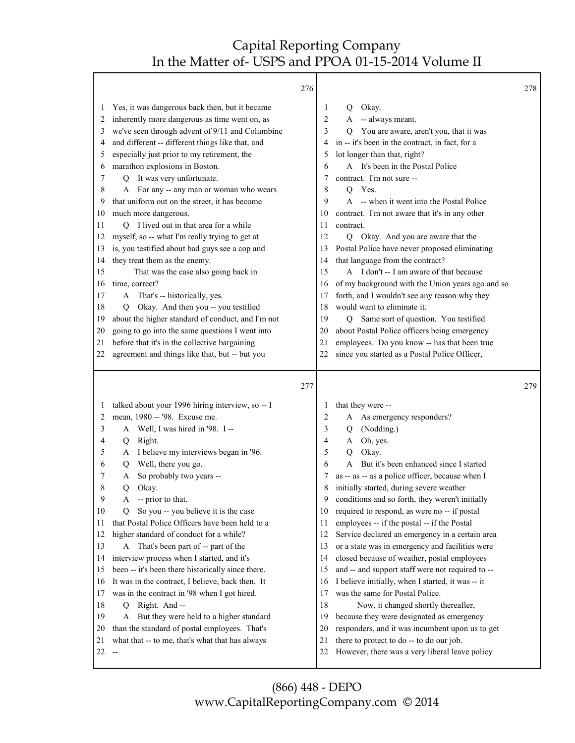**Page 276**

1 Yes, it was dangerous back then, but it became
2 inherently more dangerous as time went on, as
3 we've seen through advent of 9/11 and Columbine
4 and different -- different things like that, and
5 especially just prior to my retirement, the
6 marathon explosions in Boston.
7 Q It was very unfortunate.
8 A For any -- any man or woman who wears
9 that uniform out on the street, it has become
10 much more dangerous.
11 Q I lived out in that area for a while
12 myself, so -- what I'm really trying to get at
13 is, you testified about bad guys see a cop and
14 they treat them as the enemy.
15 That was the case also going back in
16 time, correct?
17 A That's -- historically, yes.
18 Q Okay. And then you -- you testified
19 about the higher standard of conduct, and I'm not
20 going to go into the same questions I went into
21 before that it's in the collective bargaining
22 agreement and things like that, but -- but you

**Page 277**

1 talked about your 1996 hiring interview, so -- I
2 mean, 1980 -- '98. Excuse me.
3 A Well, I was hired in '98. I --
4 Q Right.
5 A I believe my interviews began in '96.
6 Q Well, there you go.
7 A So probably two years --
8 Q Okay.
9 A -- prior to that.
10 Q So you -- you believe it is the case
11 that Postal Police Officers have been held to a
12 higher standard of conduct for a while?
13 A That's been part of -- part of the
14 interview process when I started, and it's
15 been -- it's been there historically since there.
16 It was in the contract, I believe, back then. It
17 was in the contract in '98 when I got hired.
18 Q Right. And --
19 A But they were held to a higher standard
20 than the standard of postal employees. That's
21 what that -- to me, that's what that has always
22 --

**Page 278**

1 Q Okay.
2 A -- always meant.
3 Q You are aware, aren't you, that it was
4 in -- it's been in the contract, in fact, for a
5 lot longer than that, right?
6 A It's been in the Postal Police
7 contract. I'm not sure --
8 Q Yes.
9 A -- when it went into the Postal Police
10 contract. I'm not aware that it's in any other
11 contract.
12 Q Okay. And you are aware that the
13 Postal Police have never proposed eliminating
14 that language from the contract?
15 A I don't -- I am aware of that because
16 of my background with the Union years ago and so
17 forth, and I wouldn't see any reason why they
18 would want to eliminate it.
19 Q Same sort of question. You testified
20 about Postal Police officers being emergency
21 employees. Do you know -- has that been true
22 since you started as a Postal Police Officer,

**Page 279**

1 that they were --
2 A As emergency responders?
3 Q (Nodding.)
4 A Oh, yes.
5 Q Okay.
6 A But it's been enhanced since I started
7 as -- as -- as a police officer, because when I
8 initially started, during severe weather
9 conditions and so forth, they weren't initially
10 required to respond, as were no -- if postal
11 employees -- if the postal -- if the Postal
12 Service declared an emergency in a certain area
13 or a state was in emergency and facilities were
14 closed because of weather, postal employees
15 and -- and support staff were not required to --
16 I believe initially, when I started, it was -- it
17 was the same for Postal Police.
18 Now, it changed shortly thereafter,
19 because they were designated as emergency
20 responders, and it was incumbent upon us to get
21 there to protect to do -- to do our job.
22 However, there was a very liberal leave policy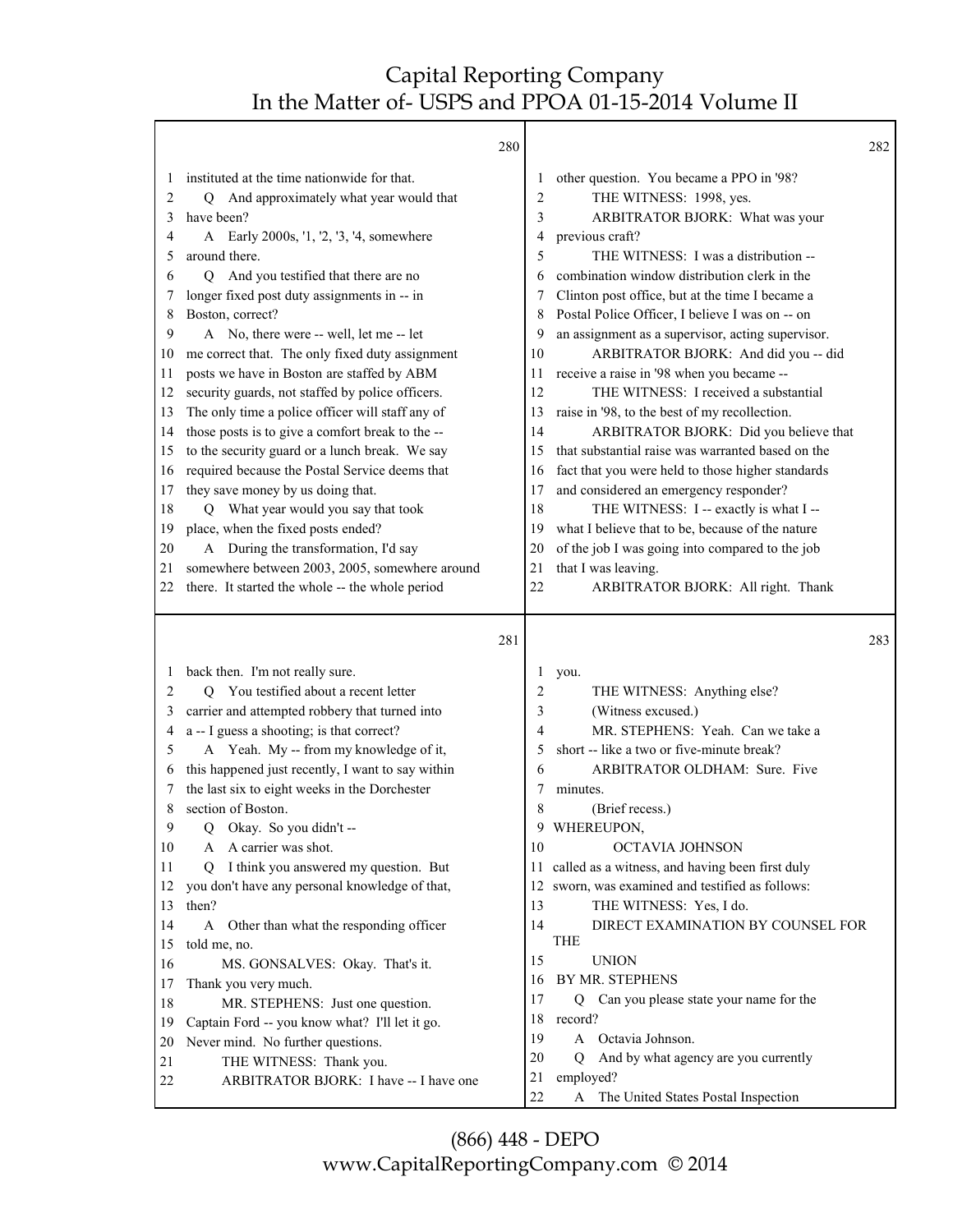Page 280

1 instituted at the time nationwide for that.
2 Q And approximately what year would that
3 have been?
4 A Early 2000s, '1, '2, '3, '4, somewhere
5 around there.
6 Q And you testified that there are no
7 longer fixed post duty assignments in -- in
8 Boston, correct?
9 A No, there were -- well, let me -- let
10 me correct that. The only fixed duty assignment
11 posts we have in Boston are staffed by ABM
12 security guards, not staffed by police officers.
13 The only time a police officer will staff any of
14 those posts is to give a comfort break to the --
15 to the security guard or a lunch break. We say
16 required because the Postal Service deems that
17 they save money by us doing that.
18 Q What year would you say that took
19 place, when the fixed posts ended?
20 A During the transformation, I'd say
21 somewhere between 2003, 2005, somewhere around
22 there. It started the whole -- the whole period

Page 281

1 back then. I'm not really sure.
2 Q You testified about a recent letter
3 carrier and attempted robbery that turned into
4 a -- I guess a shooting; is that correct?
5 A Yeah. My -- from my knowledge of it,
6 this happened just recently, I want to say within
7 the last six to eight weeks in the Dorchester
8 section of Boston.
9 Q Okay. So you didn't --
10 A A carrier was shot.
11 Q I think you answered my question. But
12 you don't have any personal knowledge of that,
13 then?
14 A Other than what the responding officer
15 told me, no.
16 MS. GONSALVES: Okay. That's it.
17 Thank you very much.
18 MR. STEPHENS: Just one question.
19 Captain Ford -- you know what? I'll let it go.
20 Never mind. No further questions.
21 THE WITNESS: Thank you.
22 ARBITRATOR BJORK: I have -- I have one

Page 282

1 other question. You became a PPO in '98?
2 THE WITNESS: 1998, yes.
3 ARBITRATOR BJORK: What was your
4 previous craft?
5 THE WITNESS: I was a distribution --
6 combination window distribution clerk in the
7 Clinton post office, but at the time I became a
8 Postal Police Officer, I believe I was on -- on
9 an assignment as a supervisor, acting supervisor.
10 ARBITRATOR BJORK: And did you -- did
11 receive a raise in '98 when you became --
12 THE WITNESS: I received a substantial
13 raise in '98, to the best of my recollection.
14 ARBITRATOR BJORK: Did you believe that
15 that substantial raise was warranted based on the
16 fact that you were held to those higher standards
17 and considered an emergency responder?
18 THE WITNESS: I -- exactly is what I --
19 what I believe that to be, because of the nature
20 of the job I was going into compared to the job
21 that I was leaving.
22 ARBITRATOR BJORK: All right. Thank

Page 283

1 you.
2 THE WITNESS: Anything else?
3 (Witness excused.)
4 MR. STEPHENS: Yeah. Can we take a
5 short -- like a two or five-minute break?
6 ARBITRATOR OLDHAM: Sure. Five
7 minutes.
8 (Brief recess.)
9 WHEREUPON,
10 OCTAVIA JOHNSON
11 called as a witness, and having been first duly
12 sworn, was examined and testified as follows:
13 THE WITNESS: Yes, I do.
14 DIRECT EXAMINATION BY COUNSEL FOR THE
15 UNION
16 BY MR. STEPHENS
17 Q Can you please state your name for the
18 record?
19 A Octavia Johnson.
20 Q And by what agency are you currently
21 employed?
22 A The United States Postal Inspection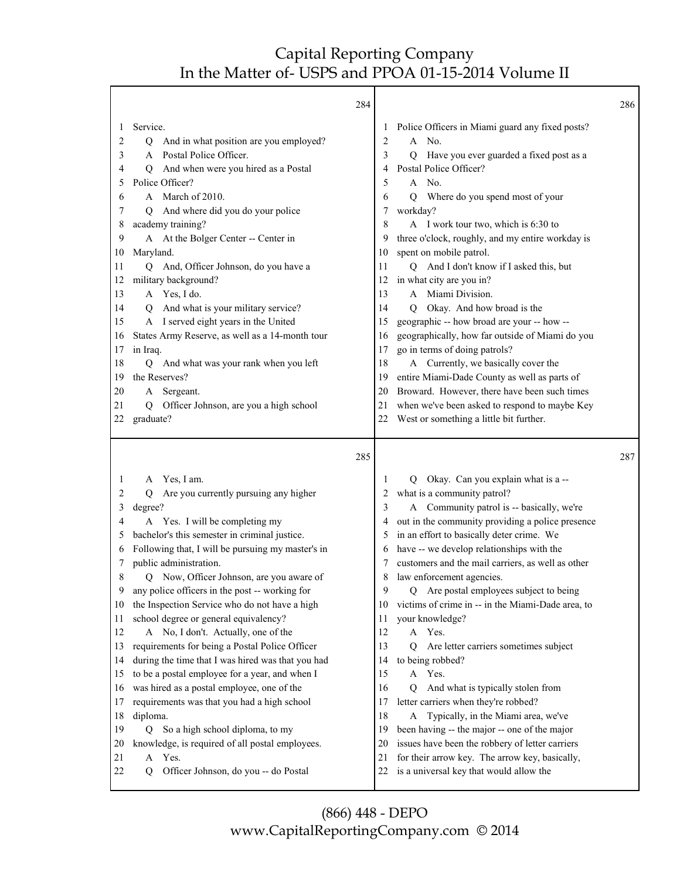284

1 Service.
2 Q And in what position are you employed?
3 A Postal Police Officer.
4 Q And when were you hired as a Postal
5 Police Officer?
6 A March of 2010.
7 Q And where did you do your police
8 academy training?
9 A At the Bolger Center -- Center in
10 Maryland.
11 Q And, Officer Johnson, do you have a
12 military background?
13 A Yes, I do.
14 Q And what is your military service?
15 A I served eight years in the United
16 States Army Reserve, as well as a 14-month tour
17 in Iraq.
18 Q And what was your rank when you left
19 the Reserves?
20 A Sergeant.
21 Q Officer Johnson, are you a high school
22 graduate?

285

1 A Yes, I am.
2 Q Are you currently pursuing any higher
3 degree?
4 A Yes. I will be completing my
5 bachelor's this semester in criminal justice.
6 Following that, I will be pursuing my master's in
7 public administration.
8 Q Now, Officer Johnson, are you aware of
9 any police officers in the post -- working for
10 the Inspection Service who do not have a high
11 school degree or general equivalency?
12 A No, I don't. Actually, one of the
13 requirements for being a Postal Police Officer
14 during the time that I was hired was that you had
15 to be a postal employee for a year, and when I
16 was hired as a postal employee, one of the
17 requirements was that you had a high school
18 diploma.
19 Q So a high school diploma, to my
20 knowledge, is required of all postal employees.
21 A Yes.
22 Q Officer Johnson, do you -- do Postal

286

1 Police Officers in Miami guard any fixed posts?
2 A No.
3 Q Have you ever guarded a fixed post as a
4 Postal Police Officer?
5 A No.
6 Q Where do you spend most of your
7 workday?
8 A I work tour two, which is 6:30 to
9 three o'clock, roughly, and my entire workday is
10 spent on mobile patrol.
11 Q And I don't know if I asked this, but
12 in what city are you in?
13 A Miami Division.
14 Q Okay. And how broad is the
15 geographic -- how broad are your -- how --
16 geographically, how far outside of Miami do you
17 go in terms of doing patrols?
18 A Currently, we basically cover the
19 entire Miami-Dade County as well as parts of
20 Broward. However, there have been such times
21 when we've been asked to respond to maybe Key
22 West or something a little bit further.

287

1 Q Okay. Can you explain what is a --
2 what is a community patrol?
3 A Community patrol is -- basically, we're
4 out in the community providing a police presence
5 in an effort to basically deter crime. We
6 have -- we develop relationships with the
7 customers and the mail carriers, as well as other
8 law enforcement agencies.
9 Q Are postal employees subject to being
10 victims of crime in -- in the Miami-Dade area, to
11 your knowledge?
12 A Yes.
13 Q Are letter carriers sometimes subject
14 to being robbed?
15 A Yes.
16 Q And what is typically stolen from
17 letter carriers when they're robbed?
18 A Typically, in the Miami area, we've
19 been having -- the major -- one of the major
20 issues have been the robbery of letter carriers
21 for their arrow key. The arrow key, basically,
22 is a universal key that would allow the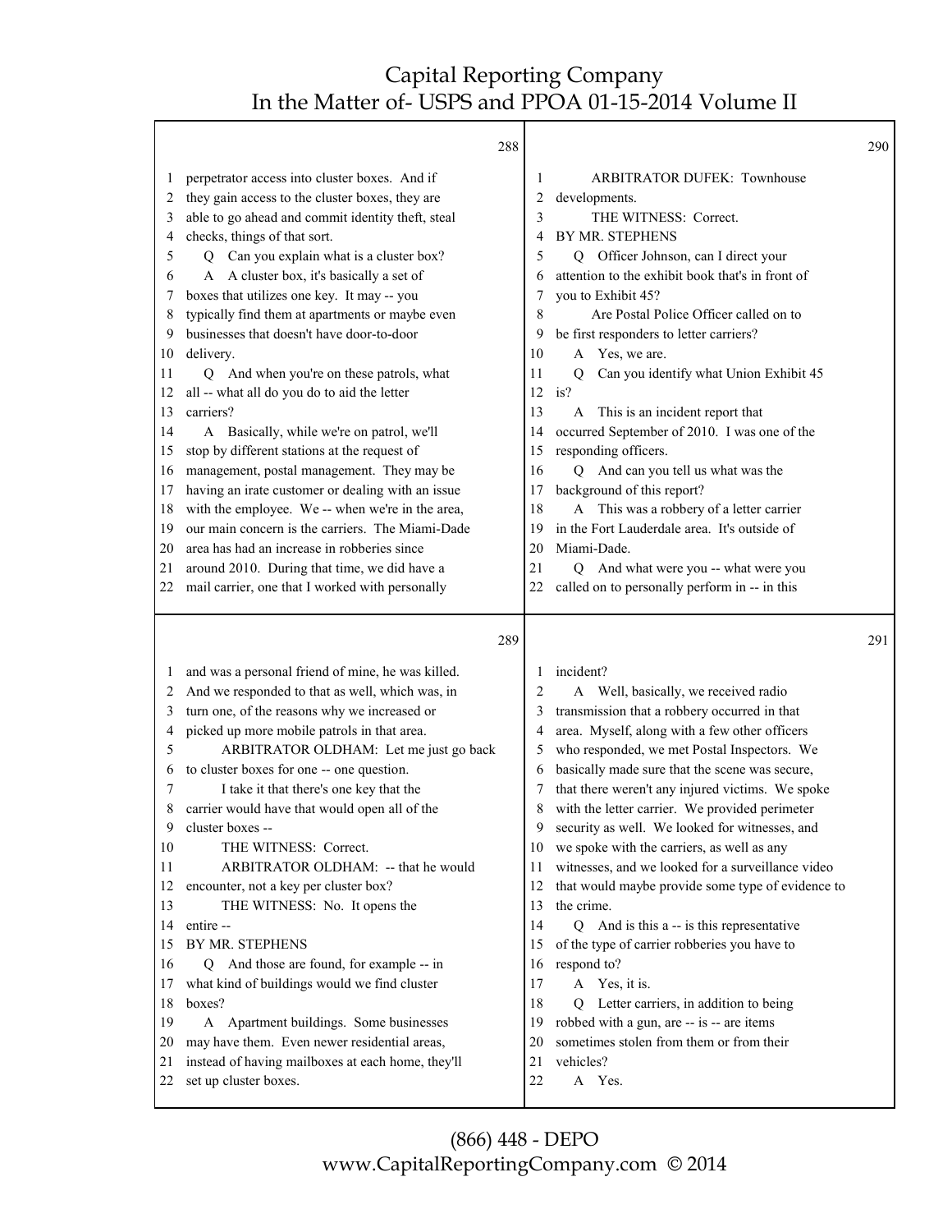288

1 perpetrator access into cluster boxes. And if
2 they gain access to the cluster boxes, they are
3 able to go ahead and commit identity theft, steal
4 checks, things of that sort.
5 Q Can you explain what is a cluster box?
6 A A cluster box, it's basically a set of
7 boxes that utilizes one key. It may -- you
8 typically find them at apartments or maybe even
9 businesses that doesn't have door-to-door
10 delivery.
11 Q And when you're on these patrols, what
12 all -- what all do you do to aid the letter
13 carriers?
14 A Basically, while we're on patrol, we'll
15 stop by different stations at the request of
16 management, postal management. They may be
17 having an irate customer or dealing with an issue
18 with the employee. We -- when we're in the area,
19 our main concern is the carriers. The Miami-Dade
20 area has had an increase in robberies since
21 around 2010. During that time, we did have a
22 mail carrier, one that I worked with personally

289

1 and was a personal friend of mine, he was killed.
2 And we responded to that as well, which was, in
3 turn one, of the reasons why we increased or
4 picked up more mobile patrols in that area.
5 ARBITRATOR OLDHAM: Let me just go back
6 to cluster boxes for one -- one question.
7 I take it that there's one key that the
8 carrier would have that would open all of the
9 cluster boxes --
10 THE WITNESS: Correct.
11 ARBITRATOR OLDHAM: -- that he would
12 encounter, not a key per cluster box?
13 THE WITNESS: No. It opens the
14 entire --
15 BY MR. STEPHENS
16 Q And those are found, for example -- in
17 what kind of buildings would we find cluster
18 boxes?
19 A Apartment buildings. Some businesses
20 may have them. Even newer residential areas,
21 instead of having mailboxes at each home, they'll
22 set up cluster boxes.

290

1 ARBITRATOR DUFEK: Townhouse
2 developments.
3 THE WITNESS: Correct.
4 BY MR. STEPHENS
5 Q Officer Johnson, can I direct your
6 attention to the exhibit book that's in front of
7 you to Exhibit 45?
8 Are Postal Police Officer called on to
9 be first responders to letter carriers?
10 A Yes, we are.
11 Q Can you identify what Union Exhibit 45
12 is?
13 A This is an incident report that
14 occurred September of 2010. I was one of the
15 responding officers.
16 Q And can you tell us what was the
17 background of this report?
18 A This was a robbery of a letter carrier
19 in the Fort Lauderdale area. It's outside of
20 Miami-Dade.
21 Q And what were you -- what were you
22 called on to personally perform in -- in this

291

1 incident?
2 A Well, basically, we received radio
3 transmission that a robbery occurred in that
4 area. Myself, along with a few other officers
5 who responded, we met Postal Inspectors. We
6 basically made sure that the scene was secure,
7 that there weren't any injured victims. We spoke
8 with the letter carrier. We provided perimeter
9 security as well. We looked for witnesses, and
10 we spoke with the carriers, as well as any
11 witnesses, and we looked for a surveillance video
12 that would maybe provide some type of evidence to
13 the crime.
14 Q And is this a -- is this representative
15 of the type of carrier robberies you have to
16 respond to?
17 A Yes, it is.
18 Q Letter carriers, in addition to being
19 robbed with a gun, are -- is -- are items
20 sometimes stolen from them or from their
21 vehicles?
22 A Yes.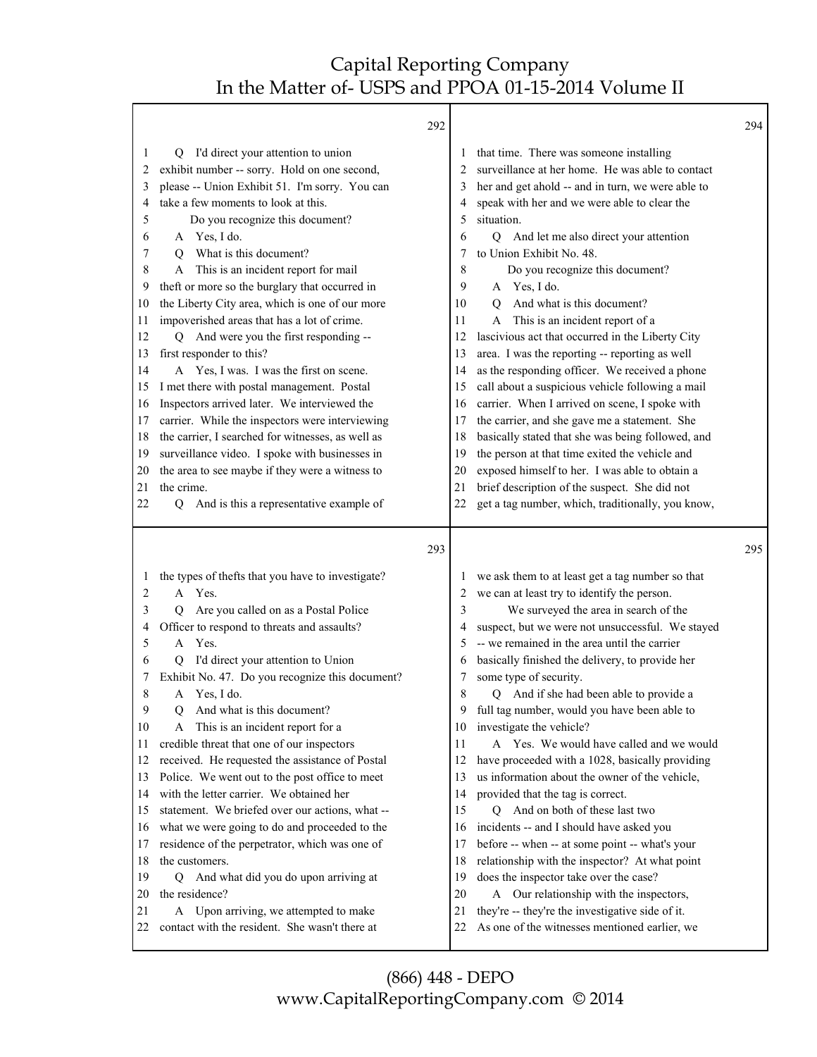Q I'd direct your attention to union exhibit number -- sorry. Hold on one second, please -- Union Exhibit 51. I'm sorry. You can take a few moments to look at this.

Do you recognize this document?

A Yes, I do.

Q What is this document?

A This is an incident report for mail theft or more so the burglary that occurred in the Liberty City area, which is one of our more impoverished areas that has a lot of crime.

Q And were you the first responding -- first responder to this?

A Yes, I was. I was the first on scene. I met there with postal management. Postal Inspectors arrived later. We interviewed the carrier. While the inspectors were interviewing the carrier, I searched for witnesses, as well as surveillance video. I spoke with businesses in the area to see maybe if they were a witness to the crime.

Q And is this a representative example of the types of thefts that you have to investigate?

A Yes.

Q Are you called on as a Postal Police Officer to respond to threats and assaults?

A Yes.

Q I'd direct your attention to Union Exhibit No. 47. Do you recognize this document?

A Yes, I do.

Q And what is this document?

A This is an incident report for a credible threat that one of our inspectors received. He requested the assistance of Postal Police. We went out to the post office to meet with the letter carrier. We obtained her statement. We briefed over our actions, what -- what we were going to do and proceeded to the residence of the perpetrator, which was one of the customers.

Q And what did you do upon arriving at the residence?

A Upon arriving, we attempted to make contact with the resident. She wasn't there at that time. There was someone installing surveillance at her home. He was able to contact her and get ahold -- and in turn, we were able to speak with her and we were able to clear the situation.

Q And let me also direct your attention to Union Exhibit No. 48.

Do you recognize this document?

A Yes, I do.

Q And what is this document?

A This is an incident report of a lascivious act that occurred in the Liberty City area. I was the reporting -- reporting as well as the responding officer. We received a phone call about a suspicious vehicle following a mail carrier. When I arrived on scene, I spoke with the carrier, and she gave me a statement. She basically stated that she was being followed, and the person at that time exited the vehicle and exposed himself to her. I was able to obtain a brief description of the suspect. She did not get a tag number, which, traditionally, you know, we ask them to at least get a tag number so that we can at least try to identify the person.

We surveyed the area in search of the suspect, but we were not unsuccessful. We stayed -- we remained in the area until the carrier basically finished the delivery, to provide her some type of security.

Q And if she had been able to provide a full tag number, would you have been able to investigate the vehicle?

A Yes. We would have called and we would have proceeded with a 1028, basically providing us information about the owner of the vehicle, provided that the tag is correct.

Q And on both of these last two incidents -- and I should have asked you before -- when -- at some point -- what's your relationship with the inspector? At what point does the inspector take over the case?

A Our relationship with the inspectors, they're -- they're the investigative side of it. As one of the witnesses mentioned earlier, we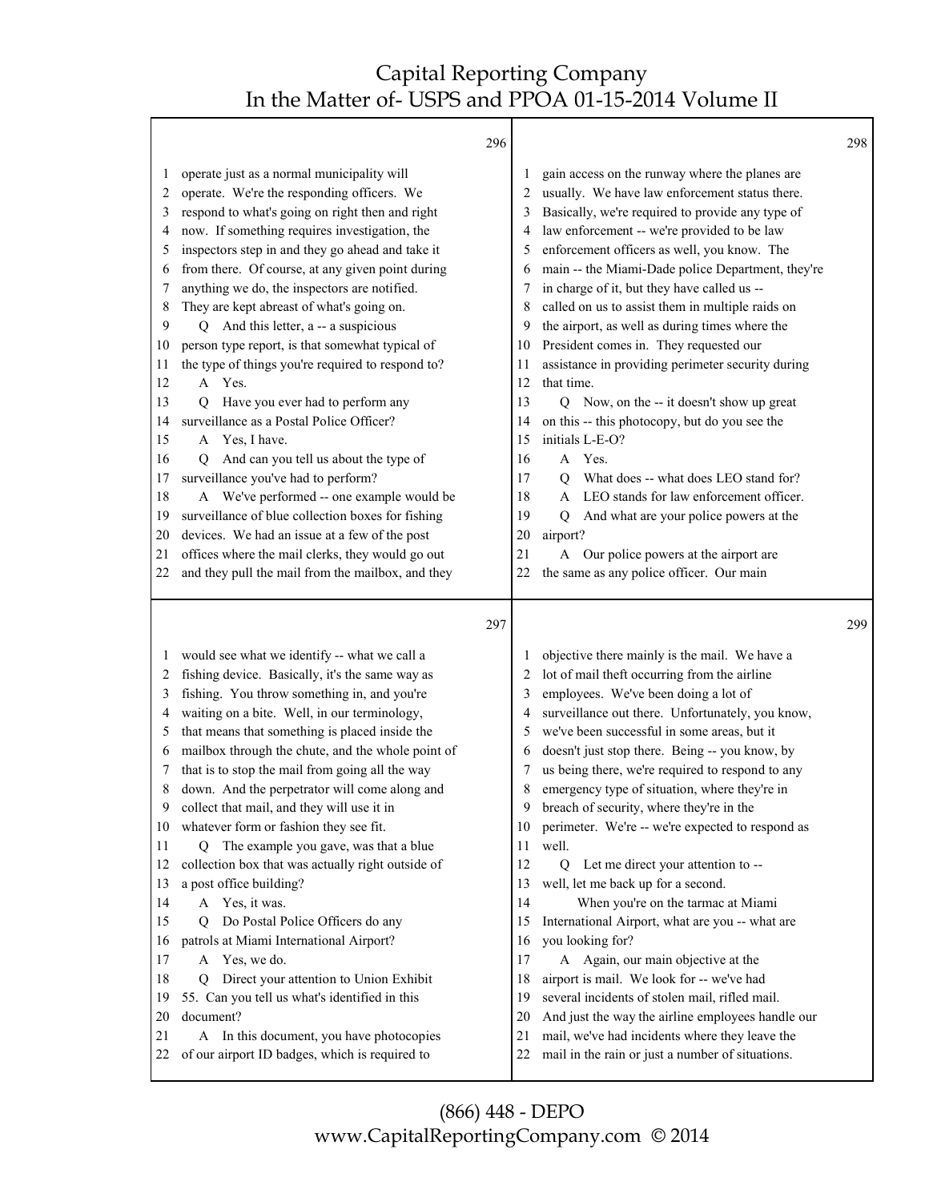operate just as a normal municipality will operate. We're the responding officers. We respond to what's going on right then and right now. If something requires investigation, the inspectors step in and they go ahead and take it from there. Of course, at any given point during anything we do, the inspectors are notified. They are kept abreast of what's going on.

Q And this letter, a -- a suspicious person type report, is that somewhat typical of the type of things you're required to respond to?

A Yes.

Q Have you ever had to perform any surveillance as a Postal Police Officer?

A Yes, I have.

Q And can you tell us about the type of surveillance you've had to perform?

A We've performed -- one example would be surveillance of blue collection boxes for fishing devices. We had an issue at a few of the post offices where the mail clerks, they would go out and they pull the mail from the mailbox, and they would see what we identify -- what we call a fishing device. Basically, it's the same way as fishing. You throw something in, and you're waiting on a bite. Well, in our terminology, that means that something is placed inside the mailbox through the chute, and the whole point of that is to stop the mail from going all the way down. And the perpetrator will come along and collect that mail, and they will use it in whatever form or fashion they see fit.

Q The example you gave, was that a blue collection box that was actually right outside of a post office building?

A Yes, it was.

Q Do Postal Police Officers do any patrols at Miami International Airport?

A Yes, we do.

Q Direct your attention to Union Exhibit 55. Can you tell us what's identified in this document?

A In this document, you have photocopies of our airport ID badges, which is required to gain access on the runway where the planes are usually. We have law enforcement status there. Basically, we're required to provide any type of law enforcement -- we're provided to be law enforcement officers as well, you know. The main -- the Miami-Dade police Department, they're in charge of it, but they have called us -- called on us to assist them in multiple raids on the airport, as well as during times where the President comes in. They requested our assistance in providing perimeter security during that time.

Q Now, on the -- it doesn't show up great on this -- this photocopy, but do you see the initials L-E-O?

A Yes.

Q What does -- what does LEO stand for?

A LEO stands for law enforcement officer.

Q And what are your police powers at the airport?

A Our police powers at the airport are the same as any police officer. Our main objective there mainly is the mail. We have a lot of mail theft occurring from the airline employees. We've been doing a lot of surveillance out there. Unfortunately, you know, we've been successful in some areas, but it doesn't just stop there. Being -- you know, by us being there, we're required to respond to any emergency type of situation, where they're in breach of security, where they're in the perimeter. We're -- we're expected to respond as well.

Q Let me direct your attention to -- well, let me back up for a second.

When you're on the tarmac at Miami International Airport, what are you -- what are you looking for?

A Again, our main objective at the airport is mail. We look for -- we've had several incidents of stolen mail, rifled mail. And just the way the airline employees handle our mail, we've had incidents where they leave the mail in the rain or just a number of situations.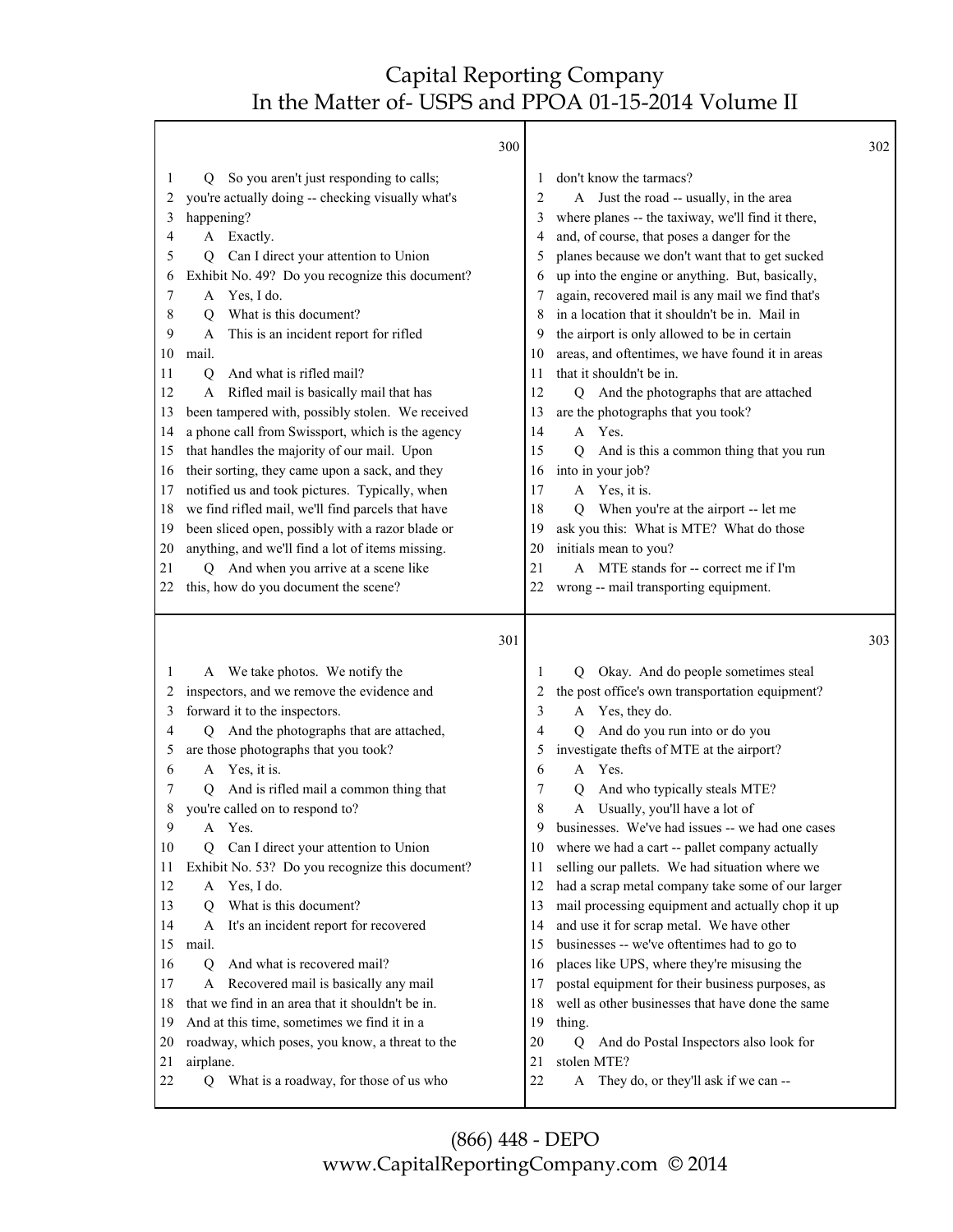300

1 Q So you aren't just responding to calls;
2 you're actually doing -- checking visually what's
3 happening?
4 A Exactly.
5 Q Can I direct your attention to Union
6 Exhibit No. 49? Do you recognize this document?
7 A Yes, I do.
8 Q What is this document?
9 A This is an incident report for rifled
10 mail.
11 Q And what is rifled mail?
12 A Rifled mail is basically mail that has
13 been tampered with, possibly stolen. We received
14 a phone call from Swissport, which is the agency
15 that handles the majority of our mail. Upon
16 their sorting, they came upon a sack, and they
17 notified us and took pictures. Typically, when
18 we find rifled mail, we'll find parcels that have
19 been sliced open, possibly with a razor blade or
20 anything, and we'll find a lot of items missing.
21 Q And when you arrive at a scene like
22 this, how do you document the scene?

301

1 A We take photos. We notify the
2 inspectors, and we remove the evidence and
3 forward it to the inspectors.
4 Q And the photographs that are attached,
5 are those photographs that you took?
6 A Yes, it is.
7 Q And is rifled mail a common thing that
8 you're called on to respond to?
9 A Yes.
10 Q Can I direct your attention to Union
11 Exhibit No. 53? Do you recognize this document?
12 A Yes, I do.
13 Q What is this document?
14 A It's an incident report for recovered
15 mail.
16 Q And what is recovered mail?
17 A Recovered mail is basically any mail
18 that we find in an area that it shouldn't be in.
19 And at this time, sometimes we find it in a
20 roadway, which poses, you know, a threat to the
21 airplane.
22 Q What is a roadway, for those of us who

302

1 don't know the tarmacs?
2 A Just the road -- usually, in the area
3 where planes -- the taxiway, we'll find it there,
4 and, of course, that poses a danger for the
5 planes because we don't want that to get sucked
6 up into the engine or anything. But, basically,
7 again, recovered mail is any mail we find that's
8 in a location that it shouldn't be in. Mail in
9 the airport is only allowed to be in certain
10 areas, and oftentimes, we have found it in areas
11 that it shouldn't be in.
12 Q And the photographs that are attached
13 are the photographs that you took?
14 A Yes.
15 Q And is this a common thing that you run
16 into in your job?
17 A Yes, it is.
18 Q When you're at the airport -- let me
19 ask you this: What is MTE? What do those
20 initials mean to you?
21 A MTE stands for -- correct me if I'm
22 wrong -- mail transporting equipment.

303

1 Q Okay. And do people sometimes steal
2 the post office's own transportation equipment?
3 A Yes, they do.
4 Q And do you run into or do you
5 investigate thefts of MTE at the airport?
6 A Yes.
7 Q And who typically steals MTE?
8 A Usually, you'll have a lot of
9 businesses. We've had issues -- we had one cases
10 where we had a cart -- pallet company actually
11 selling our pallets. We had situation where we
12 had a scrap metal company take some of our larger
13 mail processing equipment and actually chop it up
14 and use it for scrap metal. We have other
15 businesses -- we've oftentimes had to go to
16 places like UPS, where they're misusing the
17 postal equipment for their business purposes, as
18 well as other businesses that have done the same
19 thing.
20 Q And do Postal Inspectors also look for
21 stolen MTE?
22 A They do, or they'll ask if we can --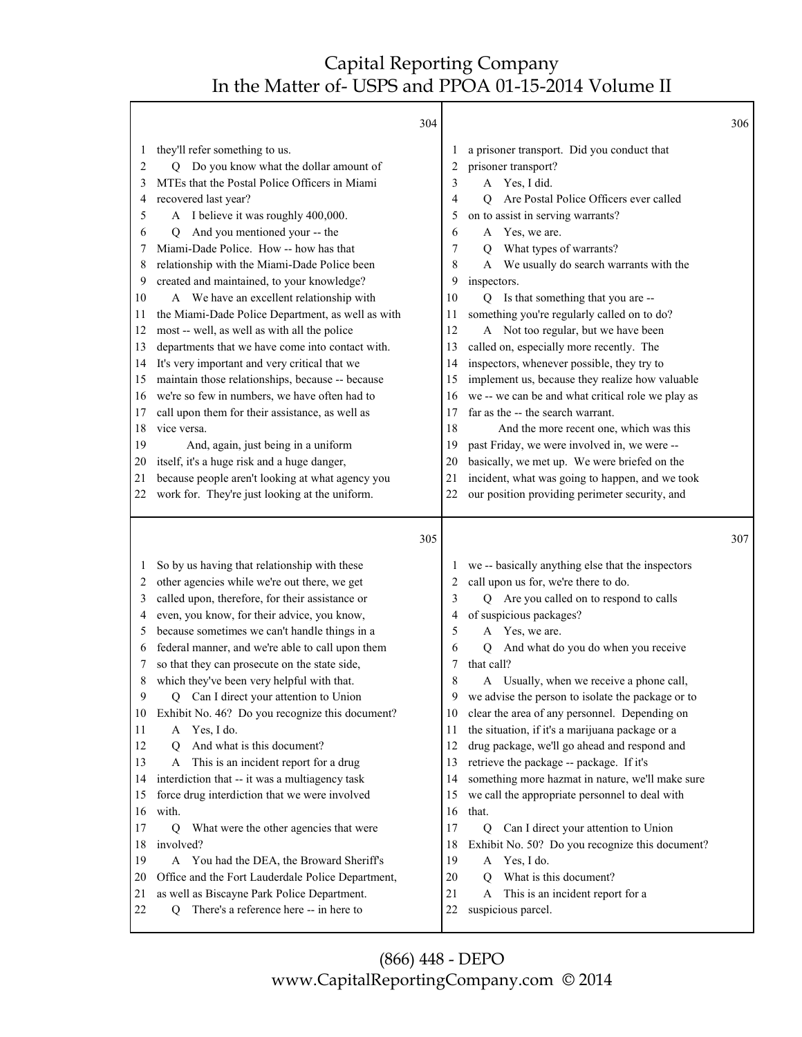304

1 they'll refer something to us.
2 Q Do you know what the dollar amount of
3 MTEs that the Postal Police Officers in Miami
4 recovered last year?
5 A I believe it was roughly 400,000.
6 Q And you mentioned your -- the
7 Miami-Dade Police. How -- how has that
8 relationship with the Miami-Dade Police been
9 created and maintained, to your knowledge?
10 A We have an excellent relationship with
11 the Miami-Dade Police Department, as well as with
12 most -- well, as well as with all the police
13 departments that we have come into contact with.
14 It's very important and very critical that we
15 maintain those relationships, because -- because
16 we're so few in numbers, we have often had to
17 call upon them for their assistance, as well as
18 vice versa.
19 And, again, just being in a uniform
20 itself, it's a huge risk and a huge danger,
21 because people aren't looking at what agency you
22 work for. They're just looking at the uniform.

305

1 So by us having that relationship with these
2 other agencies while we're out there, we get
3 called upon, therefore, for their assistance or
4 even, you know, for their advice, you know,
5 because sometimes we can't handle things in a
6 federal manner, and we're able to call upon them
7 so that they can prosecute on the state side,
8 which they've been very helpful with that.
9 Q Can I direct your attention to Union
10 Exhibit No. 46? Do you recognize this document?
11 A Yes, I do.
12 Q And what is this document?
13 A This is an incident report for a drug
14 interdiction that -- it was a multiagency task
15 force drug interdiction that we were involved
16 with.
17 Q What were the other agencies that were
18 involved?
19 A You had the DEA, the Broward Sheriff's
20 Office and the Fort Lauderdale Police Department,
21 as well as Biscayne Park Police Department.
22 Q There's a reference here -- in here to

306

1 a prisoner transport. Did you conduct that
2 prisoner transport?
3 A Yes, I did.
4 Q Are Postal Police Officers ever called
5 on to assist in serving warrants?
6 A Yes, we are.
7 Q What types of warrants?
8 A We usually do search warrants with the
9 inspectors.
10 Q Is that something that you are --
11 something you're regularly called on to do?
12 A Not too regular, but we have been
13 called on, especially more recently. The
14 inspectors, whenever possible, they try to
15 implement us, because they realize how valuable
16 we -- we can be and what critical role we play as
17 far as the -- the search warrant.
18 And the more recent one, which was this
19 past Friday, we were involved in, we were --
20 basically, we met up. We were briefed on the
21 incident, what was going to happen, and we took
22 our position providing perimeter security, and

307

1 we -- basically anything else that the inspectors
2 call upon us for, we're there to do.
3 Q Are you called on to respond to calls
4 of suspicious packages?
5 A Yes, we are.
6 Q And what do you do when you receive
7 that call?
8 A Usually, when we receive a phone call,
9 we advise the person to isolate the package or to
10 clear the area of any personnel. Depending on
11 the situation, if it's a marijuana package or a
12 drug package, we'll go ahead and respond and
13 retrieve the package -- package. If it's
14 something more hazmat in nature, we'll make sure
15 we call the appropriate personnel to deal with
16 that.
17 Q Can I direct your attention to Union
18 Exhibit No. 50? Do you recognize this document?
19 A Yes, I do.
20 Q What is this document?
21 A This is an incident report for a
22 suspicious parcel.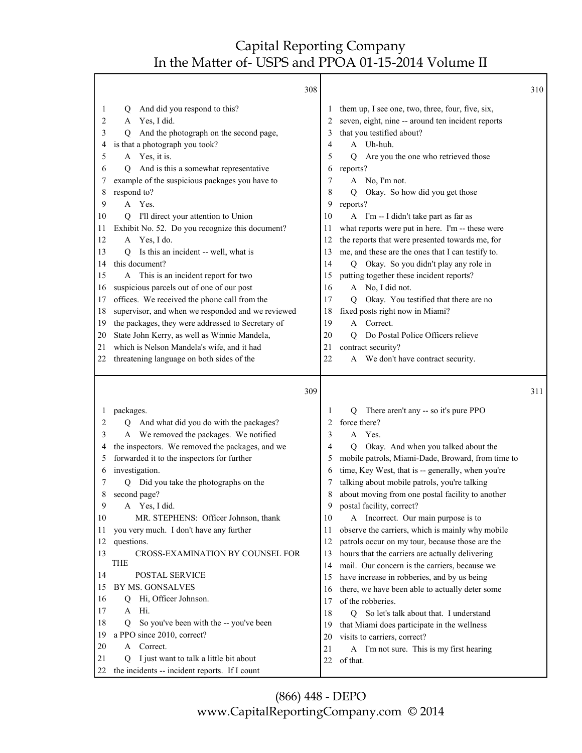**308**

1 Q And did you respond to this?
2 A Yes, I did.
3 Q And the photograph on the second page,
4 is that a photograph you took?
5 A Yes, it is.
6 Q And is this a somewhat representative
7 example of the suspicious packages you have to
8 respond to?
9 A Yes.
10 Q I'll direct your attention to Union
11 Exhibit No. 52. Do you recognize this document?
12 A Yes, I do.
13 Q Is this an incident -- well, what is
14 this document?
15 A This is an incident report for two
16 suspicious parcels out of one of our post
17 offices. We received the phone call from the
18 supervisor, and when we responded and we reviewed
19 the packages, they were addressed to Secretary of
20 State John Kerry, as well as Winnie Mandela,
21 which is Nelson Mandela's wife, and it had
22 threatening language on both sides of the

**309**

1 packages.
2 Q And what did you do with the packages?
3 A We removed the packages. We notified
4 the inspectors. We removed the packages, and we
5 forwarded it to the inspectors for further
6 investigation.
7 Q Did you take the photographs on the
8 second page?
9 A Yes, I did.
10 MR. STEPHENS: Officer Johnson, thank
11 you very much. I don't have any further
12 questions.
13 CROSS-EXAMINATION BY COUNSEL FOR THE
14 POSTAL SERVICE
15 BY MS. GONSALVES
16 Q Hi, Officer Johnson.
17 A Hi.
18 Q So you've been with the -- you've been
19 a PPO since 2010, correct?
20 A Correct.
21 Q I just want to talk a little bit about
22 the incidents -- incident reports. If I count

**310**

1 them up, I see one, two, three, four, five, six,
2 seven, eight, nine -- around ten incident reports
3 that you testified about?
4 A Uh-huh.
5 Q Are you the one who retrieved those
6 reports?
7 A No, I'm not.
8 Q Okay. So how did you get those
9 reports?
10 A I'm -- I didn't take part as far as
11 what reports were put in here. I'm -- these were
12 the reports that were presented towards me, for
13 me, and these are the ones that I can testify to.
14 Q Okay. So you didn't play any role in
15 putting together these incident reports?
16 A No, I did not.
17 Q Okay. You testified that there are no
18 fixed posts right now in Miami?
19 A Correct.
20 Q Do Postal Police Officers relieve
21 contract security?
22 A We don't have contract security.

**311**

1 Q There aren't any -- so it's pure PPO
2 force there?
3 A Yes.
4 Q Okay. And when you talked about the
5 mobile patrols, Miami-Dade, Broward, from time to
6 time, Key West, that is -- generally, when you're
7 talking about mobile patrols, you're talking
8 about moving from one postal facility to another
9 postal facility, correct?
10 A Incorrect. Our main purpose is to
11 observe the carriers, which is mainly why mobile
12 patrols occur on my tour, because those are the
13 hours that the carriers are actually delivering
14 mail. Our concern is the carriers, because we
15 have increase in robberies, and by us being
16 there, we have been able to actually deter some
17 of the robberies.
18 Q So let's talk about that. I understand
19 that Miami does participate in the wellness
20 visits to carriers, correct?
21 A I'm not sure. This is my first hearing
22 of that.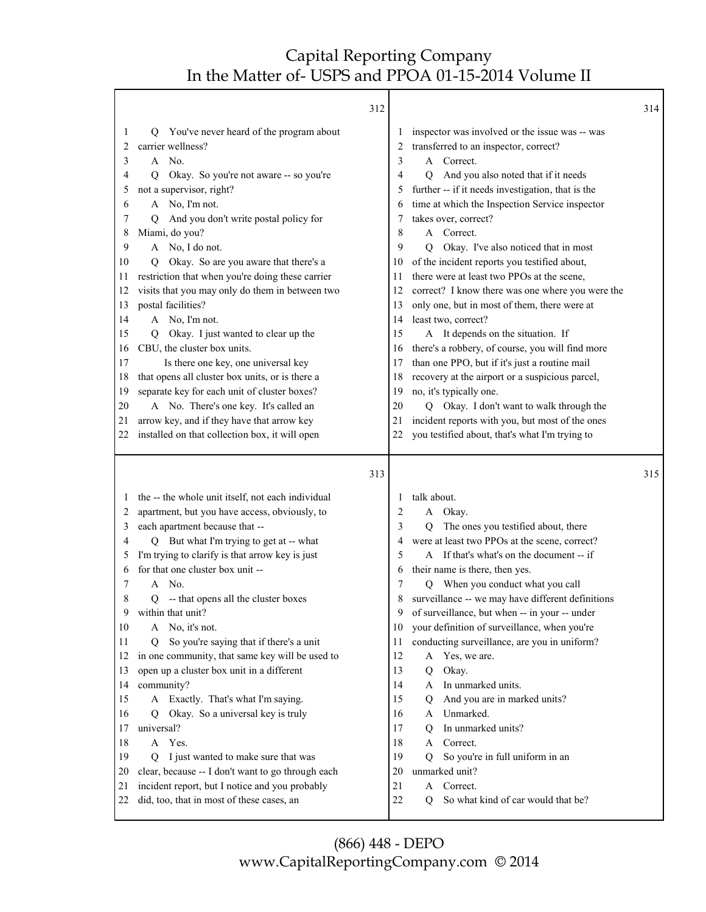**312**

1 Q You've never heard of the program about
2 carrier wellness?
3 A No.
4 Q Okay. So you're not aware -- so you're
5 not a supervisor, right?
6 A No, I'm not.
7 Q And you don't write postal policy for
8 Miami, do you?
9 A No, I do not.
10 Q Okay. So are you aware that there's a
11 restriction that when you're doing these carrier
12 visits that you may only do them in between two
13 postal facilities?
14 A No, I'm not.
15 Q Okay. I just wanted to clear up the
16 CBU, the cluster box units.
17 Is there one key, one universal key
18 that opens all cluster box units, or is there a
19 separate key for each unit of cluster boxes?
20 A No. There's one key. It's called an
21 arrow key, and if they have that arrow key
22 installed on that collection box, it will open

**313**

1 the -- the whole unit itself, not each individual
2 apartment, but you have access, obviously, to
3 each apartment because that --
4 Q But what I'm trying to get at -- what
5 I'm trying to clarify is that arrow key is just
6 for that one cluster box unit --
7 A No.
8 Q -- that opens all the cluster boxes
9 within that unit?
10 A No, it's not.
11 Q So you're saying that if there's a unit
12 in one community, that same key will be used to
13 open up a cluster box unit in a different
14 community?
15 A Exactly. That's what I'm saying.
16 Q Okay. So a universal key is truly
17 universal?
18 A Yes.
19 Q I just wanted to make sure that was
20 clear, because -- I don't want to go through each
21 incident report, but I notice and you probably
22 did, too, that in most of these cases, an

**314**

1 inspector was involved or the issue was -- was
2 transferred to an inspector, correct?
3 A Correct.
4 Q And you also noted that if it needs
5 further -- if it needs investigation, that is the
6 time at which the Inspection Service inspector
7 takes over, correct?
8 A Correct.
9 Q Okay. I've also noticed that in most
10 of the incident reports you testified about,
11 there were at least two PPOs at the scene,
12 correct? I know there was one where you were the
13 only one, but in most of them, there were at
14 least two, correct?
15 A It depends on the situation. If
16 there's a robbery, of course, you will find more
17 than one PPO, but if it's just a routine mail
18 recovery at the airport or a suspicious parcel,
19 no, it's typically one.
20 Q Okay. I don't want to walk through the
21 incident reports with you, but most of the ones
22 you testified about, that's what I'm trying to

**315**

1 talk about.
2 A Okay.
3 Q The ones you testified about, there
4 were at least two PPOs at the scene, correct?
5 A If that's what's on the document -- if
6 their name is there, then yes.
7 Q When you conduct what you call
8 surveillance -- we may have different definitions
9 of surveillance, but when -- in your -- under
10 your definition of surveillance, when you're
11 conducting surveillance, are you in uniform?
12 A Yes, we are.
13 Q Okay.
14 A In unmarked units.
15 Q And you are in marked units?
16 A Unmarked.
17 Q In unmarked units?
18 A Correct.
19 Q So you're in full uniform in an
20 unmarked unit?
21 A Correct.
22 Q So what kind of car would that be?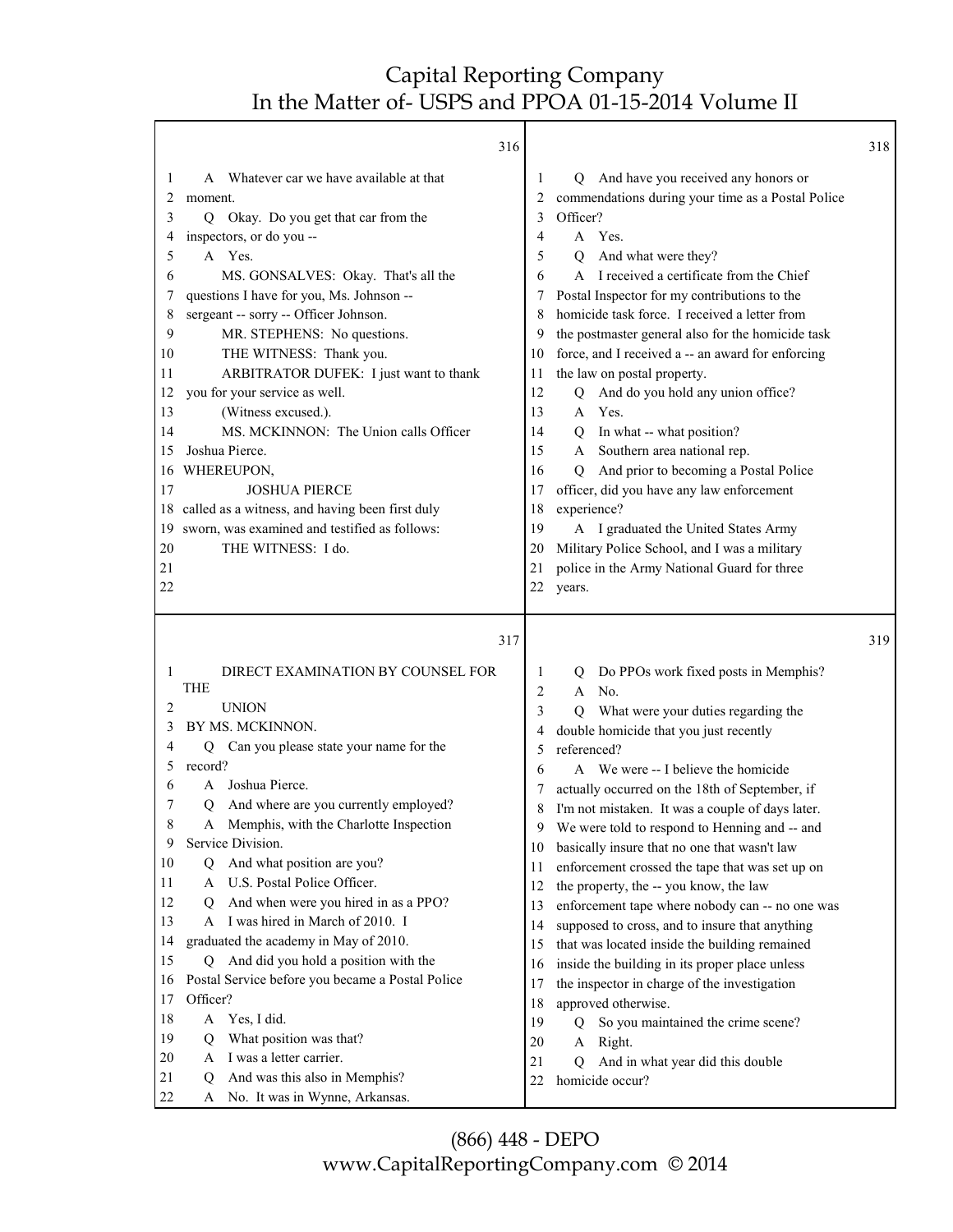316

1 A Whatever car we have available at that
2 moment.
3 Q Okay. Do you get that car from the
4 inspectors, or do you --
5 A Yes.
6 MS. GONSALVES: Okay. That's all the
7 questions I have for you, Ms. Johnson --
8 sergeant -- sorry -- Officer Johnson.
9 MR. STEPHENS: No questions.
10 THE WITNESS: Thank you.
11 ARBITRATOR DUFEK: I just want to thank
12 you for your service as well.
13 (Witness excused.).
14 MS. MCKINNON: The Union calls Officer
15 Joshua Pierce.
16 WHEREUPON,
17 JOSHUA PIERCE
18 called as a witness, and having been first duly
19 sworn, was examined and testified as follows:
20 THE WITNESS: I do.
21
22

317

1 DIRECT EXAMINATION BY COUNSEL FOR THE
2 UNION
3 BY MS. MCKINNON.
4 Q Can you please state your name for the
5 record?
6 A Joshua Pierce.
7 Q And where are you currently employed?
8 A Memphis, with the Charlotte Inspection
9 Service Division.
10 Q And what position are you?
11 A U.S. Postal Police Officer.
12 Q And when were you hired in as a PPO?
13 A I was hired in March of 2010. I
14 graduated the academy in May of 2010.
15 Q And did you hold a position with the
16 Postal Service before you became a Postal Police
17 Officer?
18 A Yes, I did.
19 Q What position was that?
20 A I was a letter carrier.
21 Q And was this also in Memphis?
22 A No. It was in Wynne, Arkansas.

318

1 Q And have you received any honors or
2 commendations during your time as a Postal Police
3 Officer?
4 A Yes.
5 Q And what were they?
6 A I received a certificate from the Chief
7 Postal Inspector for my contributions to the
8 homicide task force. I received a letter from
9 the postmaster general also for the homicide task
10 force, and I received a -- an award for enforcing
11 the law on postal property.
12 Q And do you hold any union office?
13 A Yes.
14 Q In what -- what position?
15 A Southern area national rep.
16 Q And prior to becoming a Postal Police
17 officer, did you have any law enforcement
18 experience?
19 A I graduated the United States Army
20 Military Police School, and I was a military
21 police in the Army National Guard for three
22 years.

319

1 Q Do PPOs work fixed posts in Memphis?
2 A No.
3 Q What were your duties regarding the
4 double homicide that you just recently
5 referenced?
6 A We were -- I believe the homicide
7 actually occurred on the 18th of September, if
8 I'm not mistaken. It was a couple of days later.
9 We were told to respond to Henning and -- and
10 basically insure that no one that wasn't law
11 enforcement crossed the tape that was set up on
12 the property, the -- you know, the law
13 enforcement tape where nobody can -- no one was
14 supposed to cross, and to insure that anything
15 that was located inside the building remained
16 inside the building in its proper place unless
17 the inspector in charge of the investigation
18 approved otherwise.
19 Q So you maintained the crime scene?
20 A Right.
21 Q And in what year did this double
22 homicide occur?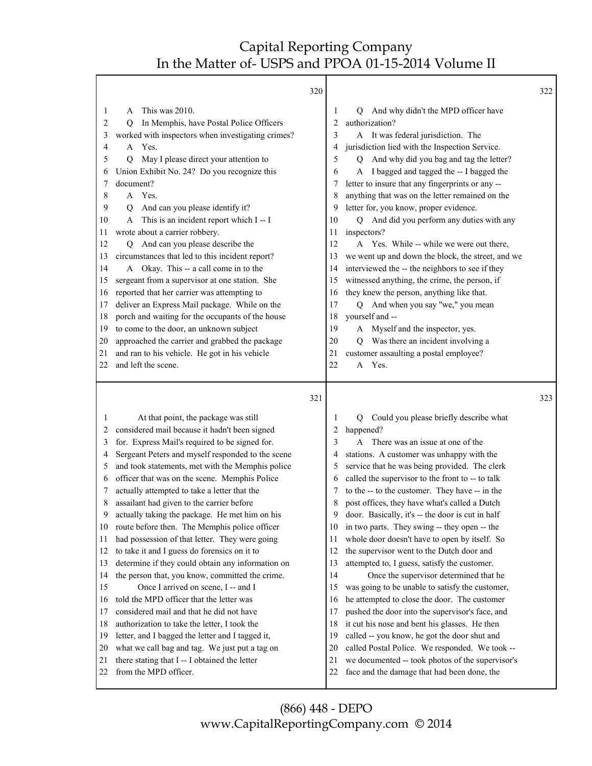320

1 A This was 2010.
2 Q In Memphis, have Postal Police Officers
3 worked with inspectors when investigating crimes?
4 A Yes.
5 Q May I please direct your attention to
6 Union Exhibit No. 24? Do you recognize this
7 document?
8 A Yes.
9 Q And can you please identify it?
10 A This is an incident report which I -- I
11 wrote about a carrier robbery.
12 Q And can you please describe the
13 circumstances that led to this incident report?
14 A Okay. This -- a call come in to the
15 sergeant from a supervisor at one station. She
16 reported that her carrier was attempting to
17 deliver an Express Mail package. While on the
18 porch and waiting for the occupants of the house
19 to come to the door, an unknown subject
20 approached the carrier and grabbed the package
21 and ran to his vehicle. He got in his vehicle
22 and left the scene.

321

1 At that point, the package was still
2 considered mail because it hadn't been signed
3 for. Express Mail's required to be signed for.
4 Sergeant Peters and myself responded to the scene
5 and took statements, met with the Memphis police
6 officer that was on the scene. Memphis Police
7 actually attempted to take a letter that the
8 assailant had given to the carrier before
9 actually taking the package. He met him on his
10 route before then. The Memphis police officer
11 had possession of that letter. They were going
12 to take it and I guess do forensics on it to
13 determine if they could obtain any information on
14 the person that, you know, committed the crime.
15 Once I arrived on scene, I -- and I
16 told the MPD officer that the letter was
17 considered mail and that he did not have
18 authorization to take the letter, I took the
19 letter, and I bagged the letter and I tagged it,
20 what we call bag and tag. We just put a tag on
21 there stating that I -- I obtained the letter
22 from the MPD officer.

322

1 Q And why didn't the MPD officer have
2 authorization?
3 A It was federal jurisdiction. The
4 jurisdiction lied with the Inspection Service.
5 Q And why did you bag and tag the letter?
6 A I bagged and tagged the -- I bagged the
7 letter to insure that any fingerprints or any --
8 anything that was on the letter remained on the
9 letter for, you know, proper evidence.
10 Q And did you perform any duties with any
11 inspectors?
12 A Yes. While -- while we were out there,
13 we went up and down the block, the street, and we
14 interviewed the -- the neighbors to see if they
15 witnessed anything, the crime, the person, if
16 they knew the person, anything like that.
17 Q And when you say "we," you mean
18 yourself and --
19 A Myself and the inspector, yes.
20 Q Was there an incident involving a
21 customer assaulting a postal employee?
22 A Yes.

323

1 Q Could you please briefly describe what
2 happened?
3 A There was an issue at one of the
4 stations. A customer was unhappy with the
5 service that he was being provided. The clerk
6 called the supervisor to the front to -- to talk
7 to the -- to the customer. They have -- in the
8 post offices, they have what's called a Dutch
9 door. Basically, it's -- the door is cut in half
10 in two parts. They swing -- they open -- the
11 whole door doesn't have to open by itself. So
12 the supervisor went to the Dutch door and
13 attempted to, I guess, satisfy the customer.
14 Once the supervisor determined that he
15 was going to be unable to satisfy the customer,
16 he attempted to close the door. The customer
17 pushed the door into the supervisor's face, and
18 it cut his nose and bent his glasses. He then
19 called -- you know, he got the door shut and
20 called Postal Police. We responded. We took --
21 we documented -- took photos of the supervisor's
22 face and the damage that had been done, the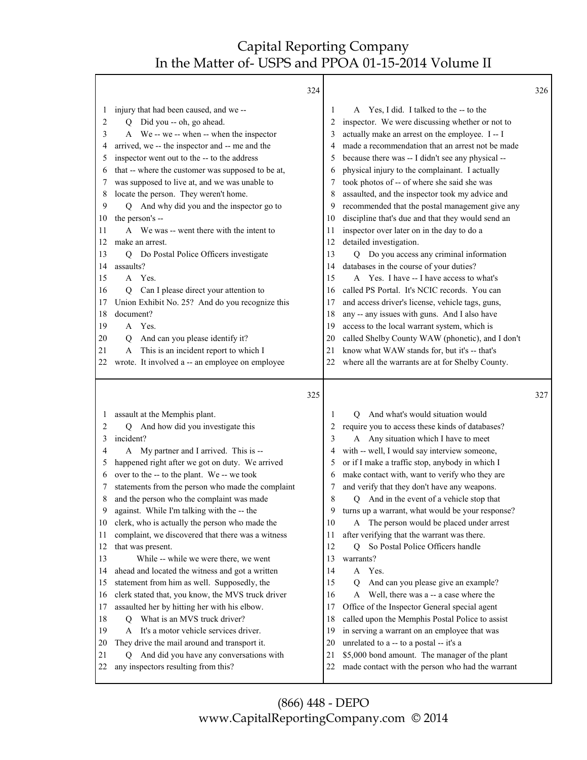324

1 injury that had been caused, and we --
2 Q Did you -- oh, go ahead.
3 A We -- we -- when -- when the inspector
4 arrived, we -- the inspector and -- me and the
5 inspector went out to the -- to the address
6 that -- where the customer was supposed to be at,
7 was supposed to live at, and we was unable to
8 locate the person. They weren't home.
9 Q And why did you and the inspector go to
10 the person's --
11 A We was -- went there with the intent to
12 make an arrest.
13 Q Do Postal Police Officers investigate
14 assaults?
15 A Yes.
16 Q Can I please direct your attention to
17 Union Exhibit No. 25? And do you recognize this
18 document?
19 A Yes.
20 Q And can you please identify it?
21 A This is an incident report to which I
22 wrote. It involved a -- an employee on employee

325

1 assault at the Memphis plant.
2 Q And how did you investigate this
3 incident?
4 A My partner and I arrived. This is --
5 happened right after we got on duty. We arrived
6 over to the -- to the plant. We -- we took
7 statements from the person who made the complaint
8 and the person who the complaint was made
9 against. While I'm talking with the -- the
10 clerk, who is actually the person who made the
11 complaint, we discovered that there was a witness
12 that was present.
13 While -- while we were there, we went
14 ahead and located the witness and got a written
15 statement from him as well. Supposedly, the
16 clerk stated that, you know, the MVS truck driver
17 assaulted her by hitting her with his elbow.
18 Q What is an MVS truck driver?
19 A It's a motor vehicle services driver.
20 They drive the mail around and transport it.
21 Q And did you have any conversations with
22 any inspectors resulting from this?

326

1 A Yes, I did. I talked to the -- to the
2 inspector. We were discussing whether or not to
3 actually make an arrest on the employee. I -- I
4 made a recommendation that an arrest not be made
5 because there was -- I didn't see any physical --
6 physical injury to the complainant. I actually
7 took photos of -- of where she said she was
8 assaulted, and the inspector took my advice and
9 recommended that the postal management give any
10 discipline that's due and that they would send an
11 inspector over later on in the day to do a
12 detailed investigation.
13 Q Do you access any criminal information
14 databases in the course of your duties?
15 A Yes. I have -- I have access to what's
16 called PS Portal. It's NCIC records. You can
17 and access driver's license, vehicle tags, guns,
18 any -- any issues with guns. And I also have
19 access to the local warrant system, which is
20 called Shelby County WAW (phonetic), and I don't
21 know what WAW stands for, but it's -- that's
22 where all the warrants are at for Shelby County.

327

1 Q And what's would situation would
2 require you to access these kinds of databases?
3 A Any situation which I have to meet
4 with -- well, I would say interview someone,
5 or if I make a traffic stop, anybody in which I
6 make contact with, want to verify who they are
7 and verify that they don't have any weapons.
8 Q And in the event of a vehicle stop that
9 turns up a warrant, what would be your response?
10 A The person would be placed under arrest
11 after verifying that the warrant was there.
12 Q So Postal Police Officers handle
13 warrants?
14 A Yes.
15 Q And can you please give an example?
16 A Well, there was a -- a case where the
17 Office of the Inspector General special agent
18 called upon the Memphis Postal Police to assist
19 in serving a warrant on an employee that was
20 unrelated to a -- to a postal -- it's a
21 $5,000 bond amount. The manager of the plant
22 made contact with the person who had the warrant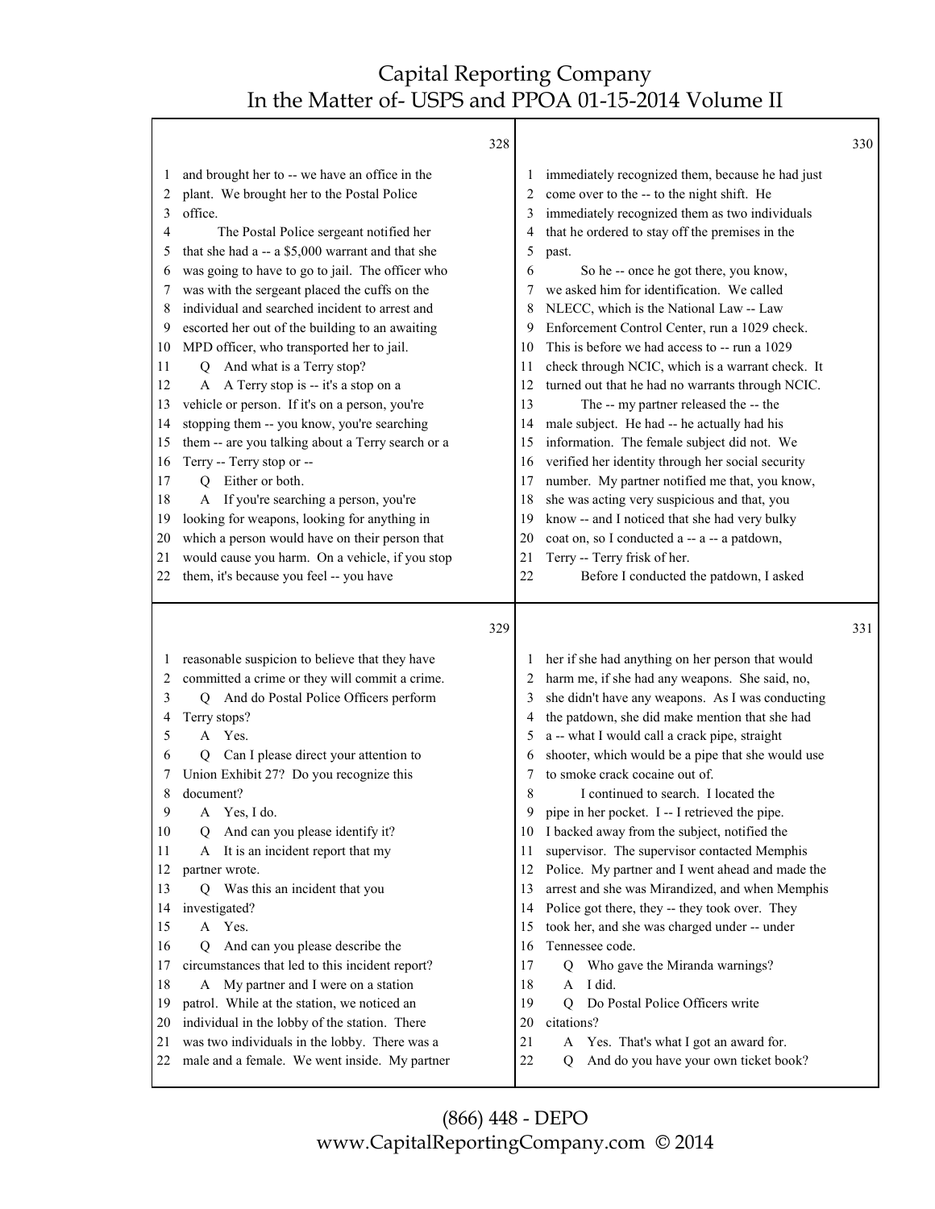328

1 and brought her to -- we have an office in the
2 plant. We brought her to the Postal Police
3 office.
4 The Postal Police sergeant notified her
5 that she had a -- a $5,000 warrant and that she
6 was going to have to go to jail. The officer who
7 was with the sergeant placed the cuffs on the
8 individual and searched incident to arrest and
9 escorted her out of the building to an awaiting
10 MPD officer, who transported her to jail.
11 Q And what is a Terry stop?
12 A A Terry stop is -- it's a stop on a
13 vehicle or person. If it's on a person, you're
14 stopping them -- you know, you're searching
15 them -- are you talking about a Terry search or a
16 Terry -- Terry stop or --
17 Q Either or both.
18 A If you're searching a person, you're
19 looking for weapons, looking for anything in
20 which a person would have on their person that
21 would cause you harm. On a vehicle, if you stop
22 them, it's because you feel -- you have

329

1 reasonable suspicion to believe that they have
2 committed a crime or they will commit a crime.
3 Q And do Postal Police Officers perform
4 Terry stops?
5 A Yes.
6 Q Can I please direct your attention to
7 Union Exhibit 27? Do you recognize this
8 document?
9 A Yes, I do.
10 Q And can you please identify it?
11 A It is an incident report that my
12 partner wrote.
13 Q Was this an incident that you
14 investigated?
15 A Yes.
16 Q And can you please describe the
17 circumstances that led to this incident report?
18 A My partner and I were on a station
19 patrol. While at the station, we noticed an
20 individual in the lobby of the station. There
21 was two individuals in the lobby. There was a
22 male and a female. We went inside. My partner

330

1 immediately recognized them, because he had just
2 come over to the -- to the night shift. He
3 immediately recognized them as two individuals
4 that he ordered to stay off the premises in the
5 past.
6 So he -- once he got there, you know,
7 we asked him for identification. We called
8 NLECC, which is the National Law -- Law
9 Enforcement Control Center, run a 1029 check.
10 This is before we had access to -- run a 1029
11 check through NCIC, which is a warrant check. It
12 turned out that he had no warrants through NCIC.
13 The -- my partner released the -- the
14 male subject. He had -- he actually had his
15 information. The female subject did not. We
16 verified her identity through her social security
17 number. My partner notified me that, you know,
18 she was acting very suspicious and that, you
19 know -- and I noticed that she had very bulky
20 coat on, so I conducted a -- a -- a patdown,
21 Terry -- Terry frisk of her.
22 Before I conducted the patdown, I asked

331

1 her if she had anything on her person that would
2 harm me, if she had any weapons. She said, no,
3 she didn't have any weapons. As I was conducting
4 the patdown, she did make mention that she had
5 a -- what I would call a crack pipe, straight
6 shooter, which would be a pipe that she would use
7 to smoke crack cocaine out of.
8 I continued to search. I located the
9 pipe in her pocket. I -- I retrieved the pipe.
10 I backed away from the subject, notified the
11 supervisor. The supervisor contacted Memphis
12 Police. My partner and I went ahead and made the
13 arrest and she was Mirandized, and when Memphis
14 Police got there, they -- they took over. They
15 took her, and she was charged under -- under
16 Tennessee code.
17 Q Who gave the Miranda warnings?
18 A I did.
19 Q Do Postal Police Officers write
20 citations?
21 A Yes. That's what I got an award for.
22 Q And do you have your own ticket book?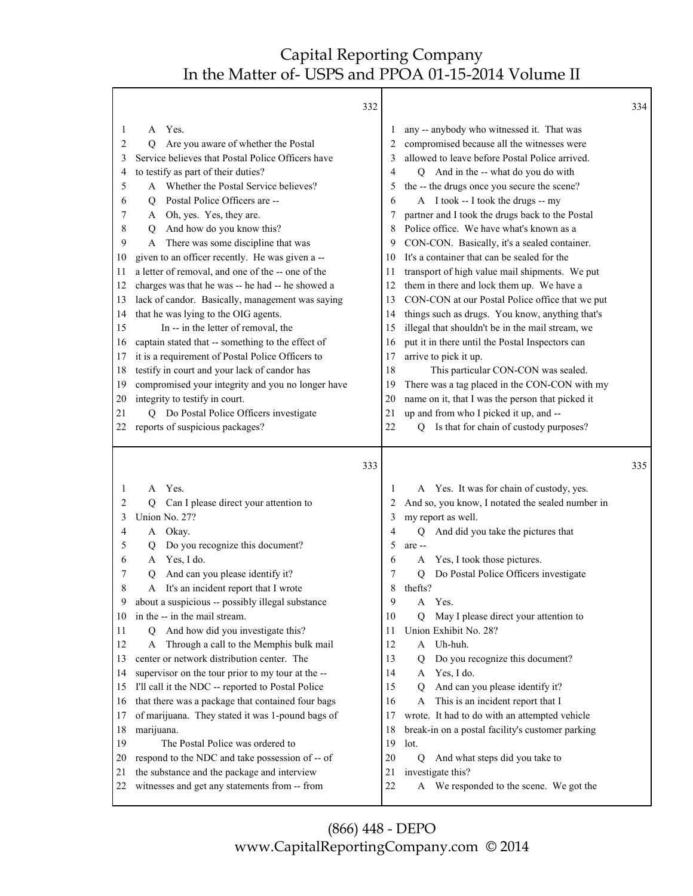**332**

1 A Yes.
2 Q Are you aware of whether the Postal
3 Service believes that Postal Police Officers have
4 to testify as part of their duties?
5 A Whether the Postal Service believes?
6 Q Postal Police Officers are --
7 A Oh, yes. Yes, they are.
8 Q And how do you know this?
9 A There was some discipline that was
10 given to an officer recently. He was given a --
11 a letter of removal, and one of the -- one of the
12 charges was that he was -- he had -- he showed a
13 lack of candor. Basically, management was saying
14 that he was lying to the OIG agents.
15 In -- in the letter of removal, the
16 captain stated that -- something to the effect of
17 it is a requirement of Postal Police Officers to
18 testify in court and your lack of candor has
19 compromised your integrity and you no longer have
20 integrity to testify in court.
21 Q Do Postal Police Officers investigate
22 reports of suspicious packages?

**333**

1 A Yes.
2 Q Can I please direct your attention to
3 Union No. 27?
4 A Okay.
5 Q Do you recognize this document?
6 A Yes, I do.
7 Q And can you please identify it?
8 A It's an incident report that I wrote
9 about a suspicious -- possibly illegal substance
10 in the -- in the mail stream.
11 Q And how did you investigate this?
12 A Through a call to the Memphis bulk mail
13 center or network distribution center. The
14 supervisor on the tour prior to my tour at the --
15 I'll call it the NDC -- reported to Postal Police
16 that there was a package that contained four bags
17 of marijuana. They stated it was 1-pound bags of
18 marijuana.
19 The Postal Police was ordered to
20 respond to the NDC and take possession of -- of
21 the substance and the package and interview
22 witnesses and get any statements from -- from

**334**

1 any -- anybody who witnessed it. That was
2 compromised because all the witnesses were
3 allowed to leave before Postal Police arrived.
4 Q And in the -- what do you do with
5 the -- the drugs once you secure the scene?
6 A I took -- I took the drugs -- my
7 partner and I took the drugs back to the Postal
8 Police office. We have what's known as a
9 CON-CON. Basically, it's a sealed container.
10 It's a container that can be sealed for the
11 transport of high value mail shipments. We put
12 them in there and lock them up. We have a
13 CON-CON at our Postal Police office that we put
14 things such as drugs. You know, anything that's
15 illegal that shouldn't be in the mail stream, we
16 put it in there until the Postal Inspectors can
17 arrive to pick it up.
18 This particular CON-CON was sealed.
19 There was a tag placed in the CON-CON with my
20 name on it, that I was the person that picked it
21 up and from who I picked it up, and --
22 Q Is that for chain of custody purposes?

**335**

1 A Yes. It was for chain of custody, yes.
2 And so, you know, I notated the sealed number in
3 my report as well.
4 Q And did you take the pictures that
5 are --
6 A Yes, I took those pictures.
7 Q Do Postal Police Officers investigate
8 thefts?
9 A Yes.
10 Q May I please direct your attention to
11 Union Exhibit No. 28?
12 A Uh-huh.
13 Q Do you recognize this document?
14 A Yes, I do.
15 Q And can you please identify it?
16 A This is an incident report that I
17 wrote. It had to do with an attempted vehicle
18 break-in on a postal facility's customer parking
19 lot.
20 Q And what steps did you take to
21 investigate this?
22 A We responded to the scene. We got the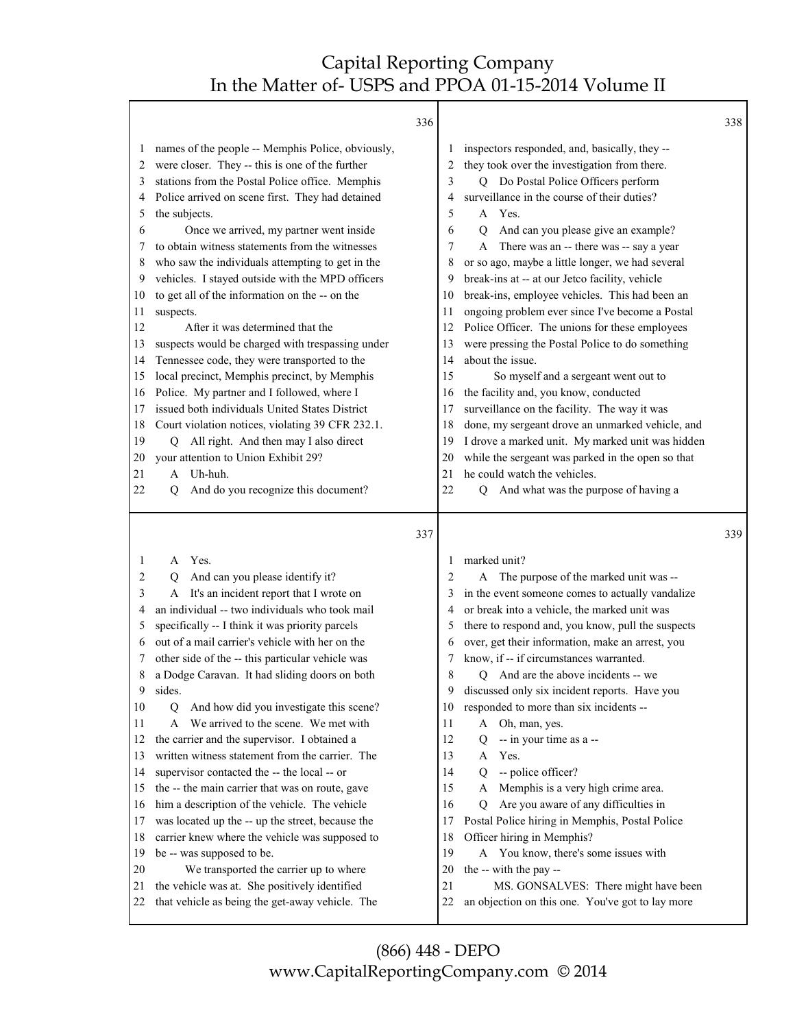336

1 names of the people -- Memphis Police, obviously,
2 were closer. They -- this is one of the further
3 stations from the Postal Police office. Memphis
4 Police arrived on scene first. They had detained
5 the subjects.
6 Once we arrived, my partner went inside
7 to obtain witness statements from the witnesses
8 who saw the individuals attempting to get in the
9 vehicles. I stayed outside with the MPD officers
10 to get all of the information on the -- on the
11 suspects.
12 After it was determined that the
13 suspects would be charged with trespassing under
14 Tennessee code, they were transported to the
15 local precinct, Memphis precinct, by Memphis
16 Police. My partner and I followed, where I
17 issued both individuals United States District
18 Court violation notices, violating 39 CFR 232.1.
19 Q All right. And then may I also direct
20 your attention to Union Exhibit 29?
21 A Uh-huh.
22 Q And do you recognize this document?

337

1 A Yes.
2 Q And can you please identify it?
3 A It's an incident report that I wrote on
4 an individual -- two individuals who took mail
5 specifically -- I think it was priority parcels
6 out of a mail carrier's vehicle with her on the
7 other side of the -- this particular vehicle was
8 a Dodge Caravan. It had sliding doors on both
9 sides.
10 Q And how did you investigate this scene?
11 A We arrived to the scene. We met with
12 the carrier and the supervisor. I obtained a
13 written witness statement from the carrier. The
14 supervisor contacted the -- the local -- or
15 the -- the main carrier that was on route, gave
16 him a description of the vehicle. The vehicle
17 was located up the -- up the street, because the
18 carrier knew where the vehicle was supposed to
19 be -- was supposed to be.
20 We transported the carrier up to where
21 the vehicle was at. She positively identified
22 that vehicle as being the get-away vehicle. The

338

1 inspectors responded, and, basically, they --
2 they took over the investigation from there.
3 Q Do Postal Police Officers perform
4 surveillance in the course of their duties?
5 A Yes.
6 Q And can you please give an example?
7 A There was an -- there was -- say a year
8 or so ago, maybe a little longer, we had several
9 break-ins at -- at our Jetco facility, vehicle
10 break-ins, employee vehicles. This had been an
11 ongoing problem ever since I've become a Postal
12 Police Officer. The unions for these employees
13 were pressing the Postal Police to do something
14 about the issue.
15 So myself and a sergeant went out to
16 the facility and, you know, conducted
17 surveillance on the facility. The way it was
18 done, my sergeant drove an unmarked vehicle, and
19 I drove a marked unit. My marked unit was hidden
20 while the sergeant was parked in the open so that
21 he could watch the vehicles.
22 Q And what was the purpose of having a

339

1 marked unit?
2 A The purpose of the marked unit was --
3 in the event someone comes to actually vandalize
4 or break into a vehicle, the marked unit was
5 there to respond and, you know, pull the suspects
6 over, get their information, make an arrest, you
7 know, if -- if circumstances warranted.
8 Q And are the above incidents -- we
9 discussed only six incident reports. Have you
10 responded to more than six incidents --
11 A Oh, man, yes.
12 Q -- in your time as a --
13 A Yes.
14 Q -- police officer?
15 A Memphis is a very high crime area.
16 Q Are you aware of any difficulties in
17 Postal Police hiring in Memphis, Postal Police
18 Officer hiring in Memphis?
19 A You know, there's some issues with
20 the -- with the pay --
21 MS. GONSALVES: There might have been
22 an objection on this one. You've got to lay more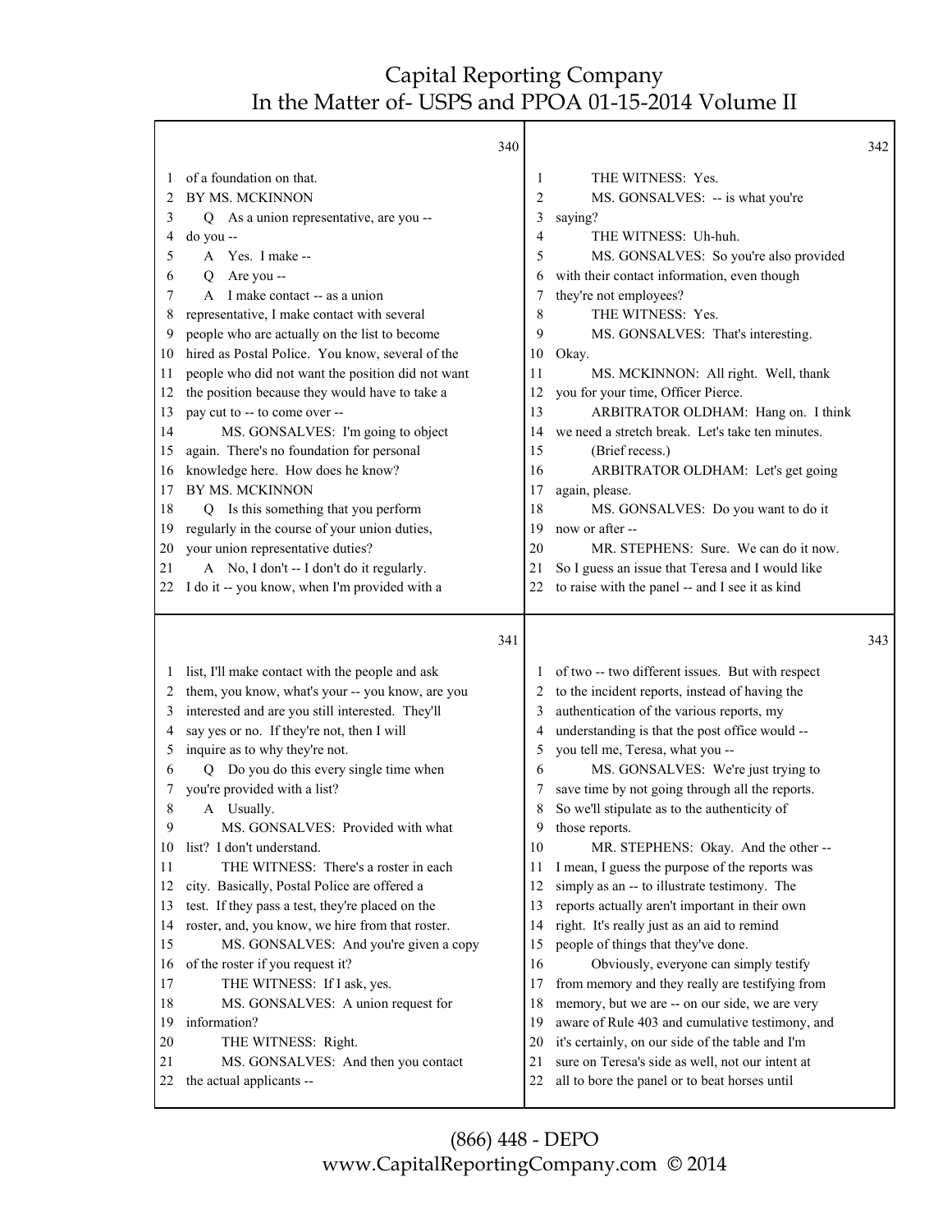**340**

1 of a foundation on that.
2 BY MS. MCKINNON
3 Q As a union representative, are you --
4 do you --
5 A Yes. I make --
6 Q Are you --
7 A I make contact -- as a union
8 representative, I make contact with several
9 people who are actually on the list to become
10 hired as Postal Police. You know, several of the
11 people who did not want the position did not want
12 the position because they would have to take a
13 pay cut to -- to come over --
14 MS. GONSALVES: I'm going to object
15 again. There's no foundation for personal
16 knowledge here. How does he know?
17 BY MS. MCKINNON
18 Q Is this something that you perform
19 regularly in the course of your union duties,
20 your union representative duties?
21 A No, I don't -- I don't do it regularly.
22 I do it -- you know, when I'm provided with a

**341**

1 list, I'll make contact with the people and ask
2 them, you know, what's your -- you know, are you
3 interested and are you still interested. They'll
4 say yes or no. If they're not, then I will
5 inquire as to why they're not.
6 Q Do you do this every single time when
7 you're provided with a list?
8 A Usually.
9 MS. GONSALVES: Provided with what
10 list? I don't understand.
11 THE WITNESS: There's a roster in each
12 city. Basically, Postal Police are offered a
13 test. If they pass a test, they're placed on the
14 roster, and, you know, we hire from that roster.
15 MS. GONSALVES: And you're given a copy
16 of the roster if you request it?
17 THE WITNESS: If I ask, yes.
18 MS. GONSALVES: A union request for
19 information?
20 THE WITNESS: Right.
21 MS. GONSALVES: And then you contact
22 the actual applicants --

**342**

1 THE WITNESS: Yes.
2 MS. GONSALVES: -- is what you're
3 saying?
4 THE WITNESS: Uh-huh.
5 MS. GONSALVES: So you're also provided
6 with their contact information, even though
7 they're not employees?
8 THE WITNESS: Yes.
9 MS. GONSALVES: That's interesting.
10 Okay.
11 MS. MCKINNON: All right. Well, thank
12 you for your time, Officer Pierce.
13 ARBITRATOR OLDHAM: Hang on. I think
14 we need a stretch break. Let's take ten minutes.
15 (Brief recess.)
16 ARBITRATOR OLDHAM: Let's get going
17 again, please.
18 MS. GONSALVES: Do you want to do it
19 now or after --
20 MR. STEPHENS: Sure. We can do it now.
21 So I guess an issue that Teresa and I would like
22 to raise with the panel -- and I see it as kind

**343**

1 of two -- two different issues. But with respect
2 to the incident reports, instead of having the
3 authentication of the various reports, my
4 understanding is that the post office would --
5 you tell me, Teresa, what you --
6 MS. GONSALVES: We're just trying to
7 save time by not going through all the reports.
8 So we'll stipulate as to the authenticity of
9 those reports.
10 MR. STEPHENS: Okay. And the other --
11 I mean, I guess the purpose of the reports was
12 simply as an -- to illustrate testimony. The
13 reports actually aren't important in their own
14 right. It's really just as an aid to remind
15 people of things that they've done.
16 Obviously, everyone can simply testify
17 from memory and they really are testifying from
18 memory, but we are -- on our side, we are very
19 aware of Rule 403 and cumulative testimony, and
20 it's certainly, on our side of the table and I'm
21 sure on Teresa's side as well, not our intent at
22 all to bore the panel or to beat horses until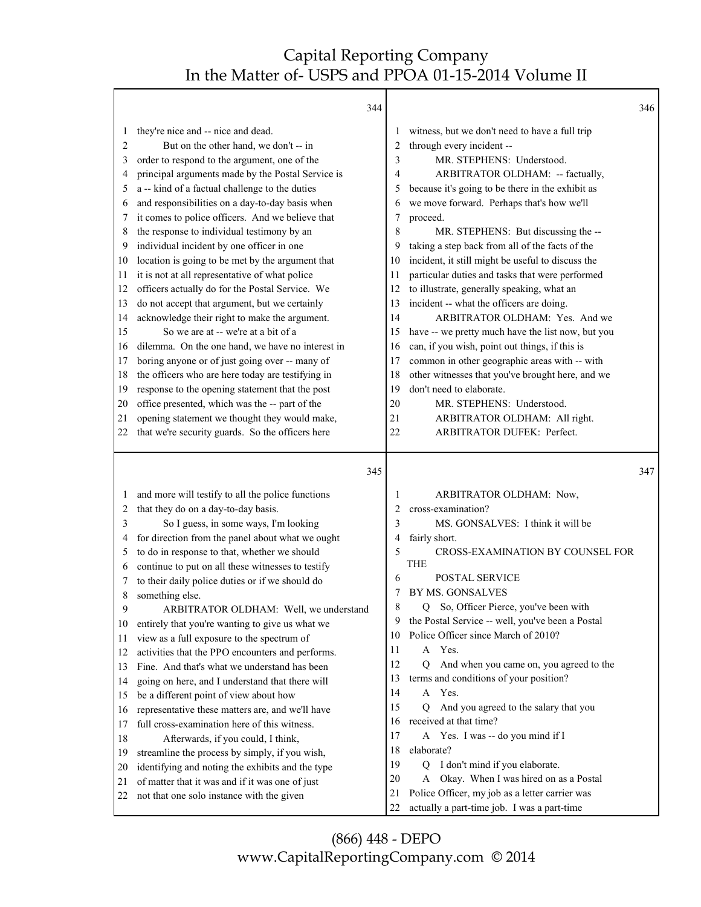344

1 they're nice and -- nice and dead.
2 But on the other hand, we don't -- in
3 order to respond to the argument, one of the
4 principal arguments made by the Postal Service is
5 a -- kind of a factual challenge to the duties
6 and responsibilities on a day-to-day basis when
7 it comes to police officers. And we believe that
8 the response to individual testimony by an
9 individual incident by one officer in one
10 location is going to be met by the argument that
11 it is not at all representative of what police
12 officers actually do for the Postal Service. We
13 do not accept that argument, but we certainly
14 acknowledge their right to make the argument.
15 So we are at -- we're at a bit of a
16 dilemma. On the one hand, we have no interest in
17 boring anyone or of just going over -- many of
18 the officers who are here today are testifying in
19 response to the opening statement that the post
20 office presented, which was the -- part of the
21 opening statement we thought they would make,
22 that we're security guards. So the officers here

345

1 and more will testify to all the police functions
2 that they do on a day-to-day basis.
3 So I guess, in some ways, I'm looking
4 for direction from the panel about what we ought
5 to do in response to that, whether we should
6 continue to put on all these witnesses to testify
7 to their daily police duties or if we should do
8 something else.
9 ARBITRATOR OLDHAM: Well, we understand
10 entirely that you're wanting to give us what we
11 view as a full exposure to the spectrum of
12 activities that the PPO encounters and performs.
13 Fine. And that's what we understand has been
14 going on here, and I understand that there will
15 be a different point of view about how
16 representative these matters are, and we'll have
17 full cross-examination here of this witness.
18 Afterwards, if you could, I think,
19 streamline the process by simply, if you wish,
20 identifying and noting the exhibits and the type
21 of matter that it was and if it was one of just
22 not that one solo instance with the given

346

1 witness, but we don't need to have a full trip
2 through every incident --
3 MR. STEPHENS: Understood.
4 ARBITRATOR OLDHAM: -- factually,
5 because it's going to be there in the exhibit as
6 we move forward. Perhaps that's how we'll
7 proceed.
8 MR. STEPHENS: But discussing the --
9 taking a step back from all of the facts of the
10 incident, it still might be useful to discuss the
11 particular duties and tasks that were performed
12 to illustrate, generally speaking, what an
13 incident -- what the officers are doing.
14 ARBITRATOR OLDHAM: Yes. And we
15 have -- we pretty much have the list now, but you
16 can, if you wish, point out things, if this is
17 common in other geographic areas with -- with
18 other witnesses that you've brought here, and we
19 don't need to elaborate.
20 MR. STEPHENS: Understood.
21 ARBITRATOR OLDHAM: All right.
22 ARBITRATOR DUFEK: Perfect.

347

1 ARBITRATOR OLDHAM: Now,
2 cross-examination?
3 MS. GONSALVES: I think it will be
4 fairly short.
5 CROSS-EXAMINATION BY COUNSEL FOR THE
6 POSTAL SERVICE
7 BY MS. GONSALVES
8 Q So, Officer Pierce, you've been with
9 the Postal Service -- well, you've been a Postal
10 Police Officer since March of 2010?
11 A Yes.
12 Q And when you came on, you agreed to the
13 terms and conditions of your position?
14 A Yes.
15 Q And you agreed to the salary that you
16 received at that time?
17 A Yes. I was -- do you mind if I
18 elaborate?
19 Q I don't mind if you elaborate.
20 A Okay. When I was hired on as a Postal
21 Police Officer, my job as a letter carrier was
22 actually a part-time job. I was a part-time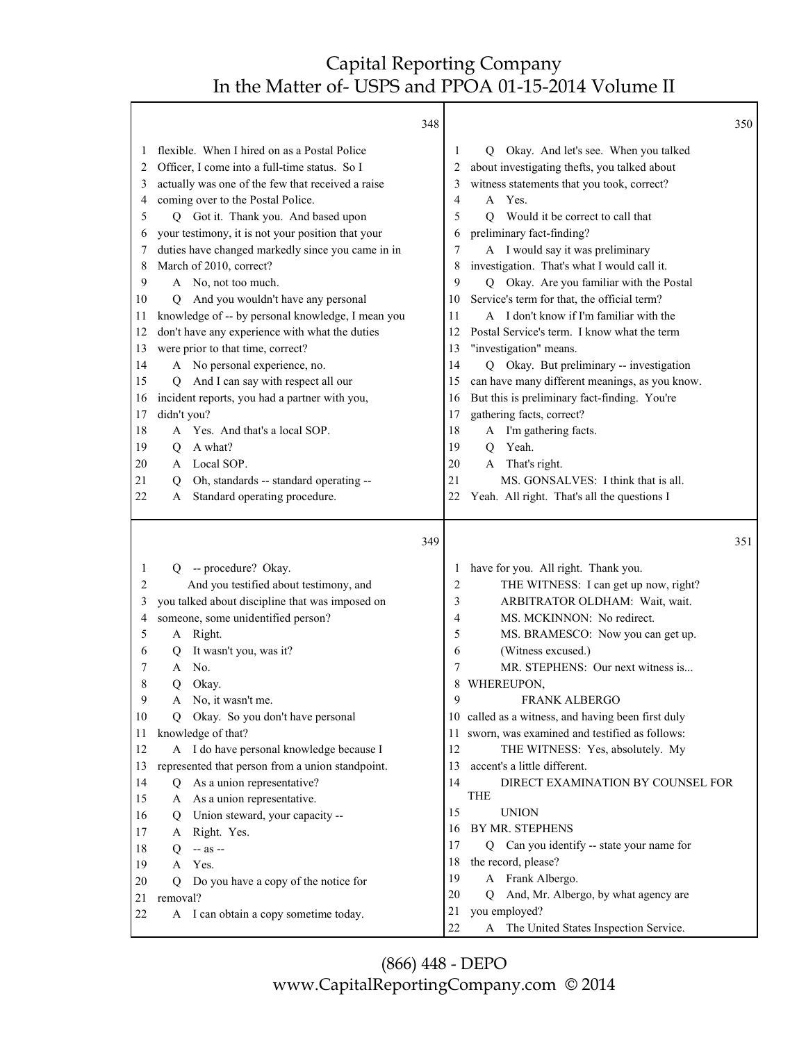**348**

1 flexible. When I hired on as a Postal Police
2 Officer, I come into a full-time status. So I
3 actually was one of the few that received a raise
4 coming over to the Postal Police.
5 Q Got it. Thank you. And based upon
6 your testimony, it is not your position that your
7 duties have changed markedly since you came in in
8 March of 2010, correct?
9 A No, not too much.
10 Q And you wouldn't have any personal
11 knowledge of -- by personal knowledge, I mean you
12 don't have any experience with what the duties
13 were prior to that time, correct?
14 A No personal experience, no.
15 Q And I can say with respect all our
16 incident reports, you had a partner with you,
17 didn't you?
18 A Yes. And that's a local SOP.
19 Q A what?
20 A Local SOP.
21 Q Oh, standards -- standard operating --
22 A Standard operating procedure.

**349**

1 Q -- procedure? Okay.
2 And you testified about testimony, and
3 you talked about discipline that was imposed on
4 someone, some unidentified person?
5 A Right.
6 Q It wasn't you, was it?
7 A No.
8 Q Okay.
9 A No, it wasn't me.
10 Q Okay. So you don't have personal
11 knowledge of that?
12 A I do have personal knowledge because I
13 represented that person from a union standpoint.
14 Q As a union representative?
15 A As a union representative.
16 Q Union steward, your capacity --
17 A Right. Yes.
18 Q -- as --
19 A Yes.
20 Q Do you have a copy of the notice for
21 removal?
22 A I can obtain a copy sometime today.

**350**

1 Q Okay. And let's see. When you talked
2 about investigating thefts, you talked about
3 witness statements that you took, correct?
4 A Yes.
5 Q Would it be correct to call that
6 preliminary fact-finding?
7 A I would say it was preliminary
8 investigation. That's what I would call it.
9 Q Okay. Are you familiar with the Postal
10 Service's term for that, the official term?
11 A I don't know if I'm familiar with the
12 Postal Service's term. I know what the term
13 "investigation" means.
14 Q Okay. But preliminary -- investigation
15 can have many different meanings, as you know.
16 But this is preliminary fact-finding. You're
17 gathering facts, correct?
18 A I'm gathering facts.
19 Q Yeah.
20 A That's right.
21 MS. GONSALVES: I think that is all.
22 Yeah. All right. That's all the questions I

**351**

1 have for you. All right. Thank you.
2 THE WITNESS: I can get up now, right?
3 ARBITRATOR OLDHAM: Wait, wait.
4 MS. MCKINNON: No redirect.
5 MS. BRAMESCO: Now you can get up.
6 (Witness excused.)
7 MR. STEPHENS: Our next witness is...
8 WHEREUPON,
9 FRANK ALBERGO
10 called as a witness, and having been first duly
11 sworn, was examined and testified as follows:
12 THE WITNESS: Yes, absolutely. My
13 accent's a little different.
14 DIRECT EXAMINATION BY COUNSEL FOR THE
15 UNION
16 BY MR. STEPHENS
17 Q Can you identify -- state your name for
18 the record, please?
19 A Frank Albergo.
20 Q And, Mr. Albergo, by what agency are
21 you employed?
22 A The United States Inspection Service.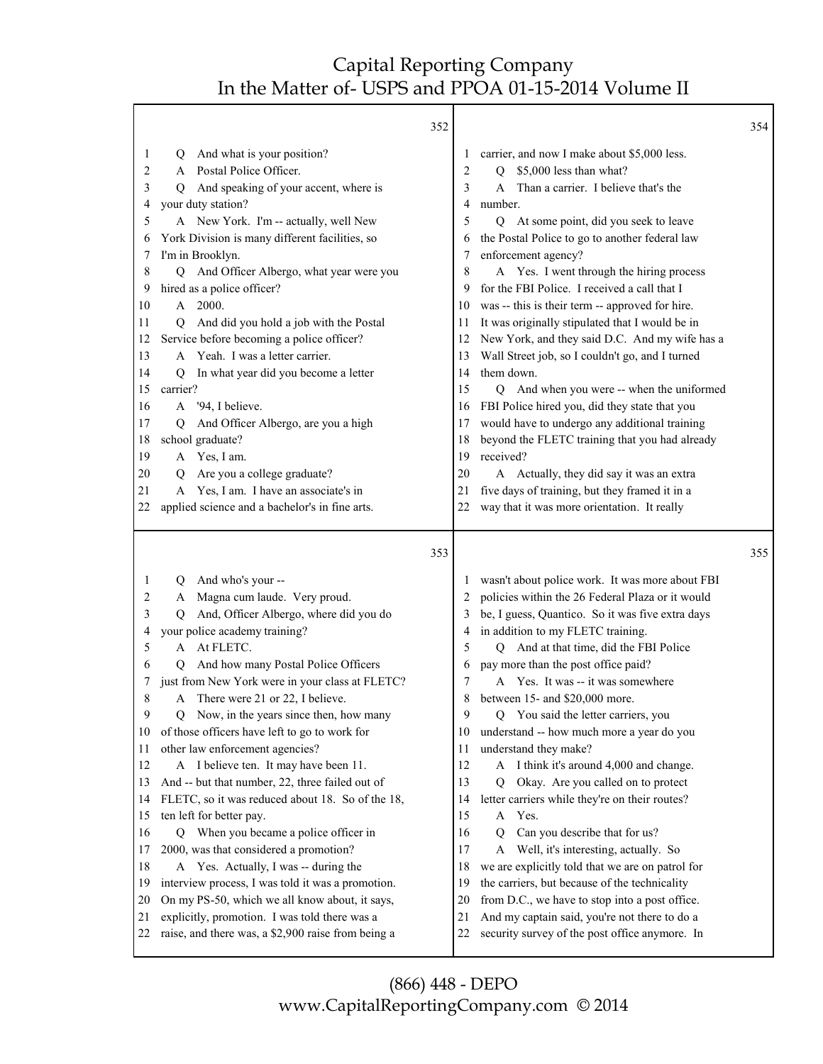**352**

1 Q And what is your position?
2 A Postal Police Officer.
3 Q And speaking of your accent, where is
4 your duty station?
5 A New York. I'm -- actually, well New
6 York Division is many different facilities, so
7 I'm in Brooklyn.
8 Q And Officer Albergo, what year were you
9 hired as a police officer?
10 A 2000.
11 Q And did you hold a job with the Postal
12 Service before becoming a police officer?
13 A Yeah. I was a letter carrier.
14 Q In what year did you become a letter
15 carrier?
16 A '94, I believe.
17 Q And Officer Albergo, are you a high
18 school graduate?
19 A Yes, I am.
20 Q Are you a college graduate?
21 A Yes, I am. I have an associate's in
22 applied science and a bachelor's in fine arts.

**353**

1 Q And who's your --
2 A Magna cum laude. Very proud.
3 Q And, Officer Albergo, where did you do
4 your police academy training?
5 A At FLETC.
6 Q And how many Postal Police Officers
7 just from New York were in your class at FLETC?
8 A There were 21 or 22, I believe.
9 Q Now, in the years since then, how many
10 of those officers have left to go to work for
11 other law enforcement agencies?
12 A I believe ten. It may have been 11.
13 And -- but that number, 22, three failed out of
14 FLETC, so it was reduced about 18. So of the 18,
15 ten left for better pay.
16 Q When you became a police officer in
17 2000, was that considered a promotion?
18 A Yes. Actually, I was -- during the
19 interview process, I was told it was a promotion.
20 On my PS-50, which we all know about, it says,
21 explicitly, promotion. I was told there was a
22 raise, and there was, a $2,900 raise from being a

**354**

1 carrier, and now I make about $5,000 less.
2 Q $5,000 less than what?
3 A Than a carrier. I believe that's the
4 number.
5 Q At some point, did you seek to leave
6 the Postal Police to go to another federal law
7 enforcement agency?
8 A Yes. I went through the hiring process
9 for the FBI Police. I received a call that I
10 was -- this is their term -- approved for hire.
11 It was originally stipulated that I would be in
12 New York, and they said D.C. And my wife has a
13 Wall Street job, so I couldn't go, and I turned
14 them down.
15 Q And when you were -- when the uniformed
16 FBI Police hired you, did they state that you
17 would have to undergo any additional training
18 beyond the FLETC training that you had already
19 received?
20 A Actually, they did say it was an extra
21 five days of training, but they framed it in a
22 way that it was more orientation. It really

**355**

1 wasn't about police work. It was more about FBI
2 policies within the 26 Federal Plaza or it would
3 be, I guess, Quantico. So it was five extra days
4 in addition to my FLETC training.
5 Q And at that time, did the FBI Police
6 pay more than the post office paid?
7 A Yes. It was -- it was somewhere
8 between 15- and $20,000 more.
9 Q You said the letter carriers, you
10 understand -- how much more a year do you
11 understand they make?
12 A I think it's around 4,000 and change.
13 Q Okay. Are you called on to protect
14 letter carriers while they're on their routes?
15 A Yes.
16 Q Can you describe that for us?
17 A Well, it's interesting, actually. So
18 we are explicitly told that we are on patrol for
19 the carriers, but because of the technicality
20 from D.C., we have to stop into a post office.
21 And my captain said, you're not there to do a
22 security survey of the post office anymore. In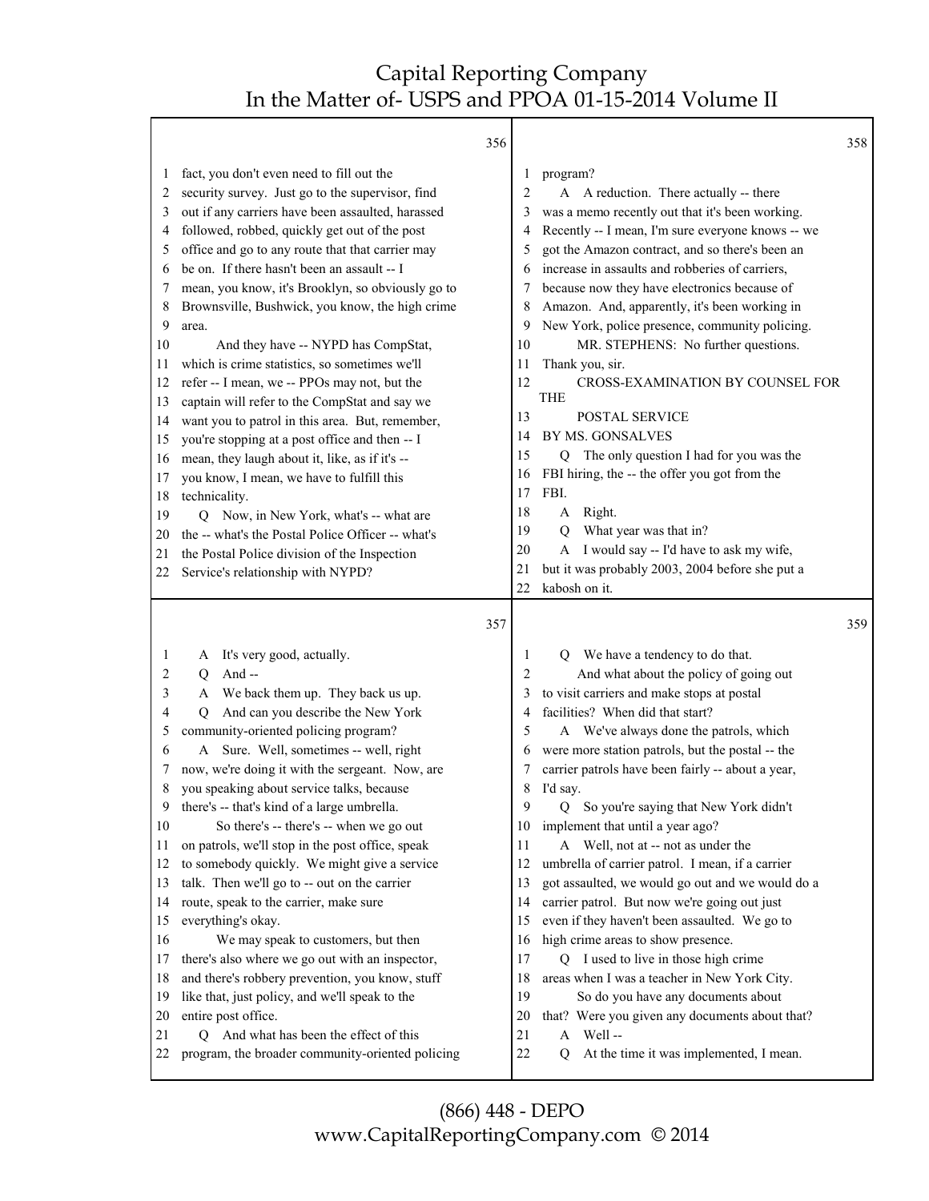356

1 fact, you don't even need to fill out the
2 security survey. Just go to the supervisor, find
3 out if any carriers have been assaulted, harassed
4 followed, robbed, quickly get out of the post
5 office and go to any route that that carrier may
6 be on. If there hasn't been an assault -- I
7 mean, you know, it's Brooklyn, so obviously go to
8 Brownsville, Bushwick, you know, the high crime
9 area.
10 And they have -- NYPD has CompStat,
11 which is crime statistics, so sometimes we'll
12 refer -- I mean, we -- PPOs may not, but the
13 captain will refer to the CompStat and say we
14 want you to patrol in this area. But, remember,
15 you're stopping at a post office and then -- I
16 mean, they laugh about it, like, as if it's --
17 you know, I mean, we have to fulfill this
18 technicality.
19 Q Now, in New York, what's -- what are
20 the -- what's the Postal Police Officer -- what's
21 the Postal Police division of the Inspection
22 Service's relationship with NYPD?

357

1 A It's very good, actually.
2 Q And --
3 A We back them up. They back us up.
4 Q And can you describe the New York
5 community-oriented policing program?
6 A Sure. Well, sometimes -- well, right
7 now, we're doing it with the sergeant. Now, are
8 you speaking about service talks, because
9 there's -- that's kind of a large umbrella.
10 So there's -- there's -- when we go out
11 on patrols, we'll stop in the post office, speak
12 to somebody quickly. We might give a service
13 talk. Then we'll go to -- out on the carrier
14 route, speak to the carrier, make sure
15 everything's okay.
16 We may speak to customers, but then
17 there's also where we go out with an inspector,
18 and there's robbery prevention, you know, stuff
19 like that, just policy, and we'll speak to the
20 entire post office.
21 Q And what has been the effect of this
22 program, the broader community-oriented policing

358

1 program?
2 A A reduction. There actually -- there
3 was a memo recently out that it's been working.
4 Recently -- I mean, I'm sure everyone knows -- we
5 got the Amazon contract, and so there's been an
6 increase in assaults and robberies of carriers,
7 because now they have electronics because of
8 Amazon. And, apparently, it's been working in
9 New York, police presence, community policing.
10 MR. STEPHENS: No further questions.
11 Thank you, sir.
12 CROSS-EXAMINATION BY COUNSEL FOR THE
13 POSTAL SERVICE
14 BY MS. GONSALVES
15 Q The only question I had for you was the
16 FBI hiring, the -- the offer you got from the
17 FBI.
18 A Right.
19 Q What year was that in?
20 A I would say -- I'd have to ask my wife,
21 but it was probably 2003, 2004 before she put a
22 kabosh on it.

359

1 Q We have a tendency to do that.
2 And what about the policy of going out
3 to visit carriers and make stops at postal
4 facilities? When did that start?
5 A We've always done the patrols, which
6 were more station patrols, but the postal -- the
7 carrier patrols have been fairly -- about a year,
8 I'd say.
9 Q So you're saying that New York didn't
10 implement that until a year ago?
11 A Well, not at -- not as under the
12 umbrella of carrier patrol. I mean, if a carrier
13 got assaulted, we would go out and we would do a
14 carrier patrol. But now we're going out just
15 even if they haven't been assaulted. We go to
16 high crime areas to show presence.
17 Q I used to live in those high crime
18 areas when I was a teacher in New York City.
19 So do you have any documents about
20 that? Were you given any documents about that?
21 A Well --
22 Q At the time it was implemented, I mean.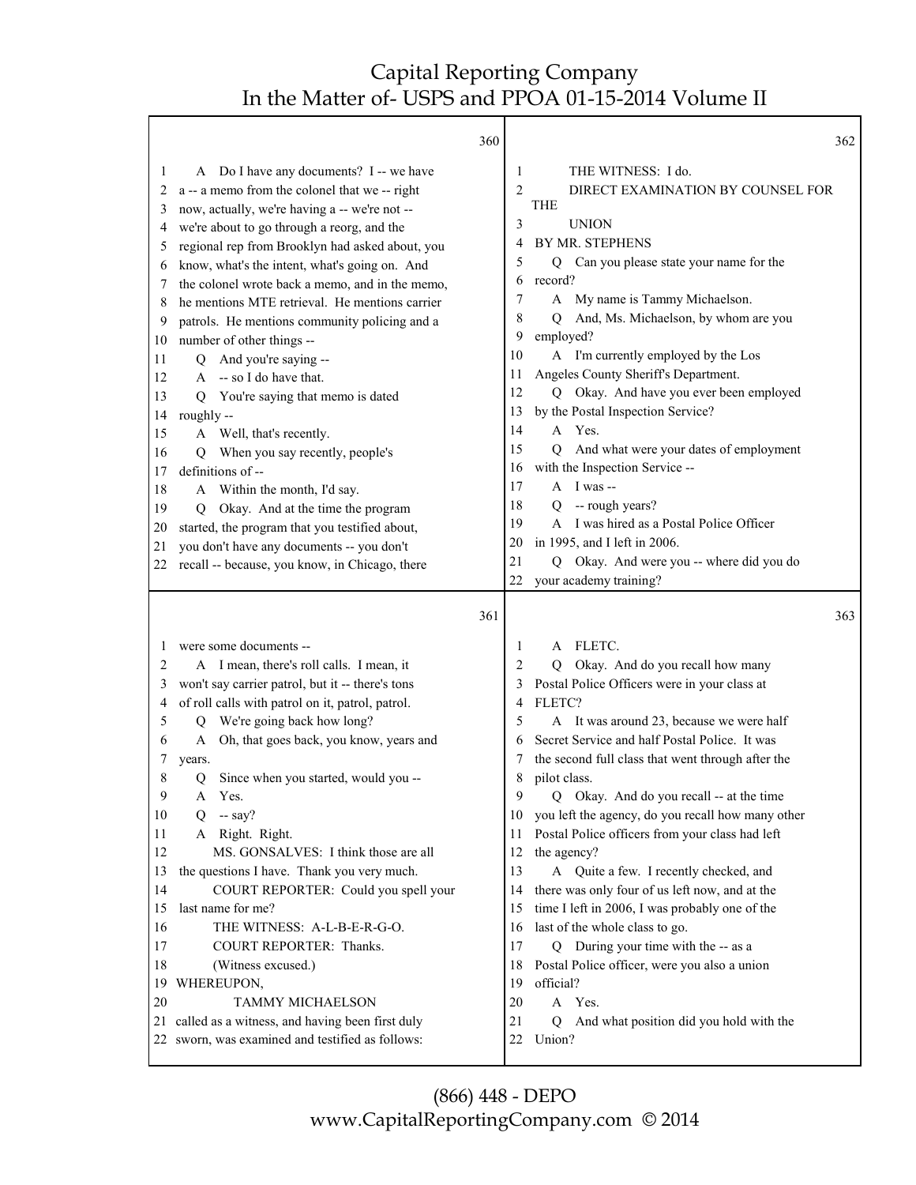360

1 A Do I have any documents? I -- we have
2 a -- a memo from the colonel that we -- right
3 now, actually, we're having a -- we're not --
4 we're about to go through a reorg, and the
5 regional rep from Brooklyn had asked about, you
6 know, what's the intent, what's going on. And
7 the colonel wrote back a memo, and in the memo,
8 he mentions MTE retrieval. He mentions carrier
9 patrols. He mentions community policing and a
10 number of other things --
11 Q And you're saying --
12 A -- so I do have that.
13 Q You're saying that memo is dated
14 roughly --
15 A Well, that's recently.
16 Q When you say recently, people's
17 definitions of --
18 A Within the month, I'd say.
19 Q Okay. And at the time the program
20 started, the program that you testified about,
21 you don't have any documents -- you don't
22 recall -- because, you know, in Chicago, there

361

1 were some documents --
2 A I mean, there's roll calls. I mean, it
3 won't say carrier patrol, but it -- there's tons
4 of roll calls with patrol on it, patrol, patrol.
5 Q We're going back how long?
6 A Oh, that goes back, you know, years and
7 years.
8 Q Since when you started, would you --
9 A Yes.
10 Q -- say?
11 A Right. Right.
12 MS. GONSALVES: I think those are all
13 the questions I have. Thank you very much.
14 COURT REPORTER: Could you spell your
15 last name for me?
16 THE WITNESS: A-L-B-E-R-G-O.
17 COURT REPORTER: Thanks.
18 (Witness excused.)
19 WHEREUPON,
20 TAMMY MICHAELSON
21 called as a witness, and having been first duly
22 sworn, was examined and testified as follows:

362

1 THE WITNESS: I do.
2 DIRECT EXAMINATION BY COUNSEL FOR THE
3 UNION
4 BY MR. STEPHENS
5 Q Can you please state your name for the
6 record?
7 A My name is Tammy Michaelson.
8 Q And, Ms. Michaelson, by whom are you
9 employed?
10 A I'm currently employed by the Los
11 Angeles County Sheriff's Department.
12 Q Okay. And have you ever been employed
13 by the Postal Inspection Service?
14 A Yes.
15 Q And what were your dates of employment
16 with the Inspection Service --
17 A I was --
18 Q -- rough years?
19 A I was hired as a Postal Police Officer
20 in 1995, and I left in 2006.
21 Q Okay. And were you -- where did you do
22 your academy training?

363

1 A FLETC.
2 Q Okay. And do you recall how many
3 Postal Police Officers were in your class at
4 FLETC?
5 A It was around 23, because we were half
6 Secret Service and half Postal Police. It was
7 the second full class that went through after the
8 pilot class.
9 Q Okay. And do you recall -- at the time
10 you left the agency, do you recall how many other
11 Postal Police officers from your class had left
12 the agency?
13 A Quite a few. I recently checked, and
14 there was only four of us left now, and at the
15 time I left in 2006, I was probably one of the
16 last of the whole class to go.
17 Q During your time with the -- as a
18 Postal Police officer, were you also a union
19 official?
20 A Yes.
21 Q And what position did you hold with the
22 Union?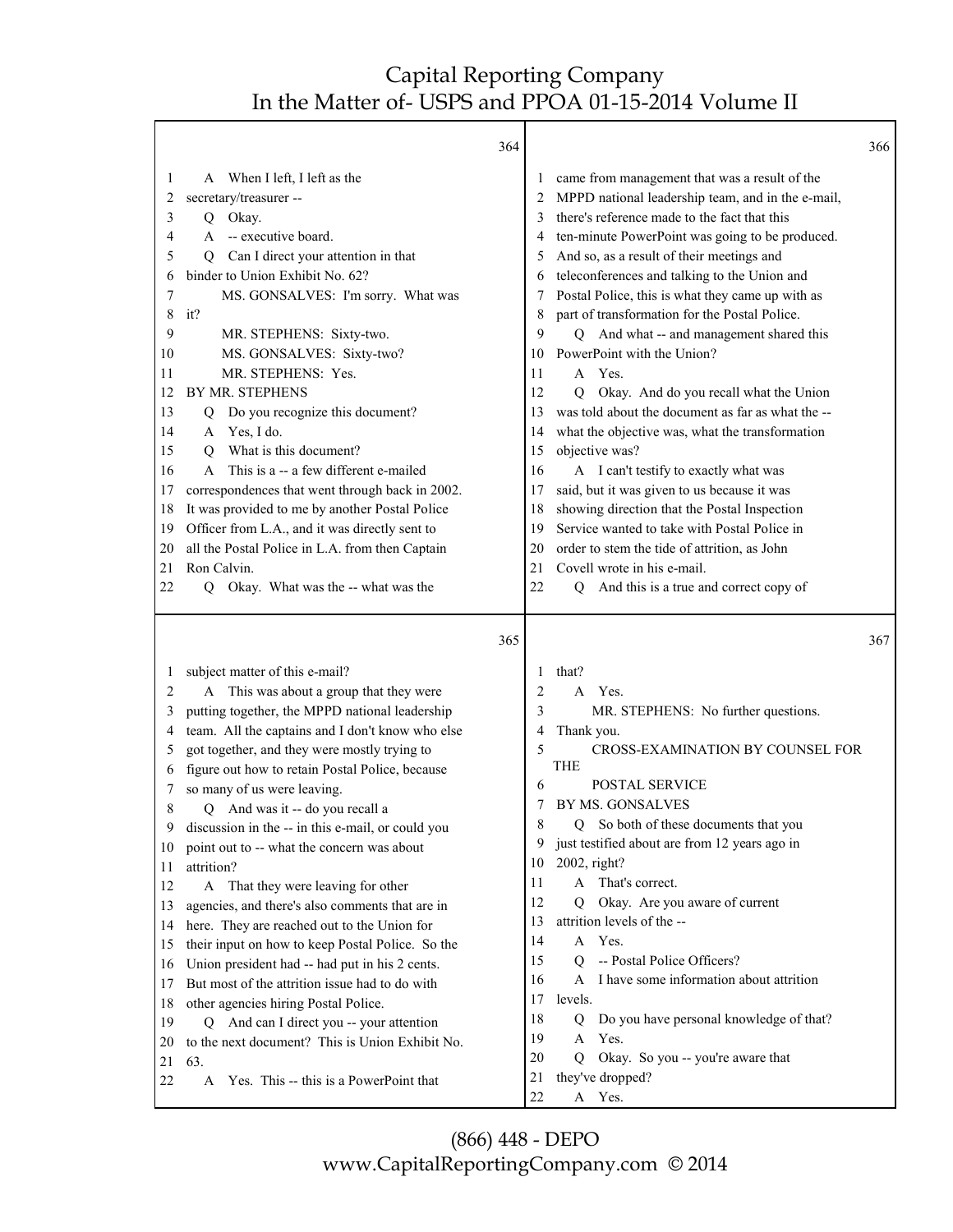**364**

1 A When I left, I left as the
2 secretary/treasurer --
3 Q Okay.
4 A -- executive board.
5 Q Can I direct your attention in that
6 binder to Union Exhibit No. 62?
7 MS. GONSALVES: I'm sorry. What was
8 it?
9 MR. STEPHENS: Sixty-two.
10 MS. GONSALVES: Sixty-two?
11 MR. STEPHENS: Yes.
12 BY MR. STEPHENS
13 Q Do you recognize this document?
14 A Yes, I do.
15 Q What is this document?
16 A This is a -- a few different e-mailed
17 correspondences that went through back in 2002.
18 It was provided to me by another Postal Police
19 Officer from L.A., and it was directly sent to
20 all the Postal Police in L.A. from then Captain
21 Ron Calvin.
22 Q Okay. What was the -- what was the

**365**

1 subject matter of this e-mail?
2 A This was about a group that they were
3 putting together, the MPPD national leadership
4 team. All the captains and I don't know who else
5 got together, and they were mostly trying to
6 figure out how to retain Postal Police, because
7 so many of us were leaving.
8 Q And was it -- do you recall a
9 discussion in the -- in this e-mail, or could you
10 point out to -- what the concern was about
11 attrition?
12 A That they were leaving for other
13 agencies, and there's also comments that are in
14 here. They are reached out to the Union for
15 their input on how to keep Postal Police. So the
16 Union president had -- had put in his 2 cents.
17 But most of the attrition issue had to do with
18 other agencies hiring Postal Police.
19 Q And can I direct you -- your attention
20 to the next document? This is Union Exhibit No.
21 63.
22 A Yes. This -- this is a PowerPoint that

**366**

1 came from management that was a result of the
2 MPPD national leadership team, and in the e-mail,
3 there's reference made to the fact that this
4 ten-minute PowerPoint was going to be produced.
5 And so, as a result of their meetings and
6 teleconferences and talking to the Union and
7 Postal Police, this is what they came up with as
8 part of transformation for the Postal Police.
9 Q And what -- and management shared this
10 PowerPoint with the Union?
11 A Yes.
12 Q Okay. And do you recall what the Union
13 was told about the document as far as what the --
14 what the objective was, what the transformation
15 objective was?
16 A I can't testify to exactly what was
17 said, but it was given to us because it was
18 showing direction that the Postal Inspection
19 Service wanted to take with Postal Police in
20 order to stem the tide of attrition, as John
21 Covell wrote in his e-mail.
22 Q And this is a true and correct copy of

**367**

1 that?
2 A Yes.
3 MR. STEPHENS: No further questions.
4 Thank you.
5 CROSS-EXAMINATION BY COUNSEL FOR THE
6 POSTAL SERVICE
7 BY MS. GONSALVES
8 Q So both of these documents that you
9 just testified about are from 12 years ago in
10 2002, right?
11 A That's correct.
12 Q Okay. Are you aware of current
13 attrition levels of the --
14 A Yes.
15 Q -- Postal Police Officers?
16 A I have some information about attrition
17 levels.
18 Q Do you have personal knowledge of that?
19 A Yes.
20 Q Okay. So you -- you're aware that
21 they've dropped?
22 A Yes.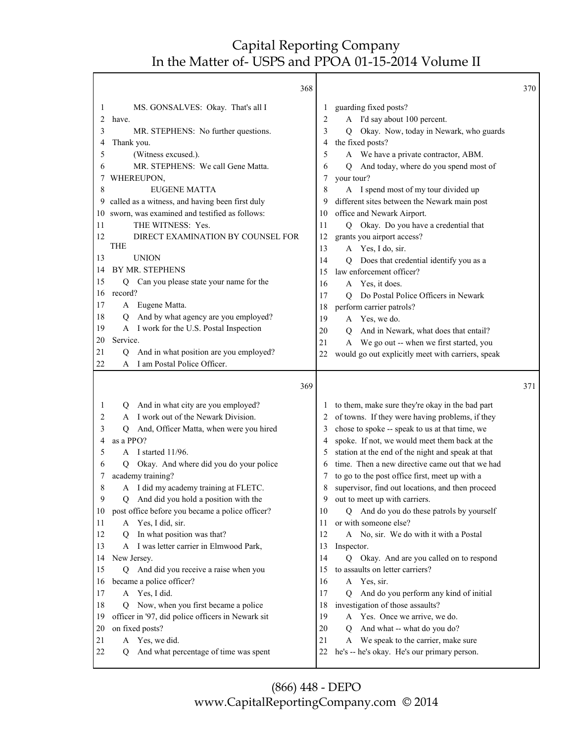368

1 MS. GONSALVES: Okay. That's all I
2 have.
3 MR. STEPHENS: No further questions.
4 Thank you.
5 (Witness excused.).
6 MR. STEPHENS: We call Gene Matta.
7 WHEREUPON,
8 EUGENE MATTA
9 called as a witness, and having been first duly
10 sworn, was examined and testified as follows:
11 THE WITNESS: Yes.
12 DIRECT EXAMINATION BY COUNSEL FOR THE
13 UNION
14 BY MR. STEPHENS
15 Q Can you please state your name for the
16 record?
17 A Eugene Matta.
18 Q And by what agency are you employed?
19 A I work for the U.S. Postal Inspection
20 Service.
21 Q And in what position are you employed?
22 A I am Postal Police Officer.

369

1 Q And in what city are you employed?
2 A I work out of the Newark Division.
3 Q And, Officer Matta, when were you hired
4 as a PPO?
5 A I started 11/96.
6 Q Okay. And where did you do your police
7 academy training?
8 A I did my academy training at FLETC.
9 Q And did you hold a position with the
10 post office before you became a police officer?
11 A Yes, I did, sir.
12 Q In what position was that?
13 A I was letter carrier in Elmwood Park,
14 New Jersey.
15 Q And did you receive a raise when you
16 became a police officer?
17 A Yes, I did.
18 Q Now, when you first became a police
19 officer in '97, did police officers in Newark sit
20 on fixed posts?
21 A Yes, we did.
22 Q And what percentage of time was spent

370

1 guarding fixed posts?
2 A I'd say about 100 percent.
3 Q Okay. Now, today in Newark, who guards
4 the fixed posts?
5 A We have a private contractor, ABM.
6 Q And today, where do you spend most of
7 your tour?
8 A I spend most of my tour divided up
9 different sites between the Newark main post
10 office and Newark Airport.
11 Q Okay. Do you have a credential that
12 grants you airport access?
13 A Yes, I do, sir.
14 Q Does that credential identify you as a
15 law enforcement officer?
16 A Yes, it does.
17 Q Do Postal Police Officers in Newark
18 perform carrier patrols?
19 A Yes, we do.
20 Q And in Newark, what does that entail?
21 A We go out -- when we first started, you
22 would go out explicitly meet with carriers, speak

371

1 to them, make sure they're okay in the bad part
2 of towns. If they were having problems, if they
3 chose to spoke -- speak to us at that time, we
4 spoke. If not, we would meet them back at the
5 station at the end of the night and speak at that
6 time. Then a new directive came out that we had
7 to go to the post office first, meet up with a
8 supervisor, find out locations, and then proceed
9 out to meet up with carriers.
10 Q And do you do these patrols by yourself
11 or with someone else?
12 A No, sir. We do with it with a Postal
13 Inspector.
14 Q Okay. And are you called on to respond
15 to assaults on letter carriers?
16 A Yes, sir.
17 Q And do you perform any kind of initial
18 investigation of those assaults?
19 A Yes. Once we arrive, we do.
20 Q And what -- what do you do?
21 A We speak to the carrier, make sure
22 he's -- he's okay. He's our primary person.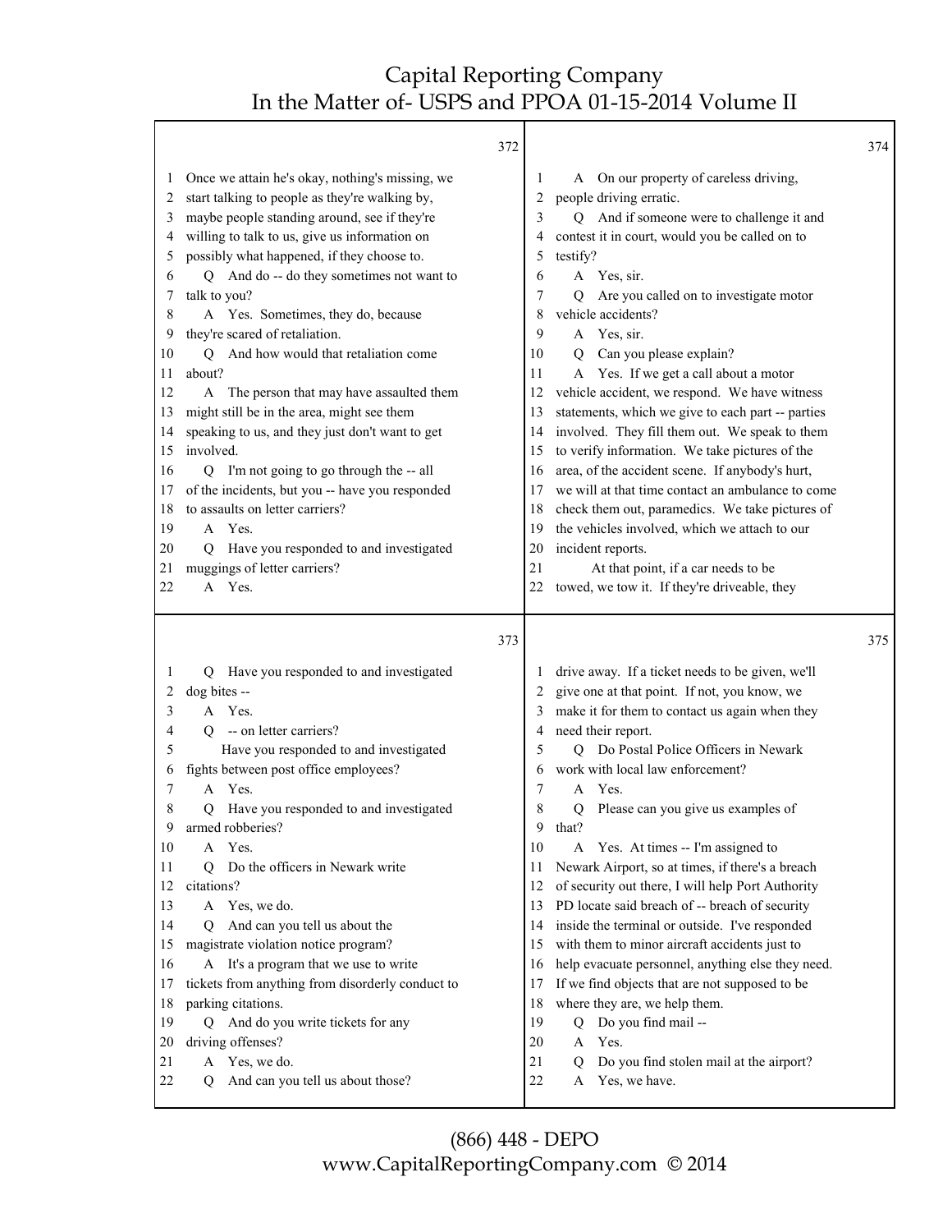Once we attain he's okay, nothing's missing, we start talking to people as they're walking by, maybe people standing around, see if they're willing to talk to us, give us information on possibly what happened, if they choose to.

Q And do -- do they sometimes not want to talk to you?

A Yes. Sometimes, they do, because they're scared of retaliation.

Q And how would that retaliation come about?

A The person that may have assaulted them might still be in the area, might see them speaking to us, and they just don't want to get involved.

Q I'm not going to go through the -- all of the incidents, but you -- have you responded to assaults on letter carriers?

A Yes.

Q Have you responded to and investigated muggings of letter carriers?

A Yes.

Q Have you responded to and investigated dog bites --

A Yes.

Q -- on letter carriers?

Have you responded to and investigated fights between post office employees?

A Yes.

Q Have you responded to and investigated armed robberies?

A Yes.

Q Do the officers in Newark write citations?

A Yes, we do.

Q And can you tell us about the magistrate violation notice program?

A It's a program that we use to write tickets from anything from disorderly conduct to parking citations.

Q And do you write tickets for any driving offenses?

A Yes, we do.

Q And can you tell us about those?

A On our property of careless driving, people driving erratic.

Q And if someone were to challenge it and contest it in court, would you be called on to testify?

A Yes, sir.

Q Are you called on to investigate motor vehicle accidents?

A Yes, sir.

Q Can you please explain?

A Yes. If we get a call about a motor vehicle accident, we respond. We have witness statements, which we give to each part -- parties involved. They fill them out. We speak to them to verify information. We take pictures of the area, of the accident scene. If anybody's hurt, we will at that time contact an ambulance to come check them out, paramedics. We take pictures of the vehicles involved, which we attach to our incident reports.

At that point, if a car needs to be towed, we tow it. If they're driveable, they drive away. If a ticket needs to be given, we'll give one at that point. If not, you know, we make it for them to contact us again when they need their report.

Q Do Postal Police Officers in Newark work with local law enforcement?

A Yes.

Q Please can you give us examples of that?

A Yes. At times -- I'm assigned to Newark Airport, so at times, if there's a breach of security out there, I will help Port Authority PD locate said breach of -- breach of security inside the terminal or outside. I've responded with them to minor aircraft accidents just to help evacuate personnel, anything else they need. If we find objects that are not supposed to be where they are, we help them.

Q Do you find mail --

A Yes.

Q Do you find stolen mail at the airport?

A Yes, we have.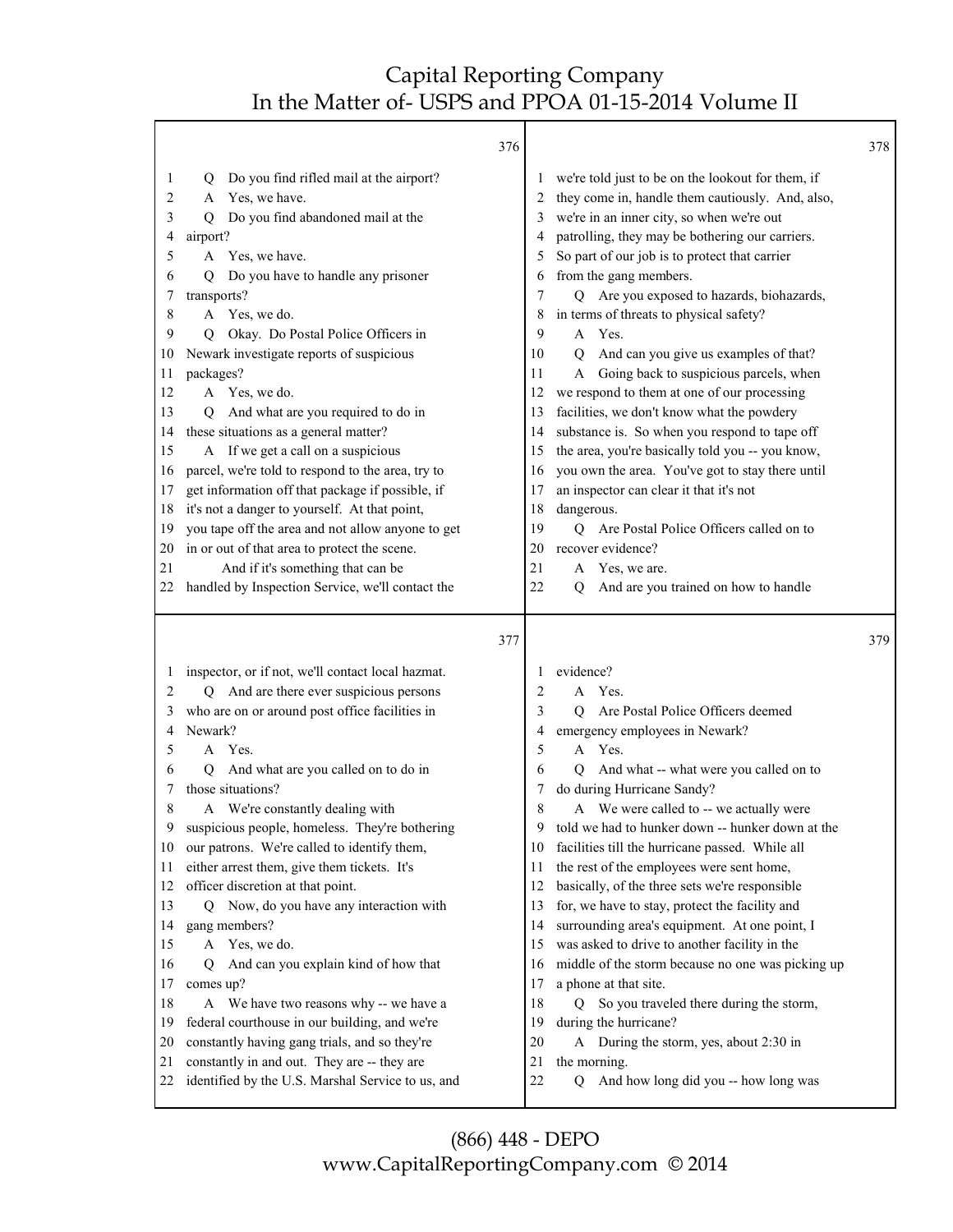376

1 Q Do you find rifled mail at the airport?
2 A Yes, we have.
3 Q Do you find abandoned mail at the
4 airport?
5 A Yes, we have.
6 Q Do you have to handle any prisoner
7 transports?
8 A Yes, we do.
9 Q Okay. Do Postal Police Officers in
10 Newark investigate reports of suspicious
11 packages?
12 A Yes, we do.
13 Q And what are you required to do in
14 these situations as a general matter?
15 A If we get a call on a suspicious
16 parcel, we're told to respond to the area, try to
17 get information off that package if possible, if
18 it's not a danger to yourself. At that point,
19 you tape off the area and not allow anyone to get
20 in or out of that area to protect the scene.
21 And if it's something that can be
22 handled by Inspection Service, we'll contact the

377

1 inspector, or if not, we'll contact local hazmat.
2 Q And are there ever suspicious persons
3 who are on or around post office facilities in
4 Newark?
5 A Yes.
6 Q And what are you called on to do in
7 those situations?
8 A We're constantly dealing with
9 suspicious people, homeless. They're bothering
10 our patrons. We're called to identify them,
11 either arrest them, give them tickets. It's
12 officer discretion at that point.
13 Q Now, do you have any interaction with
14 gang members?
15 A Yes, we do.
16 Q And can you explain kind of how that
17 comes up?
18 A We have two reasons why -- we have a
19 federal courthouse in our building, and we're
20 constantly having gang trials, and so they're
21 constantly in and out. They are -- they are
22 identified by the U.S. Marshal Service to us, and

378

1 we're told just to be on the lookout for them, if
2 they come in, handle them cautiously. And, also,
3 we're in an inner city, so when we're out
4 patrolling, they may be bothering our carriers.
5 So part of our job is to protect that carrier
6 from the gang members.
7 Q Are you exposed to hazards, biohazards,
8 in terms of threats to physical safety?
9 A Yes.
10 Q And can you give us examples of that?
11 A Going back to suspicious parcels, when
12 we respond to them at one of our processing
13 facilities, we don't know what the powdery
14 substance is. So when you respond to tape off
15 the area, you're basically told you -- you know,
16 you own the area. You've got to stay there until
17 an inspector can clear it that it's not
18 dangerous.
19 Q Are Postal Police Officers called on to
20 recover evidence?
21 A Yes, we are.
22 Q And are you trained on how to handle

379

1 evidence?
2 A Yes.
3 Q Are Postal Police Officers deemed
4 emergency employees in Newark?
5 A Yes.
6 Q And what -- what were you called on to
7 do during Hurricane Sandy?
8 A We were called to -- we actually were
9 told we had to hunker down -- hunker down at the
10 facilities till the hurricane passed. While all
11 the rest of the employees were sent home,
12 basically, of the three sets we're responsible
13 for, we have to stay, protect the facility and
14 surrounding area's equipment. At one point, I
15 was asked to drive to another facility in the
16 middle of the storm because no one was picking up
17 a phone at that site.
18 Q So you traveled there during the storm,
19 during the hurricane?
20 A During the storm, yes, about 2:30 in
21 the morning.
22 Q And how long did you -- how long was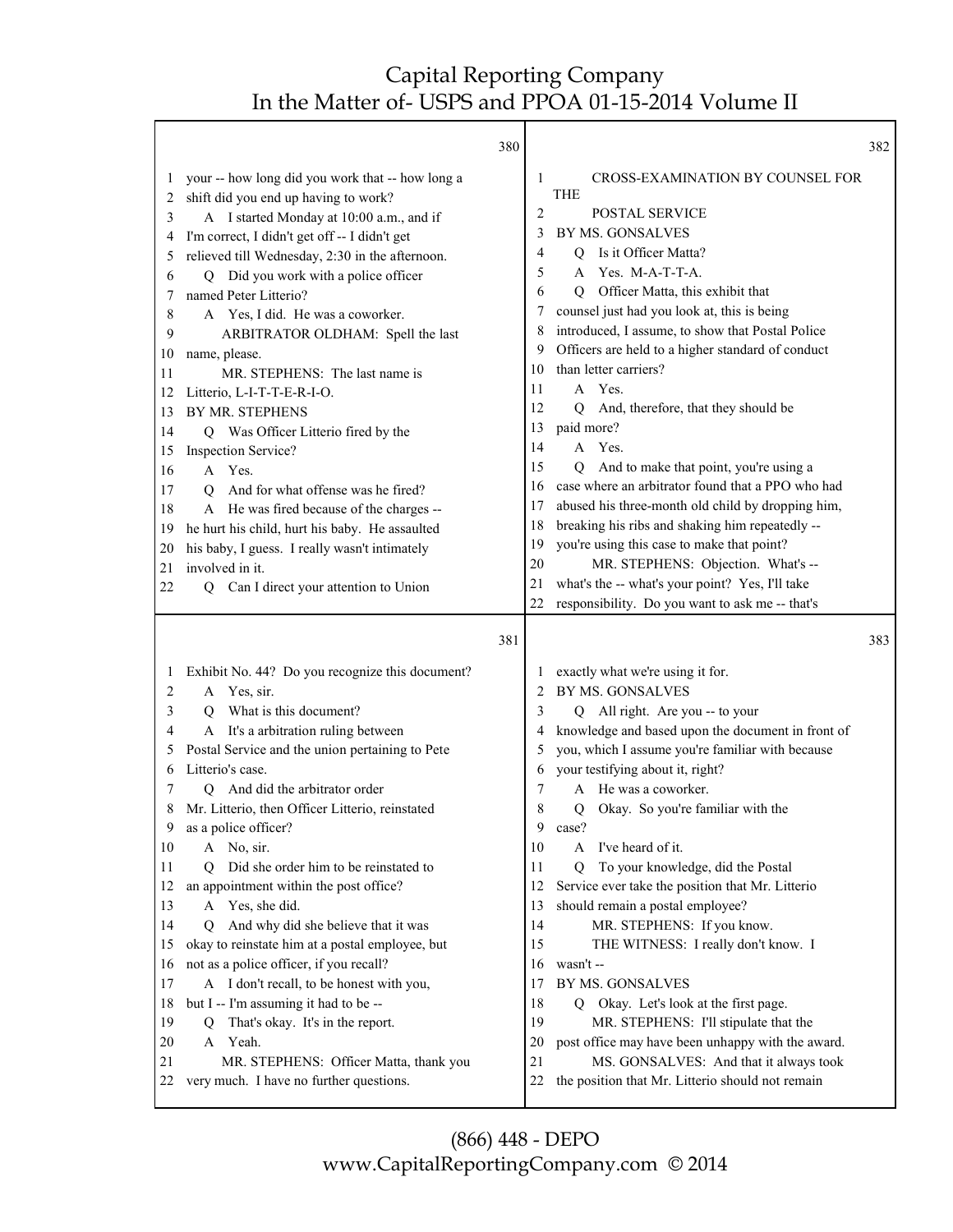**380**

1 your -- how long did you work that -- how long a
2 shift did you end up having to work?
3 A I started Monday at 10:00 a.m., and if
4 I'm correct, I didn't get off -- I didn't get
5 relieved till Wednesday, 2:30 in the afternoon.
6 Q Did you work with a police officer
7 named Peter Litterio?
8 A Yes, I did. He was a coworker.
9 ARBITRATOR OLDHAM: Spell the last
10 name, please.
11 MR. STEPHENS: The last name is
12 Litterio, L-I-T-T-E-R-I-O.
13 BY MR. STEPHENS
14 Q Was Officer Litterio fired by the
15 Inspection Service?
16 A Yes.
17 Q And for what offense was he fired?
18 A He was fired because of the charges --
19 he hurt his child, hurt his baby. He assaulted
20 his baby, I guess. I really wasn't intimately
21 involved in it.
22 Q Can I direct your attention to Union

**381**

1 Exhibit No. 44? Do you recognize this document?
2 A Yes, sir.
3 Q What is this document?
4 A It's a arbitration ruling between
5 Postal Service and the union pertaining to Pete
6 Litterio's case.
7 Q And did the arbitrator order
8 Mr. Litterio, then Officer Litterio, reinstated
9 as a police officer?
10 A No, sir.
11 Q Did she order him to be reinstated to
12 an appointment within the post office?
13 A Yes, she did.
14 Q And why did she believe that it was
15 okay to reinstate him at a postal employee, but
16 not as a police officer, if you recall?
17 A I don't recall, to be honest with you,
18 but I -- I'm assuming it had to be --
19 Q That's okay. It's in the report.
20 A Yeah.
21 MR. STEPHENS: Officer Matta, thank you
22 very much. I have no further questions.

**382**

1 CROSS-EXAMINATION BY COUNSEL FOR THE
2 POSTAL SERVICE
3 BY MS. GONSALVES
4 Q Is it Officer Matta?
5 A Yes. M-A-T-T-A.
6 Q Officer Matta, this exhibit that
7 counsel just had you look at, this is being
8 introduced, I assume, to show that Postal Police
9 Officers are held to a higher standard of conduct
10 than letter carriers?
11 A Yes.
12 Q And, therefore, that they should be
13 paid more?
14 A Yes.
15 Q And to make that point, you're using a
16 case where an arbitrator found that a PPO who had
17 abused his three-month old child by dropping him,
18 breaking his ribs and shaking him repeatedly --
19 you're using this case to make that point?
20 MR. STEPHENS: Objection. What's --
21 what's the -- what's your point? Yes, I'll take
22 responsibility. Do you want to ask me -- that's

**383**

1 exactly what we're using it for.
2 BY MS. GONSALVES
3 Q All right. Are you -- to your
4 knowledge and based upon the document in front of
5 you, which I assume you're familiar with because
6 your testifying about it, right?
7 A He was a coworker.
8 Q Okay. So you're familiar with the
9 case?
10 A I've heard of it.
11 Q To your knowledge, did the Postal
12 Service ever take the position that Mr. Litterio
13 should remain a postal employee?
14 MR. STEPHENS: If you know.
15 THE WITNESS: I really don't know. I
16 wasn't --
17 BY MS. GONSALVES
18 Q Okay. Let's look at the first page.
19 MR. STEPHENS: I'll stipulate that the
20 post office may have been unhappy with the award.
21 MS. GONSALVES: And that it always took
22 the position that Mr. Litterio should not remain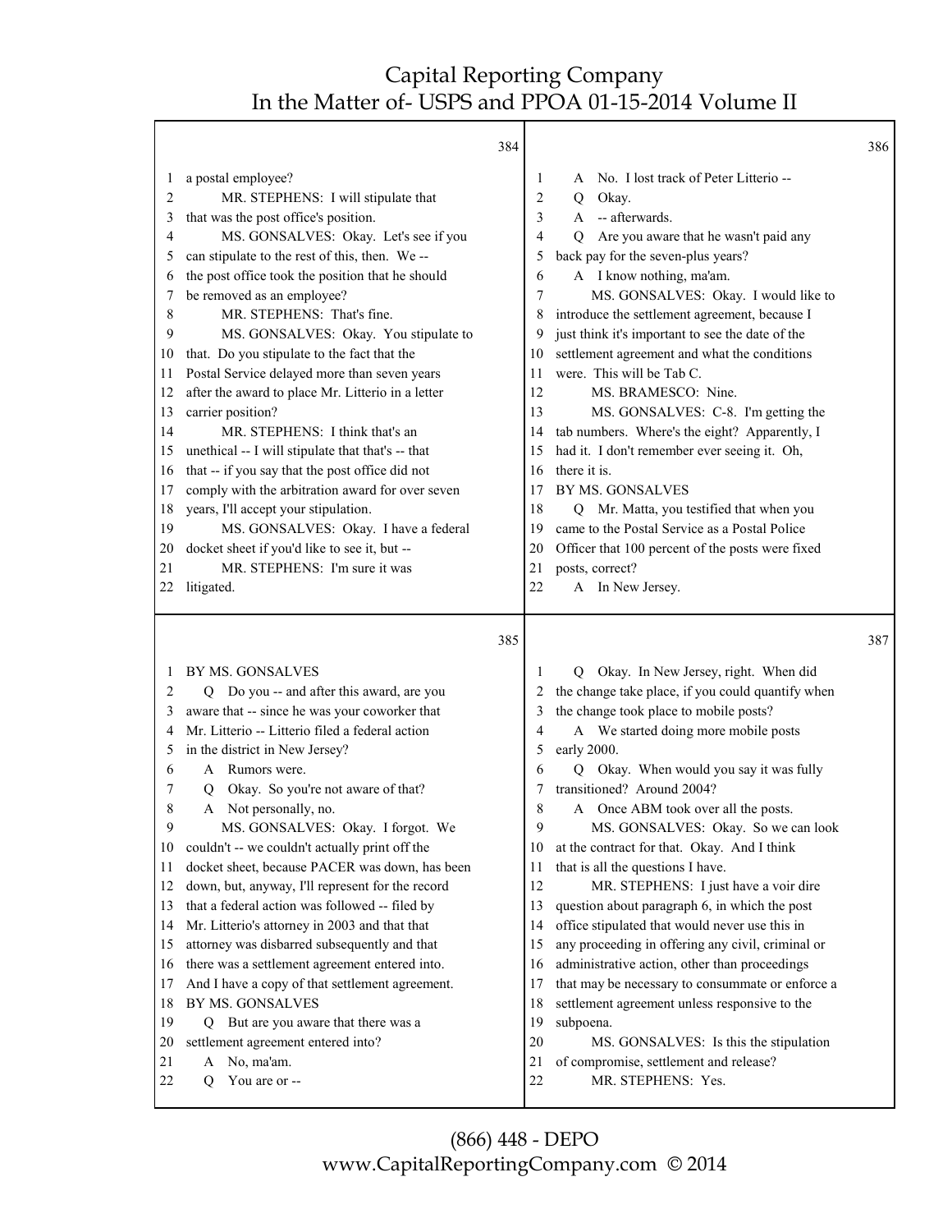384

1 a postal employee?
2 MR. STEPHENS: I will stipulate that
3 that was the post office's position.
4 MS. GONSALVES: Okay. Let's see if you
5 can stipulate to the rest of this, then. We --
6 the post office took the position that he should
7 be removed as an employee?
8 MR. STEPHENS: That's fine.
9 MS. GONSALVES: Okay. You stipulate to
10 that. Do you stipulate to the fact that the
11 Postal Service delayed more than seven years
12 after the award to place Mr. Litterio in a letter
13 carrier position?
14 MR. STEPHENS: I think that's an
15 unethical -- I will stipulate that that's -- that
16 that -- if you say that the post office did not
17 comply with the arbitration award for over seven
18 years, I'll accept your stipulation.
19 MS. GONSALVES: Okay. I have a federal
20 docket sheet if you'd like to see it, but --
21 MR. STEPHENS: I'm sure it was
22 litigated.

385

1 BY MS. GONSALVES
2 Q Do you -- and after this award, are you
3 aware that -- since he was your coworker that
4 Mr. Litterio -- Litterio filed a federal action
5 in the district in New Jersey?
6 A Rumors were.
7 Q Okay. So you're not aware of that?
8 A Not personally, no.
9 MS. GONSALVES: Okay. I forgot. We
10 couldn't -- we couldn't actually print off the
11 docket sheet, because PACER was down, has been
12 down, but, anyway, I'll represent for the record
13 that a federal action was followed -- filed by
14 Mr. Litterio's attorney in 2003 and that that
15 attorney was disbarred subsequently and that
16 there was a settlement agreement entered into.
17 And I have a copy of that settlement agreement.
18 BY MS. GONSALVES
19 Q But are you aware that there was a
20 settlement agreement entered into?
21 A No, ma'am.
22 Q You are or --

386

1 A No. I lost track of Peter Litterio --
2 Q Okay.
3 A -- afterwards.
4 Q Are you aware that he wasn't paid any
5 back pay for the seven-plus years?
6 A I know nothing, ma'am.
7 MS. GONSALVES: Okay. I would like to
8 introduce the settlement agreement, because I
9 just think it's important to see the date of the
10 settlement agreement and what the conditions
11 were. This will be Tab C.
12 MS. BRAMESCO: Nine.
13 MS. GONSALVES: C-8. I'm getting the
14 tab numbers. Where's the eight? Apparently, I
15 had it. I don't remember ever seeing it. Oh,
16 there it is.
17 BY MS. GONSALVES
18 Q Mr. Matta, you testified that when you
19 came to the Postal Service as a Postal Police
20 Officer that 100 percent of the posts were fixed
21 posts, correct?
22 A In New Jersey.

387

1 Q Okay. In New Jersey, right. When did
2 the change take place, if you could quantify when
3 the change took place to mobile posts?
4 A We started doing more mobile posts
5 early 2000.
6 Q Okay. When would you say it was fully
7 transitioned? Around 2004?
8 A Once ABM took over all the posts.
9 MS. GONSALVES: Okay. So we can look
10 at the contract for that. Okay. And I think
11 that is all the questions I have.
12 MR. STEPHENS: I just have a voir dire
13 question about paragraph 6, in which the post
14 office stipulated that would never use this in
15 any proceeding in offering any civil, criminal or
16 administrative action, other than proceedings
17 that may be necessary to consummate or enforce a
18 settlement agreement unless responsive to the
19 subpoena.
20 MS. GONSALVES: Is this the stipulation
21 of compromise, settlement and release?
22 MR. STEPHENS: Yes.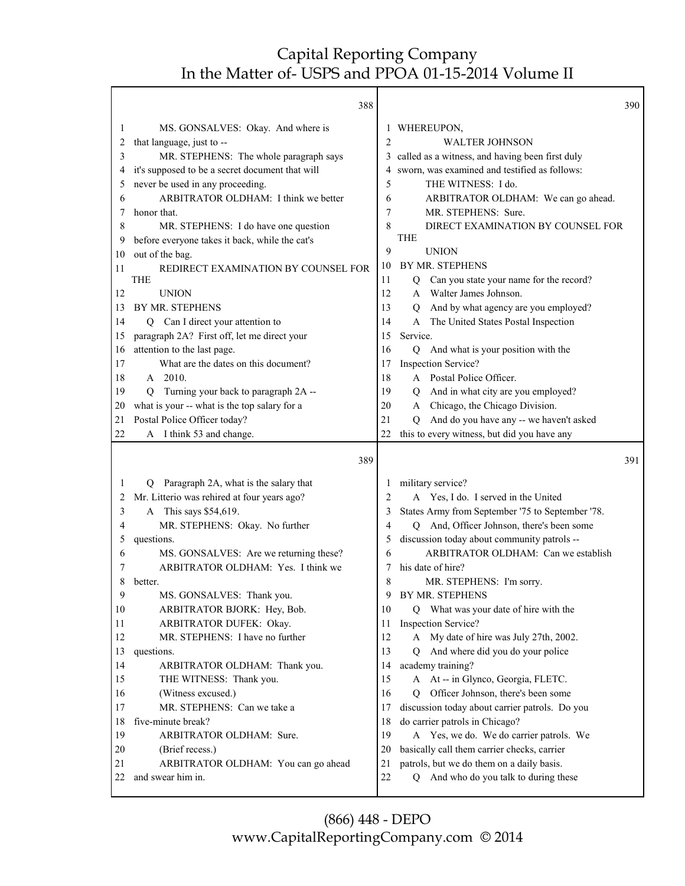388

1 MS. GONSALVES: Okay. And where is
2 that language, just to --
3 MR. STEPHENS: The whole paragraph says
4 it's supposed to be a secret document that will
5 never be used in any proceeding.
6 ARBITRATOR OLDHAM: I think we better
7 honor that.
8 MR. STEPHENS: I do have one question
9 before everyone takes it back, while the cat's
10 out of the bag.
11 REDIRECT EXAMINATION BY COUNSEL FOR THE
12 UNION
13 BY MR. STEPHENS
14 Q Can I direct your attention to
15 paragraph 2A? First off, let me direct your
16 attention to the last page.
17 What are the dates on this document?
18 A 2010.
19 Q Turning your back to paragraph 2A --
20 what is your -- what is the top salary for a
21 Postal Police Officer today?
22 A I think 53 and change.

389

1 Q Paragraph 2A, what is the salary that
2 Mr. Litterio was rehired at four years ago?
3 A This says $54,619.
4 MR. STEPHENS: Okay. No further
5 questions.
6 MS. GONSALVES: Are we returning these?
7 ARBITRATOR OLDHAM: Yes. I think we
8 better.
9 MS. GONSALVES: Thank you.
10 ARBITRATOR BJORK: Hey, Bob.
11 ARBITRATOR DUFEK: Okay.
12 MR. STEPHENS: I have no further
13 questions.
14 ARBITRATOR OLDHAM: Thank you.
15 THE WITNESS: Thank you.
16 (Witness excused.)
17 MR. STEPHENS: Can we take a
18 five-minute break?
19 ARBITRATOR OLDHAM: Sure.
20 (Brief recess.)
21 ARBITRATOR OLDHAM: You can go ahead
22 and swear him in.

390

1 WHEREUPON,
2 WALTER JOHNSON
3 called as a witness, and having been first duly
4 sworn, was examined and testified as follows:
5 THE WITNESS: I do.
6 ARBITRATOR OLDHAM: We can go ahead.
7 MR. STEPHENS: Sure.
8 DIRECT EXAMINATION BY COUNSEL FOR THE
9 UNION
10 BY MR. STEPHENS
11 Q Can you state your name for the record?
12 A Walter James Johnson.
13 Q And by what agency are you employed?
14 A The United States Postal Inspection
15 Service.
16 Q And what is your position with the
17 Inspection Service?
18 A Postal Police Officer.
19 Q And in what city are you employed?
20 A Chicago, the Chicago Division.
21 Q And do you have any -- we haven't asked
22 this to every witness, but did you have any

391

1 military service?
2 A Yes, I do. I served in the United
3 States Army from September '75 to September '78.
4 Q And, Officer Johnson, there's been some
5 discussion today about community patrols --
6 ARBITRATOR OLDHAM: Can we establish
7 his date of hire?
8 MR. STEPHENS: I'm sorry.
9 BY MR. STEPHENS
10 Q What was your date of hire with the
11 Inspection Service?
12 A My date of hire was July 27th, 2002.
13 Q And where did you do your police
14 academy training?
15 A At -- in Glynco, Georgia, FLETC.
16 Q Officer Johnson, there's been some
17 discussion today about carrier patrols. Do you
18 do carrier patrols in Chicago?
19 A Yes, we do. We do carrier patrols. We
20 basically call them carrier checks, carrier
21 patrols, but we do them on a daily basis.
22 Q And who do you talk to during these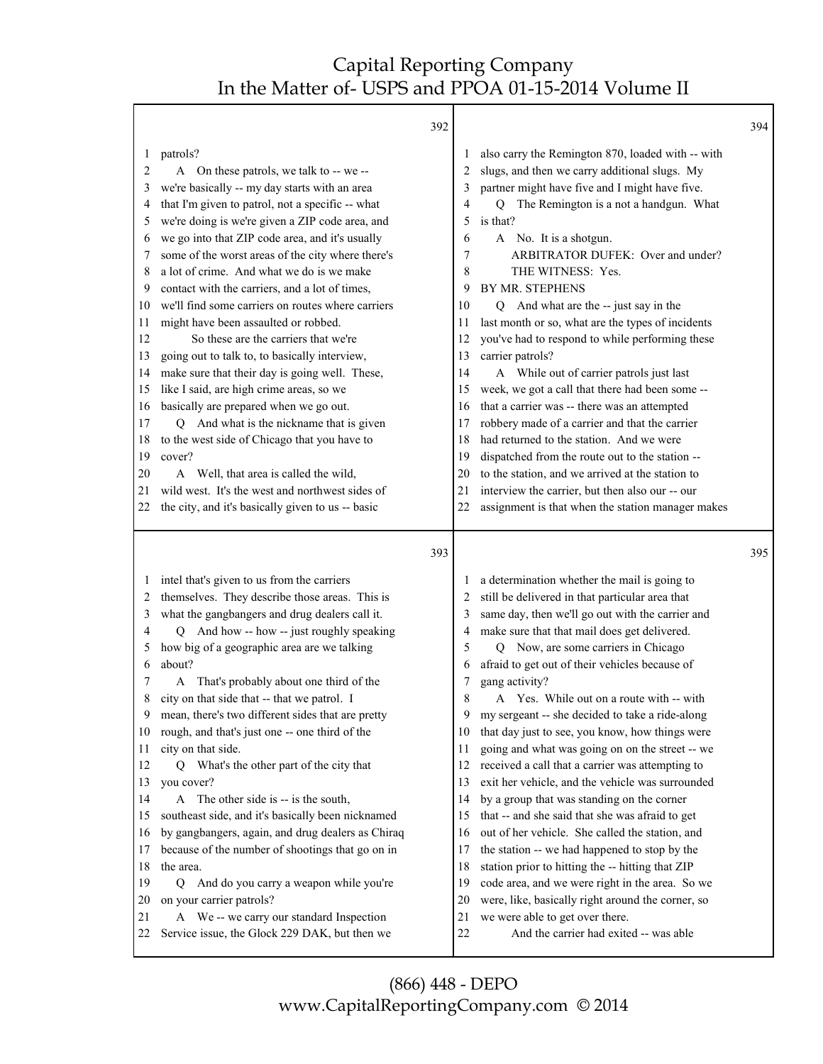392

1 patrols?
2 A On these patrols, we talk to -- we --
3 we're basically -- my day starts with an area
4 that I'm given to patrol, not a specific -- what
5 we're doing is we're given a ZIP code area, and
6 we go into that ZIP code area, and it's usually
7 some of the worst areas of the city where there's
8 a lot of crime. And what we do is we make
9 contact with the carriers, and a lot of times,
10 we'll find some carriers on routes where carriers
11 might have been assaulted or robbed.
12 So these are the carriers that we're
13 going out to talk to, to basically interview,
14 make sure that their day is going well. These,
15 like I said, are high crime areas, so we
16 basically are prepared when we go out.
17 Q And what is the nickname that is given
18 to the west side of Chicago that you have to
19 cover?
20 A Well, that area is called the wild,
21 wild west. It's the west and northwest sides of
22 the city, and it's basically given to us -- basic

393

1 intel that's given to us from the carriers
2 themselves. They describe those areas. This is
3 what the gangbangers and drug dealers call it.
4 Q And how -- how -- just roughly speaking
5 how big of a geographic area are we talking
6 about?
7 A That's probably about one third of the
8 city on that side that -- that we patrol. I
9 mean, there's two different sides that are pretty
10 rough, and that's just one -- one third of the
11 city on that side.
12 Q What's the other part of the city that
13 you cover?
14 A The other side is -- is the south,
15 southeast side, and it's basically been nicknamed
16 by gangbangers, again, and drug dealers as Chiraq
17 because of the number of shootings that go on in
18 the area.
19 Q And do you carry a weapon while you're
20 on your carrier patrols?
21 A We -- we carry our standard Inspection
22 Service issue, the Glock 229 DAK, but then we

394

1 also carry the Remington 870, loaded with -- with
2 slugs, and then we carry additional slugs. My
3 partner might have five and I might have five.
4 Q The Remington is a not a handgun. What
5 is that?
6 A No. It is a shotgun.
7 ARBITRATOR DUFEK: Over and under?
8 THE WITNESS: Yes.
9 BY MR. STEPHENS
10 Q And what are the -- just say in the
11 last month or so, what are the types of incidents
12 you've had to respond to while performing these
13 carrier patrols?
14 A While out of carrier patrols just last
15 week, we got a call that there had been some --
16 that a carrier was -- there was an attempted
17 robbery made of a carrier and that the carrier
18 had returned to the station. And we were
19 dispatched from the route out to the station --
20 to the station, and we arrived at the station to
21 interview the carrier, but then also our -- our
22 assignment is that when the station manager makes

395

1 a determination whether the mail is going to
2 still be delivered in that particular area that
3 same day, then we'll go out with the carrier and
4 make sure that that mail does get delivered.
5 Q Now, are some carriers in Chicago
6 afraid to get out of their vehicles because of
7 gang activity?
8 A Yes. While out on a route with -- with
9 my sergeant -- she decided to take a ride-along
10 that day just to see, you know, how things were
11 going and what was going on on the street -- we
12 received a call that a carrier was attempting to
13 exit her vehicle, and the vehicle was surrounded
14 by a group that was standing on the corner
15 that -- and she said that she was afraid to get
16 out of her vehicle. She called the station, and
17 the station -- we had happened to stop by the
18 station prior to hitting the -- hitting that ZIP
19 code area, and we were right in the area. So we
20 were, like, basically right around the corner, so
21 we were able to get over there.
22 And the carrier had exited -- was able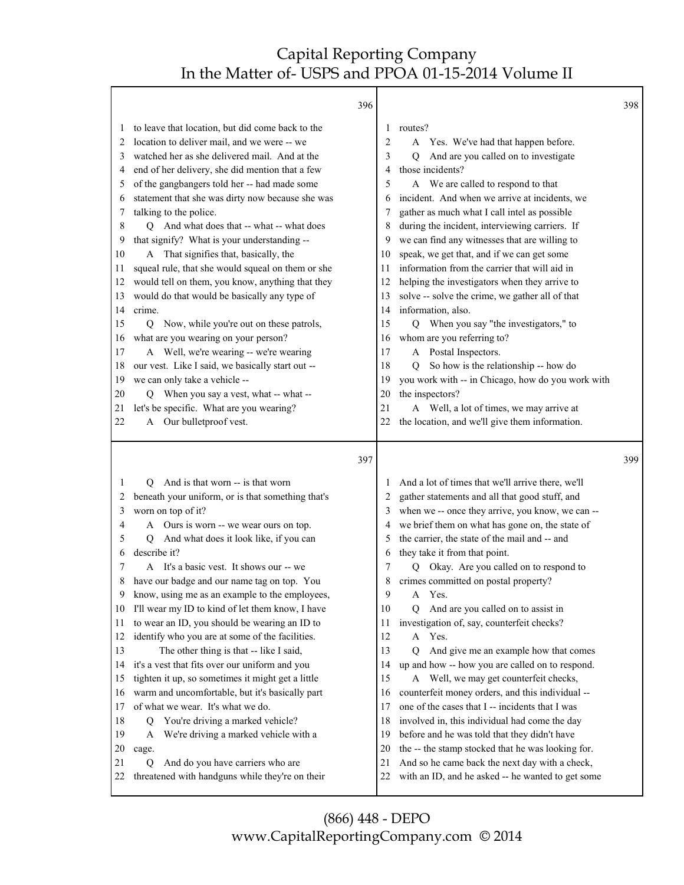396

1 to leave that location, but did come back to the
2 location to deliver mail, and we were -- we
3 watched her as she delivered mail. And at the
4 end of her delivery, she did mention that a few
5 of the gangbangers told her -- had made some
6 statement that she was dirty now because she was
7 talking to the police.
8 Q And what does that -- what -- what does
9 that signify? What is your understanding --
10 A That signifies that, basically, the
11 squeal rule, that she would squeal on them or she
12 would tell on them, you know, anything that they
13 would do that would be basically any type of
14 crime.
15 Q Now, while you're out on these patrols,
16 what are you wearing on your person?
17 A Well, we're wearing -- we're wearing
18 our vest. Like I said, we basically start out --
19 we can only take a vehicle --
20 Q When you say a vest, what -- what --
21 let's be specific. What are you wearing?
22 A Our bulletproof vest.

397

1 Q And is that worn -- is that worn
2 beneath your uniform, or is that something that's
3 worn on top of it?
4 A Ours is worn -- we wear ours on top.
5 Q And what does it look like, if you can
6 describe it?
7 A It's a basic vest. It shows our -- we
8 have our badge and our name tag on top. You
9 know, using me as an example to the employees,
10 I'll wear my ID to kind of let them know, I have
11 to wear an ID, you should be wearing an ID to
12 identify who you are at some of the facilities.
13 The other thing is that -- like I said,
14 it's a vest that fits over our uniform and you
15 tighten it up, so sometimes it might get a little
16 warm and uncomfortable, but it's basically part
17 of what we wear. It's what we do.
18 Q You're driving a marked vehicle?
19 A We're driving a marked vehicle with a
20 cage.
21 Q And do you have carriers who are
22 threatened with handguns while they're on their

398

1 routes?
2 A Yes. We've had that happen before.
3 Q And are you called on to investigate
4 those incidents?
5 A We are called to respond to that
6 incident. And when we arrive at incidents, we
7 gather as much what I call intel as possible
8 during the incident, interviewing carriers. If
9 we can find any witnesses that are willing to
10 speak, we get that, and if we can get some
11 information from the carrier that will aid in
12 helping the investigators when they arrive to
13 solve -- solve the crime, we gather all of that
14 information, also.
15 Q When you say "the investigators," to
16 whom are you referring to?
17 A Postal Inspectors.
18 Q So how is the relationship -- how do
19 you work with -- in Chicago, how do you work with
20 the inspectors?
21 A Well, a lot of times, we may arrive at
22 the location, and we'll give them information.

399

1 And a lot of times that we'll arrive there, we'll
2 gather statements and all that good stuff, and
3 when we -- once they arrive, you know, we can --
4 we brief them on what has gone on, the state of
5 the carrier, the state of the mail and -- and
6 they take it from that point.
7 Q Okay. Are you called on to respond to
8 crimes committed on postal property?
9 A Yes.
10 Q And are you called on to assist in
11 investigation of, say, counterfeit checks?
12 A Yes.
13 Q And give me an example how that comes
14 up and how -- how you are called on to respond.
15 A Well, we may get counterfeit checks,
16 counterfeit money orders, and this individual --
17 one of the cases that I -- incidents that I was
18 involved in, this individual had come the day
19 before and he was told that they didn't have
20 the -- the stamp stocked that he was looking for.
21 And so he came back the next day with a check,
22 with an ID, and he asked -- he wanted to get some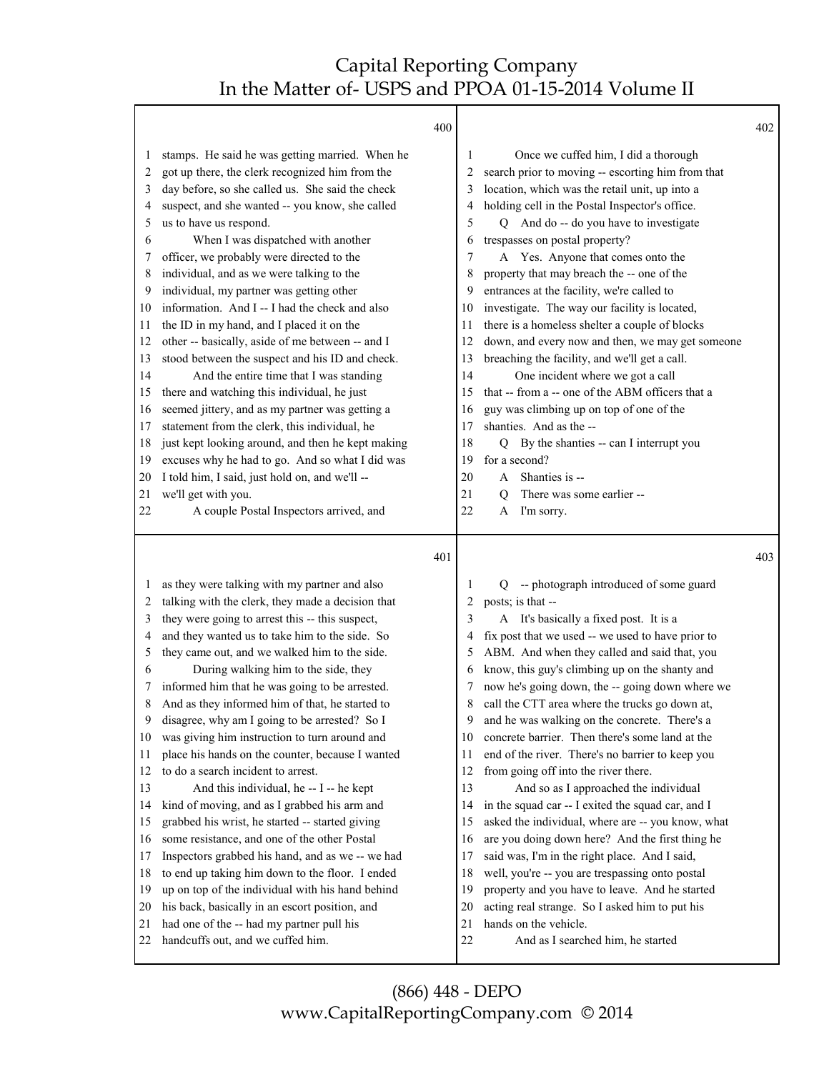400

1 stamps. He said he was getting married. When he
2 got up there, the clerk recognized him from the
3 day before, so she called us. She said the check
4 suspect, and she wanted -- you know, she called
5 us to have us respond.
6 When I was dispatched with another
7 officer, we probably were directed to the
8 individual, and as we were talking to the
9 individual, my partner was getting other
10 information. And I -- I had the check and also
11 the ID in my hand, and I placed it on the
12 other -- basically, aside of me between -- and I
13 stood between the suspect and his ID and check.
14 And the entire time that I was standing
15 there and watching this individual, he just
16 seemed jittery, and as my partner was getting a
17 statement from the clerk, this individual, he
18 just kept looking around, and then he kept making
19 excuses why he had to go. And so what I did was
20 I told him, I said, just hold on, and we'll --
21 we'll get with you.
22 A couple Postal Inspectors arrived, and

401

1 as they were talking with my partner and also
2 talking with the clerk, they made a decision that
3 they were going to arrest this -- this suspect,
4 and they wanted us to take him to the side. So
5 they came out, and we walked him to the side.
6 During walking him to the side, they
7 informed him that he was going to be arrested.
8 And as they informed him of that, he started to
9 disagree, why am I going to be arrested? So I
10 was giving him instruction to turn around and
11 place his hands on the counter, because I wanted
12 to do a search incident to arrest.
13 And this individual, he -- I -- he kept
14 kind of moving, and as I grabbed his arm and
15 grabbed his wrist, he started -- started giving
16 some resistance, and one of the other Postal
17 Inspectors grabbed his hand, and as we -- we had
18 to end up taking him down to the floor. I ended
19 up on top of the individual with his hand behind
20 his back, basically in an escort position, and
21 had one of the -- had my partner pull his
22 handcuffs out, and we cuffed him.

402

1 Once we cuffed him, I did a thorough
2 search prior to moving -- escorting him from that
3 location, which was the retail unit, up into a
4 holding cell in the Postal Inspector's office.
5 Q And do -- do you have to investigate
6 trespasses on postal property?
7 A Yes. Anyone that comes onto the
8 property that may breach the -- one of the
9 entrances at the facility, we're called to
10 investigate. The way our facility is located,
11 there is a homeless shelter a couple of blocks
12 down, and every now and then, we may get someone
13 breaching the facility, and we'll get a call.
14 One incident where we got a call
15 that -- from a -- one of the ABM officers that a
16 guy was climbing up on top of one of the
17 shanties. And as the --
18 Q By the shanties -- can I interrupt you
19 for a second?
20 A Shanties is --
21 Q There was some earlier --
22 A I'm sorry.

403

1 Q -- photograph introduced of some guard
2 posts; is that --
3 A It's basically a fixed post. It is a
4 fix post that we used -- we used to have prior to
5 ABM. And when they called and said that, you
6 know, this guy's climbing up on the shanty and
7 now he's going down, the -- going down where we
8 call the CTT area where the trucks go down at,
9 and he was walking on the concrete. There's a
10 concrete barrier. Then there's some land at the
11 end of the river. There's no barrier to keep you
12 from going off into the river there.
13 And so as I approached the individual
14 in the squad car -- I exited the squad car, and I
15 asked the individual, where are -- you know, what
16 are you doing down here? And the first thing he
17 said was, I'm in the right place. And I said,
18 well, you're -- you are trespassing onto postal
19 property and you have to leave. And he started
20 acting real strange. So I asked him to put his
21 hands on the vehicle.
22 And as I searched him, he started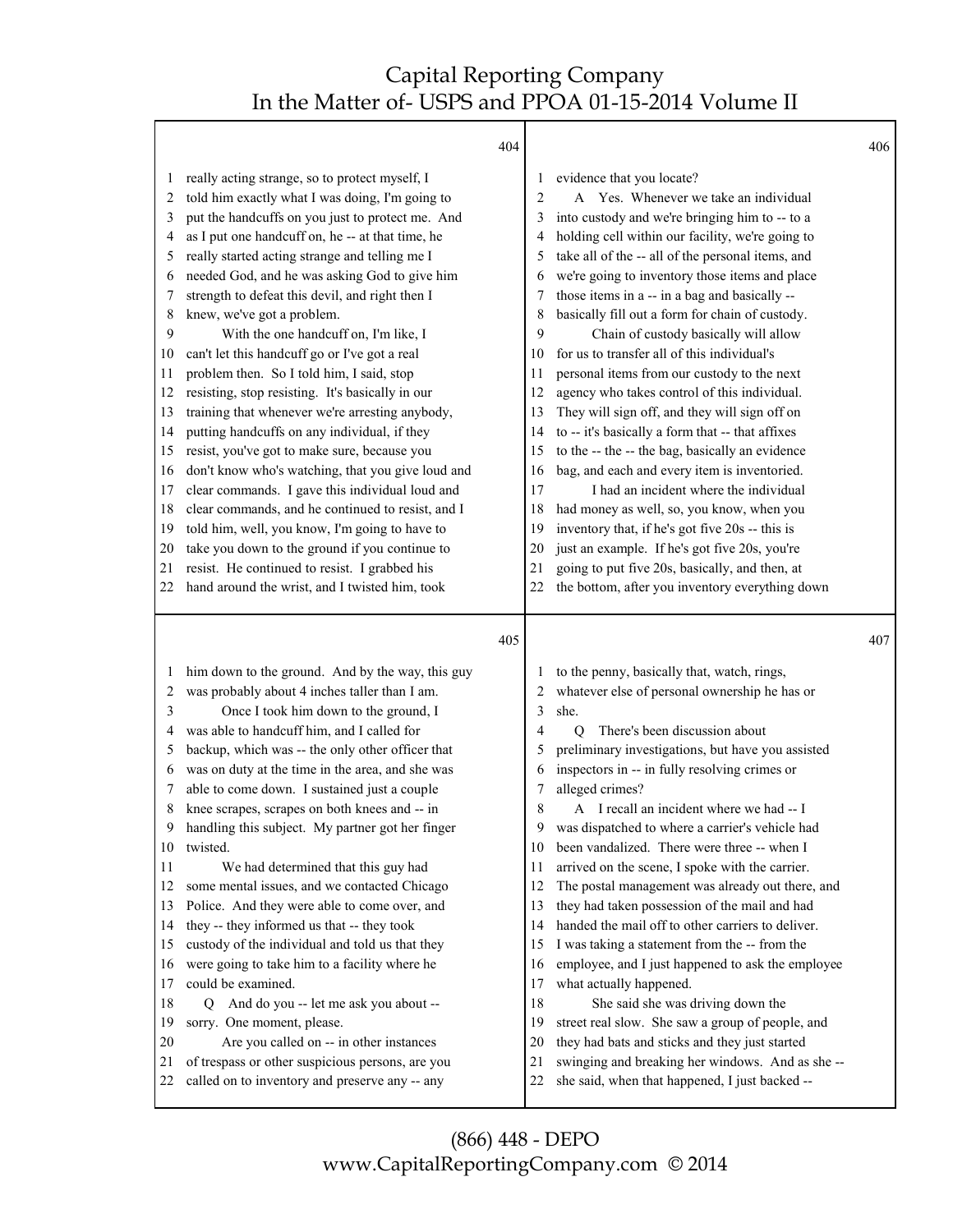404

1 really acting strange, so to protect myself, I
2 told him exactly what I was doing, I'm going to
3 put the handcuffs on you just to protect me. And
4 as I put one handcuff on, he -- at that time, he
5 really started acting strange and telling me I
6 needed God, and he was asking God to give him
7 strength to defeat this devil, and right then I
8 knew, we've got a problem.
9 With the one handcuff on, I'm like, I
10 can't let this handcuff go or I've got a real
11 problem then. So I told him, I said, stop
12 resisting, stop resisting. It's basically in our
13 training that whenever we're arresting anybody,
14 putting handcuffs on any individual, if they
15 resist, you've got to make sure, because you
16 don't know who's watching, that you give loud and
17 clear commands. I gave this individual loud and
18 clear commands, and he continued to resist, and I
19 told him, well, you know, I'm going to have to
20 take you down to the ground if you continue to
21 resist. He continued to resist. I grabbed his
22 hand around the wrist, and I twisted him, took

405

1 him down to the ground. And by the way, this guy
2 was probably about 4 inches taller than I am.
3 Once I took him down to the ground, I
4 was able to handcuff him, and I called for
5 backup, which was -- the only other officer that
6 was on duty at the time in the area, and she was
7 able to come down. I sustained just a couple
8 knee scrapes, scrapes on both knees and -- in
9 handling this subject. My partner got her finger
10 twisted.
11 We had determined that this guy had
12 some mental issues, and we contacted Chicago
13 Police. And they were able to come over, and
14 they -- they informed us that -- they took
15 custody of the individual and told us that they
16 were going to take him to a facility where he
17 could be examined.
18 Q And do you -- let me ask you about --
19 sorry. One moment, please.
20 Are you called on -- in other instances
21 of trespass or other suspicious persons, are you
22 called on to inventory and preserve any -- any

406

1 evidence that you locate?
2 A Yes. Whenever we take an individual
3 into custody and we're bringing him to -- to a
4 holding cell within our facility, we're going to
5 take all of the -- all of the personal items, and
6 we're going to inventory those items and place
7 those items in a -- in a bag and basically --
8 basically fill out a form for chain of custody.
9 Chain of custody basically will allow
10 for us to transfer all of this individual's
11 personal items from our custody to the next
12 agency who takes control of this individual.
13 They will sign off, and they will sign off on
14 to -- it's basically a form that -- that affixes
15 to the -- the -- the bag, basically an evidence
16 bag, and each and every item is inventoried.
17 I had an incident where the individual
18 had money as well, so, you know, when you
19 inventory that, if he's got five 20s -- this is
20 just an example. If he's got five 20s, you're
21 going to put five 20s, basically, and then, at
22 the bottom, after you inventory everything down

407

1 to the penny, basically that, watch, rings,
2 whatever else of personal ownership he has or
3 she.
4 Q There's been discussion about
5 preliminary investigations, but have you assisted
6 inspectors in -- in fully resolving crimes or
7 alleged crimes?
8 A I recall an incident where we had -- I
9 was dispatched to where a carrier's vehicle had
10 been vandalized. There were three -- when I
11 arrived on the scene, I spoke with the carrier.
12 The postal management was already out there, and
13 they had taken possession of the mail and had
14 handed the mail off to other carriers to deliver.
15 I was taking a statement from the -- from the
16 employee, and I just happened to ask the employee
17 what actually happened.
18 She said she was driving down the
19 street real slow. She saw a group of people, and
20 they had bats and sticks and they just started
21 swinging and breaking her windows. And as she --
22 she said, when that happened, I just backed --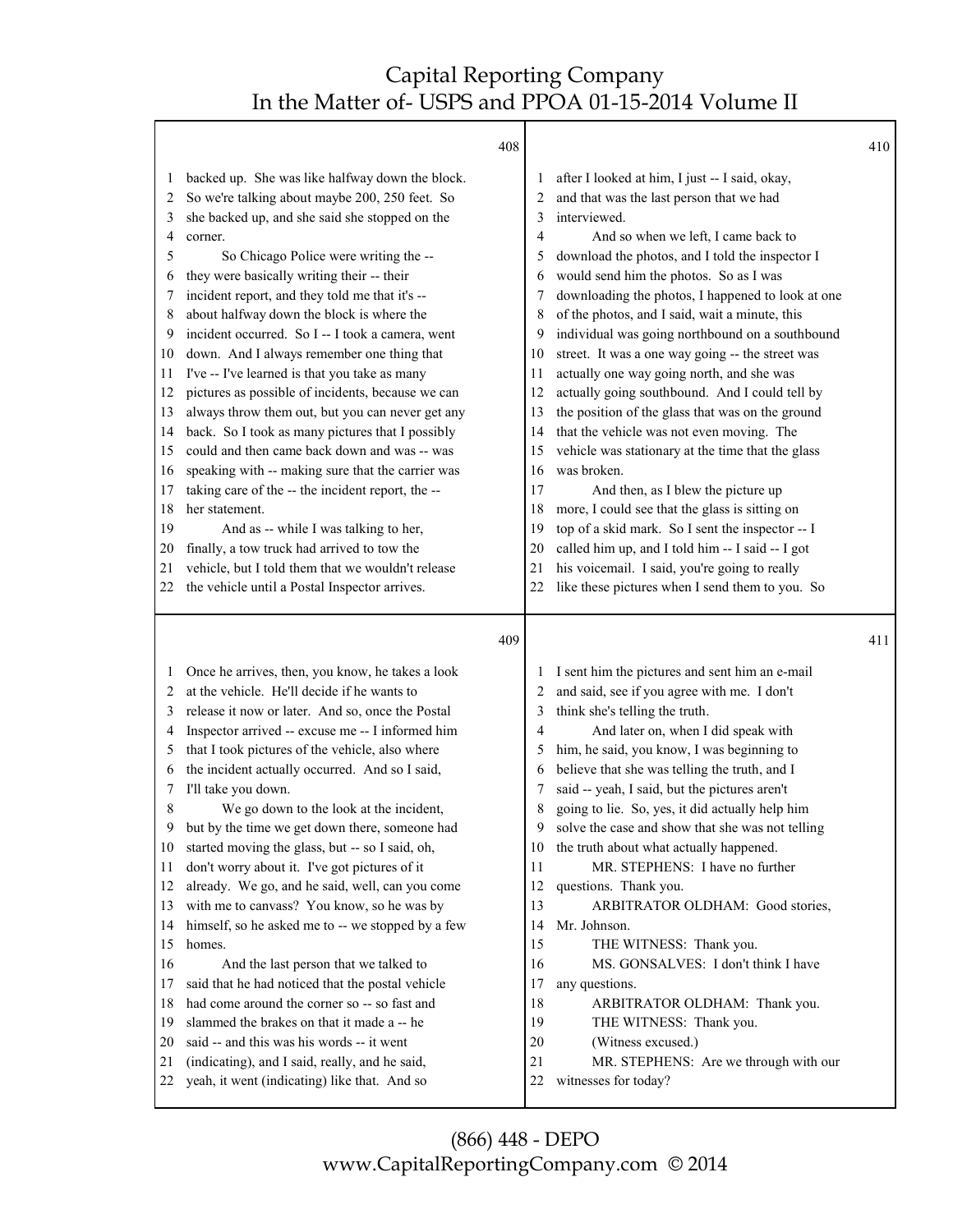408

1 backed up. She was like halfway down the block.
2 So we're talking about maybe 200, 250 feet. So
3 she backed up, and she said she stopped on the
4 corner.
5 So Chicago Police were writing the --
6 they were basically writing their -- their
7 incident report, and they told me that it's --
8 about halfway down the block is where the
9 incident occurred. So I -- I took a camera, went
10 down. And I always remember one thing that
11 I've -- I've learned is that you take as many
12 pictures as possible of incidents, because we can
13 always throw them out, but you can never get any
14 back. So I took as many pictures that I possibly
15 could and then came back down and was -- was
16 speaking with -- making sure that the carrier was
17 taking care of the -- the incident report, the --
18 her statement.
19 And as -- while I was talking to her,
20 finally, a tow truck had arrived to tow the
21 vehicle, but I told them that we wouldn't release
22 the vehicle until a Postal Inspector arrives.

409

1 Once he arrives, then, you know, he takes a look
2 at the vehicle. He'll decide if he wants to
3 release it now or later. And so, once the Postal
4 Inspector arrived -- excuse me -- I informed him
5 that I took pictures of the vehicle, also where
6 the incident actually occurred. And so I said,
7 I'll take you down.
8 We go down to the look at the incident,
9 but by the time we get down there, someone had
10 started moving the glass, but -- so I said, oh,
11 don't worry about it. I've got pictures of it
12 already. We go, and he said, well, can you come
13 with me to canvass? You know, so he was by
14 himself, so he asked me to -- we stopped by a few
15 homes.
16 And the last person that we talked to
17 said that he had noticed that the postal vehicle
18 had come around the corner so -- so fast and
19 slammed the brakes on that it made a -- he
20 said -- and this was his words -- it went
21 (indicating), and I said, really, and he said,
22 yeah, it went (indicating) like that. And so

410

1 after I looked at him, I just -- I said, okay,
2 and that was the last person that we had
3 interviewed.
4 And so when we left, I came back to
5 download the photos, and I told the inspector I
6 would send him the photos. So as I was
7 downloading the photos, I happened to look at one
8 of the photos, and I said, wait a minute, this
9 individual was going northbound on a southbound
10 street. It was a one way going -- the street was
11 actually one way going north, and she was
12 actually going southbound. And I could tell by
13 the position of the glass that was on the ground
14 that the vehicle was not even moving. The
15 vehicle was stationary at the time that the glass
16 was broken.
17 And then, as I blew the picture up
18 more, I could see that the glass is sitting on
19 top of a skid mark. So I sent the inspector -- I
20 called him up, and I told him -- I said -- I got
21 his voicemail. I said, you're going to really
22 like these pictures when I send them to you. So

411

1 I sent him the pictures and sent him an e-mail
2 and said, see if you agree with me. I don't
3 think she's telling the truth.
4 And later on, when I did speak with
5 him, he said, you know, I was beginning to
6 believe that she was telling the truth, and I
7 said -- yeah, I said, but the pictures aren't
8 going to lie. So, yes, it did actually help him
9 solve the case and show that she was not telling
10 the truth about what actually happened.
11 MR. STEPHENS: I have no further
12 questions. Thank you.
13 ARBITRATOR OLDHAM: Good stories,
14 Mr. Johnson.
15 THE WITNESS: Thank you.
16 MS. GONSALVES: I don't think I have
17 any questions.
18 ARBITRATOR OLDHAM: Thank you.
19 THE WITNESS: Thank you.
20 (Witness excused.)
21 MR. STEPHENS: Are we through with our
22 witnesses for today?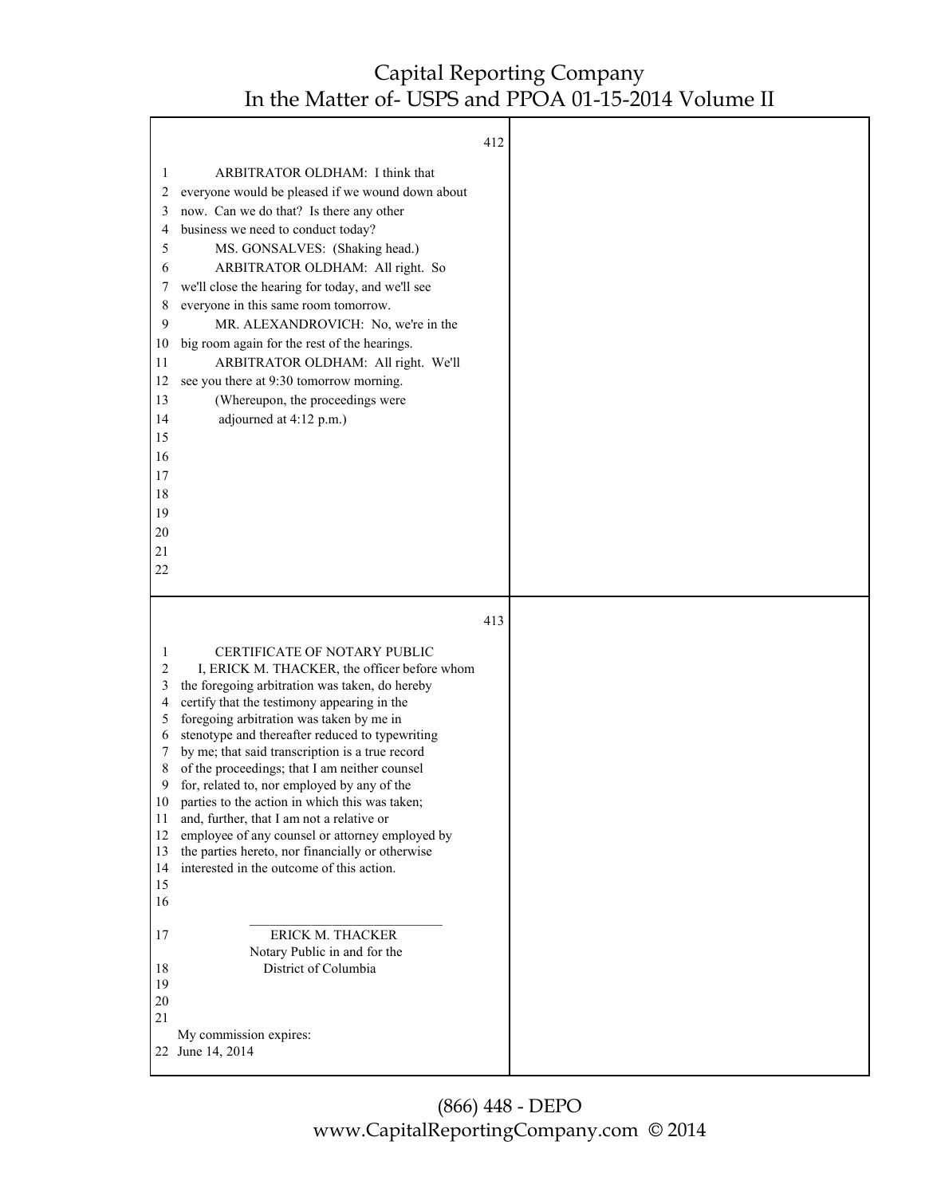ARBITRATOR OLDHAM: I think that everyone would be pleased if we wound down about now. Can we do that? Is there any other business we need to conduct today?

MS. GONSALVES: (Shaking head.)

ARBITRATOR OLDHAM: All right. So we'll close the hearing for today, and we'll see everyone in this same room tomorrow.

MR. ALEXANDROVICH: No, we're in the big room again for the rest of the hearings.

ARBITRATOR OLDHAM: All right. We'll see you there at 9:30 tomorrow morning.

(Whereupon, the proceedings were adjourned at 4:12 p.m.)

CERTIFICATE OF NOTARY PUBLIC

I, ERICK M. THACKER, the officer before whom the foregoing arbitration was taken, do hereby certify that the testimony appearing in the foregoing arbitration was taken by me in stenotype and thereafter reduced to typewriting by me; that said transcription is a true record of the proceedings; that I am neither counsel for, related to, nor employed by any of the parties to the action in which this was taken; and, further, that I am not a relative or employee of any counsel or attorney employed by the parties hereto, nor financially or otherwise interested in the outcome of this action.

\_\_\_\_\_\_\_\_\_\_\_\_\_\_\_\_\_\_\_\_\_\_\_\_\_\_\_\_

ERICK M. THACKER
Notary Public in and for the
District of Columbia

My commission expires:
June 14, 2014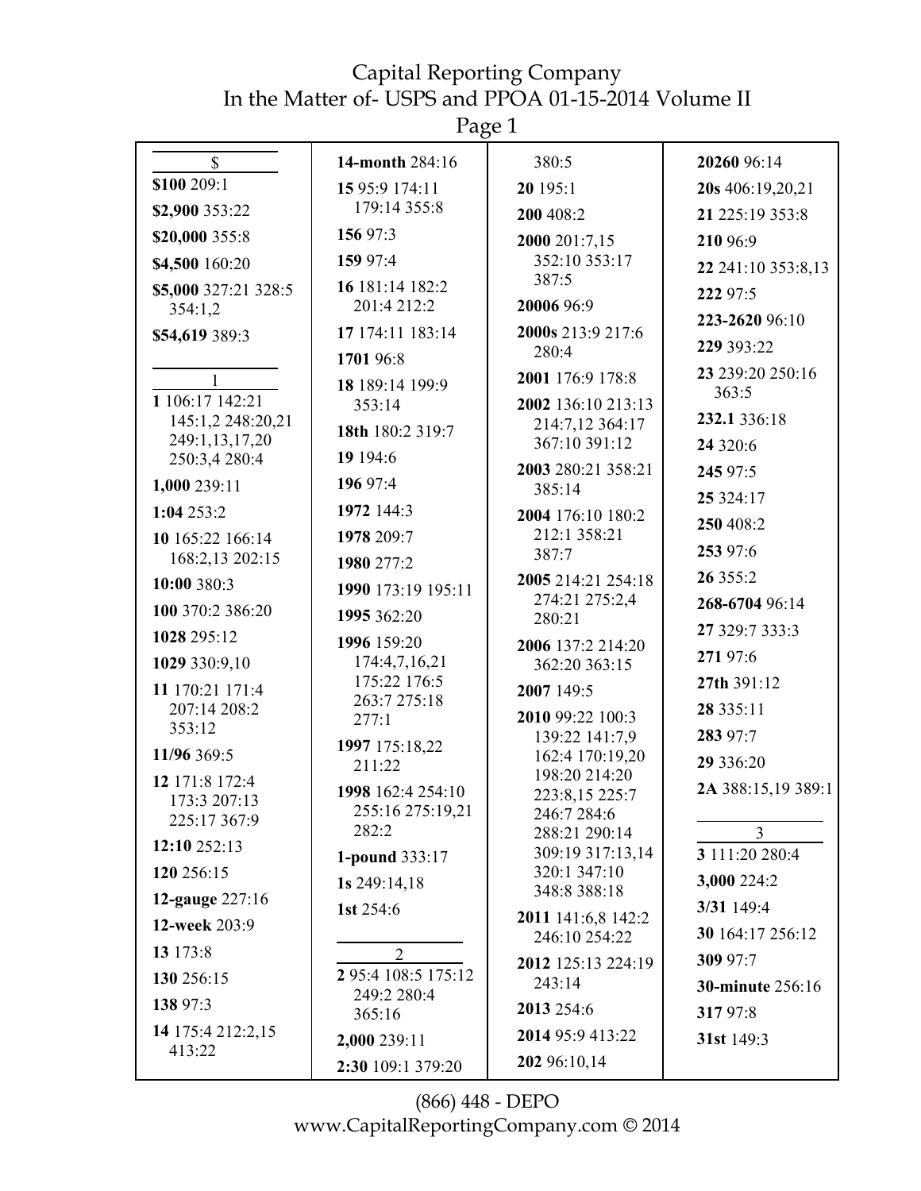## $

**$100** 209:1

**$2,900** 353:22

**$20,000** 355:8

**$4,500** 160:20

**$5,000** 327:21 328:5 354:1,2

**$54,619** 389:3

## 1

**1** 106:17 142:21 145:1,2 248:20,21 249:1,13,17,20 250:3,4 280:4

**1,000** 239:11

**1:04** 253:2

**10** 165:22 166:14 168:2,13 202:15

**10:00** 380:3

**100** 370:2 386:20

**1028** 295:12

**1029** 330:9,10

**11** 170:21 171:4 207:14 208:2 353:12

**11/96** 369:5

**12** 171:8 172:4 173:3 207:13 225:17 367:9

**12:10** 252:13

**120** 256:15

**12-gauge** 227:16

**12-week** 203:9

**13** 173:8

**130** 256:15

**138** 97:3

**14** 175:4 212:2,15 413:22

**14-month** 284:16

**15** 95:9 174:11 179:14 355:8

**156** 97:3

**159** 97:4

**16** 181:14 182:2 201:4 212:2

**17** 174:11 183:14

**1701** 96:8

**18** 189:14 199:9 353:14

**18th** 180:2 319:7

**19** 194:6

**196** 97:4

**1972** 144:3

**1978** 209:7

**1980** 277:2

**1990** 173:19 195:11

**1995** 362:20

**1996** 159:20 174:4,7,16,21 175:22 176:5 263:7 275:18 277:1

**1997** 175:18,22 211:22

**1998** 162:4 254:10 255:16 275:19,21 282:2

**1-pound** 333:17

**1s** 249:14,18

**1st** 254:6

## 2

**2** 95:4 108:5 175:12 249:2 280:4 365:16

**2,000** 239:11

**2:30** 109:1 379:20 380:5

**20** 195:1

**200** 408:2

**2000** 201:7,15 352:10 353:17 387:5

**20006** 96:9

**2000s** 213:9 217:6 280:4

**2001** 176:9 178:8

**2002** 136:10 213:13 214:7,12 364:17 367:10 391:12

**2003** 280:21 358:21 385:14

**2004** 176:10 180:2 212:1 358:21 387:7

**2005** 214:21 254:18 274:21 275:2,4 280:21

**2006** 137:2 214:20 362:20 363:15

**2007** 149:5

**2010** 99:22 100:3 139:22 141:7,9 162:4 170:19,20 198:20 214:20 223:8,15 225:7 246:7 284:6 288:21 290:14 309:19 317:13,14 320:1 347:10 348:8 388:18

**2011** 141:6,8 142:2 246:10 254:22

**2012** 125:13 224:19 243:14

**2013** 254:6

**2014** 95:9 413:22

**202** 96:10,14

**20260** 96:14

**20s** 406:19,20,21

**21** 225:19 353:8

**210** 96:9

**22** 241:10 353:8,13

**222** 97:5

**223-2620** 96:10

**229** 393:22

**23** 239:20 250:16 363:5

**232.1** 336:18

**24** 320:6

**245** 97:5

**25** 324:17

**250** 408:2

**253** 97:6

**26** 355:2

**268-6704** 96:14

**27** 329:7 333:3

**271** 97:6

**27th** 391:12

**28** 335:11

**283** 97:7

**29** 336:20

**2A** 388:15,19 389:1

## 3

**3** 111:20 280:4

**3,000** 224:2

**3/31** 149:4

**30** 164:17 256:12

**309** 97:7

**30-minute** 256:16

**317** 97:8

**31st** 149:3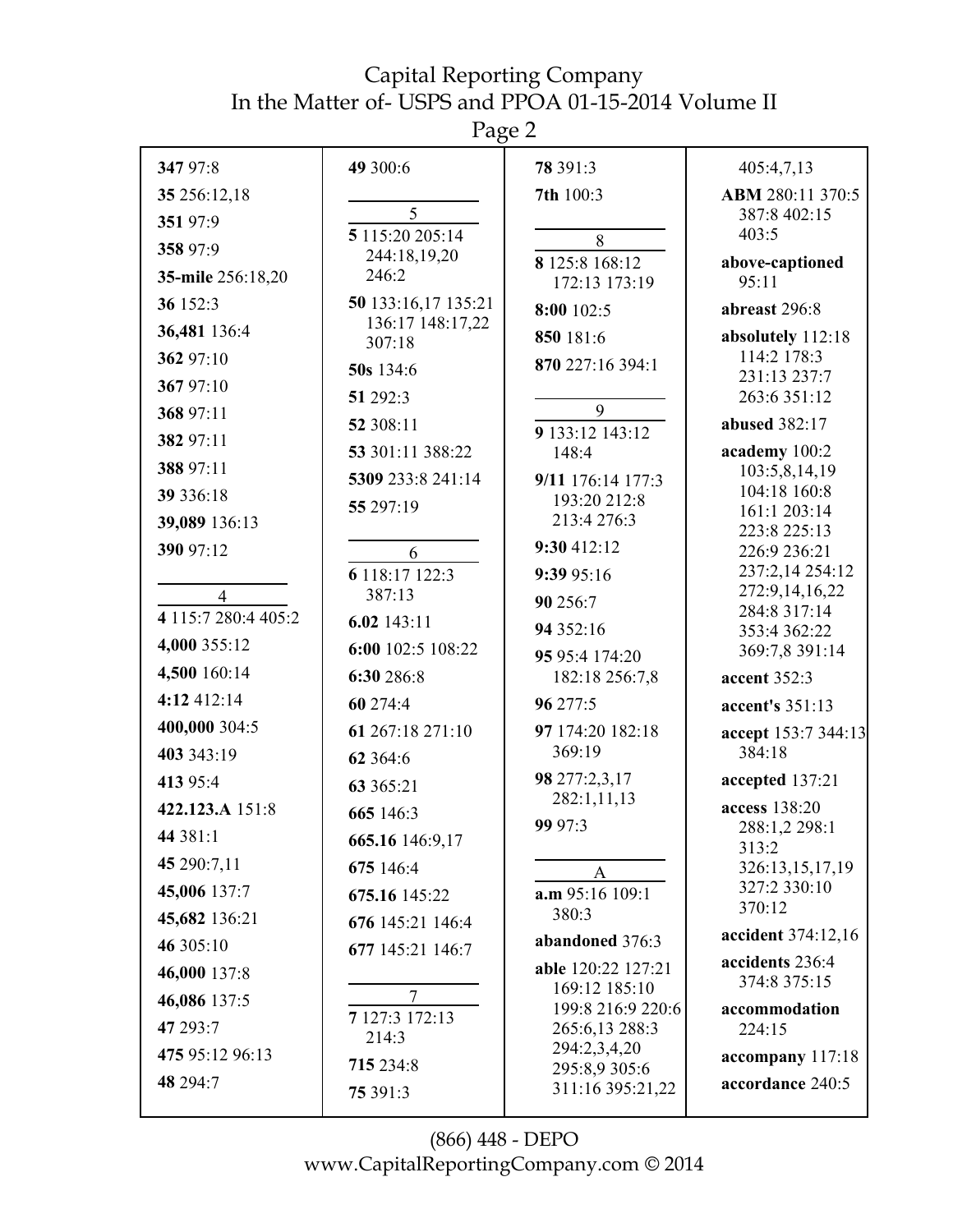**347** 97:8

**35** 256:12,18

**351** 97:9

**358** 97:9

**35-mile** 256:18,20

**36** 152:3

**36,481** 136:4

**362** 97:10

**367** 97:10

**368** 97:11

**382** 97:11

**388** 97:11

**39** 336:18

**39,089** 136:13

**390** 97:12

4

**4** 115:7 280:4 405:2

**4,000** 355:12

**4,500** 160:14

**4:12** 412:14

**400,000** 304:5

**403** 343:19

**413** 95:4

**422.123.A** 151:8

**44** 381:1

**45** 290:7,11

**45,006** 137:7

**45,682** 136:21

**46** 305:10

**46,000** 137:8

**46,086** 137:5

**47** 293:7

**475** 95:12 96:13

**48** 294:7

**49** 300:6

5

**5** 115:20 205:14 244:18,19,20 246:2

**50** 133:16,17 135:21 136:17 148:17,22 307:18

**50s** 134:6

**51** 292:3

**52** 308:11

**53** 301:11 388:22

**5309** 233:8 241:14

**55** 297:19

6

**6** 118:17 122:3 387:13

**6.02** 143:11

**6:00** 102:5 108:22

**6:30** 286:8

**60** 274:4

**61** 267:18 271:10

**62** 364:6

**63** 365:21

**665** 146:3

**665.16** 146:9,17

**675** 146:4

**675.16** 145:22

**676** 145:21 146:4

**677** 145:21 146:7

7

**7** 127:3 172:13 214:3

**715** 234:8

**75** 391:3

**78** 391:3

**7th** 100:3

8

**8** 125:8 168:12 172:13 173:19

**8:00** 102:5

**850** 181:6

**870** 227:16 394:1

9

**9** 133:12 143:12 148:4

**9/11** 176:14 177:3 193:20 212:8 213:4 276:3

**9:30** 412:12

**9:39** 95:16

**90** 256:7

**94** 352:16

**95** 95:4 174:20 182:18 256:7,8

**96** 277:5

**97** 174:20 182:18 369:19

**98** 277:2,3,17 282:1,11,13

**99** 97:3

A

**a.m** 95:16 109:1 380:3

**abandoned** 376:3

**able** 120:22 127:21 169:12 185:10 199:8 216:9 220:6 265:6,13 288:3 294:2,3,4,20 295:8,9 305:6 311:16 395:21,22 405:4,7,13

**ABM** 280:11 370:5 387:8 402:15 403:5

**above-captioned** 95:11

**abreast** 296:8

**absolutely** 112:18 114:2 178:3 231:13 237:7 263:6 351:12

**abused** 382:17

**academy** 100:2 103:5,8,14,19 104:18 160:8 161:1 203:14 223:8 225:13 226:9 236:21 237:2,14 254:12 272:9,14,16,22 284:8 317:14 353:4 362:22 369:7,8 391:14

**accent** 352:3

**accent's** 351:13

**accept** 153:7 344:13 384:18

**accepted** 137:21

**access** 138:20 288:1,2 298:1 313:2 326:13,15,17,19 327:2 330:10 370:12

**accident** 374:12,16

**accidents** 236:4 374:8 375:15

**accommodation** 224:15

**accompany** 117:18

**accordance** 240:5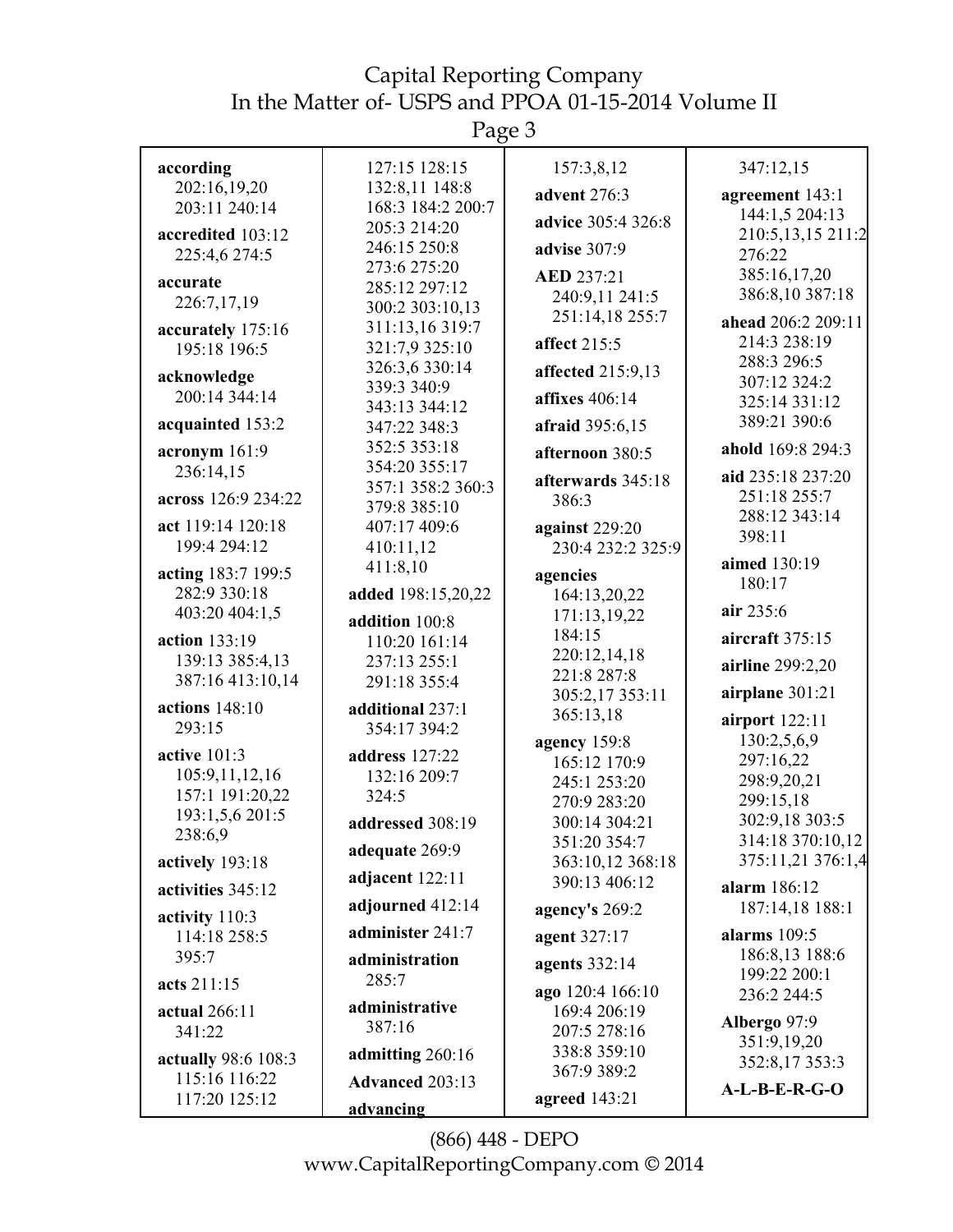**according** 202:16,19,20 203:11 240:14

**accredited** 103:12 225:4,6 274:5

**accurate** 226:7,17,19

**accurately** 175:16 195:18 196:5

**acknowledge** 200:14 344:14

**acquainted** 153:2

**acronym** 161:9 236:14,15

**across** 126:9 234:22

**act** 119:14 120:18 199:4 294:12

**acting** 183:7 199:5 282:9 330:18 403:20 404:1,5

**action** 133:19 139:13 385:4,13 387:16 413:10,14

**actions** 148:10 293:15

**active** 101:3 105:9,11,12,16 157:1 191:20,22 193:1,5,6 201:5 238:6,9

**actively** 193:18

**activities** 345:12

**activity** 110:3 114:18 258:5 395:7

**acts** 211:15

**actual** 266:11 341:22

**actually** 98:6 108:3 115:16 116:22 117:20 125:12 127:15 128:15 132:8,11 148:8 168:3 184:2 200:7 205:3 214:20 246:15 250:8 273:6 275:20 285:12 297:12 300:2 303:10,13 311:13,16 319:7 321:7,9 325:10 326:3,6 330:14 339:3 340:9 343:13 344:12 347:22 348:3 352:5 353:18 354:20 355:17 357:1 358:2 360:3 379:8 385:10 407:17 409:6 410:11,12 411:8,10

**added** 198:15,20,22

**addition** 100:8 110:20 161:14 237:13 255:1 291:18 355:4

**additional** 237:1 354:17 394:2

**address** 127:22 132:16 209:7 324:5

**addressed** 308:19

**adequate** 269:9

**adjacent** 122:11

**adjourned** 412:14

**administer** 241:7

**administration** 285:7

**administrative** 387:16

**admitting** 260:16

**Advanced** 203:13

**advancing** 157:3,8,12

**advent** 276:3

**advice** 305:4 326:8

**advise** 307:9

**AED** 237:21 240:9,11 241:5 251:14,18 255:7

**affect** 215:5

**affected** 215:9,13

**affixes** 406:14

**afraid** 395:6,15

**afternoon** 380:5

**afterwards** 345:18 386:3

**against** 229:20 230:4 232:2 325:9

**agencies** 164:13,20,22 171:13,19,22 184:15 220:12,14,18 221:8 287:8 305:2,17 353:11 365:13,18

**agency** 159:8 165:12 170:9 245:1 253:20 270:9 283:20 300:14 304:21 351:20 354:7 363:10,12 368:18 390:13 406:12

**agency's** 269:2

**agent** 327:17

**agents** 332:14

**ago** 120:4 166:10 169:4 206:19 207:5 278:16 338:8 359:10 367:9 389:2

**agreed** 143:21

347:12,15

**agreement** 143:1 144:1,5 204:13 210:5,13,15 211:2 276:22 385:16,17,20 386:8,10 387:18

**ahead** 206:2 209:11 214:3 238:19 288:3 296:5 307:12 324:2 325:14 331:12 389:21 390:6

**ahold** 169:8 294:3

**aid** 235:18 237:20 251:18 255:7 288:12 343:14 398:11

**aimed** 130:19 180:17

**air** 235:6

**aircraft** 375:15

**airline** 299:2,20

**airplane** 301:21

**airport** 122:11 130:2,5,6,9 297:16,22 298:9,20,21 299:15,18 302:9,18 303:5 314:18 370:10,12 375:11,21 376:1,4

**alarm** 186:12 187:14,18 188:1

**alarms** 109:5 186:8,13 188:6 199:22 200:1 236:2 244:5

**Albergo** 97:9 351:9,19,20 352:8,17 353:3

**A-L-B-E-R-G-O**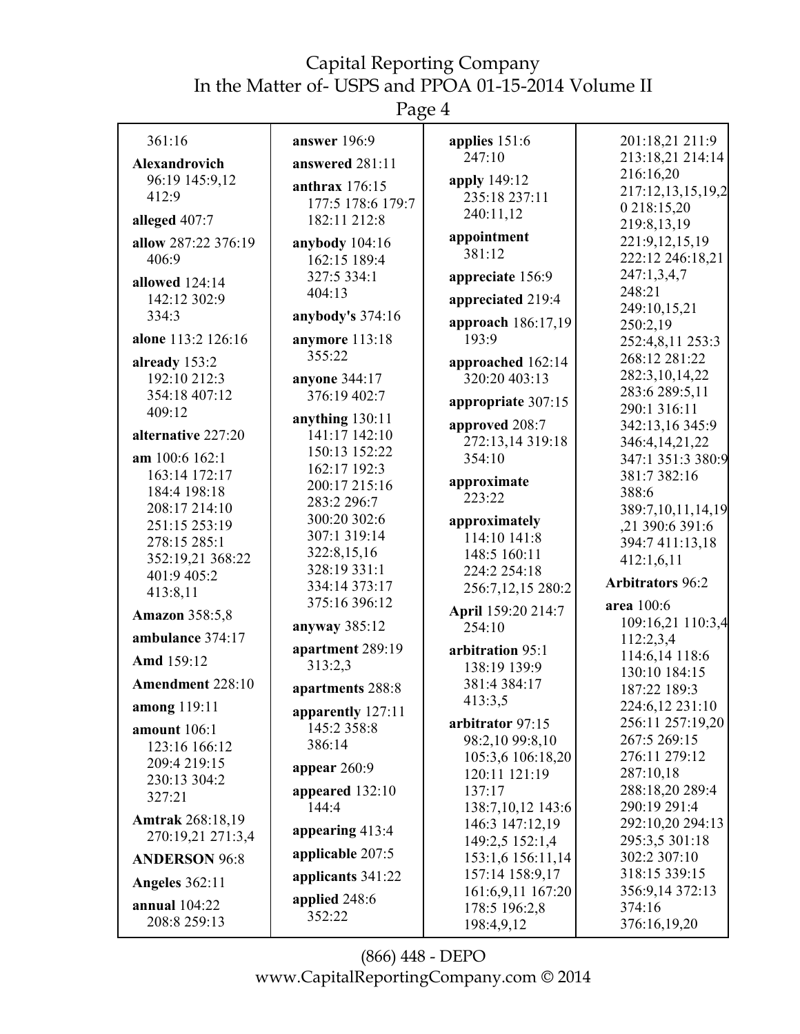361:16

**Alexandrovich** 96:19 145:9,12 412:9

**alleged** 407:7

**allow** 287:22 376:19 406:9

**allowed** 124:14 142:12 302:9 334:3

**alone** 113:2 126:16

**already** 153:2 192:10 212:3 354:18 407:12 409:12

**alternative** 227:20

**am** 100:6 162:1 163:14 172:17 184:4 198:18 208:17 214:10 251:15 253:19 278:15 285:1 352:19,21 368:22 401:9 405:2 413:8,11

**Amazon** 358:5,8

**ambulance** 374:17

**Amd** 159:12

**Amendment** 228:10

**among** 119:11

**amount** 106:1 123:16 166:12 209:4 219:15 230:13 304:2 327:21

**Amtrak** 268:18,19 270:19,21 271:3,4

**ANDERSON** 96:8

**Angeles** 362:11

**annual** 104:22 208:8 259:13

**answer** 196:9

**answered** 281:11

**anthrax** 176:15 177:5 178:6 179:7 182:11 212:8

**anybody** 104:16 162:15 189:4 327:5 334:1 404:13

**anybody's** 374:16

**anymore** 113:18 355:22

**anyone** 344:17 376:19 402:7

**anything** 130:11 141:17 142:10 150:13 152:22 162:17 192:3 200:17 215:16 283:2 296:7 300:20 302:6 307:1 319:14 322:8,15,16 328:19 331:1 334:14 373:17 375:16 396:12

**anyway** 385:12

**apartment** 289:19 313:2,3

**apartments** 288:8

**apparently** 127:11 145:2 358:8 386:14

**appear** 260:9

**appeared** 132:10 144:4

**appearing** 413:4

**applicable** 207:5

**applicants** 341:22

**applied** 248:6 352:22

**applies** 151:6 247:10

**apply** 149:12 235:18 237:11 240:11,12

**appointment** 381:12

**appreciate** 156:9

**appreciated** 219:4

**approach** 186:17,19 193:9

**approached** 162:14 320:20 403:13

**appropriate** 307:15

**approved** 208:7 272:13,14 319:18 354:10

**approximate** 223:22

**approximately** 114:10 141:8 148:5 160:11 224:2 254:18 256:7,12,15 280:2

**April** 159:20 214:7 254:10

**arbitration** 95:1 138:19 139:9 381:4 384:17 413:3,5

**arbitrator** 97:15 98:2,10 99:8,10 105:3,6 106:18,20 120:11 121:19 137:17 138:7,10,12 143:6 146:3 147:12,19 149:2,5 152:1,4 153:1,6 156:11,14 157:14 158:9,17 161:6,9,11 167:20 178:5 196:2,8 198:4,9,12 201:18,21 211:9 213:18,21 214:14 216:16,20 217:12,13,15,19,20 218:15,20 219:8,13,19 221:9,12,15,19 222:12 246:18,21 247:1,3,4,7 248:21 249:10,15,21 250:2,19 252:4,8,11 253:3 268:12 281:22 282:3,10,14,22 283:6 289:5,11 290:1 316:11 342:13,16 345:9 346:4,14,21,22 347:1 351:3 380:9 381:7 382:16 388:6 389:7,10,11,14,19,21 390:6 391:6 394:7 411:13,18 412:1,6,11

**Arbitrators** 96:2

**area** 100:6 109:16,21 110:3,4 112:2,3,4 114:6,14 118:6 130:10 184:15 187:22 189:3 224:6,12 231:10 256:11 257:19,20 267:5 269:15 276:11 279:12 287:10,18 288:18,20 289:4 290:19 291:4 292:10,20 294:13 295:3,5 301:18 302:2 307:10 318:15 339:15 356:9,14 372:13 374:16 376:16,19,20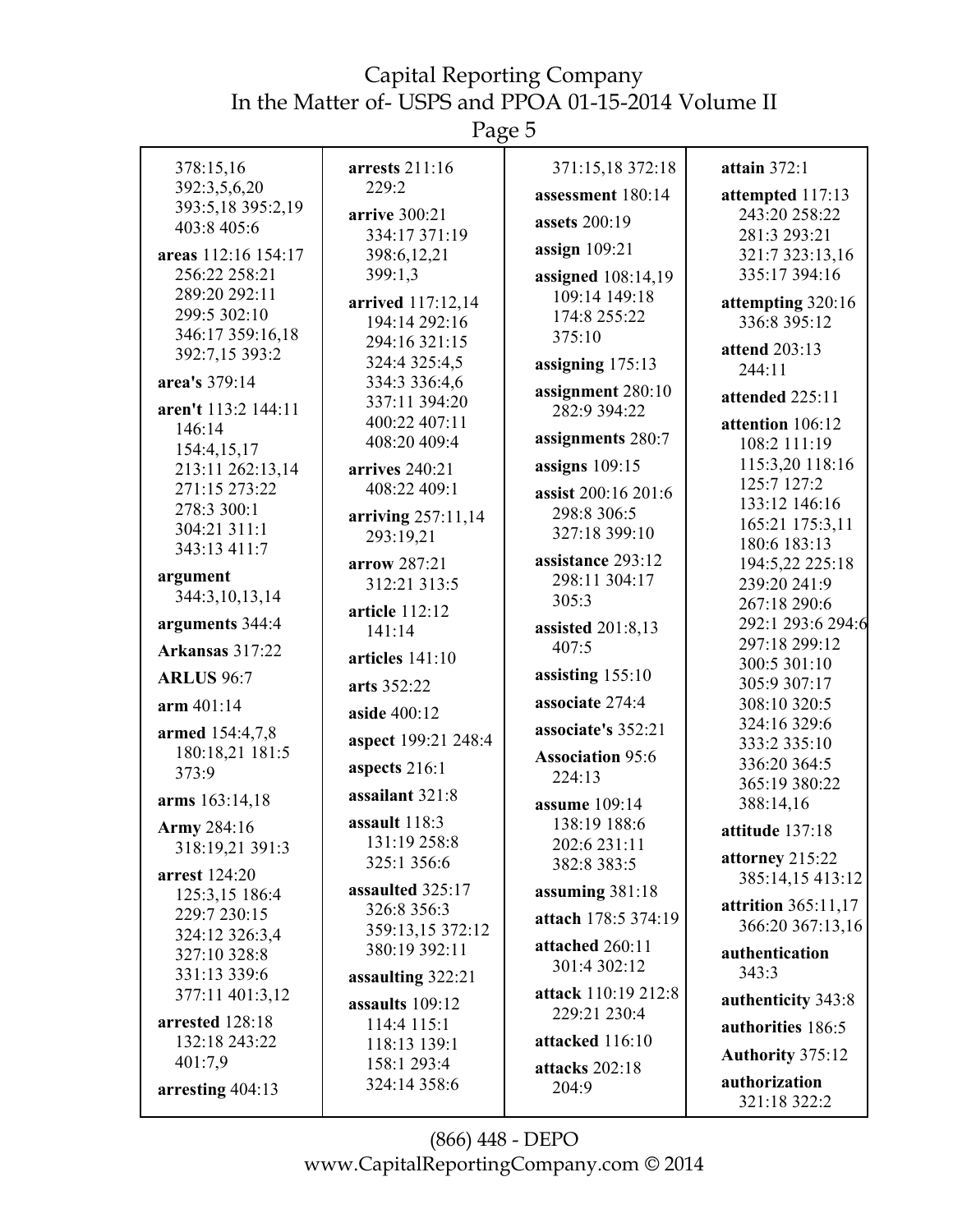378:15,16 392:3,5,6,20 393:5,18 395:2,19 403:8 405:6

**areas** 112:16 154:17 256:22 258:21 289:20 292:11 299:5 302:10 346:17 359:16,18 392:7,15 393:2

**area's** 379:14

**aren't** 113:2 144:11 146:14 154:4,15,17 213:11 262:13,14 271:15 273:22 278:3 300:1 304:21 311:1 343:13 411:7

**argument** 344:3,10,13,14

**arguments** 344:4

**Arkansas** 317:22

**ARLUS** 96:7

**arm** 401:14

**armed** 154:4,7,8 180:18,21 181:5 373:9

**arms** 163:14,18

**Army** 284:16 318:19,21 391:3

**arrest** 124:20 125:3,15 186:4 229:7 230:15 324:12 326:3,4 327:10 328:8 331:13 339:6 377:11 401:3,12

**arrested** 128:18 132:18 243:22 401:7,9

**arresting** 404:13

**arrests** 211:16 229:2

**arrive** 300:21 334:17 371:19 398:6,12,21 399:1,3

**arrived** 117:12,14 194:14 292:16 294:16 321:15 324:4 325:4,5 334:3 336:4,6 337:11 394:20 400:22 407:11 408:20 409:4

**arrives** 240:21 408:22 409:1

**arriving** 257:11,14 293:19,21

**arrow** 287:21 312:21 313:5

**article** 112:12 141:14

**articles** 141:10

**arts** 352:22

**aside** 400:12

**aspect** 199:21 248:4

**aspects** 216:1

**assailant** 321:8

**assault** 118:3 131:19 258:8 325:1 356:6

**assaulted** 325:17 326:8 356:3 359:13,15 372:12 380:19 392:11

**assaulting** 322:21

**assaults** 109:12 114:4 115:1 118:13 139:1 158:1 293:4 324:14 358:6

371:15,18 372:18

**assessment** 180:14

**assets** 200:19

**assign** 109:21

**assigned** 108:14,19 109:14 149:18 174:8 255:22 375:10

**assigning** 175:13

**assignment** 280:10 282:9 394:22

**assignments** 280:7

**assigns** 109:15

**assist** 200:16 201:6 298:8 306:5 327:18 399:10

**assistance** 293:12 298:11 304:17 305:3

**assisted** 201:8,13 407:5

**assisting** 155:10

**associate** 274:4

**associate's** 352:21

**Association** 95:6 224:13

**assume** 109:14 138:19 188:6 202:6 231:11 382:8 383:5

**assuming** 381:18

**attach** 178:5 374:19

**attached** 260:11 301:4 302:12

**attack** 110:19 212:8 229:21 230:4

**attacked** 116:10

**attacks** 202:18 204:9

**attain** 372:1

**attempted** 117:13 243:20 258:22 281:3 293:21 321:7 323:13,16 335:17 394:16

**attempting** 320:16 336:8 395:12

**attend** 203:13 244:11

**attended** 225:11

**attention** 106:12 108:2 111:19 115:3,20 118:16 125:7 127:2 133:12 146:16 165:21 175:3,11 180:6 183:13 194:5,22 225:18 239:20 241:9 267:18 290:6 292:1 293:6 294:6 297:18 299:12 300:5 301:10 305:9 307:17 308:10 320:5 324:16 329:6 333:2 335:10 336:20 364:5 365:19 380:22 388:14,16

**attitude** 137:18

**attorney** 215:22 385:14,15 413:12

**attrition** 365:11,17 366:20 367:13,16

**authentication** 343:3

**authenticity** 343:8

**authorities** 186:5

**Authority** 375:12

**authorization** 321:18 322:2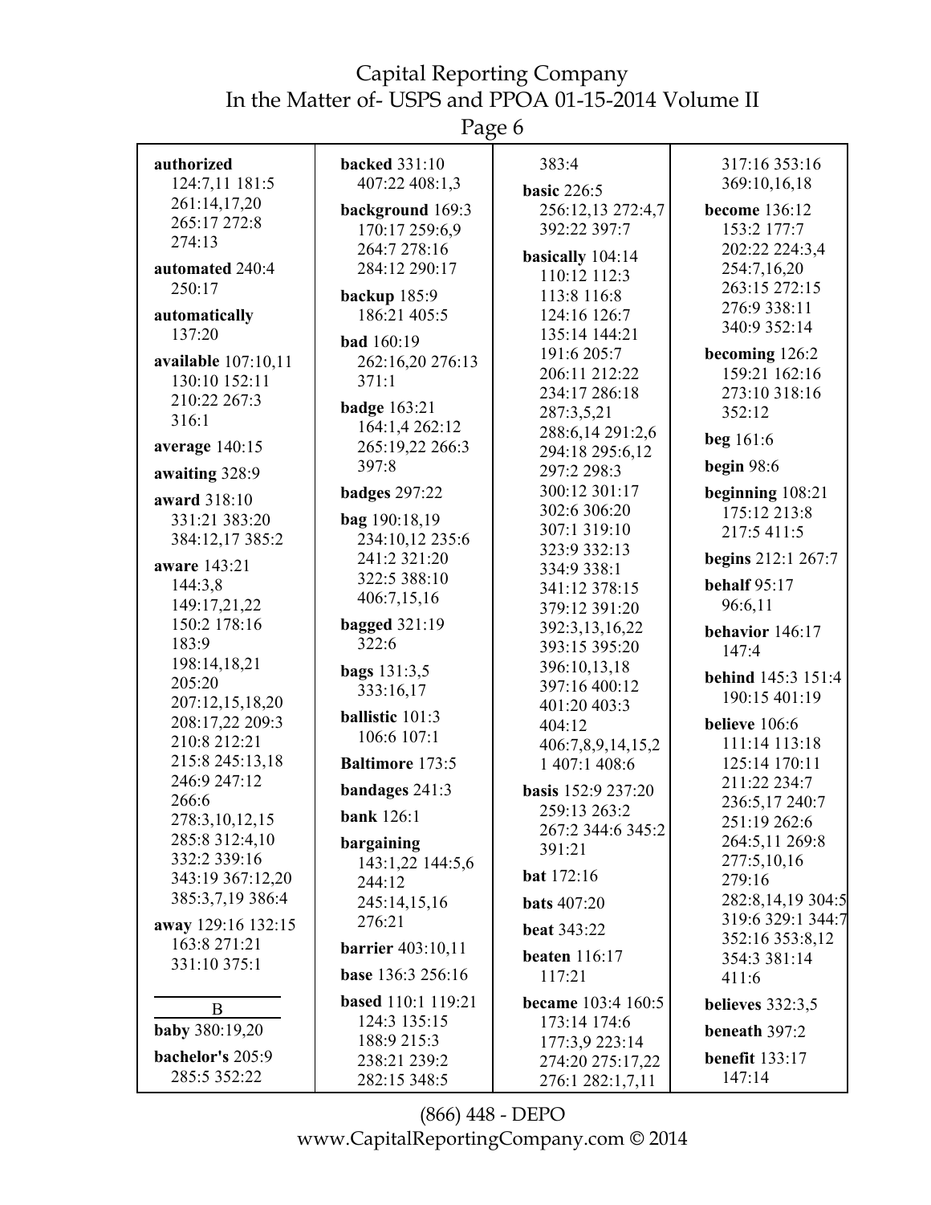**authorized** 124:7,11 181:5 261:14,17,20 265:17 272:8 274:13

**automated** 240:4 250:17

**automatically** 137:20

**available** 107:10,11 130:10 152:11 210:22 267:3 316:1

**average** 140:15

**awaiting** 328:9

**award** 318:10 331:21 383:20 384:12,17 385:2

**aware** 143:21 144:3,8 149:17,21,22 150:2 178:16 183:9 198:14,18,21 205:20 207:12,15,18,20 208:17,22 209:3 210:8 212:21 215:8 245:13,18 246:9 247:12 266:6 278:3,10,12,15 285:8 312:4,10 332:2 339:16 343:19 367:12,20 385:3,7,19 386:4

**away** 129:16 132:15 163:8 271:21 331:10 375:1

B

**baby** 380:19,20

**bachelor's** 205:9 285:5 352:22

**backed** 331:10 407:22 408:1,3

**background** 169:3 170:17 259:6,9 264:7 278:16 284:12 290:17

**backup** 185:9 186:21 405:5

**bad** 160:19 262:16,20 276:13 371:1

**badge** 163:21 164:1,4 262:12 265:19,22 266:3 397:8

**badges** 297:22

**bag** 190:18,19 234:10,12 235:6 241:2 321:20 322:5 388:10 406:7,15,16

**bagged** 321:19 322:6

**bags** 131:3,5 333:16,17

**ballistic** 101:3 106:6 107:1

**Baltimore** 173:5

**bandages** 241:3

**bank** 126:1

**bargaining** 143:1,22 144:5,6 244:12 245:14,15,16 276:21

**barrier** 403:10,11

**base** 136:3 256:16

**based** 110:1 119:21 124:3 135:15 188:9 215:3 238:21 239:2 282:15 348:5 383:4

**basic** 226:5 256:12,13 272:4,7 392:22 397:7

**basically** 104:14 110:12 112:3 113:8 116:8 124:16 126:7 135:14 144:21 191:6 205:7 206:11 212:22 234:17 286:18 287:3,5,21 288:6,14 291:2,6 294:18 295:6,12 297:2 298:3 300:12 301:17 302:6 306:20 307:1 319:10 323:9 332:13 334:9 338:1 341:12 378:15 379:12 391:20 392:3,13,16,22 393:15 395:20 396:10,13,18 397:16 400:12 401:20 403:3 404:12 406:7,8,9,14,15,21 407:1 408:6

**basis** 152:9 237:20 259:13 263:2 267:2 344:6 345:2 391:21

**bat** 172:16

**bats** 407:20

**beat** 343:22

**beaten** 116:17 117:21

**became** 103:4 160:5 173:14 174:6 177:3,9 223:14 274:20 275:17,22 276:1 282:1,7,11 317:16 353:16 369:10,16,18

**become** 136:12 153:2 177:7 202:22 224:3,4 254:7,16,20 263:15 272:15 276:9 338:11 340:9 352:14

**becoming** 126:2 159:21 162:16 273:10 318:16 352:12

**beg** 161:6

**begin** 98:6

**beginning** 108:21 175:12 213:8 217:5 411:5

**begins** 212:1 267:7

**behalf** 95:17 96:6,11

**behavior** 146:17 147:4

**behind** 145:3 151:4 190:15 401:19

**believe** 106:6 111:14 113:18 125:14 170:11 211:22 234:7 236:5,17 240:7 251:19 262:6 264:5,11 269:8 277:5,10,16 279:16 282:8,14,19 304:5 319:6 329:1 344:7 352:16 353:8,12 354:3 381:14 411:6

**believes** 332:3,5

**beneath** 397:2

**benefit** 133:17 147:14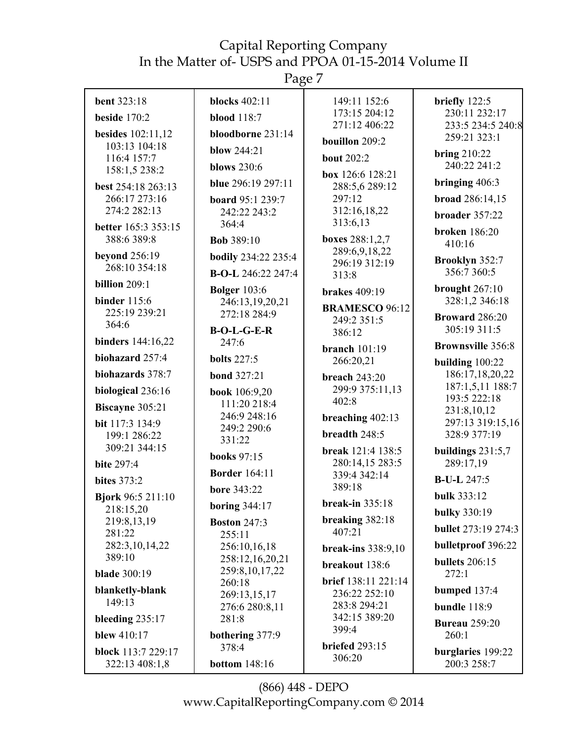**bent** 323:18

**beside** 170:2

**besides** 102:11,12 103:13 104:18 116:4 157:7 158:1,5 238:2

**best** 254:18 263:13 266:17 273:16 274:2 282:13

**better** 165:3 353:15 388:6 389:8

**beyond** 256:19 268:10 354:18

**billion** 209:1

**binder** 115:6 225:19 239:21 364:6

**binders** 144:16,22

**biohazard** 257:4

**biohazards** 378:7

**biological** 236:16

**Biscayne** 305:21

**bit** 117:3 134:9 199:1 286:22 309:21 344:15

**bite** 297:4

**bites** 373:2

**Bjork** 96:5 211:10 218:15,20 219:8,13,19 281:22 282:3,10,14,22 389:10

**blade** 300:19

**blanketly-blank** 149:13

**bleeding** 235:17

**blew** 410:17

**block** 113:7 229:17 322:13 408:1,8

**blocks** 402:11

**blood** 118:7

**bloodborne** 231:14

**blow** 244:21

**blows** 230:6

**blue** 296:19 297:11

**board** 95:1 239:7 242:22 243:2 364:4

**Bob** 389:10

**bodily** 234:22 235:4

**B-O-L** 246:22 247:4

**Bolger** 103:6 246:13,19,20,21 272:18 284:9

**B-O-L-G-E-R** 247:6

**bolts** 227:5

**bond** 327:21

**book** 106:9,20 111:20 218:4 246:9 248:16 249:2 290:6 331:22

**books** 97:15

**Border** 164:11

**bore** 343:22

**boring** 344:17

**Boston** 247:3 255:11 256:10,16,18 258:12,16,20,21 259:8,10,17,22 260:18 269:13,15,17 276:6 280:8,11 281:8

**bothering** 377:9 378:4

**bottom** 148:16

149:11 152:6 173:15 204:12 271:12 406:22

**bouillon** 209:2

**bout** 202:2

**box** 126:6 128:21 288:5,6 289:12 297:12 312:16,18,22 313:6,13

**boxes** 288:1,2,7 289:6,9,18,22 296:19 312:19 313:8

**brakes** 409:19

**BRAMESCO** 96:12 249:2 351:5 386:12

**branch** 101:19 266:20,21

**breach** 243:20 299:9 375:11,13 402:8

**breaching** 402:13

**breadth** 248:5

**break** 121:4 138:5 280:14,15 283:5 339:4 342:14 389:18

**break-in** 335:18

**breaking** 382:18 407:21

**break-ins** 338:9,10

**breakout** 138:6

**brief** 138:11 221:14 236:22 252:10 283:8 294:21 342:15 389:20 399:4

**briefed** 293:15 306:20

**briefly** 122:5 230:11 232:17 233:5 234:5 240:8 259:21 323:1

**bring** 210:22 240:22 241:2

**bringing** 406:3

**broad** 286:14,15

**broader** 357:22

**broken** 186:20 410:16

**Brooklyn** 352:7 356:7 360:5

**brought** 267:10 328:1,2 346:18

**Broward** 286:20 305:19 311:5

**Brownsville** 356:8

**building** 100:22 186:17,18,20,22 187:1,5,11 188:7 193:5 222:18 231:8,10,12 297:13 319:15,16 328:9 377:19

**buildings** 231:5,7 289:17,19

**B-U-L** 247:5

**bulk** 333:12

**bulky** 330:19

**bullet** 273:19 274:3

**bulletproof** 396:22

**bullets** 206:15 272:1

**bumped** 137:4

**bundle** 118:9

**Bureau** 259:20 260:1

**burglaries** 199:22 200:3 258:7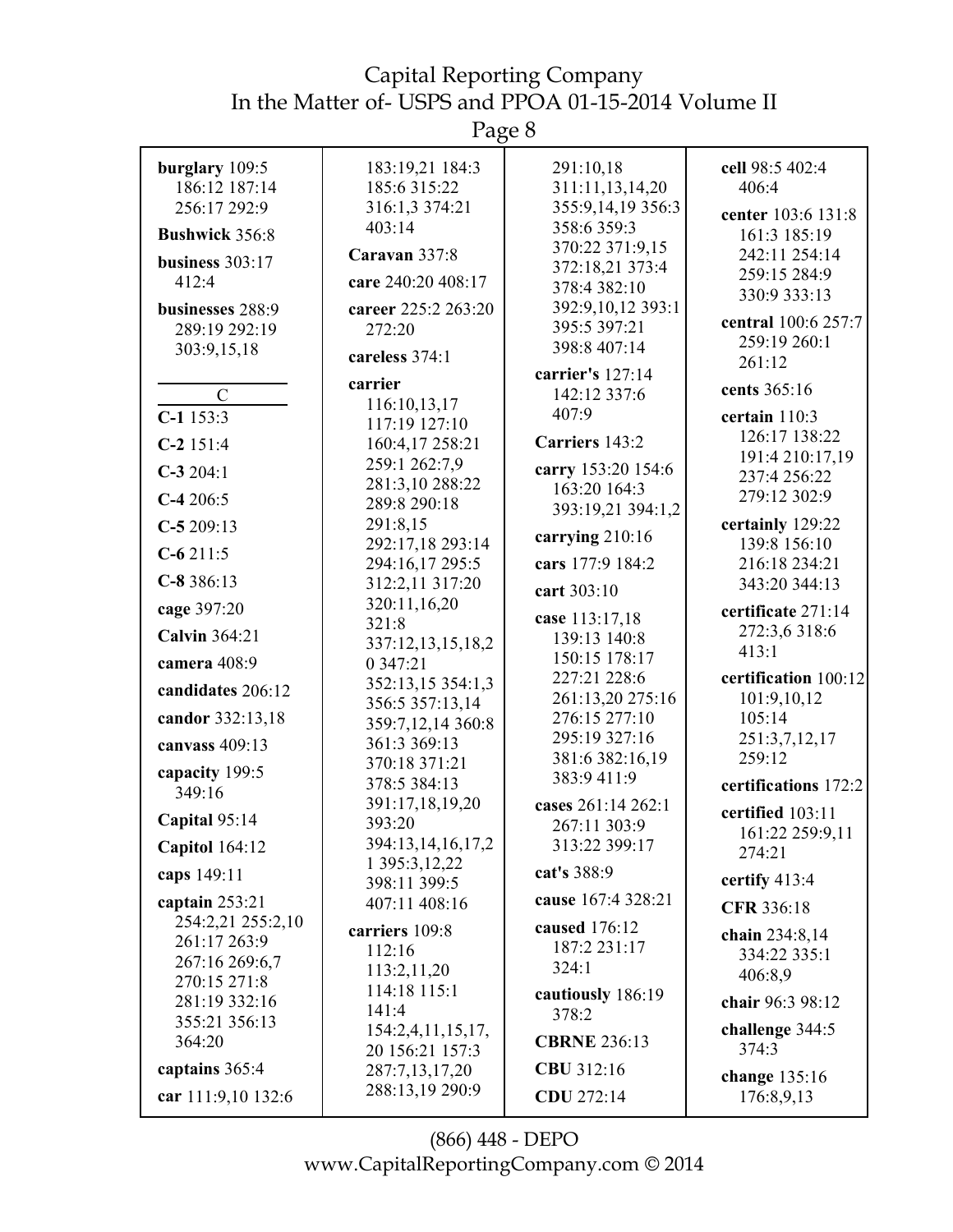**burglary** 109:5 186:12 187:14 256:17 292:9

**Bushwick** 356:8

**business** 303:17 412:4

**businesses** 288:9 289:19 292:19 303:9,15,18

C

**C-1** 153:3

**C-2** 151:4

**C-3** 204:1

**C-4** 206:5

**C-5** 209:13

**C-6** 211:5

**C-8** 386:13

**cage** 397:20

**Calvin** 364:21

**camera** 408:9

**candidates** 206:12

**candor** 332:13,18

**canvass** 409:13

**capacity** 199:5 349:16

**Capital** 95:14

**Capitol** 164:12

**caps** 149:11

**captain** 253:21 254:2,21 255:2,10 261:17 263:9 267:16 269:6,7 270:15 271:8 281:19 332:16 355:21 356:13 364:20

**captains** 365:4

**car** 111:9,10 132:6 183:19,21 184:3 185:6 315:22 316:1,3 374:21 403:14

**Caravan** 337:8

**care** 240:20 408:17

**career** 225:2 263:20 272:20

**careless** 374:1

**carrier** 116:10,13,17 117:19 127:10 160:4,17 258:21 259:1 262:7,9 281:3,10 288:22 289:8 290:18 291:8,15 292:17,18 293:14 294:16,17 295:5 312:2,11 317:20 320:11,16,20 321:8 337:12,13,15,18,20 347:21 352:13,15 354:1,3 356:5 357:13,14 359:7,12,14 360:8 361:3 369:13 370:18 371:21 378:5 384:13 391:17,18,19,20 393:20 394:13,14,16,17,21 395:3,12,22 398:11 399:5 407:11 408:16

**carriers** 109:8 112:16 113:2,11,20 114:18 115:1 141:4 154:2,4,11,15,17,20 156:21 157:3 287:7,13,17,20 288:13,19 290:9 291:10,18 311:11,13,14,20 355:9,14,19 356:3 358:6 359:3 370:22 371:9,15 372:18,21 373:4 378:4 382:10 392:9,10,12 393:1 395:5 397:21 398:8 407:14

**carrier's** 127:14 142:12 337:6 407:9

**Carriers** 143:2

**carry** 153:20 154:6 163:20 164:3 393:19,21 394:1,2

**carrying** 210:16

**cars** 177:9 184:2

**cart** 303:10

**case** 113:17,18 139:13 140:8 150:15 178:17 227:21 228:6 261:13,20 275:16 276:15 277:10 295:19 327:16 381:6 382:16,19 383:9 411:9

**cases** 261:14 262:1 267:11 303:9 313:22 399:17

**cat's** 388:9

**cause** 167:4 328:21

**caused** 176:12 187:2 231:17 324:1

**cautiously** 186:19 378:2

**CBRNE** 236:13

**CBU** 312:16

**CDU** 272:14

**cell** 98:5 402:4 406:4

**center** 103:6 131:8 161:3 185:19 242:11 254:14 259:15 284:9 330:9 333:13

**central** 100:6 257:7 259:19 260:1 261:12

**cents** 365:16

**certain** 110:3 126:17 138:22 191:4 210:17,19 237:4 256:22 279:12 302:9

**certainly** 129:22 139:8 156:10 216:18 234:21 343:20 344:13

**certificate** 271:14 272:3,6 318:6 413:1

**certification** 100:12 101:9,10,12 105:14 251:3,7,12,17 259:12

**certifications** 172:2

**certified** 103:11 161:22 259:9,11 274:21

**certify** 413:4

**CFR** 336:18

**chain** 234:8,14 334:22 335:1 406:8,9

**chair** 96:3 98:12

**challenge** 344:5 374:3

**change** 135:16 176:8,9,13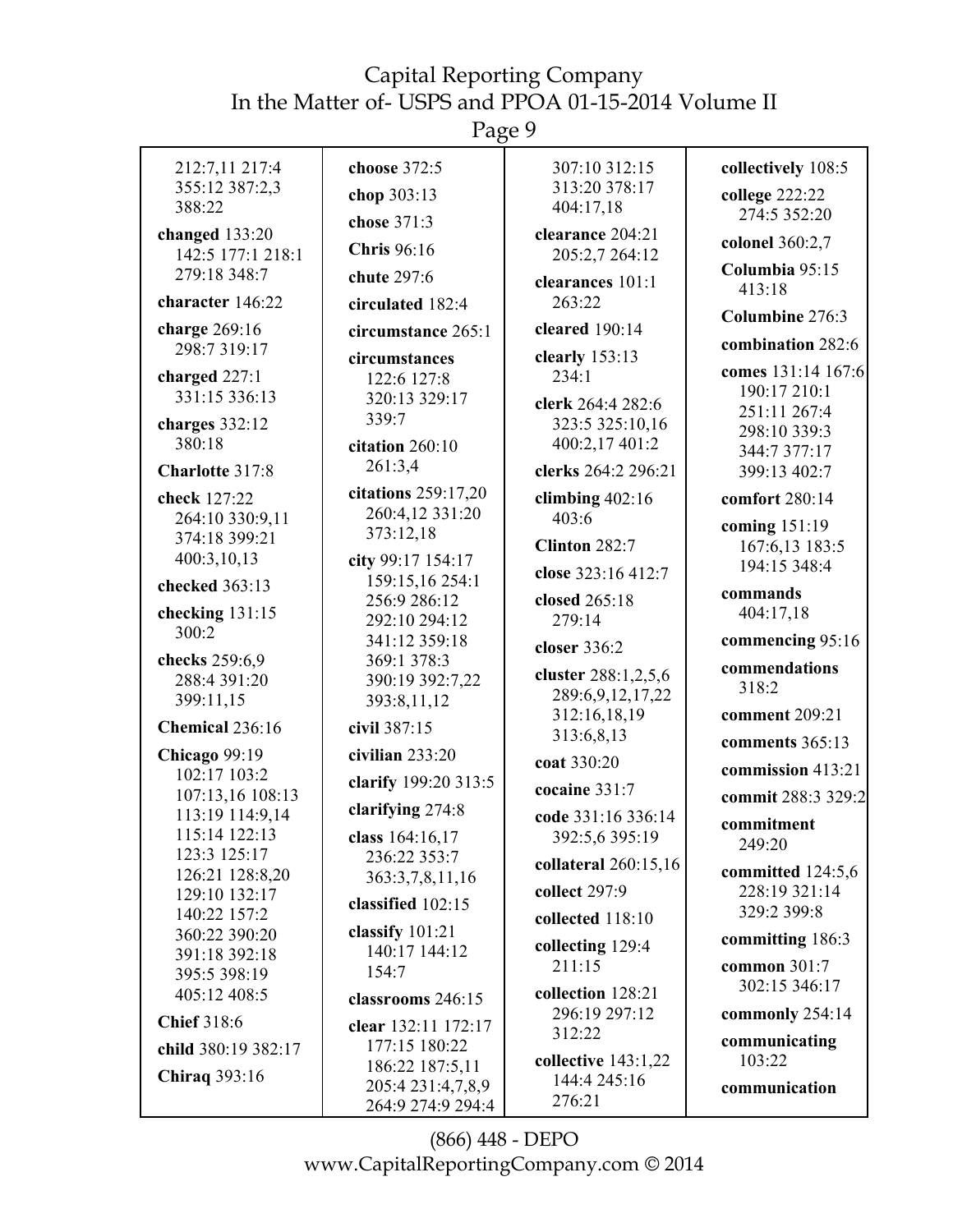212:7,11 217:4 355:12 387:2,3 388:22

**changed** 133:20 142:5 177:1 218:1 279:18 348:7

**character** 146:22

**charge** 269:16 298:7 319:17

**charged** 227:1 331:15 336:13

**charges** 332:12 380:18

**Charlotte** 317:8

**check** 127:22 264:10 330:9,11 374:18 399:21 400:3,10,13

**checked** 363:13

**checking** 131:15 300:2

**checks** 259:6,9 288:4 391:20 399:11,15

**Chemical** 236:16

**Chicago** 99:19 102:17 103:2 107:13,16 108:13 113:19 114:9,14 115:14 122:13 123:3 125:17 126:21 128:8,20 129:10 132:17 140:22 157:2 360:22 390:20 391:18 392:18 395:5 398:19 405:12 408:5

**Chief** 318:6

**child** 380:19 382:17

**Chiraq** 393:16

**choose** 372:5

**chop** 303:13

**chose** 371:3

**Chris** 96:16

**chute** 297:6

**circulated** 182:4

**circumstance** 265:1

**circumstances** 122:6 127:8 320:13 329:17 339:7

**citation** 260:10 261:3,4

**citations** 259:17,20 260:4,12 331:20 373:12,18

**city** 99:17 154:17 159:15,16 254:1 256:9 286:12 292:10 294:12 341:12 359:18 369:1 378:3 390:19 392:7,22 393:8,11,12

**civil** 387:15

**civilian** 233:20

**clarify** 199:20 313:5

**clarifying** 274:8

**class** 164:16,17 236:22 353:7 363:3,7,8,11,16

**classified** 102:15

**classify** 101:21 140:17 144:12 154:7

**classrooms** 246:15

**clear** 132:11 172:17 177:15 180:22 186:22 187:5,11 205:4 231:4,7,8,9 264:9 274:9 294:4 307:10 312:15 313:20 378:17 404:17,18

**clearance** 204:21 205:2,7 264:12

**clearances** 101:1 263:22

**cleared** 190:14

**clearly** 153:13 234:1

**clerk** 264:4 282:6 323:5 325:10,16 400:2,17 401:2

**clerks** 264:2 296:21

**climbing** 402:16 403:6

**Clinton** 282:7

**close** 323:16 412:7

**closed** 265:18 279:14

**closer** 336:2

**cluster** 288:1,2,5,6 289:6,9,12,17,22 312:16,18,19 313:6,8,13

**coat** 330:20

**cocaine** 331:7

**code** 331:16 336:14 392:5,6 395:19

**collateral** 260:15,16

**collect** 297:9

**collected** 118:10

**collecting** 129:4 211:15

**collection** 128:21 296:19 297:12 312:22

**collective** 143:1,22 144:4 245:16 276:21

**collectively** 108:5

**college** 222:22 274:5 352:20

**colonel** 360:2,7

**Columbia** 95:15 413:18

**Columbine** 276:3

**combination** 282:6

**comes** 131:14 167:6 190:17 210:1 251:11 267:4 298:10 339:3 344:7 377:17 399:13 402:7

**comfort** 280:14

**coming** 151:19 167:6,13 183:5 194:15 348:4

**commands** 404:17,18

**commencing** 95:16

**commendations** 318:2

**comment** 209:21

**comments** 365:13

**commission** 413:21

**commit** 288:3 329:2

**commitment** 249:20

**committed** 124:5,6 228:19 321:14 329:2 399:8

**committing** 186:3

**common** 301:7 302:15 346:17

**commonly** 254:14

**communicating** 103:22

**communication**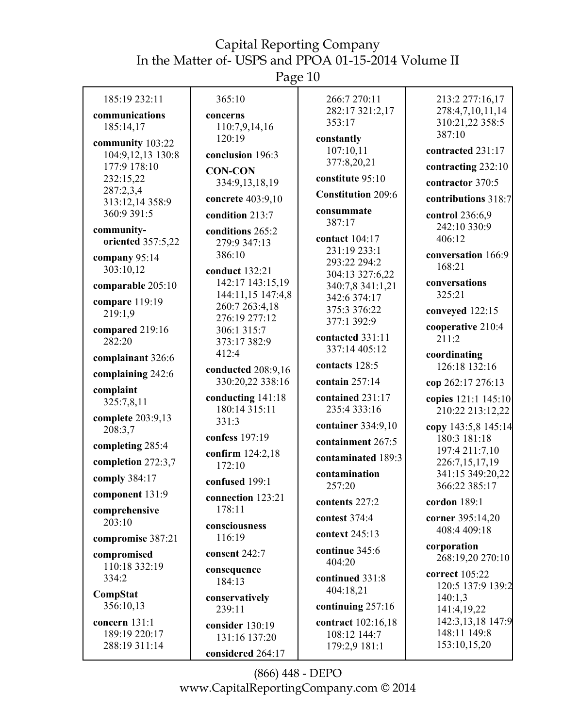185:19 232:11

**communications** 185:14,17

**community** 103:22 104:9,12,13 130:8 177:9 178:10 232:15,22 287:2,3,4 313:12,14 358:9 360:9 391:5

**community-oriented** 357:5,22

**company** 95:14 303:10,12

**comparable** 205:10

**compare** 119:19 219:1,9

**compared** 219:16 282:20

**complainant** 326:6

**complaining** 242:6

**complaint** 325:7,8,11

**complete** 203:9,13 208:3,7

**completing** 285:4

**completion** 272:3,7

**comply** 384:17

**component** 131:9

**comprehensive** 203:10

**compromise** 387:21

**compromised** 110:18 332:19 334:2

**CompStat** 356:10,13

**concern** 131:1 189:19 220:17 288:19 311:14

365:10

**concerns** 110:7,9,14,16 120:19

**conclusion** 196:3

**CON-CON** 334:9,13,18,19

**concrete** 403:9,10

**condition** 213:7

**conditions** 265:2 279:9 347:13 386:10

**conduct** 132:21 142:17 143:15,19 144:11,15 147:4,8 260:7 263:4,18 276:19 277:12 306:1 315:7 373:17 382:9 412:4

**conducted** 208:9,16 330:20,22 338:16

**conducting** 141:18 180:14 315:11 331:3

**confess** 197:19

**confirm** 124:2,18 172:10

**confused** 199:1

**connection** 123:21 178:11

**consciousness** 116:19

**consent** 242:7

**consequence** 184:13

**conservatively** 239:11

**consider** 130:19 131:16 137:20

**considered** 264:17

266:7 270:11 282:17 321:2,17 353:17

**constantly** 107:10,11 377:8,20,21

**constitute** 95:10

**Constitution** 209:6

**consummate** 387:17

**contact** 104:17 231:19 233:1 293:22 294:2 304:13 327:6,22 340:7,8 341:1,21 342:6 374:17 375:3 376:22 377:1 392:9

**contacted** 331:11 337:14 405:12

**contacts** 128:5

**contain** 257:14

**contained** 231:17 235:4 333:16

**container** 334:9,10

**containment** 267:5

**contaminated** 189:3

**contamination** 257:20

**contents** 227:2

**contest** 374:4

**context** 245:13

**continue** 345:6 404:20

**continued** 331:8 404:18,21

**continuing** 257:16

**contract** 102:16,18 108:12 144:7 179:2,9 181:1

213:2 277:16,17 278:4,7,10,11,14 310:21,22 358:5 387:10

**contracted** 231:17

**contracting** 232:10

**contractor** 370:5

**contributions** 318:7

**control** 236:6,9 242:10 330:9 406:12

**conversation** 166:9 168:21

**conversations** 325:21

**conveyed** 122:15

**cooperative** 210:4 211:2

**coordinating** 126:18 132:16

**cop** 262:17 276:13

**copies** 121:1 145:10 210:22 213:12,22

**copy** 143:5,8 145:14 180:3 181:18 197:4 211:7,10 226:7,15,17,19 341:15 349:20,22 366:22 385:17

**cordon** 189:1

**corner** 395:14,20 408:4 409:18

**corporation** 268:19,20 270:10

**correct** 105:22 120:5 137:9 139:2 140:1,3 141:4,19,22 142:3,13,18 147:9 148:11 149:8 153:10,15,20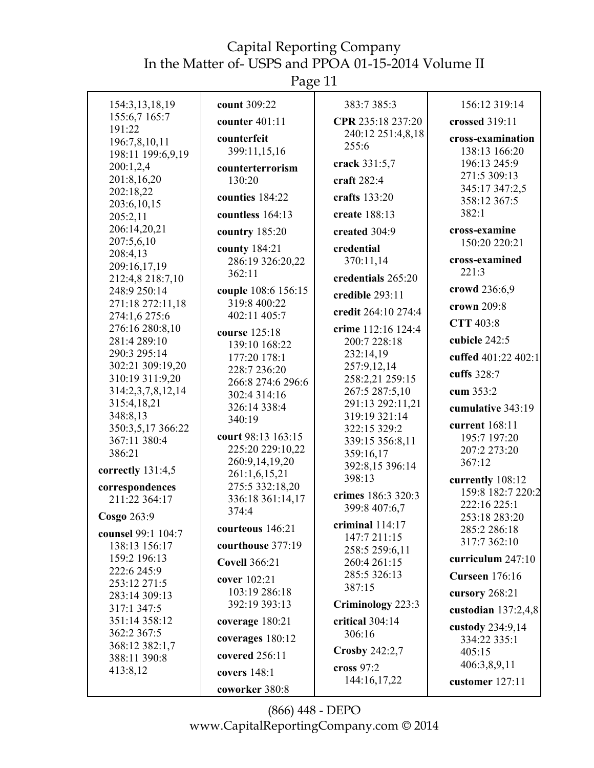154:3,13,18,19 155:6,7 165:7 191:22 196:7,8,10,11 198:11 199:6,9,19 200:1,2,4 201:8,16,20 202:18,22 203:6,10,15 205:2,11 206:14,20,21 207:5,6,10 208:4,13 209:16,17,19 212:4,8 218:7,10 248:9 250:14 271:18 272:11,18 274:1,6 275:6 276:16 280:8,10 281:4 289:10 290:3 295:14 302:21 309:19,20 310:19 311:9,20 314:2,3,7,8,12,14 315:4,18,21 348:8,13 350:3,5,17 366:22 367:11 380:4 386:21

**correctly** 131:4,5

**correspondences** 211:22 364:17

**Cosgo** 263:9

**counsel** 99:1 104:7 138:13 156:17 159:2 196:13 222:6 245:9 253:12 271:5 283:14 309:13 317:1 347:5 351:14 358:12 362:2 367:5 368:12 382:1,7 388:11 390:8 413:8,12

**count** 309:22

**counter** 401:11

**counterfeit** 399:11,15,16

**counterterrorism** 130:20

**counties** 184:22

**countless** 164:13

**country** 185:20

**county** 184:21 286:19 326:20,22 362:11

**couple** 108:6 156:15 319:8 400:22 402:11 405:7

**course** 125:18 139:10 168:22 177:20 178:1 228:7 236:20 266:8 274:6 296:6 302:4 314:16 326:14 338:4 340:19

**court** 98:13 163:15 225:20 229:10,22 260:9,14,19,20 261:1,6,15,21 275:5 332:18,20 336:18 361:14,17 374:4

**courteous** 146:21

**courthouse** 377:19

**Covell** 366:21

**cover** 102:21 103:19 286:18 392:19 393:13

**coverage** 180:21

**coverages** 180:12

**covered** 256:11

**covers** 148:1

**coworker** 380:8

383:7 385:3

**CPR** 235:18 237:20 240:12 251:4,8,18 255:6

**crack** 331:5,7

**craft** 282:4

**crafts** 133:20

**create** 188:13

**created** 304:9

**credential** 370:11,14

**credentials** 265:20

**credible** 293:11

**credit** 264:10 274:4

**crime** 112:16 124:4 200:7 228:18 232:14,19 257:9,12,14 258:2,21 259:15 267:5 287:5,10 291:13 292:11,21 319:19 321:14 322:15 329:2 339:15 356:8,11 359:16,17 392:8,15 396:14 398:13

**crimes** 186:3 320:3 399:8 407:6,7

**criminal** 114:17 147:7 211:15 258:5 259:6,11 260:4 261:15 285:5 326:13 387:15

**Criminology** 223:3

**critical** 304:14 306:16

**Crosby** 242:2,7

**cross** 97:2 144:16,17,22

156:12 319:14

**crossed** 319:11

**cross-examination** 138:13 166:20 196:13 245:9 271:5 309:13 345:17 347:2,5 358:12 367:5 382:1

**cross-examine** 150:20 220:21

**cross-examined** 221:3

**crowd** 236:6,9

**crown** 209:8

**CTT** 403:8

**cubicle** 242:5

**cuffed** 401:22 402:1

**cuffs** 328:7

**cum** 353:2

**cumulative** 343:19

**current** 168:11 195:7 197:20 207:2 273:20 367:12

**currently** 108:12 159:8 182:7 220:2 222:16 225:1 253:18 283:20 285:2 286:18 317:7 362:10

**curriculum** 247:10

**Curseen** 176:16

**cursory** 268:21

**custodian** 137:2,4,8

**custody** 234:9,14 334:22 335:1 405:15 406:3,8,9,11

**customer** 127:11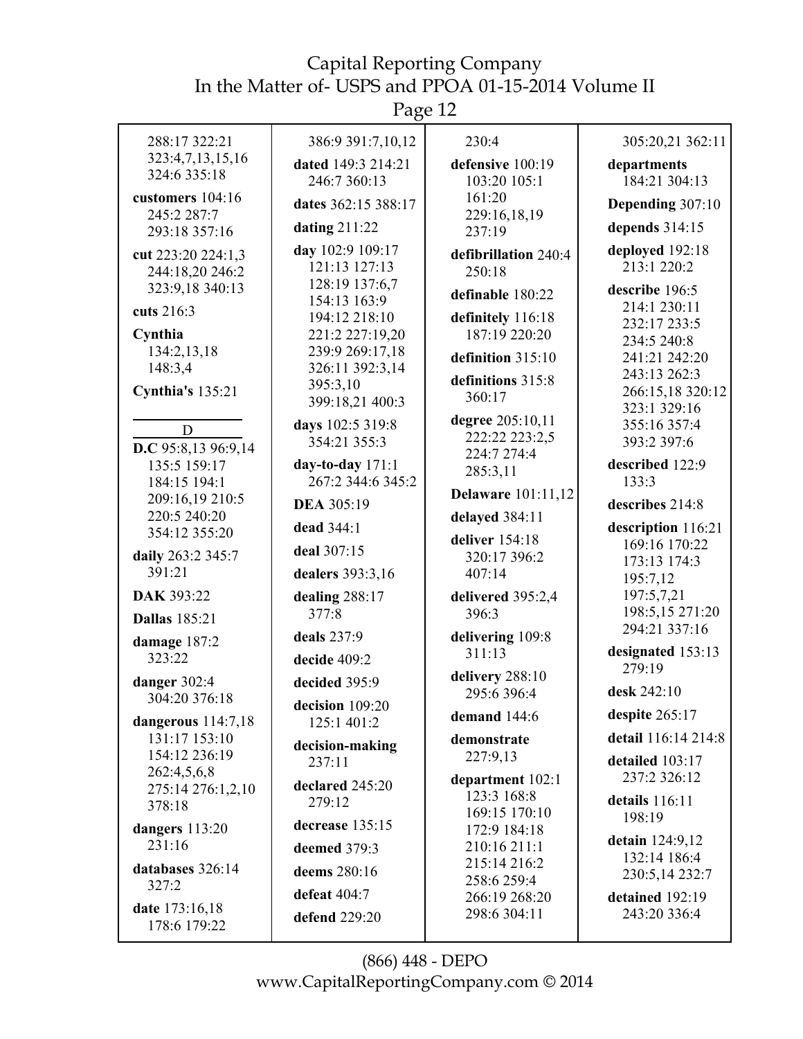288:17 322:21 323:4,7,13,15,16 324:6 335:18

**customers** 104:16 245:2 287:7 293:18 357:16

**cut** 223:20 224:1,3 244:18,20 246:2 323:9,18 340:13

**cuts** 216:3

**Cynthia** 134:2,13,18 148:3,4

**Cynthia's** 135:21

## D

**D.C** 95:8,13 96:9,14 135:5 159:17 184:15 194:1 209:16,19 210:5 220:5 240:20 354:12 355:20

**daily** 263:2 345:7 391:21

**DAK** 393:22

**Dallas** 185:21

**damage** 187:2 323:22

**danger** 302:4 304:20 376:18

**dangerous** 114:7,18 131:17 153:10 154:12 236:19 262:4,5,6,8 275:14 276:1,2,10 378:18

**dangers** 113:20 231:16

**databases** 326:14 327:2

**date** 173:16,18 178:6 179:22

386:9 391:7,10,12

**dated** 149:3 214:21 246:7 360:13

**dates** 362:15 388:17

**dating** 211:22

**day** 102:9 109:17 121:13 127:13 128:19 137:6,7 154:13 163:9 194:12 218:10 221:2 227:19,20 239:9 269:17,18 326:11 392:3,14 395:3,10 399:18,21 400:3

**days** 102:5 319:8 354:21 355:3

**day-to-day** 171:1 267:2 344:6 345:2

**DEA** 305:19

**dead** 344:1

**deal** 307:15

**dealers** 393:3,16

**dealing** 288:17 377:8

**deals** 237:9

**decide** 409:2

**decided** 395:9

**decision** 109:20 125:1 401:2

**decision-making** 237:11

**declared** 245:20 279:12

**decrease** 135:15

**deemed** 379:3

**deems** 280:16

**defeat** 404:7

**defend** 229:20

230:4

**defensive** 100:19 103:20 105:1 161:20 229:16,18,19 237:19

**defibrillation** 240:4 250:18

**definable** 180:22

**definitely** 116:18 187:19 220:20

**definition** 315:10

**definitions** 315:8 360:17

**degree** 205:10,11 222:22 223:2,5 224:7 274:4 285:3,11

**Delaware** 101:11,12

**delayed** 384:11

**deliver** 154:18 320:17 396:2 407:14

**delivered** 395:2,4 396:3

**delivering** 109:8 311:13

**delivery** 288:10 295:6 396:4

**demand** 144:6

**demonstrate** 227:9,13

**department** 102:1 123:3 168:8 169:15 170:10 172:9 184:18 210:16 211:1 215:14 216:2 258:6 259:4 266:19 268:20 298:6 304:11

305:20,21 362:11

**departments** 184:21 304:13

**Depending** 307:10

**depends** 314:15

**deployed** 192:18 213:1 220:2

**describe** 196:5 214:1 230:11 232:17 233:5 234:5 240:8 241:21 242:20 243:13 262:3 266:15,18 320:12 323:1 329:16 355:16 357:4 393:2 397:6

**described** 122:9 133:3

**describes** 214:8

**description** 116:21 169:16 170:22 173:13 174:3 195:7,12 197:5,7,21 198:5,15 271:20 294:21 337:16

**designated** 153:13 279:19

**desk** 242:10

**despite** 265:17

**detail** 116:14 214:8

**detailed** 103:17 237:2 326:12

**details** 116:11 198:19

**detain** 124:9,12 132:14 186:4 230:5,14 232:7

**detained** 192:19 243:20 336:4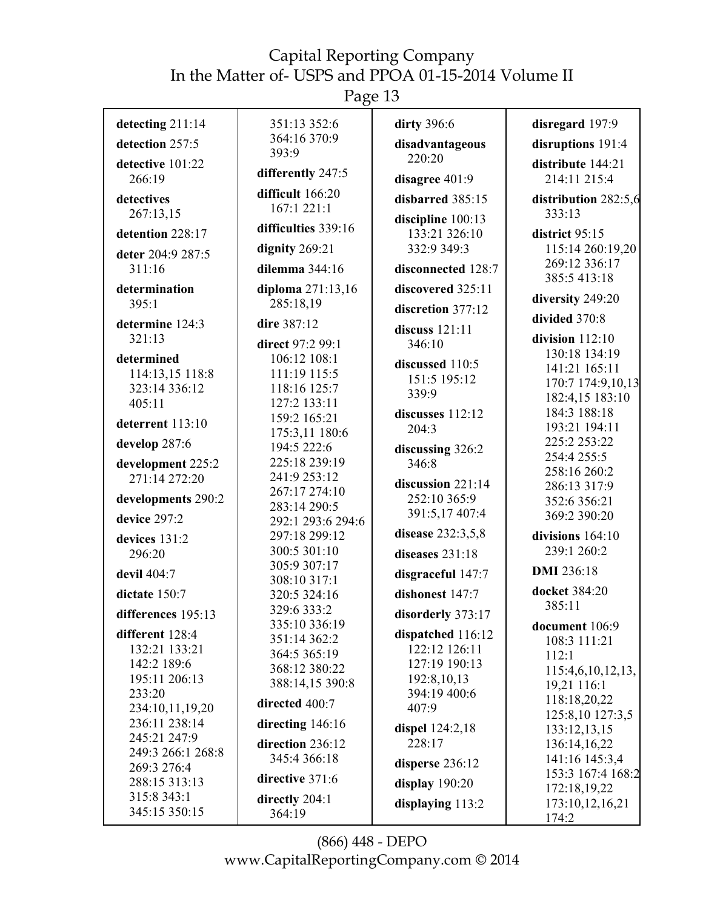**detecting** 211:14

**detection** 257:5

**detective** 101:22 266:19

**detectives** 267:13,15

**detention** 228:17

**deter** 204:9 287:5 311:16

**determination** 395:1

**determine** 124:3 321:13

**determined** 114:13,15 118:8 323:14 336:12 405:11

**deterrent** 113:10

**develop** 287:6

**development** 225:2 271:14 272:20

**developments** 290:2

**device** 297:2

**devices** 131:2 296:20

**devil** 404:7

**dictate** 150:7

**differences** 195:13

**different** 128:4 132:21 133:21 142:2 189:6 195:11 206:13 233:20 234:10,11,19,20 236:11 238:14 245:21 247:9 249:3 266:1 268:8 269:3 276:4 288:15 313:13 315:8 343:1 345:15 350:15 351:13 352:6 364:16 370:9 393:9

**differently** 247:5

**difficult** 166:20 167:1 221:1

**difficulties** 339:16

**dignity** 269:21

**dilemma** 344:16

**diploma** 271:13,16 285:18,19

**dire** 387:12

**direct** 97:2 99:1 106:12 108:1 111:19 115:5 118:16 125:7 127:2 133:11 159:2 165:21 175:3,11 180:6 194:5 222:6 225:18 239:19 241:9 253:12 267:17 274:10 283:14 290:5 292:1 293:6 294:6 297:18 299:12 300:5 301:10 305:9 307:17 308:10 317:1 320:5 324:16 329:6 333:2 335:10 336:19 351:14 362:2 364:5 365:19 368:12 380:22 388:14,15 390:8

**directed** 400:7

**directing** 146:16

**direction** 236:12 345:4 366:18

**directive** 371:6

**directly** 204:1 364:19

**dirty** 396:6

**disadvantageous** 220:20

**disagree** 401:9

**disbarred** 385:15

**discipline** 100:13 133:21 326:10 332:9 349:3

**disconnected** 128:7

**discovered** 325:11

**discretion** 377:12

**discuss** 121:11 346:10

**discussed** 110:5 151:5 195:12 339:9

**discusses** 112:12 204:3

**discussing** 326:2 346:8

**discussion** 221:14 252:10 365:9 391:5,17 407:4

**disease** 232:3,5,8

**diseases** 231:18

**disgraceful** 147:7

**dishonest** 147:7

**disorderly** 373:17

**dispatched** 116:12 122:12 126:11 127:19 190:13 192:8,10,13 394:19 400:6 407:9

**dispel** 124:2,18 228:17

**disperse** 236:12

**display** 190:20

**displaying** 113:2

**disregard** 197:9

**disruptions** 191:4

**distribute** 144:21 214:11 215:4

**distribution** 282:5,6 333:13

**district** 95:15 115:14 260:19,20 269:12 336:17 385:5 413:18

**diversity** 249:20

**divided** 370:8

**division** 112:10 130:18 134:19 141:21 165:11 170:7 174:9,10,13 182:4,15 183:10 184:3 188:18 193:21 194:11 225:2 253:22 254:4 255:5 258:16 260:2 286:13 317:9 352:6 356:21 369:2 390:20

**divisions** 164:10 239:1 260:2

**DMI** 236:18

**docket** 384:20 385:11

**document** 106:9 108:3 111:21 112:1 115:4,6,10,12,13,19,21 116:1 118:18,20,22 125:8,10 127:3,5 133:12,13,15 136:14,16,22 141:16 145:3,4 153:3 167:4 168:2 172:18,19,22 173:10,12,16,21 174:2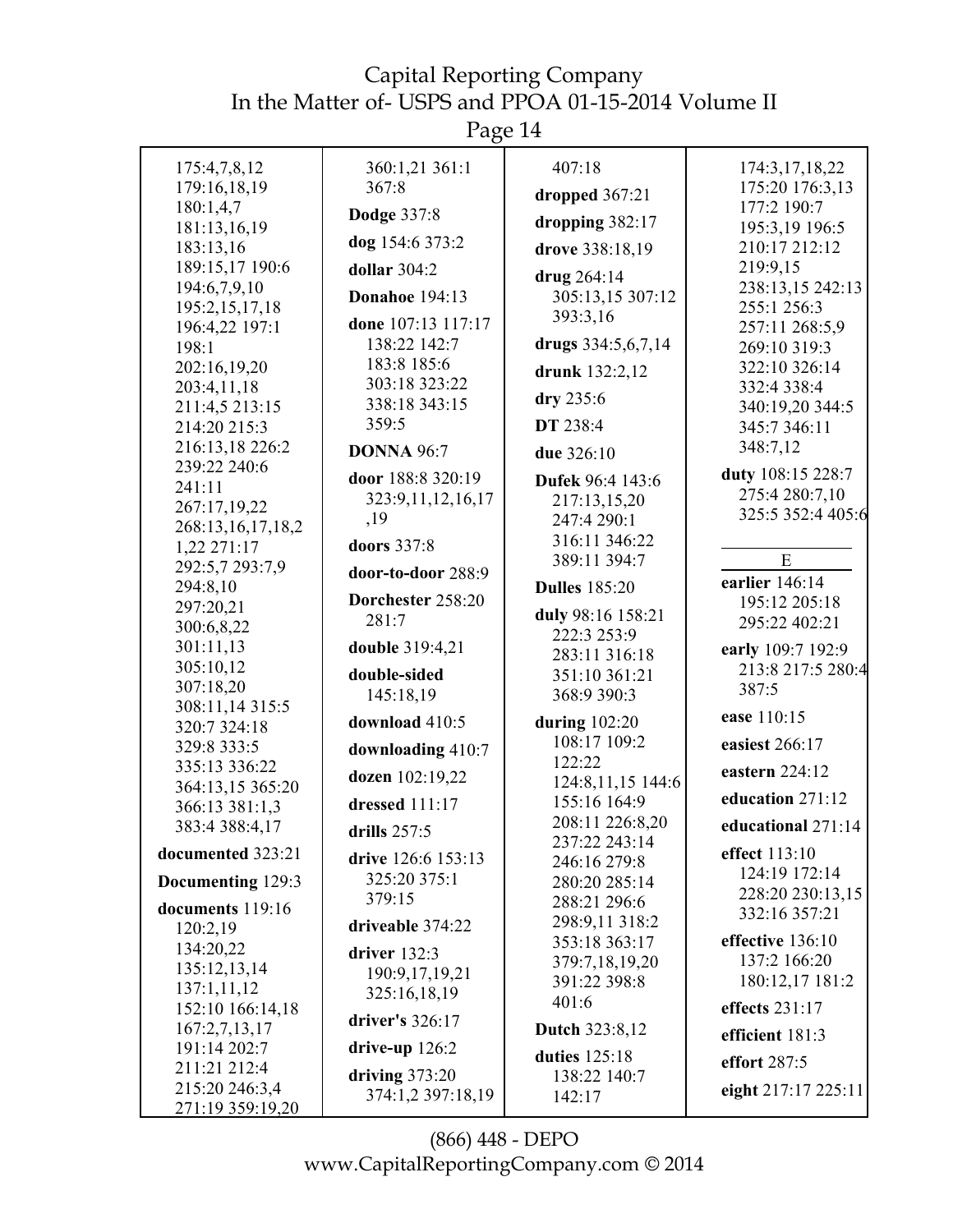175:4,7,8,12
179:16,18,19
180:1,4,7
181:13,16,19
183:13,16
189:15,17 190:6
194:6,7,9,10
195:2,15,17,18
196:4,22 197:1
198:1
202:16,19,20
203:4,11,18
211:4,5 213:15
214:20 215:3
216:13,18 226:2
239:22 240:6
241:11
267:17,19,22
268:13,16,17,18,2
1,22 271:17
292:5,7 293:7,9
294:8,10
297:20,21
300:6,8,22
301:11,13
305:10,12
307:18,20
308:11,14 315:5
320:7 324:18
329:8 333:5
335:13 336:22
364:13,15 365:20
366:13 381:1,3
383:4 388:4,17

**documented** 323:21

**Documenting** 129:3

**documents** 119:16
120:2,19
134:20,22
135:12,13,14
137:1,11,12
152:10 166:14,18
167:2,7,13,17
191:14 202:7
211:21 212:4
215:20 246:3,4
271:19 359:19,20
360:1,21 361:1
367:8

**Dodge** 337:8

**dog** 154:6 373:2

**dollar** 304:2

**Donahoe** 194:13

**done** 107:13 117:17
138:22 142:7
183:8 185:6
303:18 323:22
338:18 343:15
359:5

**DONNA** 96:7

**door** 188:8 320:19
323:9,11,12,16,17
,19

**doors** 337:8

**door-to-door** 288:9

**Dorchester** 258:20
281:7

**double** 319:4,21

**double-sided**
145:18,19

**download** 410:5

**downloading** 410:7

**dozen** 102:19,22

**dressed** 111:17

**drills** 257:5

**drive** 126:6 153:13
325:20 375:1
379:15

**driveable** 374:22

**driver** 132:3
190:9,17,19,21
325:16,18,19

**driver's** 326:17

**drive-up** 126:2

**driving** 373:20
374:1,2 397:18,19
407:18

**dropped** 367:21

**dropping** 382:17

**drove** 338:18,19

**drug** 264:14
305:13,15 307:12
393:3,16

**drugs** 334:5,6,7,14

**drunk** 132:2,12

**dry** 235:6

**DT** 238:4

**due** 326:10

**Dufek** 96:4 143:6
217:13,15,20
247:4 290:1
316:11 346:22
389:11 394:7

**Dulles** 185:20

**duly** 98:16 158:21
222:3 253:9
283:11 316:18
351:10 361:21
368:9 390:3

**during** 102:20
108:17 109:2
122:22
124:8,11,15 144:6
155:16 164:9
208:11 226:8,20
237:22 243:14
246:16 279:8
280:20 285:14
288:21 296:6
298:9,11 318:2
353:18 363:17
379:7,18,19,20
391:22 398:8
401:6

**Dutch** 323:8,12

**duties** 125:18
138:22 140:7
142:17
174:3,17,18,22
175:20 176:3,13
177:2 190:7
195:3,19 196:5
210:17 212:12
219:9,15
238:13,15 242:13
255:1 256:3
257:11 268:5,9
269:10 319:3
322:10 326:14
332:4 338:4
340:19,20 344:5
345:7 346:11
348:7,12

**duty** 108:15 228:7
275:4 280:7,10
325:5 352:4 405:6

## E

**earlier** 146:14
195:12 205:18
295:22 402:21

**early** 109:7 192:9
213:8 217:5 280:4
387:5

**ease** 110:15

**easiest** 266:17

**eastern** 224:12

**education** 271:12

**educational** 271:14

**effect** 113:10
124:19 172:14
228:20 230:13,15
332:16 357:21

**effective** 136:10
137:2 166:20
180:12,17 181:2

**effects** 231:17

**efficient** 181:3

**effort** 287:5

**eight** 217:17 225:11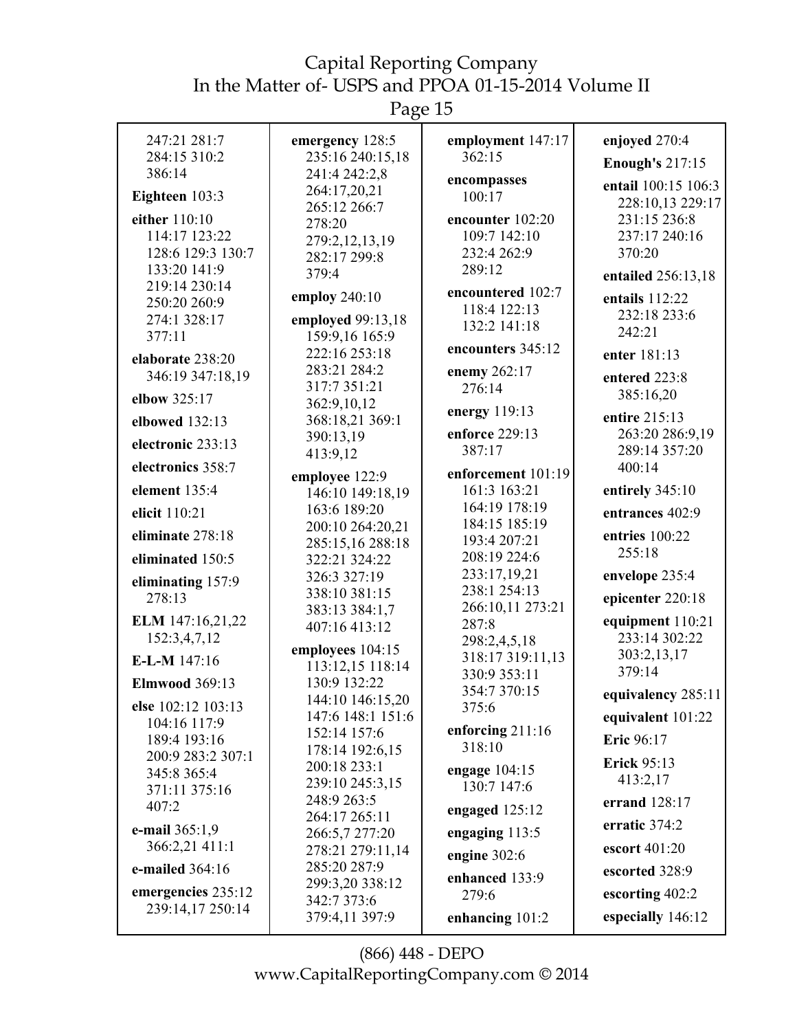247:21 281:7 284:15 310:2 386:14

**Eighteen** 103:3

**either** 110:10 114:17 123:22 128:6 129:3 130:7 133:20 141:9 219:14 230:14 250:20 260:9 274:1 328:17 377:11

**elaborate** 238:20 346:19 347:18,19

**elbow** 325:17

**elbowed** 132:13

**electronic** 233:13

**electronics** 358:7

**element** 135:4

**elicit** 110:21

**eliminate** 278:18

**eliminated** 150:5

**eliminating** 157:9 278:13

**ELM** 147:16,21,22 152:3,4,7,12

**E-L-M** 147:16

**Elmwood** 369:13

**else** 102:12 103:13 104:16 117:9 189:4 193:16 200:9 283:2 307:1 345:8 365:4 371:11 375:16 407:2

**e-mail** 365:1,9 366:2,21 411:1

**e-mailed** 364:16

**emergencies** 235:12 239:14,17 250:14

**emergency** 128:5 235:16 240:15,18 241:4 242:2,8 264:17,20,21 265:12 266:7 278:20 279:2,12,13,19 282:17 299:8 379:4

**employ** 240:10

**employed** 99:13,18 159:9,16 165:9 222:16 253:18 283:21 284:2 317:7 351:21 362:9,10,12 368:18,21 369:1 390:13,19 413:9,12

**employee** 122:9 146:10 149:18,19 163:6 189:20 200:10 264:20,21 285:15,16 288:18 322:21 324:22 326:3 327:19 338:10 381:15 383:13 384:1,7 407:16 413:12

**employees** 104:15 113:12,15 118:14 130:9 132:22 144:10 146:15,20 147:6 148:1 151:6 152:14 157:6 178:14 192:6,15 200:18 233:1 239:10 245:3,15 248:9 263:5 264:17 265:11 266:5,7 277:20 278:21 279:11,14 285:20 287:9 299:3,20 338:12 342:7 373:6 379:4,11 397:9

**employment** 147:17 362:15

**encompasses** 100:17

**encounter** 102:20 109:7 142:10 232:4 262:9 289:12

**encountered** 102:7 118:4 122:13 132:2 141:18

**encounters** 345:12

**enemy** 262:17 276:14

**energy** 119:13

**enforce** 229:13 387:17

**enforcement** 101:19 161:3 163:21 164:19 178:19 184:15 185:19 193:4 207:21 208:19 224:6 233:17,19,21 238:1 254:13 266:10,11 273:21 287:8 298:2,4,5,18 318:17 319:11,13 330:9 353:11 354:7 370:15 375:6

**enforcing** 211:16 318:10

**engage** 104:15 130:7 147:6

**engaged** 125:12

**engaging** 113:5

**engine** 302:6

**enhanced** 133:9 279:6

**enhancing** 101:2

**enjoyed** 270:4

**Enough's** 217:15

**entail** 100:15 106:3 228:10,13 229:17 231:15 236:8 237:17 240:16 370:20

**entailed** 256:13,18

**entails** 112:22 232:18 233:6 242:21

**enter** 181:13

**entered** 223:8 385:16,20

**entire** 215:13 263:20 286:9,19 289:14 357:20 400:14

**entirely** 345:10

**entrances** 402:9

**entries** 100:22 255:18

**envelope** 235:4

**epicenter** 220:18

**equipment** 110:21 233:14 302:22 303:2,13,17 379:14

**equivalency** 285:11

**equivalent** 101:22

**Eric** 96:17

**Erick** 95:13 413:2,17

**errand** 128:17

**erratic** 374:2

**escort** 401:20

**escorted** 328:9

**escorting** 402:2

**especially** 146:12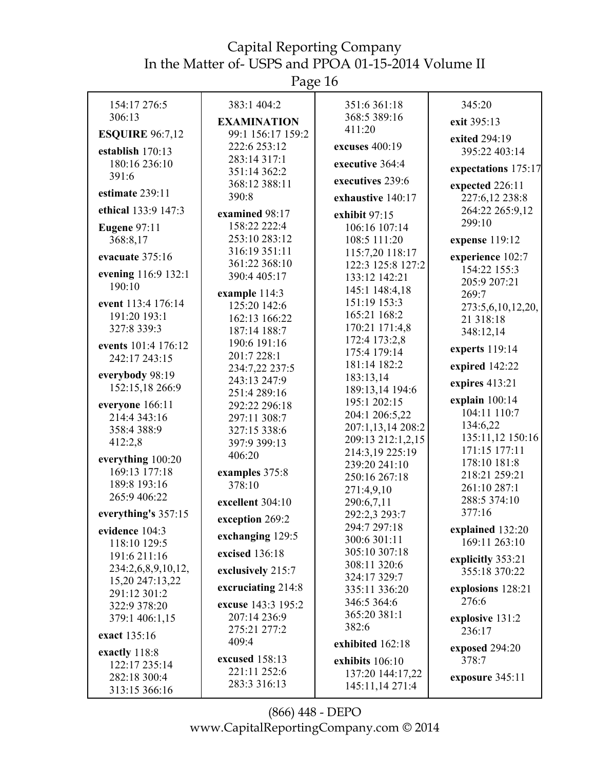154:17 276:5 306:13

**ESQUIRE** 96:7,12

**establish** 170:13 180:16 236:10 391:6

**estimate** 239:11

**ethical** 133:9 147:3

**Eugene** 97:11 368:8,17

**evacuate** 375:16

**evening** 116:9 132:1 190:10

**event** 113:4 176:14 191:20 193:1 327:8 339:3

**events** 101:4 176:12 242:17 243:15

**everybody** 98:19 152:15,18 266:9

**everyone** 166:11 214:4 343:16 358:4 388:9 412:2,8

**everything** 100:20 169:13 177:18 189:8 193:16 265:9 406:22

**everything's** 357:15

**evidence** 104:3 118:10 129:5 191:6 211:16 234:2,6,8,9,10,12, 15,20 247:13,22 291:12 301:2 322:9 378:20 379:1 406:1,15

**exact** 135:16

**exactly** 118:8 122:17 235:14 282:18 300:4 313:15 366:16

383:1 404:2

**EXAMINATION** 99:1 156:17 159:2 222:6 253:12 283:14 317:1 351:14 362:2 368:12 388:11 390:8

**examined** 98:17 158:22 222:4 253:10 283:12 316:19 351:11 361:22 368:10 390:4 405:17

**example** 114:3 125:20 142:6 162:13 166:22 187:14 188:7 190:6 191:16 201:7 228:1 234:7,22 237:5 243:13 247:9 251:4 289:16 292:22 296:18 297:11 308:7 327:15 338:6 397:9 399:13 406:20

**examples** 375:8 378:10

**excellent** 304:10

**exception** 269:2

**exchanging** 129:5

**excised** 136:18

**exclusively** 215:7

**excruciating** 214:8

**excuse** 143:3 195:2 207:14 236:9 275:21 277:2 409:4

**excused** 158:13 221:11 252:6 283:3 316:13

351:6 361:18 368:5 389:16 411:20

**excuses** 400:19

**executive** 364:4

**executives** 239:6

**exhaustive** 140:17

**exhibit** 97:15 106:16 107:14 108:5 111:20 115:7,20 118:17 122:3 125:8 127:2 133:12 142:21 145:1 148:4,18 151:19 153:3 165:21 168:2 170:21 171:4,8 172:4 173:2,8 175:4 179:14 181:14 182:2 183:13,14 189:13,14 194:6 195:1 202:15 204:1 206:5,22 207:1,13,14 208:2 209:13 212:1,2,15 214:3,19 225:19 239:20 241:10 250:16 267:18 271:4,9,10 290:6,7,11 292:2,3 293:7 294:7 297:18 300:6 301:11 305:10 307:18 308:11 320:6 324:17 329:7 335:11 336:20 346:5 364:6 365:20 381:1 382:6

**exhibited** 162:18

**exhibits** 106:10 137:20 144:17,22 145:11,14 271:4

345:20

**exit** 395:13

**exited** 294:19 395:22 403:14

**expectations** 175:17

**expected** 226:11 227:6,12 238:8 264:22 265:9,12 299:10

**expense** 119:12

**experience** 102:7 154:22 155:3 205:9 207:21 269:7 273:5,6,10,12,20, 21 318:18 348:12,14

**experts** 119:14

**expired** 142:22

**expires** 413:21

**explain** 100:14 104:11 110:7 134:6,22 135:11,12 150:16 171:15 177:11 178:10 181:8 218:21 259:21 261:10 287:1 288:5 374:10 377:16

**explained** 132:20 169:11 263:10

**explicitly** 353:21 355:18 370:22

**explosions** 128:21 276:6

**explosive** 131:2 236:17

**exposed** 294:20 378:7

**exposure** 345:11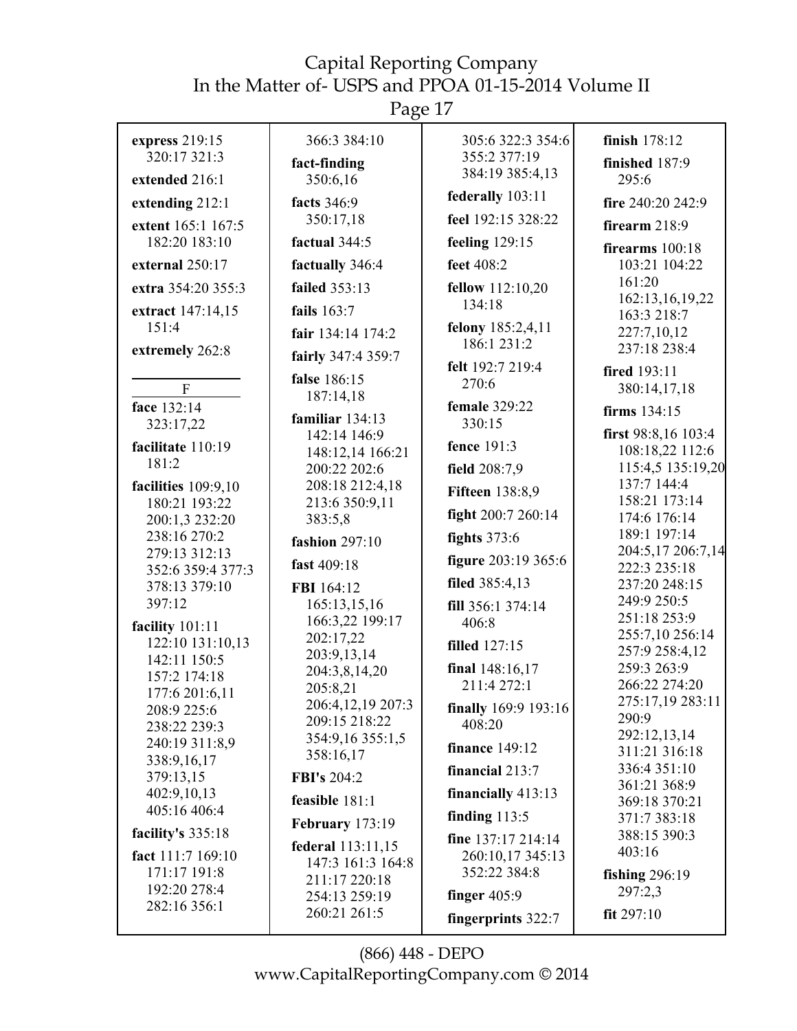**express** 219:15 320:17 321:3

**extended** 216:1

**extending** 212:1

**extent** 165:1 167:5 182:20 183:10

**external** 250:17

**extra** 354:20 355:3

**extract** 147:14,15 151:4

**extremely** 262:8

F

**face** 132:14 323:17,22

**facilitate** 110:19 181:2

**facilities** 109:9,10 180:21 193:22 200:1,3 232:20 238:16 270:2 279:13 312:13 352:6 359:4 377:3 378:13 379:10 397:12

**facility** 101:11 122:10 131:10,13 142:11 150:5 157:2 174:18 177:6 201:6,11 208:9 225:6 238:22 239:3 240:19 311:8,9 338:9,16,17 379:13,15 402:9,10,13 405:16 406:4

**facility's** 335:18

**fact** 111:7 169:10 171:17 191:8 192:20 278:4 282:16 356:1 366:3 384:10

**fact-finding** 350:6,16

**facts** 346:9 350:17,18

**factual** 344:5

**factually** 346:4

**failed** 353:13

**fails** 163:7

**fair** 134:14 174:2

**fairly** 347:4 359:7

**false** 186:15 187:14,18

**familiar** 134:13 142:14 146:9 148:12,14 166:21 200:22 202:6 208:18 212:4,18 213:6 350:9,11 383:5,8

**fashion** 297:10

**fast** 409:18

**FBI** 164:12 165:13,15,16 166:3,22 199:17 202:17,22 203:9,13,14 204:3,8,14,20 205:8,21 206:4,12,19 207:3 209:15 218:22 354:9,16 355:1,5 358:16,17

**FBI's** 204:2

**feasible** 181:1

**February** 173:19

**federal** 113:11,15 147:3 161:3 164:8 211:17 220:18 254:13 259:19 260:21 261:5 305:6 322:3 354:6 355:2 377:19 384:19 385:4,13

**federally** 103:11

**feel** 192:15 328:22

**feeling** 129:15

**feet** 408:2

**fellow** 112:10,20 134:18

**felony** 185:2,4,11 186:1 231:2

**felt** 192:7 219:4 270:6

**female** 329:22 330:15

**fence** 191:3

**field** 208:7,9

**Fifteen** 138:8,9

**fight** 200:7 260:14

**fights** 373:6

**figure** 203:19 365:6

**filed** 385:4,13

**fill** 356:1 374:14 406:8

**filled** 127:15

**final** 148:16,17 211:4 272:1

**finally** 169:9 193:16 408:20

**finance** 149:12

**financial** 213:7

**financially** 413:13

**finding** 113:5

**fine** 137:17 214:14 260:10,17 345:13 352:22 384:8

**finger** 405:9

**fingerprints** 322:7

**finish** 178:12

**finished** 187:9 295:6

**fire** 240:20 242:9

**firearm** 218:9

**firearms** 100:18 103:21 104:22 161:20 162:13,16,19,22 163:3 218:7 227:7,10,12 237:18 238:4

**fired** 193:11 380:14,17,18

**firms** 134:15

**first** 98:8,16 103:4 108:18,22 112:6 115:4,5 135:19,20 137:7 144:4 158:21 173:14 174:6 176:14 189:1 197:14 204:5,17 206:7,14 222:3 235:18 237:20 248:15 249:9 250:5 251:18 253:9 255:7,10 256:14 257:9 258:4,12 259:3 263:9 266:22 274:20 275:17,19 283:11 290:9 292:12,13,14 311:21 316:18 336:4 351:10 361:21 368:9 369:18 370:21 371:7 383:18 388:15 390:3 403:16

**fishing** 296:19 297:2,3

**fit** 297:10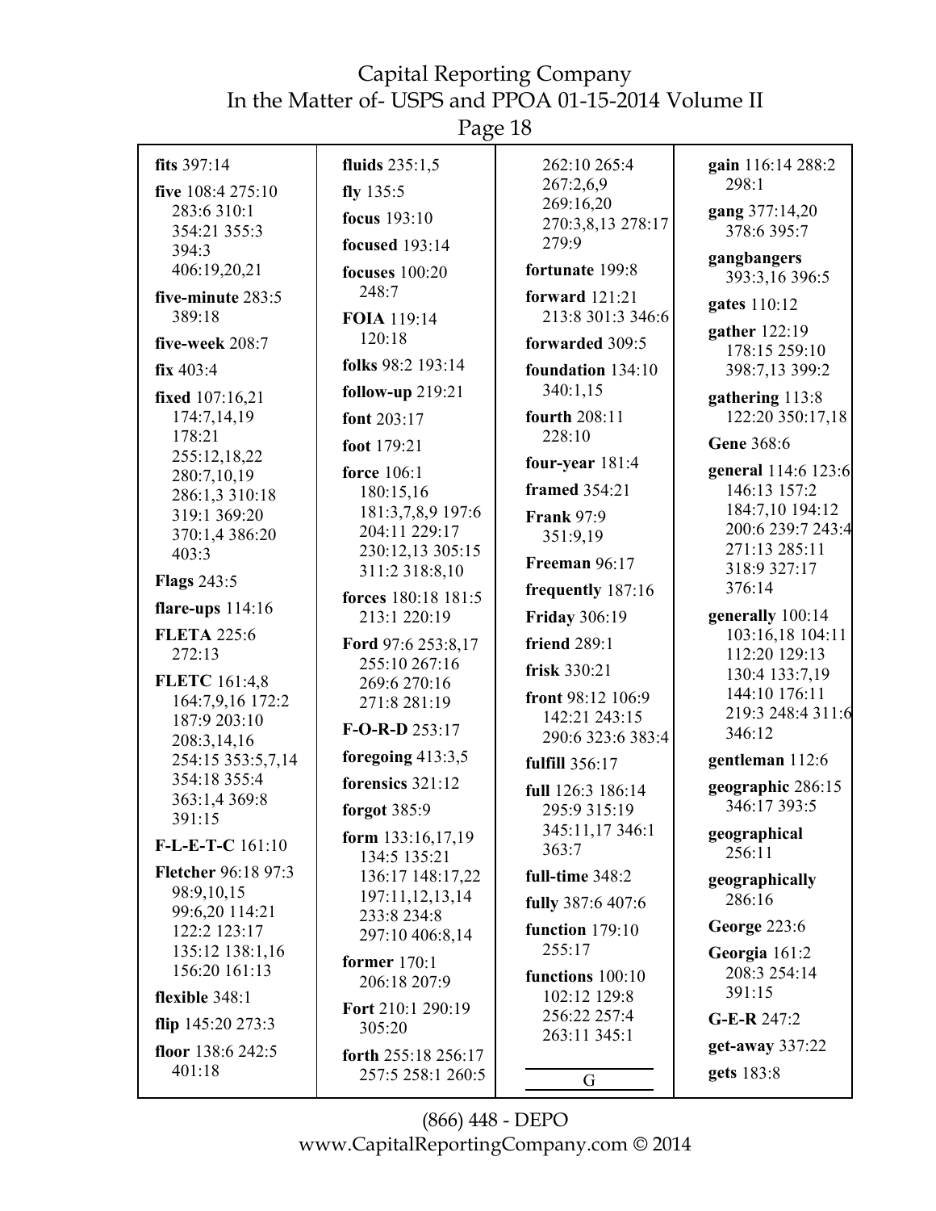**fits** 397:14

**five** 108:4 275:10 283:6 310:1 354:21 355:3 394:3 406:19,20,21

**five-minute** 283:5 389:18

**five-week** 208:7

**fix** 403:4

**fixed** 107:16,21 174:7,14,19 178:21 255:12,18,22 280:7,10,19 286:1,3 310:18 319:1 369:20 370:1,4 386:20 403:3

**Flags** 243:5

**flare-ups** 114:16

**FLETA** 225:6 272:13

**FLETC** 161:4,8 164:7,9,16 172:2 187:9 203:10 208:3,14,16 254:15 353:5,7,14 354:18 355:4 363:1,4 369:8 391:15

**F-L-E-T-C** 161:10

**Fletcher** 96:18 97:3 98:9,10,15 99:6,20 114:21 122:2 123:17 135:12 138:1,16 156:20 161:13

**flexible** 348:1

**flip** 145:20 273:3

**floor** 138:6 242:5 401:18

**fluids** 235:1,5

**fly** 135:5

**focus** 193:10

**focused** 193:14

**focuses** 100:20 248:7

**FOIA** 119:14 120:18

**folks** 98:2 193:14

**follow-up** 219:21

**font** 203:17

**foot** 179:21

**force** 106:1 180:15,16 181:3,7,8,9 197:6 204:11 229:17 230:12,13 305:15 311:2 318:8,10

**forces** 180:18 181:5 213:1 220:19

**Ford** 97:6 253:8,17 255:10 267:16 269:6 270:16 271:8 281:19

**F-O-R-D** 253:17

**foregoing** 413:3,5

**forensics** 321:12

**forgot** 385:9

**form** 133:16,17,19 134:5 135:21 136:17 148:17,22 197:11,12,13,14 233:8 234:8 297:10 406:8,14

**former** 170:1 206:18 207:9

**Fort** 210:1 290:19 305:20

**forth** 255:18 256:17 257:5 258:1 260:5 262:10 265:4 267:2,6,9 269:16,20 270:3,8,13 278:17 279:9

**fortunate** 199:8

**forward** 121:21 213:8 301:3 346:6

**forwarded** 309:5

**foundation** 134:10 340:1,15

**fourth** 208:11 228:10

**four-year** 181:4

**framed** 354:21

**Frank** 97:9 351:9,19

**Freeman** 96:17

**frequently** 187:16

**Friday** 306:19

**friend** 289:1

**frisk** 330:21

**front** 98:12 106:9 142:21 243:15 290:6 323:6 383:4

**fulfill** 356:17

**full** 126:3 186:14 295:9 315:19 345:11,17 346:1 363:7

**full-time** 348:2

**fully** 387:6 407:6

**function** 179:10 255:17

**functions** 100:10 102:12 129:8 256:22 257:4 263:11 345:1

## G

**gain** 116:14 288:2 298:1

**gang** 377:14,20 378:6 395:7

**gangbangers** 393:3,16 396:5

**gates** 110:12

**gather** 122:19 178:15 259:10 398:7,13 399:2

**gathering** 113:8 122:20 350:17,18

**Gene** 368:6

**general** 114:6 123:6 146:13 157:2 184:7,10 194:12 200:6 239:7 243:4 271:13 285:11 318:9 327:17 376:14

**generally** 100:14 103:16,18 104:11 112:20 129:13 130:4 133:7,19 144:10 176:11 219:3 248:4 311:6 346:12

**gentleman** 112:6

**geographic** 286:15 346:17 393:5

**geographical** 256:11

**geographically** 286:16

**George** 223:6

**Georgia** 161:2 208:3 254:14 391:15

**G-E-R** 247:2

**get-away** 337:22

**gets** 183:8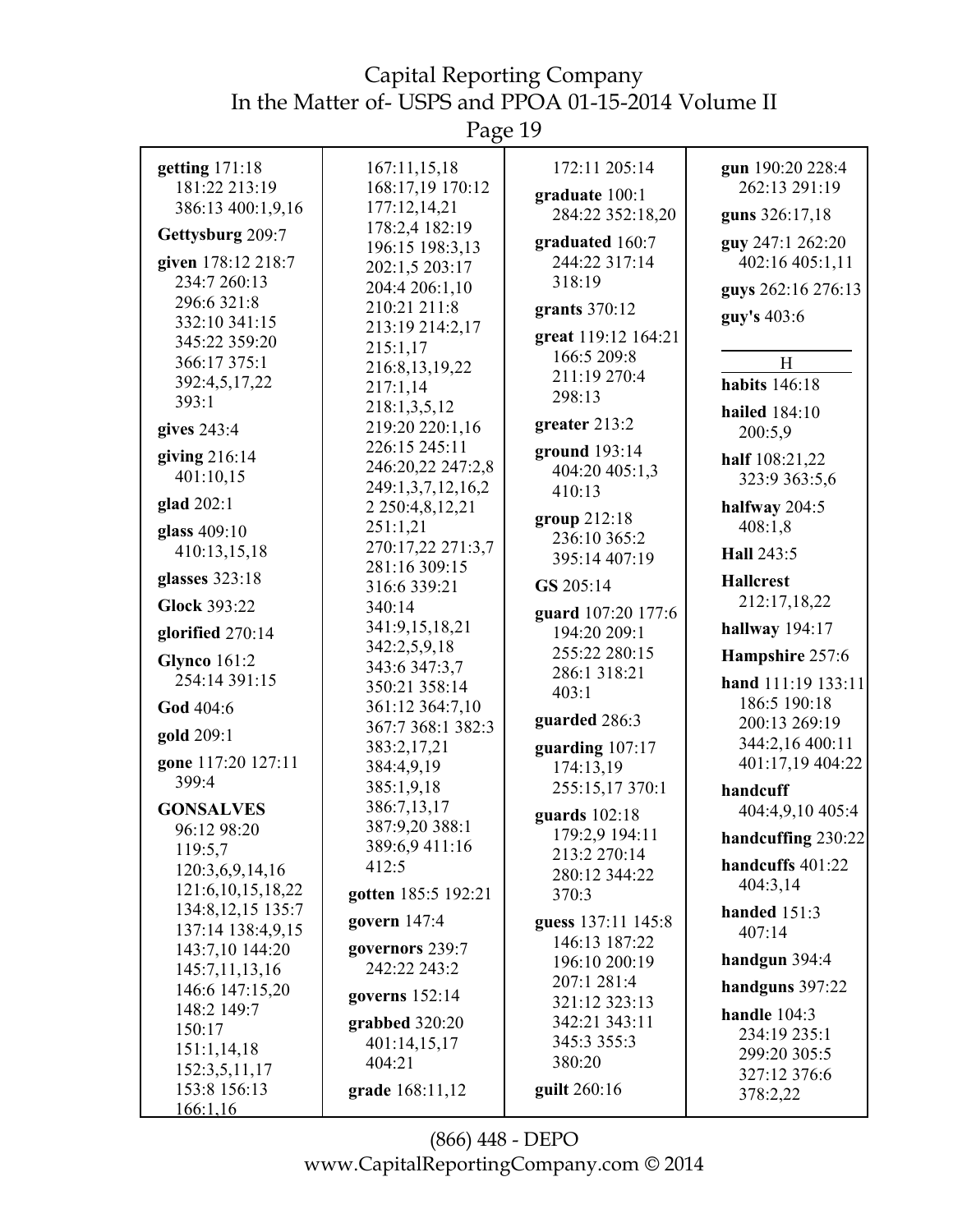**getting** 171:18 181:22 213:19 386:13 400:1,9,16

**Gettysburg** 209:7

**given** 178:12 218:7 234:7 260:13 296:6 321:8 332:10 341:15 345:22 359:20 366:17 375:1 392:4,5,17,22 393:1

**gives** 243:4

**giving** 216:14 401:10,15

**glad** 202:1

**glass** 409:10 410:13,15,18

**glasses** 323:18

**Glock** 393:22

**glorified** 270:14

**Glynco** 161:2 254:14 391:15

**God** 404:6

**gold** 209:1

**gone** 117:20 127:11 399:4

**GONSALVES** 96:12 98:20 119:5,7 120:3,6,9,14,16 121:6,10,15,18,22 134:8,12,15 135:7 137:14 138:4,9,15 143:7,10 144:20 145:7,11,13,16 146:6 147:15,20 148:2 149:7 150:17 151:1,14,18 152:3,5,11,17 153:8 156:13 166:1,16 167:11,15,18 168:17,19 170:12 177:12,14,21 178:2,4 182:19 196:15 198:3,13 202:1,5 203:17 204:4 206:1,10 210:21 211:8 213:19 214:2,17 215:1,17 216:8,13,19,22 217:1,14 218:1,3,5,12 219:20 220:1,16 226:15 245:11 246:20,22 247:2,8 249:1,3,7,12,16,2 2 250:4,8,12,21 251:1,21 270:17,22 271:3,7 281:16 309:15 316:6 339:21 340:14 341:9,15,18,21 342:2,5,9,18 343:6 347:3,7 350:21 358:14 361:12 364:7,10 367:7 368:1 382:3 383:2,17,21 384:4,9,19 385:1,9,18 386:7,13,17 387:9,20 388:1 389:6,9 411:16 412:5

**gotten** 185:5 192:21

**govern** 147:4

**governors** 239:7 242:22 243:2

**governs** 152:14

**grabbed** 320:20 401:14,15,17 404:21

**grade** 168:11,12 172:11 205:14

**graduate** 100:1 284:22 352:18,20

**graduated** 160:7 244:22 317:14 318:19

**grants** 370:12

**great** 119:12 164:21 166:5 209:8 211:19 270:4 298:13

**greater** 213:2

**ground** 193:14 404:20 405:1,3 410:13

**group** 212:18 236:10 365:2 395:14 407:19

**GS** 205:14

**guard** 107:20 177:6 194:20 209:1 255:22 280:15 286:1 318:21 403:1

**guarded** 286:3

**guarding** 107:17 174:13,19 255:15,17 370:1

**guards** 102:18 179:2,9 194:11 213:2 270:14 280:12 344:22 370:3

**guess** 137:11 145:8 146:13 187:22 196:10 200:19 207:1 281:4 321:12 323:13 342:21 343:11 345:3 355:3 380:20

**guilt** 260:16

**gun** 190:20 228:4 262:13 291:19

**guns** 326:17,18

**guy** 247:1 262:20 402:16 405:1,11

**guys** 262:16 276:13

**guy's** 403:6

## H

**habits** 146:18

**hailed** 184:10 200:5,9

**half** 108:21,22 323:9 363:5,6

**halfway** 204:5 408:1,8

**Hall** 243:5

**Hallcrest** 212:17,18,22

**hallway** 194:17

**Hampshire** 257:6

**hand** 111:19 133:11 186:5 190:18 200:13 269:19 344:2,16 400:11 401:17,19 404:22

**handcuff** 404:4,9,10 405:4

**handcuffing** 230:22

**handcuffs** 401:22 404:3,14

**handed** 151:3 407:14

**handgun** 394:4

**handguns** 397:22

**handle** 104:3 234:19 235:1 299:20 305:5 327:12 376:6 378:2,22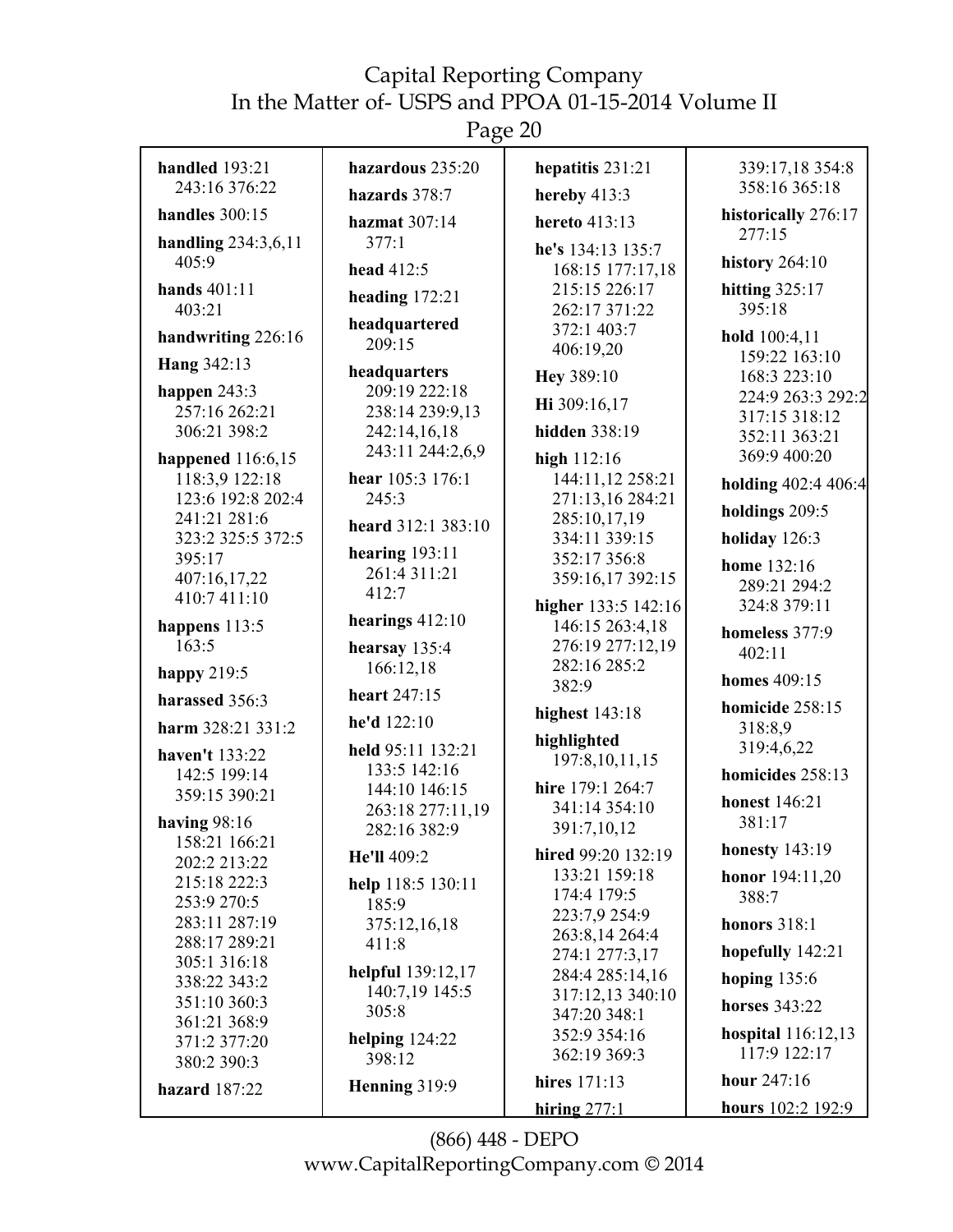**handled** 193:21 243:16 376:22

**handles** 300:15

**handling** 234:3,6,11 405:9

**hands** 401:11 403:21

**handwriting** 226:16

**Hang** 342:13

**happen** 243:3 257:16 262:21 306:21 398:2

**happened** 116:6,15 118:3,9 122:18 123:6 192:8 202:4 241:21 281:6 323:2 325:5 372:5 395:17 407:16,17,22 410:7 411:10

**happens** 113:5 163:5

**happy** 219:5

**harassed** 356:3

**harm** 328:21 331:2

**haven't** 133:22 142:5 199:14 359:15 390:21

**having** 98:16 158:21 166:21 202:2 213:22 215:18 222:3 253:9 270:5 283:11 287:19 288:17 289:21 305:1 316:18 338:22 343:2 351:10 360:3 361:21 368:9 371:2 377:20 380:2 390:3

**hazard** 187:22

**hazardous** 235:20

**hazards** 378:7

**hazmat** 307:14 377:1

**head** 412:5

**heading** 172:21

**headquartered** 209:15

**headquarters** 209:19 222:18 238:14 239:9,13 242:14,16,18 243:11 244:2,6,9

**hear** 105:3 176:1 245:3

**heard** 312:1 383:10

**hearing** 193:11 261:4 311:21 412:7

**hearings** 412:10

**hearsay** 135:4 166:12,18

**heart** 247:15

**he'd** 122:10

**held** 95:11 132:21 133:5 142:16 144:10 146:15 263:18 277:11,19 282:16 382:9

**He'll** 409:2

**help** 118:5 130:11 185:9 375:12,16,18 411:8

**helpful** 139:12,17 140:7,19 145:5 305:8

**helping** 124:22 398:12

**Henning** 319:9

**hepatitis** 231:21

**hereby** 413:3

**hereto** 413:13

**he's** 134:13 135:7 168:15 177:17,18 215:15 226:17 262:17 371:22 372:1 403:7 406:19,20

**Hey** 389:10

**Hi** 309:16,17

**hidden** 338:19

**high** 112:16 144:11,12 258:21 271:13,16 284:21 285:10,17,19 334:11 339:15 352:17 356:8 359:16,17 392:15

**higher** 133:5 142:16 146:15 263:4,18 276:19 277:12,19 282:16 285:2 382:9

**highest** 143:18

**highlighted** 197:8,10,11,15

**hire** 179:1 264:7 341:14 354:10 391:7,10,12

**hired** 99:20 132:19 133:21 159:18 174:4 179:5 223:7,9 254:9 263:8,14 264:4 274:1 277:3,17 284:4 285:14,16 317:12,13 340:10 347:20 348:1 352:9 354:16 362:19 369:3

**hires** 171:13

**hiring** 277:1 339:17,18 354:8 358:16 365:18

**historically** 276:17 277:15

**history** 264:10

**hitting** 325:17 395:18

**hold** 100:4,11 159:22 163:10 168:3 223:10 224:9 263:3 292:2 317:15 318:12 352:11 363:21 369:9 400:20

**holding** 402:4 406:4

**holdings** 209:5

**holiday** 126:3

**home** 132:16 289:21 294:2 324:8 379:11

**homeless** 377:9 402:11

**homes** 409:15

**homicide** 258:15 318:8,9 319:4,6,22

**homicides** 258:13

**honest** 146:21 381:17

**honesty** 143:19

**honor** 194:11,20 388:7

**honors** 318:1

**hopefully** 142:21

**hoping** 135:6

**horses** 343:22

**hospital** 116:12,13 117:9 122:17

**hour** 247:16

**hours** 102:2 192:9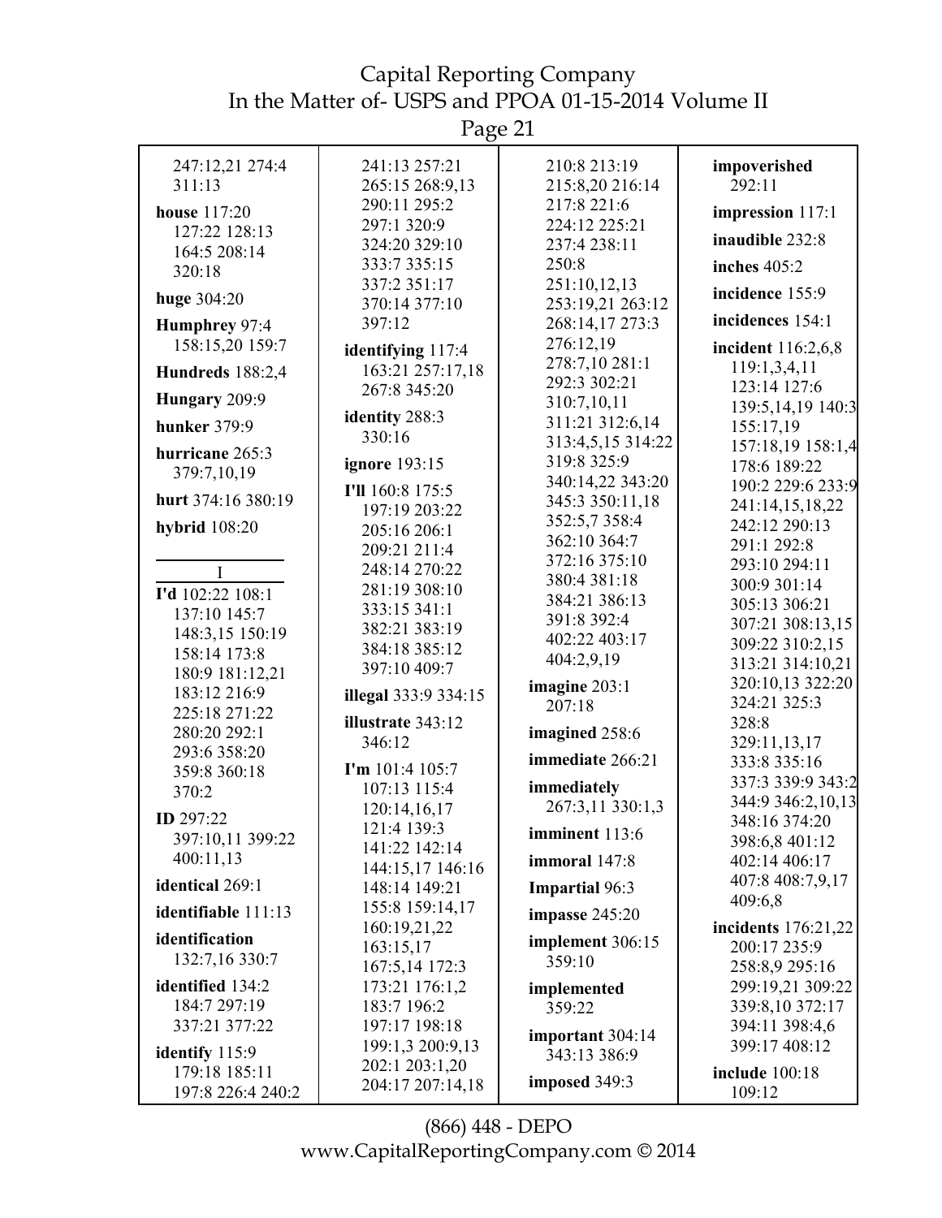247:12,21 274:4 311:13

**house** 117:20 127:22 128:13 164:5 208:14 320:18

**huge** 304:20

**Humphrey** 97:4 158:15,20 159:7

**Hundreds** 188:2,4

**Hungary** 209:9

**hunker** 379:9

**hurricane** 265:3 379:7,10,19

**hurt** 374:16 380:19

**hybrid** 108:20

I

**I'd** 102:22 108:1 137:10 145:7 148:3,15 150:19 158:14 173:8 180:9 181:12,21 183:12 216:9 225:18 271:22 280:20 292:1 293:6 358:20 359:8 360:18 370:2

**ID** 297:22 397:10,11 399:22 400:11,13

**identical** 269:1

**identifiable** 111:13

**identification** 132:7,16 330:7

**identified** 134:2 184:7 297:19 337:21 377:22

**identify** 115:9 179:18 185:11 197:8 226:4 240:2 241:13 257:21 265:15 268:9,13 290:11 295:2 297:1 320:9 324:20 329:10 333:7 335:15 337:2 351:17 370:14 377:10 397:12

**identifying** 117:4 163:21 257:17,18 267:8 345:20

**identity** 288:3 330:16

**ignore** 193:15

**I'll** 160:8 175:5 197:19 203:22 205:16 206:1 209:21 211:4 248:14 270:22 281:19 308:10 333:15 341:1 382:21 383:19 384:18 385:12 397:10 409:7

**illegal** 333:9 334:15

**illustrate** 343:12 346:12

**I'm** 101:4 105:7 107:13 115:4 120:14,16,17 121:4 139:3 141:22 142:14 144:15,17 146:16 148:14 149:21 155:8 159:14,17 160:19,21,22 163:15,17 167:5,14 172:3 173:21 176:1,2 183:7 196:2 197:17 198:18 199:1,3 200:9,13 202:1 203:1,20 204:17 207:14,18 210:8 213:19 215:8,20 216:14 217:8 221:6 224:12 225:21 237:4 238:11 250:8 251:10,12,13 253:19,21 263:12 268:14,17 273:3 276:12,19 278:7,10 281:1 292:3 302:21 310:7,10,11 311:21 312:6,14 313:4,5,15 314:22 319:8 325:9 340:14,22 343:20 345:3 350:11,18 352:5,7 358:4 362:10 364:7 372:16 375:10 380:4 381:18 384:21 386:13 391:8 392:4 402:22 403:17 404:2,9,19

**imagine** 203:1 207:18

**imagined** 258:6

**immediate** 266:21

**immediately** 267:3,11 330:1,3

**imminent** 113:6

**immoral** 147:8

**Impartial** 96:3

**impasse** 245:20

**implement** 306:15 359:10

**implemented** 359:22

**important** 304:14 343:13 386:9

**imposed** 349:3

**impoverished** 292:11

**impression** 117:1

**inaudible** 232:8

**inches** 405:2

**incidence** 155:9

**incidences** 154:1

**incident** 116:2,6,8 119:1,3,4,11 123:14 127:6 139:5,14,19 140:3 155:17,19 157:18,19 158:1,4 178:6 189:22 190:2 229:6 233:9 241:14,15,18,22 242:12 290:13 291:1 292:8 293:10 294:11 300:9 301:14 305:13 306:21 307:21 308:13,15 309:22 310:2,15 313:21 314:10,21 320:10,13 322:20 324:21 325:3 328:8 329:11,13,17 333:8 335:16 337:3 339:9 343:2 344:9 346:2,10,13 348:16 374:20 398:6,8 401:12 402:14 406:17 407:8 408:7,9,17 409:6,8

**incidents** 176:21,22 200:17 235:9 258:8,9 295:16 299:19,21 309:22 339:8,10 372:17 394:11 398:4,6 399:17 408:12

**include** 100:18 109:12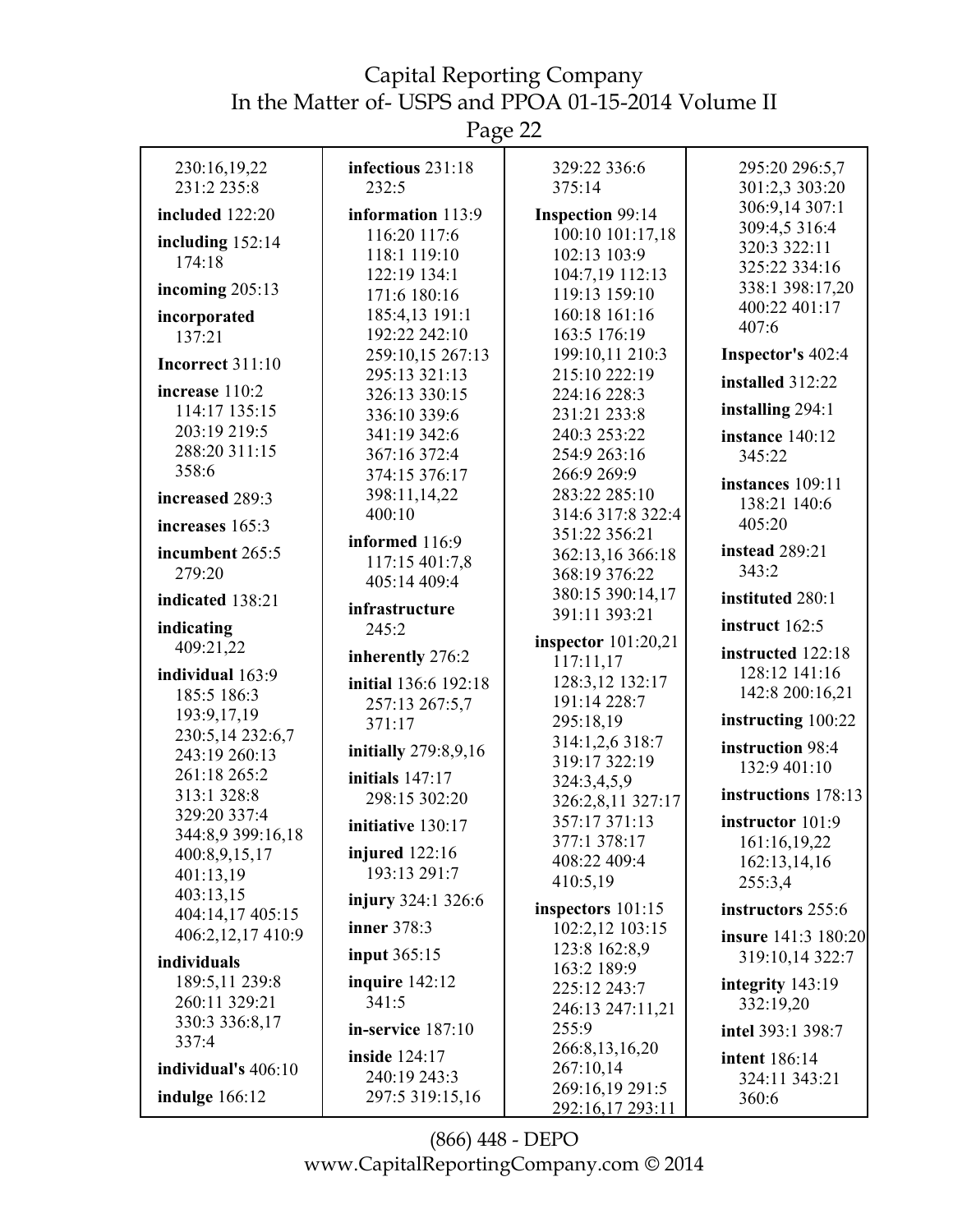230:16,19,22 231:2 235:8

**included** 122:20

**including** 152:14 174:18

**incoming** 205:13

**incorporated** 137:21

**Incorrect** 311:10

**increase** 110:2 114:17 135:15 203:19 219:5 288:20 311:15 358:6

**increased** 289:3

**increases** 165:3

**incumbent** 265:5 279:20

**indicated** 138:21

**indicating** 409:21,22

**individual** 163:9 185:5 186:3 193:9,17,19 230:5,14 232:6,7 243:19 260:13 261:18 265:2 313:1 328:8 329:20 337:4 344:8,9 399:16,18 400:8,9,15,17 401:13,19 403:13,15 404:14,17 405:15 406:2,12,17 410:9

**individuals** 189:5,11 239:8 260:11 329:21 330:3 336:8,17 337:4

**individual's** 406:10

**indulge** 166:12

**infectious** 231:18 232:5

**information** 113:9 116:20 117:6 118:1 119:10 122:19 134:1 171:6 180:16 185:4,13 191:1 192:22 242:10 259:10,15 267:13 295:13 321:13 326:13 330:15 336:10 339:6 341:19 342:6 367:16 372:4 374:15 376:17 398:11,14,22 400:10

**informed** 116:9 117:15 401:7,8 405:14 409:4

**infrastructure** 245:2

**inherently** 276:2

**initial** 136:6 192:18 257:13 267:5,7 371:17

**initially** 279:8,9,16

**initials** 147:17 298:15 302:20

**initiative** 130:17

**injured** 122:16 193:13 291:7

**injury** 324:1 326:6

**inner** 378:3

**input** 365:15

**inquire** 142:12 341:5

**in-service** 187:10

**inside** 124:17 240:19 243:3 297:5 319:15,16

329:22 336:6 375:14

**Inspection** 99:14 100:10 101:17,18 102:13 103:9 104:7,19 112:13 119:13 159:10 160:18 161:16 163:5 176:19 199:10,11 210:3 215:10 222:19 224:16 228:3 231:21 233:8 240:3 253:22 254:9 263:16 266:9 269:9 283:22 285:10 314:6 317:8 322:4 351:22 356:21 362:13,16 366:18 368:19 376:22 380:15 390:14,17 391:11 393:21

**inspector** 101:20,21 117:11,17 128:3,12 132:17 191:14 228:7 295:18,19 314:1,2,6 318:7 319:17 322:19 324:3,4,5,9 326:2,8,11 327:17 357:17 371:13 377:1 378:17 408:22 409:4 410:5,19

**inspectors** 101:15 102:2,12 103:15 123:8 162:8,9 163:2 189:9 225:12 243:7 246:13 247:11,21 255:9 266:8,13,16,20 267:10,14 269:16,19 291:5 292:16,17 293:11

295:20 296:5,7 301:2,3 303:20 306:9,14 307:1 309:4,5 316:4 320:3 322:11 325:22 334:16 338:1 398:17,20 400:22 401:17 407:6

**Inspector's** 402:4

**installed** 312:22

**installing** 294:1

**instance** 140:12 345:22

**instances** 109:11 138:21 140:6 405:20

**instead** 289:21 343:2

**instituted** 280:1

**instruct** 162:5

**instructed** 122:18 128:12 141:16 142:8 200:16,21

**instructing** 100:22

**instruction** 98:4 132:9 401:10

**instructions** 178:13

**instructor** 101:9 161:16,19,22 162:13,14,16 255:3,4

**instructors** 255:6

**insure** 141:3 180:20 319:10,14 322:7

**integrity** 143:19 332:19,20

**intel** 393:1 398:7

**intent** 186:14 324:11 343:21 360:6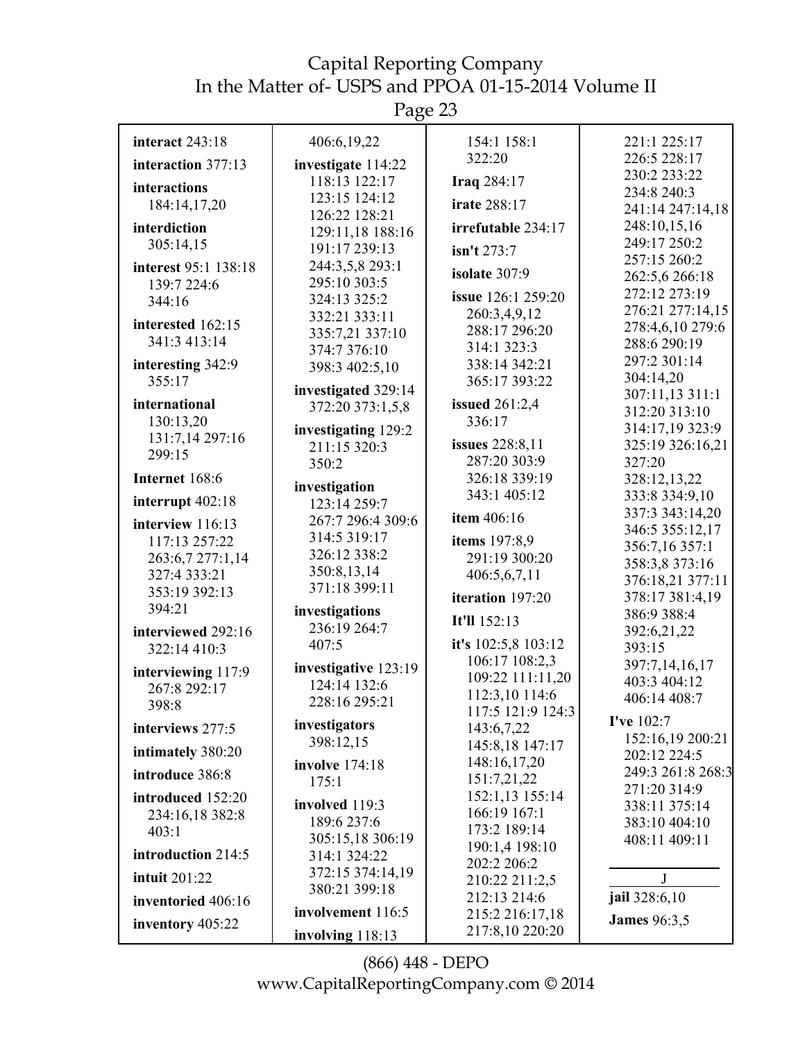**interact** 243:18
**interaction** 377:13
**interactions** 184:14,17,20
**interdiction** 305:14,15
**interest** 95:1 138:18 139:7 224:6 344:16
**interested** 162:15 341:3 413:14
**interesting** 342:9 355:17
**international** 130:13,20 131:7,14 297:16 299:15
**Internet** 168:6
**interrupt** 402:18
**interview** 116:13 117:13 257:22 263:6,7 277:1,14 327:4 333:21 353:19 392:13 394:21
**interviewed** 292:16 322:14 410:3
**interviewing** 117:9 267:8 292:17 398:8
**interviews** 277:5
**intimately** 380:20
**introduce** 386:8
**introduced** 152:20 234:16,18 382:8 403:1
**introduction** 214:5
**intuit** 201:22
**inventoried** 406:16
**inventory** 405:22

406:6,19,22
**investigate** 114:22 118:13 122:17 123:15 124:12 126:22 128:21 129:11,18 188:16 191:17 239:13 244:3,5,8 293:1 295:10 303:5 324:13 325:2 332:21 333:11 335:7,21 337:10 374:7 376:10 398:3 402:5,10
**investigated** 329:14 372:20 373:1,5,8
**investigating** 129:2 211:15 320:3 350:2
**investigation** 123:14 259:7 267:7 296:4 309:6 314:5 319:17 326:12 338:2 350:8,13,14 371:18 399:11
**investigations** 236:19 264:7 407:5
**investigative** 123:19 124:14 132:6 228:16 295:21
**investigators** 398:12,15
**involve** 174:18 175:1
**involved** 119:3 189:6 237:6 305:15,18 306:19 314:1 324:22 372:15 374:14,19 380:21 399:18
**involvement** 116:5
**involving** 118:13

154:1 158:1 322:20
**Iraq** 284:17
**irate** 288:17
**irrefutable** 234:17
**isn't** 273:7
**isolate** 307:9
**issue** 126:1 259:20 260:3,4,9,12 288:17 296:20 314:1 323:3 338:14 342:21 365:17 393:22
**issued** 261:2,4 336:17
**issues** 228:8,11 287:20 303:9 326:18 339:19 343:1 405:12
**item** 406:16
**items** 197:8,9 291:19 300:20 406:5,6,7,11
**iteration** 197:20
**It'll** 152:13
**it's** 102:5,8 103:12 106:17 108:2,3 109:22 111:11,20 112:3,10 114:6 117:5 121:9 124:3 143:6,7,22 145:8,18 147:17 148:16,17,20 151:7,21,22 152:1,13 155:14 166:19 167:1 173:2 189:14 190:1,4 198:10 202:2 206:2 210:22 211:2,5 212:13 214:6 215:2 216:17,18 217:8,10 220:20

221:1 225:17 226:5 228:17 230:2 233:22 234:8 240:3 241:14 247:14,18 248:10,15,16 249:17 250:2 257:15 260:2 262:5,6 266:18 272:12 273:19 276:21 277:14,15 278:4,6,10 279:6 288:6 290:19 297:2 301:14 304:14,20 307:11,13 311:1 312:20 313:10 314:17,19 323:9 325:19 326:16,21 327:20 328:12,13,22 333:8 334:9,10 337:3 343:14,20 346:5 355:12,17 356:7,16 357:1 358:3,8 373:16 376:18,21 377:11 378:17 381:4,19 386:9 388:4 392:6,21,22 393:15 397:7,14,16,17 403:3 404:12 406:14 408:7
**I've** 102:7 152:16,19 200:21 202:12 224:5 249:3 261:8 268:3 271:20 314:9 338:11 375:14 383:10 404:10 408:11 409:11

J

**jail** 328:6,10
**James** 96:3,5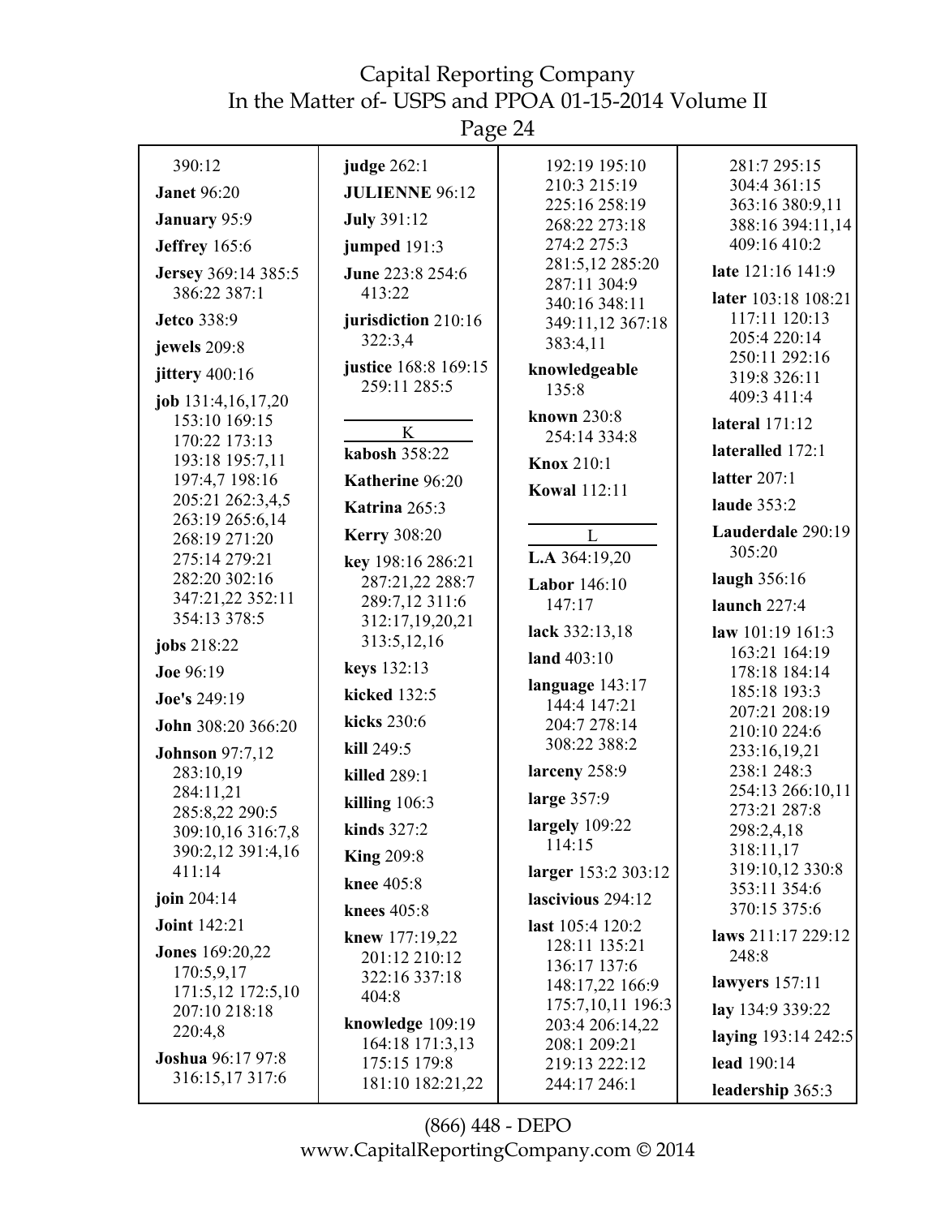390:12

**Janet** 96:20

**January** 95:9

**Jeffrey** 165:6

**Jersey** 369:14 385:5 386:22 387:1

**Jetco** 338:9

**jewels** 209:8

**jittery** 400:16

**job** 131:4,16,17,20 153:10 169:15 170:22 173:13 193:18 195:7,11 197:4,7 198:16 205:21 262:3,4,5 263:19 265:6,14 268:19 271:20 275:14 279:21 282:20 302:16 347:21,22 352:11 354:13 378:5

**jobs** 218:22

**Joe** 96:19

**Joe's** 249:19

**John** 308:20 366:20

**Johnson** 97:7,12 283:10,19 284:11,21 285:8,22 290:5 309:10,16 316:7,8 390:2,12 391:4,16 411:14

**join** 204:14

**Joint** 142:21

**Jones** 169:20,22 170:5,9,17 171:5,12 172:5,10 207:10 218:18 220:4,8

**Joshua** 96:17 97:8 316:15,17 317:6

**judge** 262:1

**JULIENNE** 96:12

**July** 391:12

**jumped** 191:3

**June** 223:8 254:6 413:22

**jurisdiction** 210:16 322:3,4

**justice** 168:8 169:15 259:11 285:5

## K

**kabosh** 358:22

**Katherine** 96:20

**Katrina** 265:3

**Kerry** 308:20

**key** 198:16 286:21 287:21,22 288:7 289:7,12 311:6 312:17,19,20,21 313:5,12,16

**keys** 132:13

**kicked** 132:5

**kicks** 230:6

**kill** 249:5

**killed** 289:1

**killing** 106:3

**kinds** 327:2

**King** 209:8

**knee** 405:8

**knees** 405:8

**knew** 177:19,22 201:12 210:12 322:16 337:18 404:8

**knowledge** 109:19 164:18 171:3,13 175:15 179:8 181:10 182:21,22 192:19 195:10 210:3 215:19 225:16 258:19 268:22 273:18 274:2 275:3 281:5,12 285:20 287:11 304:9 340:16 348:11 349:11,12 367:18 383:4,11

**knowledgeable** 135:8

**known** 230:8 254:14 334:8

**Knox** 210:1

**Kowal** 112:11

## L

**L.A** 364:19,20

**Labor** 146:10 147:17

**lack** 332:13,18

**land** 403:10

**language** 143:17 144:4 147:21 204:7 278:14 308:22 388:2

**larceny** 258:9

**large** 357:9

**largely** 109:22 114:15

**larger** 153:2 303:12

**lascivious** 294:12

**last** 105:4 120:2 128:11 135:21 136:17 137:6 148:17,22 166:9 175:7,10,11 196:3 203:4 206:14,22 208:1 209:21 219:13 222:12 244:17 246:1 281:7 295:15 304:4 361:15 363:16 380:9,11 388:16 394:11,14 409:16 410:2

**late** 121:16 141:9

**later** 103:18 108:21 117:11 120:13 205:4 220:14 250:11 292:16 319:8 326:11 409:3 411:4

**lateral** 171:12

**lateralled** 172:1

**latter** 207:1

**laude** 353:2

**Lauderdale** 290:19 305:20

**laugh** 356:16

**launch** 227:4

**law** 101:19 161:3 163:21 164:19 178:18 184:14 185:18 193:3 207:21 208:19 210:10 224:6 233:16,19,21 238:1 248:3 254:13 266:10,11 273:21 287:8 298:2,4,18 318:11,17 319:10,12 330:8 353:11 354:6 370:15 375:6

**laws** 211:17 229:12 248:8

**lawyers** 157:11

**lay** 134:9 339:22

**laying** 193:14 242:5

**lead** 190:14

**leadership** 365:3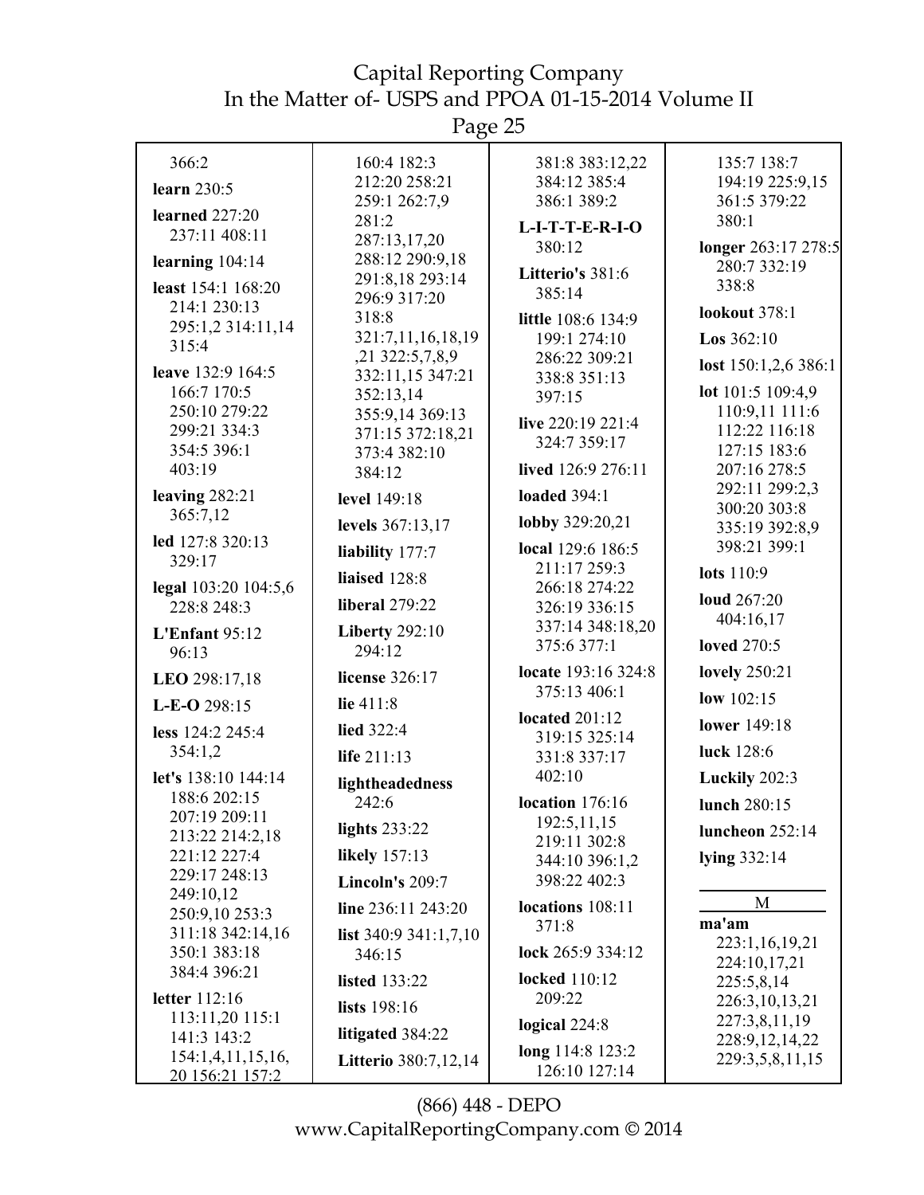366:2

**learn** 230:5

**learned** 227:20 237:11 408:11

**learning** 104:14

**least** 154:1 168:20 214:1 230:13 295:1,2 314:11,14 315:4

**leave** 132:9 164:5 166:7 170:5 250:10 279:22 299:21 334:3 354:5 396:1 403:19

**leaving** 282:21 365:7,12

**led** 127:8 320:13 329:17

**legal** 103:20 104:5,6 228:8 248:3

**L'Enfant** 95:12 96:13

**LEO** 298:17,18

**L-E-O** 298:15

**less** 124:2 245:4 354:1,2

**let's** 138:10 144:14 188:6 202:15 207:19 209:11 213:22 214:2,18 221:12 227:4 229:17 248:13 249:10,12 250:9,10 253:3 311:18 342:14,16 350:1 383:18 384:4 396:21

**letter** 112:16 113:11,20 115:1 141:3 143:2 154:1,4,11,15,16, 20 156:21 157:2 160:4 182:3 212:20 258:21 259:1 262:7,9 281:2 287:13,17,20 288:12 290:9,18 291:8,18 293:14 296:9 317:20 318:8 321:7,11,16,18,19 ,21 322:5,7,8,9 332:11,15 347:21 352:13,14 355:9,14 369:13 371:15 372:18,21 373:4 382:10 384:12

**level** 149:18

**levels** 367:13,17

**liability** 177:7

**liaised** 128:8

**liberal** 279:22

**Liberty** 292:10 294:12

**license** 326:17

**lie** 411:8

**lied** 322:4

**life** 211:13

**lightheadedness** 242:6

**lights** 233:22

**likely** 157:13

**Lincoln's** 209:7

**line** 236:11 243:20

**list** 340:9 341:1,7,10 346:15

**listed** 133:22

**lists** 198:16

**litigated** 384:22

**Litterio** 380:7,12,14 381:8 383:12,22 384:12 385:4 386:1 389:2

**L-I-T-T-E-R-I-O** 380:12

**Litterio's** 381:6 385:14

**little** 108:6 134:9 199:1 274:10 286:22 309:21 338:8 351:13 397:15

**live** 220:19 221:4 324:7 359:17

**lived** 126:9 276:11

**loaded** 394:1

**lobby** 329:20,21

**local** 129:6 186:5 211:17 259:3 266:18 274:22 326:19 336:15 337:14 348:18,20 375:6 377:1

**locate** 193:16 324:8 375:13 406:1

**located** 201:12 319:15 325:14 331:8 337:17 402:10

**location** 176:16 192:5,11,15 219:11 302:8 344:10 396:1,2 398:22 402:3

**locations** 108:11 371:8

**lock** 265:9 334:12

**locked** 110:12 209:22

**logical** 224:8

**long** 114:8 123:2 126:10 127:14 135:7 138:7 194:19 225:9,15 361:5 379:22 380:1

**longer** 263:17 278:5 280:7 332:19 338:8

**lookout** 378:1

**Los** 362:10

**lost** 150:1,2,6 386:1

**lot** 101:5 109:4,9 110:9,11 111:6 112:22 116:18 127:15 183:6 207:16 278:5 292:11 299:2,3 300:20 303:8 335:19 392:8,9 398:21 399:1

**lots** 110:9

**loud** 267:20 404:16,17

**loved** 270:5

**lovely** 250:21

**low** 102:15

**lower** 149:18

**luck** 128:6

**Luckily** 202:3

**lunch** 280:15

**luncheon** 252:14

**lying** 332:14

## M

**ma'am** 223:1,16,19,21 224:10,17,21 225:5,8,14 226:3,10,13,21 227:3,8,11,19 228:9,12,14,22 229:3,5,8,11,15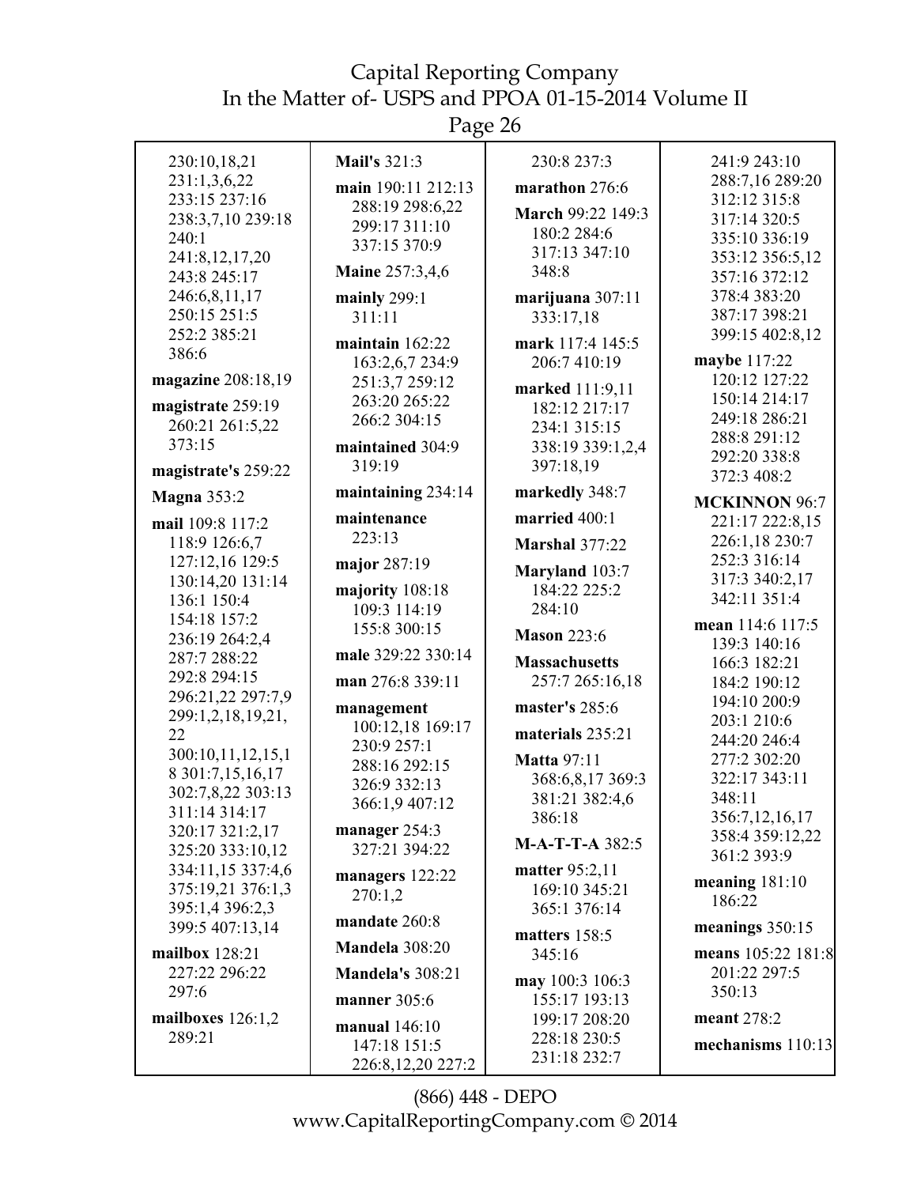230:10,18,21
231:1,3,6,22
233:15 237:16
238:3,7,10 239:18
240:1
241:8,12,17,20
243:8 245:17
246:6,8,11,17
250:15 251:5
252:2 385:21
386:6

**magazine** 208:18,19

**magistrate** 259:19
260:21 261:5,22
373:15

**magistrate's** 259:22

**Magna** 353:2

**mail** 109:8 117:2
118:9 126:6,7
127:12,16 129:5
130:14,20 131:14
136:1 150:4
154:18 157:2
236:19 264:2,4
287:7 288:22
292:8 294:15
296:21,22 297:7,9
299:1,2,18,19,21,
22
300:10,11,12,15,1
8 301:7,15,16,17
302:7,8,22 303:13
311:14 314:17
320:17 321:2,17
325:20 333:10,12
334:11,15 337:4,6
375:19,21 376:1,3
395:1,4 396:2,3
399:5 407:13,14

**mailbox** 128:21
227:22 296:22
297:6

**mailboxes** 126:1,2
289:21

**Mail's** 321:3

**main** 190:11 212:13
288:19 298:6,22
299:17 311:10
337:15 370:9

**Maine** 257:3,4,6

**mainly** 299:1
311:11

**maintain** 162:22
163:2,6,7 234:9
251:3,7 259:12
263:20 265:22
266:2 304:15

**maintained** 304:9
319:19

**maintaining** 234:14

**maintenance**
223:13

**major** 287:19

**majority** 108:18
109:3 114:19
155:8 300:15

**male** 329:22 330:14

**man** 276:8 339:11

**management**
100:12,18 169:17
230:9 257:1
288:16 292:15
326:9 332:13
366:1,9 407:12

**manager** 254:3
327:21 394:22

**managers** 122:22
270:1,2

**mandate** 260:8

**Mandela** 308:20

**Mandela's** 308:21

**manner** 305:6

**manual** 146:10
147:18 151:5
226:8,12,20 227:2
230:8 237:3

**marathon** 276:6

**March** 99:22 149:3
180:2 284:6
317:13 347:10
348:8

**marijuana** 307:11
333:17,18

**mark** 117:4 145:5
206:7 410:19

**marked** 111:9,11
182:12 217:17
234:1 315:15
338:19 339:1,2,4
397:18,19

**markedly** 348:7

**married** 400:1

**Marshal** 377:22

**Maryland** 103:7
184:22 225:2
284:10

**Mason** 223:6

**Massachusetts**
257:7 265:16,18

**master's** 285:6

**materials** 235:21

**Matta** 97:11
368:6,8,17 369:3
381:21 382:4,6
386:18

**M-A-T-T-A** 382:5

**matter** 95:2,11
169:10 345:21
365:1 376:14

**matters** 158:5
345:16

**may** 100:3 106:3
155:17 193:13
199:17 208:20
228:18 230:5
231:18 232:7
241:9 243:10
288:7,16 289:20
312:12 315:8
317:14 320:5
335:10 336:19
353:12 356:5,12
357:16 372:12
378:4 383:20
387:17 398:21
399:15 402:8,12

**maybe** 117:22
120:12 127:22
150:14 214:17
249:18 286:21
288:8 291:12
292:20 338:8
372:3 408:2

**MCKINNON** 96:7
221:17 222:8,15
226:1,18 230:7
252:3 316:14
317:3 340:2,17
342:11 351:4

**mean** 114:6 117:5
139:3 140:16
166:3 182:21
184:2 190:12
194:10 200:9
203:1 210:6
244:20 246:4
277:2 302:20
322:17 343:11
348:11
356:7,12,16,17
358:4 359:12,22
361:2 393:9

**meaning** 181:10
186:22

**meanings** 350:15

**means** 105:22 181:8
201:22 297:5
350:13

**meant** 278:2

**mechanisms** 110:13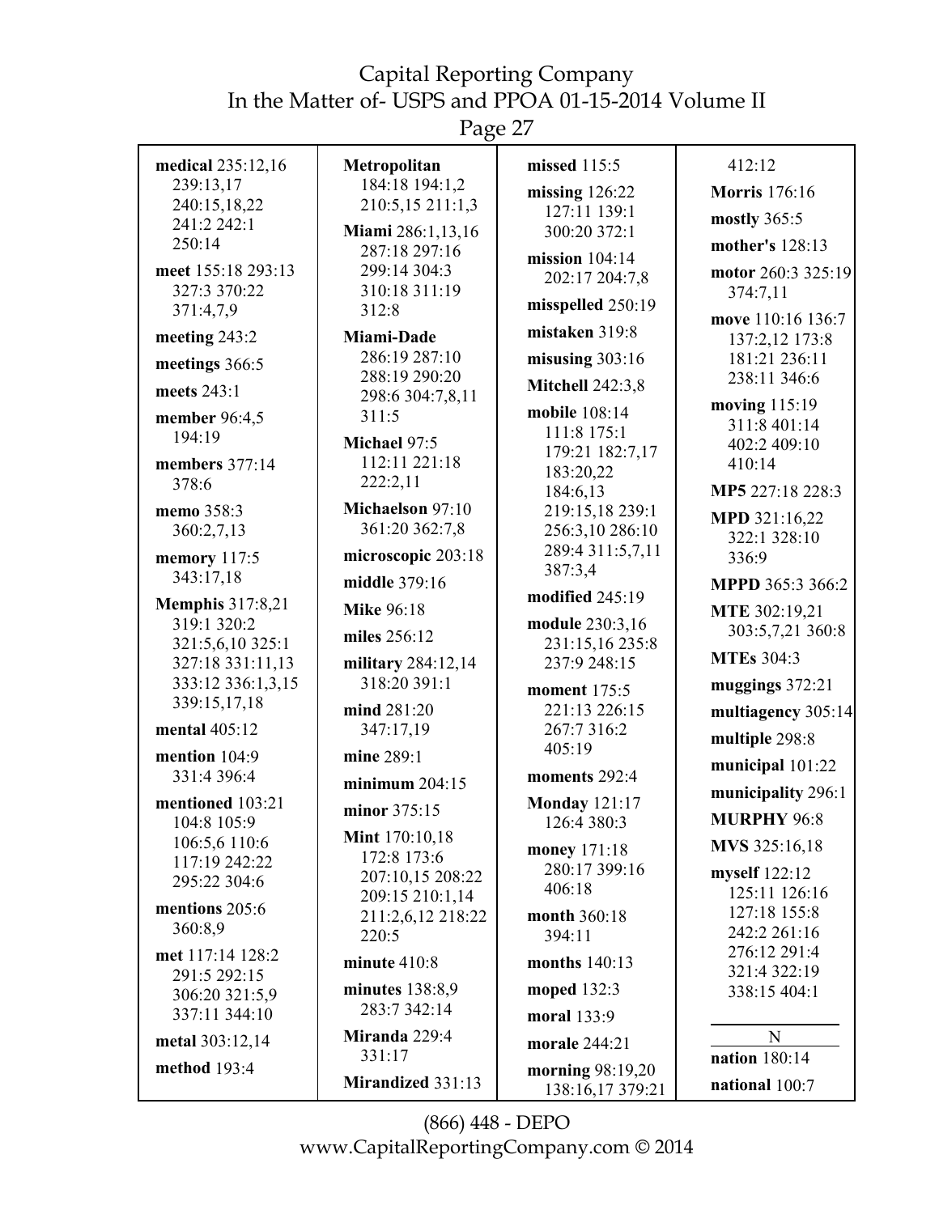**medical** 235:12,16 239:13,17 240:15,18,22 241:2 242:1 250:14

**meet** 155:18 293:13 327:3 370:22 371:4,7,9

**meeting** 243:2

**meetings** 366:5

**meets** 243:1

**member** 96:4,5 194:19

**members** 377:14 378:6

**memo** 358:3 360:2,7,13

**memory** 117:5 343:17,18

**Memphis** 317:8,21 319:1 320:2 321:5,6,10 325:1 327:18 331:11,13 333:12 336:1,3,15 339:15,17,18

**mental** 405:12

**mention** 104:9 331:4 396:4

**mentioned** 103:21 104:8 105:9 106:5,6 110:6 117:19 242:22 295:22 304:6

**mentions** 205:6 360:8,9

**met** 117:14 128:2 291:5 292:15 306:20 321:5,9 337:11 344:10

**metal** 303:12,14

**method** 193:4

**Metropolitan** 184:18 194:1,2 210:5,15 211:1,3

**Miami** 286:1,13,16 287:18 297:16 299:14 304:3 310:18 311:19 312:8

**Miami-Dade** 286:19 287:10 288:19 290:20 298:6 304:7,8,11 311:5

**Michael** 97:5 112:11 221:18 222:2,11

**Michaelson** 97:10 361:20 362:7,8

**microscopic** 203:18

**middle** 379:16

**Mike** 96:18

**miles** 256:12

**military** 284:12,14 318:20 391:1

**mind** 281:20 347:17,19

**mine** 289:1

**minimum** 204:15

**minor** 375:15

**Mint** 170:10,18 172:8 173:6 207:10,15 208:22 209:15 210:1,14 211:2,6,12 218:22 220:5

**minute** 410:8

**minutes** 138:8,9 283:7 342:14

**Miranda** 229:4 331:17

**Mirandized** 331:13

**missed** 115:5

**missing** 126:22 127:11 139:1 300:20 372:1

**mission** 104:14 202:17 204:7,8

**misspelled** 250:19

**mistaken** 319:8

**misusing** 303:16

**Mitchell** 242:3,8

**mobile** 108:14 111:8 175:1 179:21 182:7,17 183:20,22 184:6,13 219:15,18 239:1 256:3,10 286:10 289:4 311:5,7,11 387:3,4

**modified** 245:19

**module** 230:3,16 231:15,16 235:8 237:9 248:15

**moment** 175:5 221:13 226:15 267:7 316:2 405:19

**moments** 292:4

**Monday** 121:17 126:4 380:3

**money** 171:18 280:17 399:16 406:18

**month** 360:18 394:11

**months** 140:13

**moped** 132:3

**moral** 133:9

**morale** 244:21

**morning** 98:19,20 138:16,17 379:21

412:12

**Morris** 176:16

**mostly** 365:5

**mother's** 128:13

**motor** 260:3 325:19 374:7,11

**move** 110:16 136:7 137:2,12 173:8 181:21 236:11 238:11 346:6

**moving** 115:19 311:8 401:14 402:2 409:10 410:14

**MP5** 227:18 228:3

**MPD** 321:16,22 322:1 328:10 336:9

**MPPD** 365:3 366:2

**MTE** 302:19,21 303:5,7,21 360:8

**MTEs** 304:3

**muggings** 372:21

**multiagency** 305:14

**multiple** 298:8

**municipal** 101:22

**municipality** 296:1

**MURPHY** 96:8

**MVS** 325:16,18

**myself** 122:12 125:11 126:16 127:18 155:8 242:2 261:16 276:12 291:4 321:4 322:19 338:15 404:1

N

**nation** 180:14

**national** 100:7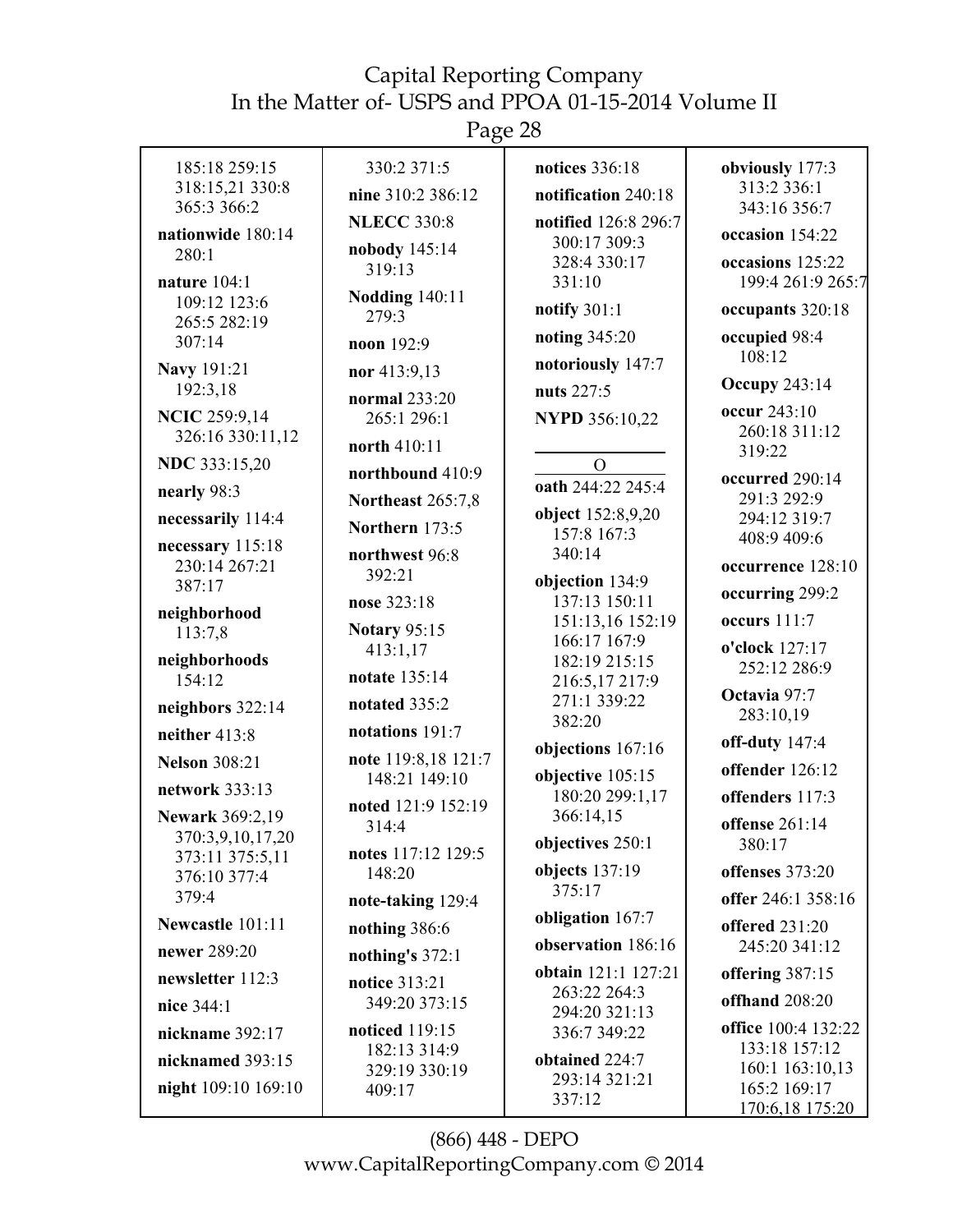185:18 259:15 318:15,21 330:8 365:3 366:2

**nationwide** 180:14 280:1

**nature** 104:1 109:12 123:6 265:5 282:19 307:14

**Navy** 191:21 192:3,18

**NCIC** 259:9,14 326:16 330:11,12

**NDC** 333:15,20

**nearly** 98:3

**necessarily** 114:4

**necessary** 115:18 230:14 267:21 387:17

**neighborhood** 113:7,8

**neighborhoods** 154:12

**neighbors** 322:14

**neither** 413:8

**Nelson** 308:21

**network** 333:13

**Newark** 369:2,19 370:3,9,10,17,20 373:11 375:5,11 376:10 377:4 379:4

**Newcastle** 101:11

**newer** 289:20

**newsletter** 112:3

**nice** 344:1

**nickname** 392:17

**nicknamed** 393:15

**night** 109:10 169:10 330:2 371:5

**nine** 310:2 386:12

**NLECC** 330:8

**nobody** 145:14 319:13

**Nodding** 140:11 279:3

**noon** 192:9

**nor** 413:9,13

**normal** 233:20 265:1 296:1

**north** 410:11

**northbound** 410:9

**Northeast** 265:7,8

**Northern** 173:5

**northwest** 96:8 392:21

**nose** 323:18

**Notary** 95:15 413:1,17

**notate** 135:14

**notated** 335:2

**notations** 191:7

**note** 119:8,18 121:7 148:21 149:10

**noted** 121:9 152:19 314:4

**notes** 117:12 129:5 148:20

**note-taking** 129:4

**nothing** 386:6

**nothing's** 372:1

**notice** 313:21 349:20 373:15

**noticed** 119:15 182:13 314:9 329:19 330:19 409:17

**notices** 336:18

**notification** 240:18

**notified** 126:8 296:7 300:17 309:3 328:4 330:17 331:10

**notify** 301:1

**noting** 345:20

**notoriously** 147:7

**nuts** 227:5

**NYPD** 356:10,22

## O

**oath** 244:22 245:4

**object** 152:8,9,20 157:8 167:3 340:14

**objection** 134:9 137:13 150:11 151:13,16 152:19 166:17 167:9 182:19 215:15 216:5,17 217:9 271:1 339:22 382:20

**objections** 167:16

**objective** 105:15 180:20 299:1,17 366:14,15

**objectives** 250:1

**objects** 137:19 375:17

**obligation** 167:7

**observation** 186:16

**obtain** 121:1 127:21 263:22 264:3 294:20 321:13 336:7 349:22

**obtained** 224:7 293:14 321:21 337:12

**obviously** 177:3 313:2 336:1 343:16 356:7

**occasion** 154:22

**occasions** 125:22 199:4 261:9 265:7

**occupants** 320:18

**occupied** 98:4 108:12

**Occupy** 243:14

**occur** 243:10 260:18 311:12 319:22

**occurred** 290:14 291:3 292:9 294:12 319:7 408:9 409:6

**occurrence** 128:10

**occurring** 299:2

**occurs** 111:7

**o'clock** 127:17 252:12 286:9

**Octavia** 97:7 283:10,19

**off-duty** 147:4

**offender** 126:12

**offenders** 117:3

**offense** 261:14 380:17

**offenses** 373:20

**offer** 246:1 358:16

**offered** 231:20 245:20 341:12

**offering** 387:15

**offhand** 208:20

**office** 100:4 132:22 133:18 157:12 160:1 163:10,13 165:2 169:17 170:6,18 175:20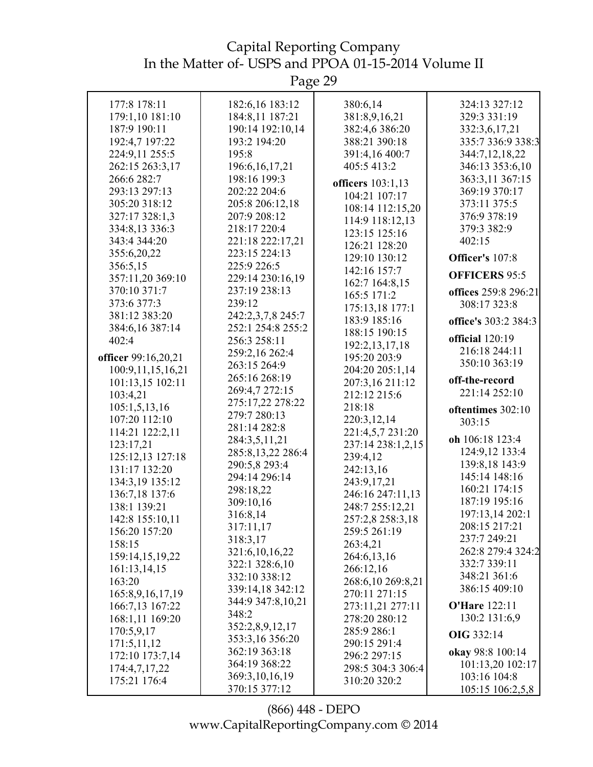177:8 178:11
179:1,10 181:10
187:9 190:11
192:4,7 197:22
224:9,11 255:5
262:15 263:3,17
266:6 282:7
293:13 297:13
305:20 318:12
327:17 328:1,3
334:8,13 336:3
343:4 344:20
355:6,20,22
356:5,15
357:11,20 369:10
370:10 371:7
373:6 377:3
381:12 383:20
384:6,16 387:14
402:4

**officer** 99:16,20,21
100:9,11,15,16,21
101:13,15 102:11
103:4,21
105:1,5,13,16
107:20 112:10
114:21 122:2,11
123:17,21
125:12,13 127:18
131:17 132:20
134:3,19 135:12
136:7,18 137:6
138:1 139:21
142:8 155:10,11
156:20 157:20
158:15
159:14,15,19,22
161:13,14,15
163:20
165:8,9,16,17,19
166:7,13 167:22
168:1,11 169:20
170:5,9,17
171:5,11,12
172:10 173:7,14
174:4,7,17,22
175:21 176:4
182:6,16 183:12
184:8,11 187:21
190:14 192:10,14
193:2 194:20
195:8
196:6,16,17,21
198:16 199:3
202:22 204:6
205:8 206:12,18
207:9 208:12
218:17 220:4
221:18 222:17,21
223:15 224:13
225:9 226:5
229:14 230:16,19
237:19 238:13
239:12
242:2,3,7,8 245:7
252:1 254:8 255:2
256:3 258:11
259:2,16 262:4
263:15 264:9
265:16 268:19
269:4,7 272:15
275:17,22 278:22
279:7 280:13
281:14 282:8
284:3,5,11,21
285:8,13,22 286:4
290:5,8 293:4
294:14 296:14
298:18,22
309:10,16
316:8,14
317:11,17
318:3,17
321:6,10,16,22
322:1 328:6,10
332:10 338:12
339:14,18 342:12
344:9 347:8,10,21
348:2
352:2,8,9,12,17
353:3,16 356:20
362:19 363:18
364:19 368:22
369:3,10,16,19
370:15 377:12
380:6,14
381:8,9,16,21
382:4,6 386:20
388:21 390:18
391:4,16 400:7
405:5 413:2

**officers** 103:1,13
104:21 107:17
108:14 112:15,20
114:9 118:12,13
123:15 125:16
126:21 128:20
129:10 130:12
142:16 157:7
162:7 164:8,15
165:5 171:2
175:13,18 177:1
183:9 185:16
188:15 190:15
192:2,13,17,18
195:20 203:9
204:20 205:1,14
207:3,16 211:12
212:12 215:6
218:18
220:3,12,14
221:4,5,7 231:20
237:14 238:1,2,15
239:4,12
242:13,16
243:9,17,21
246:16 247:11,13
248:7 255:12,21
257:2,8 258:3,18
259:5 261:19
263:4,21
264:6,13,16
266:12,16
268:6,10 269:8,21
270:11 271:15
273:11,21 277:11
278:20 280:12
285:9 286:1
290:15 291:4
296:2 297:15
298:5 304:3 306:4
310:20 320:2
324:13 327:12
329:3 331:19
332:3,6,17,21
335:7 336:9 338:3
344:7,12,18,22
346:13 353:6,10
363:3,11 367:15
369:19 370:17
373:11 375:5
376:9 378:19
379:3 382:9
402:15

**Officer's** 107:8

**OFFICERS** 95:5

**offices** 259:8 296:21
308:17 323:8

**office's** 303:2 384:3

**official** 120:19
216:18 244:11
350:10 363:19

**off-the-record**
221:14 252:10

**oftentimes** 302:10
303:15

**oh** 106:18 123:4
124:9,12 133:4
139:8,18 143:9
145:14 148:16
160:21 174:15
187:19 195:16
197:13,14 202:1
208:15 217:21
237:7 249:21
262:8 279:4 324:2
332:7 339:11
348:21 361:6
386:15 409:10

**O'Hare** 122:11
130:2 131:6,9

**OIG** 332:14

**okay** 98:8 100:14
101:13,20 102:17
103:16 104:8
105:15 106:2,5,8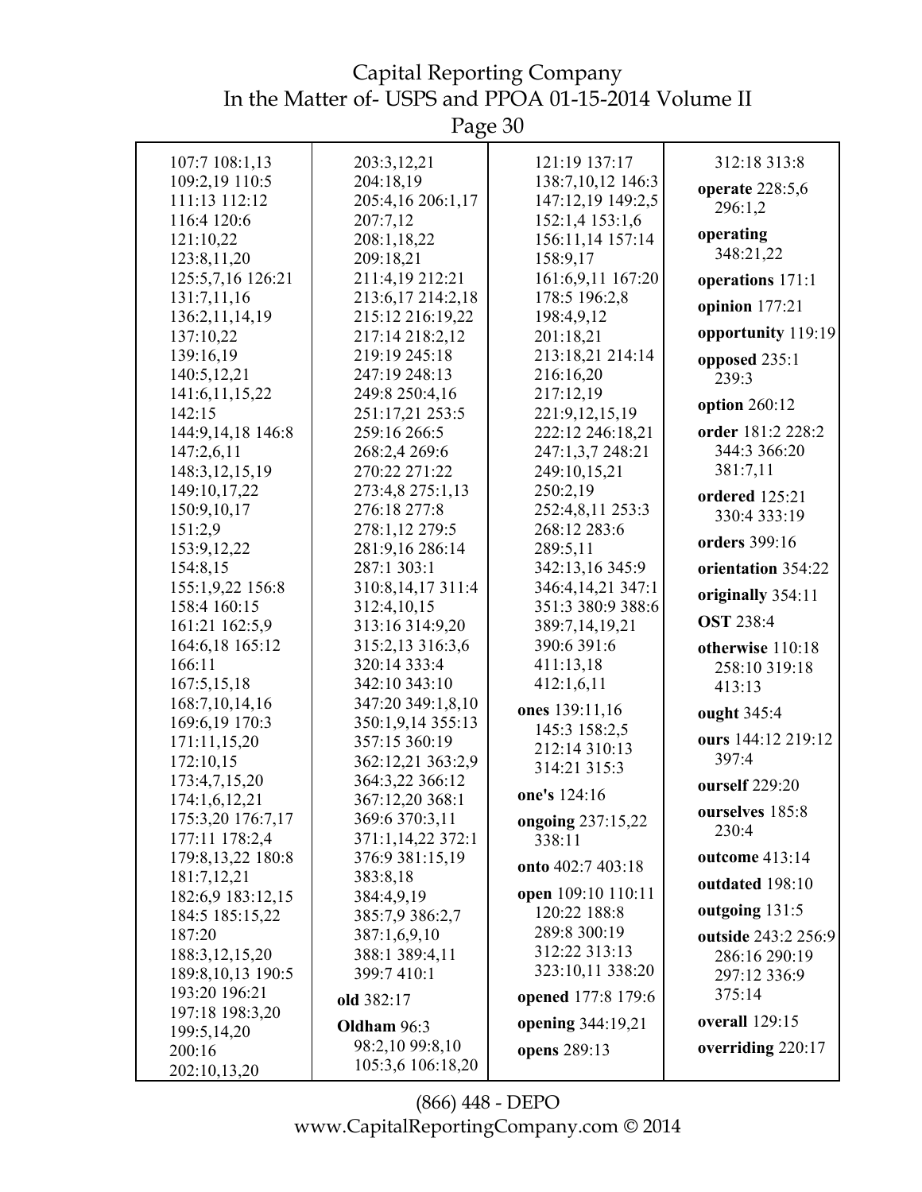107:7 108:1,13
109:2,19 110:5
111:13 112:12
116:4 120:6
121:10,22
123:8,11,20
125:5,7,16 126:21
131:7,11,16
136:2,11,14,19
137:10,22
139:16,19
140:5,12,21
141:6,11,15,22
142:15
144:9,14,18 146:8
147:2,6,11
148:3,12,15,19
149:10,17,22
150:9,10,17
151:2,9
153:9,12,22
154:8,15
155:1,9,22 156:8
158:4 160:15
161:21 162:5,9
164:6,18 165:12
166:11
167:5,15,18
168:7,10,14,16
169:6,19 170:3
171:11,15,20
172:10,15
173:4,7,15,20
174:1,6,12,21
175:3,20 176:7,17
177:11 178:2,4
179:8,13,22 180:8
181:7,12,21
182:6,9 183:12,15
184:5 185:15,22
187:20
188:3,12,15,20
189:8,10,13 190:5
193:20 196:21
197:18 198:3,20
199:5,14,20
200:16
202:10,13,20
203:3,12,21
204:18,19
205:4,16 206:1,17
207:7,12
208:1,18,22
209:18,21
211:4,19 212:21
213:6,17 214:2,18
215:12 216:19,22
217:14 218:2,12
219:19 245:18
247:19 248:13
249:8 250:4,16
251:17,21 253:5
259:16 266:5
268:2,4 269:6
270:22 271:22
273:4,8 275:1,13
276:18 277:8
278:1,12 279:5
281:9,16 286:14
287:1 303:1
310:8,14,17 311:4
312:4,10,15
313:16 314:9,20
315:2,13 316:3,6
320:14 333:4
342:10 343:10
347:20 349:1,8,10
350:1,9,14 355:13
357:15 360:19
362:12,21 363:2,9
364:3,22 366:12
367:12,20 368:1
369:6 370:3,11
371:1,14,22 372:1
376:9 381:15,19
383:8,18
384:4,9,19
385:7,9 386:2,7
387:1,6,9,10
388:1 389:4,11
399:7 410:1

**old** 382:17

**Oldham** 96:3
98:2,10 99:8,10
105:3,6 106:18,20
121:19 137:17
138:7,10,12 146:3
147:12,19 149:2,5
152:1,4 153:1,6
156:11,14 157:14
158:9,17
161:6,9,11 167:20
178:5 196:2,8
198:4,9,12
201:18,21
213:18,21 214:14
216:16,20
217:12,19
221:9,12,15,19
222:12 246:18,21
247:1,3,7 248:21
249:10,15,21
250:2,19
252:4,8,11 253:3
268:12 283:6
289:5,11
342:13,16 345:9
346:4,14,21 347:1
351:3 380:9 388:6
389:7,14,19,21
390:6 391:6
411:13,18
412:1,6,11

**ones** 139:11,16
145:3 158:2,5
212:14 310:13
314:21 315:3

**one's** 124:16

**ongoing** 237:15,22
338:11

**onto** 402:7 403:18

**open** 109:10 110:11
120:22 188:8
289:8 300:19
312:22 313:13
323:10,11 338:20

**opened** 177:8 179:6

**opening** 344:19,21

**opens** 289:13

312:18 313:8

**operate** 228:5,6
296:1,2

**operating**
348:21,22

**operations** 171:1

**opinion** 177:21

**opportunity** 119:19

**opposed** 235:1
239:3

**option** 260:12

**order** 181:2 228:2
344:3 366:20
381:7,11

**ordered** 125:21
330:4 333:19

**orders** 399:16

**orientation** 354:22

**originally** 354:11

**OST** 238:4

**otherwise** 110:18
258:10 319:18
413:13

**ought** 345:4

**ours** 144:12 219:12
397:4

**ourself** 229:20

**ourselves** 185:8
230:4

**outcome** 413:14

**outdated** 198:10

**outgoing** 131:5

**outside** 243:2 256:9
286:16 290:19
297:12 336:9
375:14

**overall** 129:15

**overriding** 220:17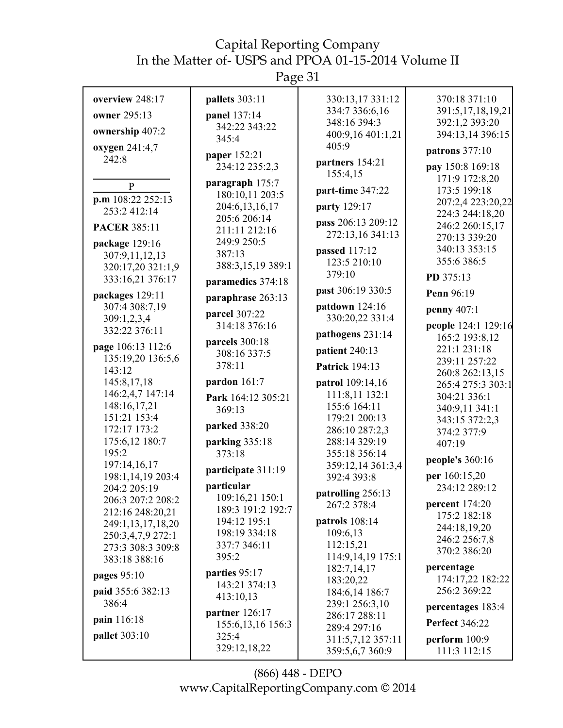**overview** 248:17

**owner** 295:13

**ownership** 407:2

**oxygen** 241:4,7 242:8

P

**p.m** 108:22 252:13 253:2 412:14

**PACER** 385:11

**package** 129:16 307:9,11,12,13 320:17,20 321:1,9 333:16,21 376:17

**packages** 129:11 307:4 308:7,19 309:1,2,3,4 332:22 376:11

**page** 106:13 112:6 135:19,20 136:5,6 143:12 145:8,17,18 146:2,4,7 147:14 148:16,17,21 151:21 153:4 172:17 173:2 175:6,12 180:7 195:2 197:14,16,17 198:1,14,19 203:4 204:2 205:19 206:3 207:2 208:2 212:16 248:20,21 249:1,13,17,18,20 250:3,4,7,9 272:1 273:3 308:3 309:8 383:18 388:16

**pages** 95:10

**paid** 355:6 382:13 386:4

**pain** 116:18

**pallet** 303:10

**pallets** 303:11

**panel** 137:14 342:22 343:22 345:4

**paper** 152:21 234:12 235:2,3

**paragraph** 175:7 180:10,11 203:5 204:6,13,16,17 205:6 206:14 211:11 212:16 249:9 250:5 387:13 388:3,15,19 389:1

**paramedics** 374:18

**paraphrase** 263:13

**parcel** 307:22 314:18 376:16

**parcels** 300:18 308:16 337:5 378:11

**pardon** 161:7

**Park** 164:12 305:21 369:13

**parked** 338:20

**parking** 335:18 373:18

**participate** 311:19

**particular** 109:16,21 150:1 189:3 191:2 192:7 194:12 195:1 198:19 334:18 337:7 346:11 395:2

**parties** 95:17 143:21 374:13 413:10,13

**partner** 126:17 155:6,13,16 156:3 325:4 329:12,18,22 330:13,17 331:12 334:7 336:6,16 348:16 394:3 400:9,16 401:1,21 405:9

**partners** 154:21 155:4,15

**part-time** 347:22

**party** 129:17

**pass** 206:13 209:12 272:13,16 341:13

**passed** 117:12 123:5 210:10 379:10

**past** 306:19 330:5

**patdown** 124:16 330:20,22 331:4

**pathogens** 231:14

**patient** 240:13

**Patrick** 194:13

**patrol** 109:14,16 111:8,11 132:1 155:6 164:11 179:21 200:13 286:10 287:2,3 288:14 329:19 355:18 356:14 359:12,14 361:3,4 392:4 393:8

**patrolling** 256:13 267:2 378:4

**patrols** 108:14 109:6,13 112:15,21 114:9,14,19 175:1 182:7,14,17 183:20,22 184:6,14 186:7 239:1 256:3,10 286:17 288:11 289:4 297:16 311:5,7,12 357:11 359:5,6,7 360:9 370:18 371:10 391:5,17,18,19,21 392:1,2 393:20 394:13,14 396:15

**patrons** 377:10

**pay** 150:8 169:18 171:9 172:8,20 173:5 199:18 207:2,4 223:20,22 224:3 244:18,20 246:2 260:15,17 270:13 339:20 340:13 353:15 355:6 386:5

**PD** 375:13

**Penn** 96:19

**penny** 407:1

**people** 124:1 129:16 165:2 193:8,12 221:1 231:18 239:11 257:22 260:8 262:13,15 265:4 275:3 303:1 304:21 336:1 340:9,11 341:1 343:15 372:2,3 374:2 377:9 407:19

**people's** 360:16

**per** 160:15,20 234:12 289:12

**percent** 174:20 175:2 182:18 244:18,19,20 246:2 256:7,8 370:2 386:20

**percentage** 174:17,22 182:22 256:2 369:22

**percentages** 183:4

**Perfect** 346:22

**perform** 100:9 111:3 112:15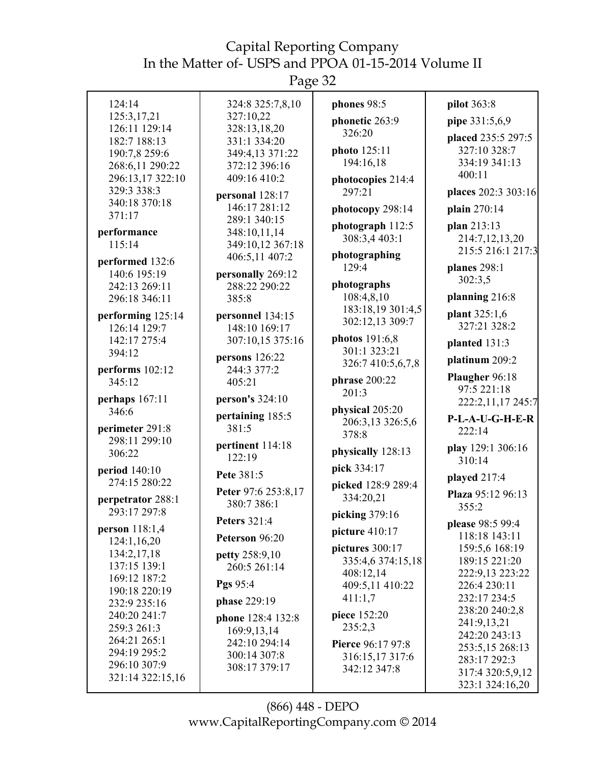124:14
125:3,17,21
126:11 129:14
182:7 188:13
190:7,8 259:6
268:6,11 290:22
296:13,17 322:10
329:3 338:3
340:18 370:18
371:17

**performance** 115:14

**performed** 132:6 140:6 195:19 242:13 269:11 296:18 346:11

**performing** 125:14 126:14 129:7 142:17 275:4 394:12

**performs** 102:12 345:12

**perhaps** 167:11 346:6

**perimeter** 291:8 298:11 299:10 306:22

**period** 140:10 274:15 280:22

**perpetrator** 288:1 293:17 297:8

**person** 118:1,4 124:1,16,20 134:2,17,18 137:15 139:1 169:12 187:2 190:18 220:19 232:9 235:16 240:20 241:7 259:3 261:3 264:21 265:1 294:19 295:2 296:10 307:9 321:14 322:15,16 324:8 325:7,8,10 327:10,22 328:13,18,20 331:1 334:20 349:4,13 371:22 372:12 396:16 409:16 410:2

**personal** 128:17 146:17 281:12 289:1 340:15 348:10,11,14 349:10,12 367:18 406:5,11 407:2

**personally** 269:12 288:22 290:22 385:8

**personnel** 134:15 148:10 169:17 307:10,15 375:16

**persons** 126:22 244:3 377:2 405:21

**person's** 324:10

**pertaining** 185:5 381:5

**pertinent** 114:18 122:19

**Pete** 381:5

**Peter** 97:6 253:8,17 380:7 386:1

**Peters** 321:4

**Peterson** 96:20

**petty** 258:9,10 260:5 261:14

**Pgs** 95:4

**phase** 229:19

**phone** 128:4 132:8 169:9,13,14 242:10 294:14 300:14 307:8 308:17 379:17

**phones** 98:5

**phonetic** 263:9 326:20

**photo** 125:11 194:16,18

**photocopies** 214:4 297:21

**photocopy** 298:14

**photograph** 112:5 308:3,4 403:1

**photographing** 129:4

**photographs** 108:4,8,10 183:18,19 301:4,5 302:12,13 309:7

**photos** 191:6,8 301:1 323:21 326:7 410:5,6,7,8

**phrase** 200:22 201:3

**physical** 205:20 206:3,13 326:5,6 378:8

**physically** 128:13

**pick** 334:17

**picked** 128:9 289:4 334:20,21

**picking** 379:16

**picture** 410:17

**pictures** 300:17 335:4,6 374:15,18 408:12,14 409:5,11 410:22 411:1,7

**piece** 152:20 235:2,3

**Pierce** 96:17 97:8 316:15,17 317:6 342:12 347:8

**pilot** 363:8

**pipe** 331:5,6,9

**placed** 235:5 297:5 327:10 328:7 334:19 341:13 400:11

**places** 202:3 303:16

**plain** 270:14

**plan** 213:13 214:7,12,13,20 215:5 216:1 217:3

**planes** 298:1 302:3,5

**planning** 216:8

**plant** 325:1,6 327:21 328:2

**planted** 131:3

**platinum** 209:2

**Plaugher** 96:18 97:5 221:18 222:2,11,17 245:7

**P-L-A-U-G-H-E-R** 222:14

**play** 129:1 306:16 310:14

**played** 217:4

**Plaza** 95:12 96:13 355:2

**please** 98:5 99:4 118:18 143:11 159:5,6 168:19 189:15 221:20 222:9,13 223:22 226:4 230:11 232:17 234:5 238:20 240:2,8 241:9,13,21 242:20 243:13 253:5,15 268:13 283:17 292:3 317:4 320:5,9,12 323:1 324:16,20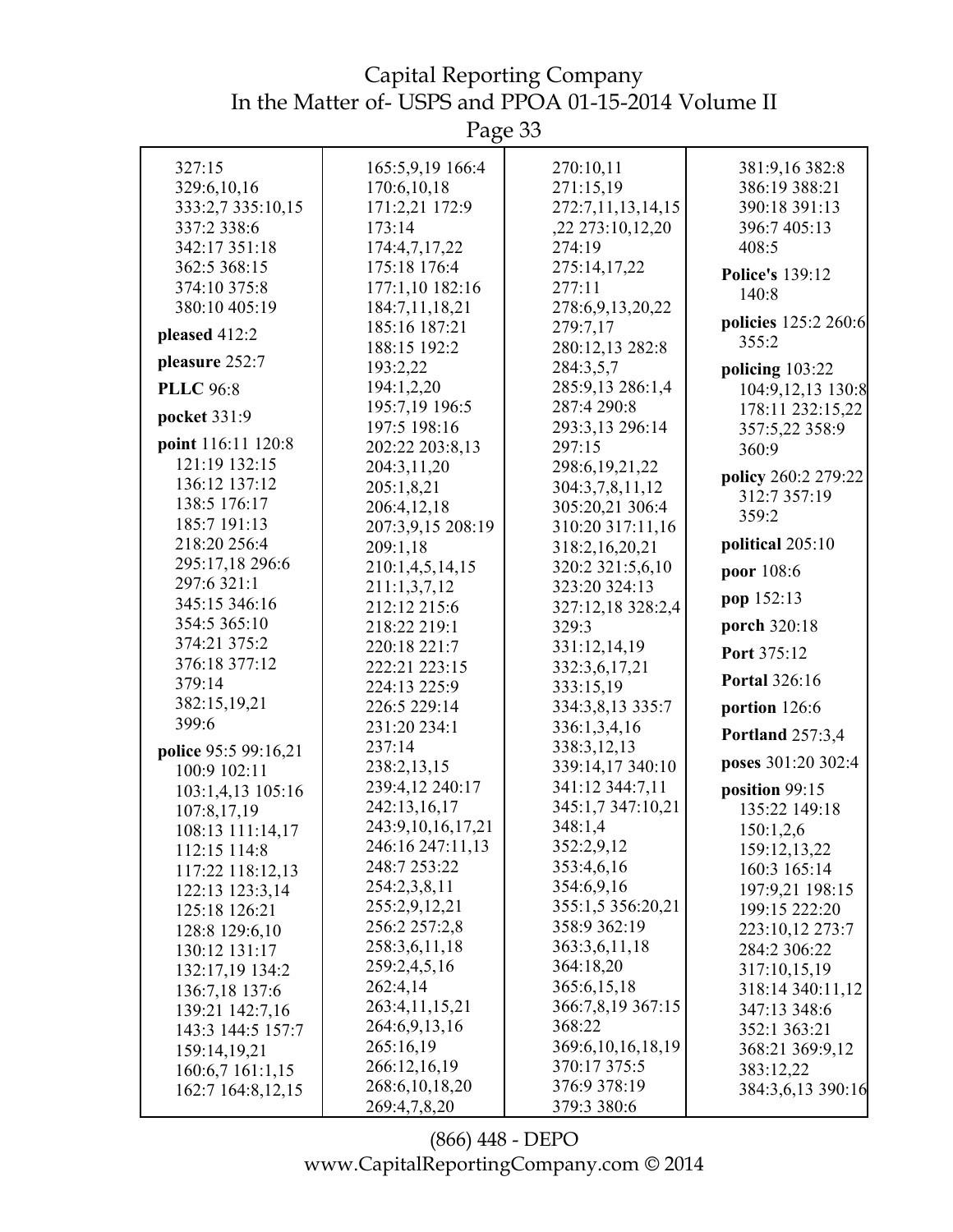327:15
329:6,10,16
333:2,7 335:10,15
337:2 338:6
342:17 351:18
362:5 368:15
374:10 375:8
380:10 405:19

**pleased** 412:2

**pleasure** 252:7

**PLLC** 96:8

**pocket** 331:9

**point** 116:11 120:8
121:19 132:15
136:12 137:12
138:5 176:17
185:7 191:13
218:20 256:4
295:17,18 296:6
297:6 321:1
345:15 346:16
354:5 365:10
374:21 375:2
376:18 377:12
379:14
382:15,19,21
399:6

**police** 95:5 99:16,21
100:9 102:11
103:1,4,13 105:16
107:8,17,19
108:13 111:14,17
112:15 114:8
117:22 118:12,13
122:13 123:3,14
125:18 126:21
128:8 129:6,10
130:12 131:17
132:17,19 134:2
136:7,18 137:6
139:21 142:7,16
143:3 144:5 157:7
159:14,19,21
160:6,7 161:1,15
162:7 164:8,12,15
165:5,9,19 166:4
170:6,10,18
171:2,21 172:9
173:14
174:4,7,17,22
175:18 176:4
177:1,10 182:16
184:7,11,18,21
185:16 187:21
188:15 192:2
193:2,22
194:1,2,20
195:7,19 196:5
197:5 198:16
202:22 203:8,13
204:3,11,20
205:1,8,21
206:4,12,18
207:3,9,15 208:19
209:1,18
210:1,4,5,14,15
211:1,3,7,12
212:12 215:6
218:22 219:1
220:18 221:7
222:21 223:15
224:13 225:9
226:5 229:14
231:20 234:1
237:14
238:2,13,15
239:4,12 240:17
242:13,16,17
243:9,10,16,17,21
246:16 247:11,13
248:7 253:22
254:2,3,8,11
255:2,9,12,21
256:2 257:2,8
258:3,6,11,18
259:2,4,5,16
262:4,14
263:4,11,15,21
264:6,9,13,16
265:16,19
266:12,16,19
268:6,10,18,20
269:4,7,8,20
270:10,11
271:15,19
272:7,11,13,14,15
,22 273:10,12,20
274:19
275:14,17,22
277:11
278:6,9,13,20,22
279:7,17
280:12,13 282:8
284:3,5,7
285:9,13 286:1,4
287:4 290:8
293:3,13 296:14
297:15
298:6,19,21,22
304:3,7,8,11,12
305:20,21 306:4
310:20 317:11,16
318:2,16,20,21
320:2 321:5,6,10
323:20 324:13
327:12,18 328:2,4
329:3
331:12,14,19
332:3,6,17,21
333:15,19
334:3,8,13 335:7
336:1,3,4,16
338:3,12,13
339:14,17 340:10
341:12 344:7,11
345:1,7 347:10,21
348:1,4
352:2,9,12
353:4,6,16
354:6,9,16
355:1,5 356:20,21
358:9 362:19
363:3,6,11,18
364:18,20
365:6,15,18
366:7,8,19 367:15
368:22
369:6,10,16,18,19
370:17 375:5
376:9 378:19
379:3 380:6
381:9,16 382:8
386:19 388:21
390:18 391:13
396:7 405:13
408:5

**Police's** 139:12
140:8

**policies** 125:2 260:6
355:2

**policing** 103:22
104:9,12,13 130:8
178:11 232:15,22
357:5,22 358:9
360:9

**policy** 260:2 279:22
312:7 357:19
359:2

**political** 205:10

**poor** 108:6

**pop** 152:13

**porch** 320:18

**Port** 375:12

**Portal** 326:16

**portion** 126:6

**Portland** 257:3,4

**poses** 301:20 302:4

**position** 99:15
135:22 149:18
150:1,2,6
159:12,13,22
160:3 165:14
197:9,21 198:15
199:15 222:20
223:10,12 273:7
284:2 306:22
317:10,15,19
318:14 340:11,12
347:13 348:6
352:1 363:21
368:21 369:9,12
383:12,22
384:3,6,13 390:16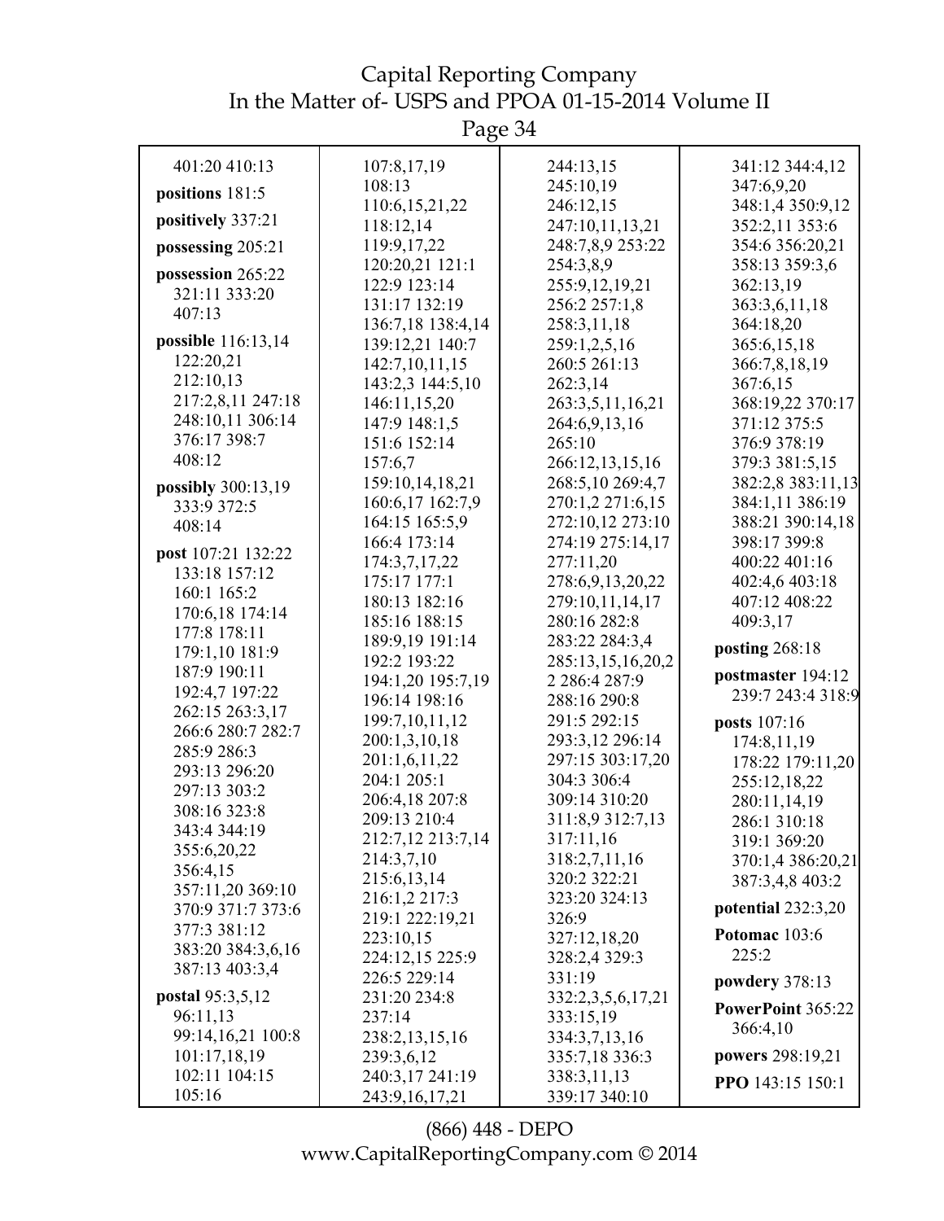401:20 410:13

**positions** 181:5

**positively** 337:21

**possessing** 205:21

**possession** 265:22 321:11 333:20 407:13

**possible** 116:13,14 122:20,21 212:10,13 217:2,8,11 247:18 248:10,11 306:14 376:17 398:7 408:12

**possibly** 300:13,19 333:9 372:5 408:14

**post** 107:21 132:22 133:18 157:12 160:1 165:2 170:6,18 174:14 177:8 178:11 179:1,10 181:9 187:9 190:11 192:4,7 197:22 262:15 263:3,17 266:6 280:7 282:7 285:9 286:3 293:13 296:20 297:13 303:2 308:16 323:8 343:4 344:19 355:6,20,22 356:4,15 357:11,20 369:10 370:9 371:7 373:6 377:3 381:12 383:20 384:3,6,16 387:13 403:3,4

**postal** 95:3,5,12 96:11,13 99:14,16,21 100:8 101:17,18,19 102:11 104:15 105:16 107:8,17,19 108:13 110:6,15,21,22 118:12,14 119:9,17,22 120:20,21 121:1 122:9 123:14 131:17 132:19 136:7,18 138:4,14 139:12,21 140:7 142:7,10,11,15 143:2,3 144:5,10 146:11,15,20 147:9 148:1,5 151:6 152:14 157:6,7 159:10,14,18,21 160:6,17 162:7,9 164:15 165:5,9 166:4 173:14 174:3,7,17,22 175:17 177:1 180:13 182:16 185:16 188:15 189:9,19 191:14 192:2 193:22 194:1,20 195:7,19 196:14 198:16 199:7,10,11,12 200:1,3,10,18 201:1,6,11,22 204:1 205:1 206:4,18 207:8 209:13 210:4 212:7,12 213:7,14 214:3,7,10 215:6,13,14 216:1,2 217:3 219:1 222:19,21 223:10,15 224:12,15 225:9 226:5 229:14 231:20 234:8 237:14 238:2,13,15,16 239:3,6,12 240:3,17 241:19 243:9,16,17,21 244:13,15 245:10,19 246:12,15 247:10,11,13,21 248:7,8,9 253:22 254:3,8,9 255:9,12,19,21 256:2 257:1,8 258:3,11,18 259:1,2,5,16 260:5 261:13 262:3,14 263:3,5,11,16,21 264:6,9,13,16 265:10 266:12,13,15,16 268:5,10 269:4,7 270:1,2 271:6,15 272:10,12 273:10 274:19 275:14,17 277:11,20 278:6,9,13,20,22 279:10,11,14,17 280:16 282:8 283:22 284:3,4 285:13,15,16,20,22 286:4 287:9 288:16 290:8 291:5 292:15 293:3,12 296:14 297:15 303:17,20 304:3 306:4 309:14 310:20 311:8,9 312:7,13 317:11,16 318:2,7,11,16 320:2 322:21 323:20 324:13 326:9 327:12,18,20 328:2,4 329:3 331:19 332:2,3,5,6,17,21 333:15,19 334:3,7,13,16 335:7,18 336:3 338:3,11,13 339:17 340:10 341:12 344:4,12 347:6,9,20 348:1,4 350:9,12 352:2,11 353:6 354:6 356:20,21 358:13 359:3,6 362:13,19 363:3,6,11,18 364:18,20 365:6,15,18 366:7,8,18,19 367:6,15 368:19,22 370:17 371:12 375:5 376:9 378:19 379:3 381:5,15 382:2,8 383:11,13 384:1,11 386:19 388:21 390:14,18 398:17 399:8 400:22 401:16 402:4,6 403:18 407:12 408:22 409:3,17

**posting** 268:18

**postmaster** 194:12 239:7 243:4 318:9

**posts** 107:16 174:8,11,19 178:22 179:11,20 255:12,18,22 280:11,14,19 286:1 310:18 319:1 369:20 370:1,4 386:20,21 387:3,4,8 403:2

**potential** 232:3,20

**Potomac** 103:6 225:2

**powdery** 378:13

**PowerPoint** 365:22 366:4,10

**powers** 298:19,21

**PPO** 143:15 150:1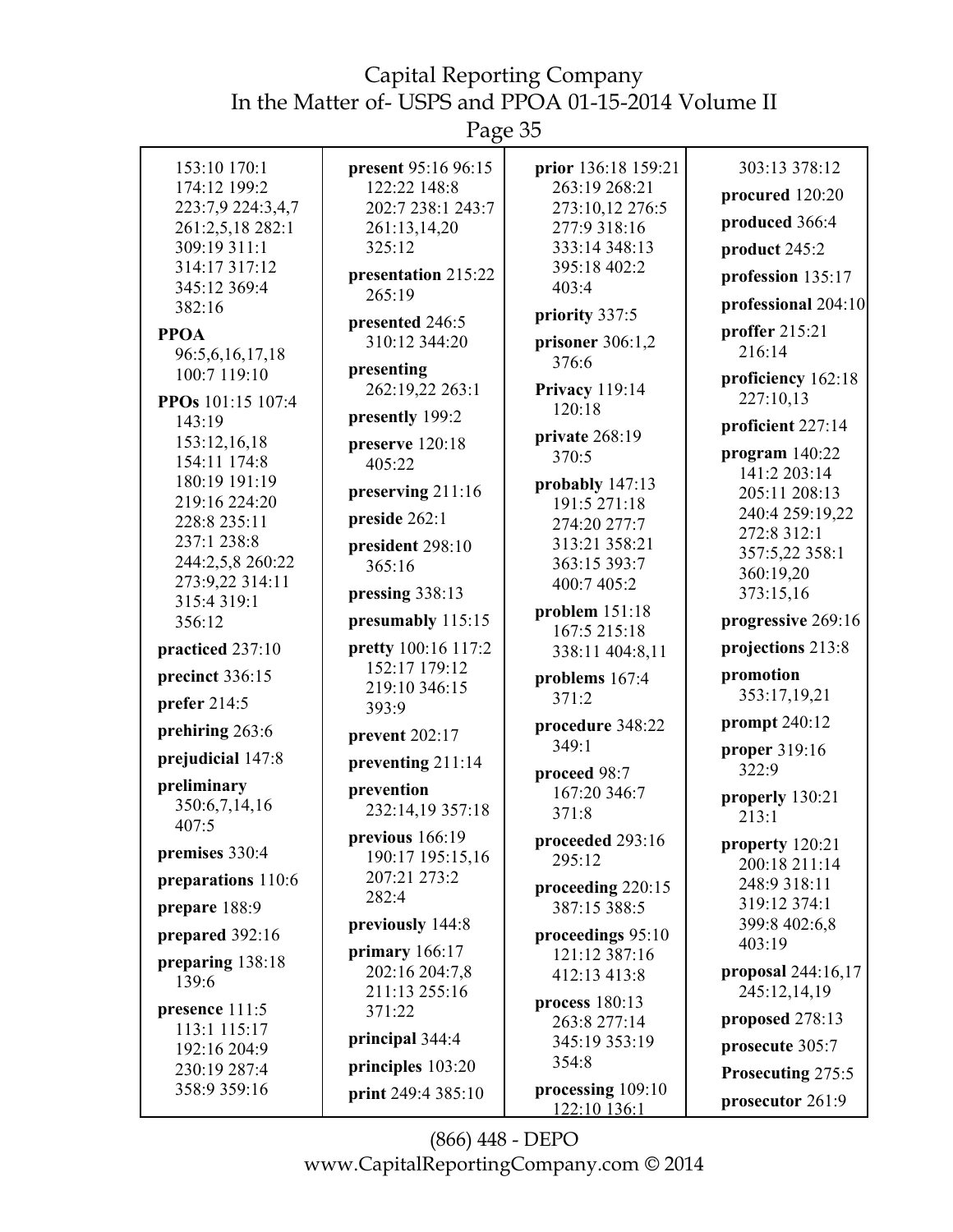153:10 170:1 174:12 199:2 223:7,9 224:3,4,7 261:2,5,18 282:1 309:19 311:1 314:17 317:12 345:12 369:4 382:16

**PPOA** 96:5,6,16,17,18 100:7 119:10

**PPOs** 101:15 107:4 143:19 153:12,16,18 154:11 174:8 180:19 191:19 219:16 224:20 228:8 235:11 237:1 238:8 244:2,5,8 260:22 273:9,22 314:11 315:4 319:1 356:12

**practiced** 237:10

**precinct** 336:15

**prefer** 214:5

**prehiring** 263:6

**prejudicial** 147:8

**preliminary** 350:6,7,14,16 407:5

**premises** 330:4

**preparations** 110:6

**prepare** 188:9

**prepared** 392:16

**preparing** 138:18 139:6

**presence** 111:5 113:1 115:17 192:16 204:9 230:19 287:4 358:9 359:16

**present** 95:16 96:15 122:22 148:8 202:7 238:1 243:7 261:13,14,20 325:12

**presentation** 215:22 265:19

**presented** 246:5 310:12 344:20

**presenting** 262:19,22 263:1

**presently** 199:2

**preserve** 120:18 405:22

**preserving** 211:16

**preside** 262:1

**president** 298:10 365:16

**pressing** 338:13

**presumably** 115:15

**pretty** 100:16 117:2 152:17 179:12 219:10 346:15 393:9

**prevent** 202:17

**preventing** 211:14

**prevention** 232:14,19 357:18

**previous** 166:19 190:17 195:15,16 207:21 273:2 282:4

**previously** 144:8

**primary** 166:17 202:16 204:7,8 211:13 255:16 371:22

**principal** 344:4

**principles** 103:20

**print** 249:4 385:10

**prior** 136:18 159:21 263:19 268:21 273:10,12 276:5 277:9 318:16 333:14 348:13 395:18 402:2 403:4

**priority** 337:5

**prisoner** 306:1,2 376:6

**Privacy** 119:14 120:18

**private** 268:19 370:5

**probably** 147:13 191:5 271:18 274:20 277:7 313:21 358:21 363:15 393:7 400:7 405:2

**problem** 151:18 167:5 215:18 338:11 404:8,11

**problems** 167:4 371:2

**procedure** 348:22 349:1

**proceed** 98:7 167:20 346:7 371:8

**proceeded** 293:16 295:12

**proceeding** 220:15 387:15 388:5

**proceedings** 95:10 121:12 387:16 412:13 413:8

**process** 180:13 263:8 277:14 345:19 353:19 354:8

**processing** 109:10 122:10 136:1 303:13 378:12

**procured** 120:20

**produced** 366:4

**product** 245:2

**profession** 135:17

**professional** 204:10

**proffer** 215:21 216:14

**proficiency** 162:18 227:10,13

**proficient** 227:14

**program** 140:22 141:2 203:14 205:11 208:13 240:4 259:19,22 272:8 312:1 357:5,22 358:1 360:19,20 373:15,16

**progressive** 269:16

**projections** 213:8

**promotion** 353:17,19,21

**prompt** 240:12

**proper** 319:16 322:9

**properly** 130:21 213:1

**property** 120:21 200:18 211:14 248:9 318:11 319:12 374:1 399:8 402:6,8 403:19

**proposal** 244:16,17 245:12,14,19

**proposed** 278:13

**prosecute** 305:7

**Prosecuting** 275:5

**prosecutor** 261:9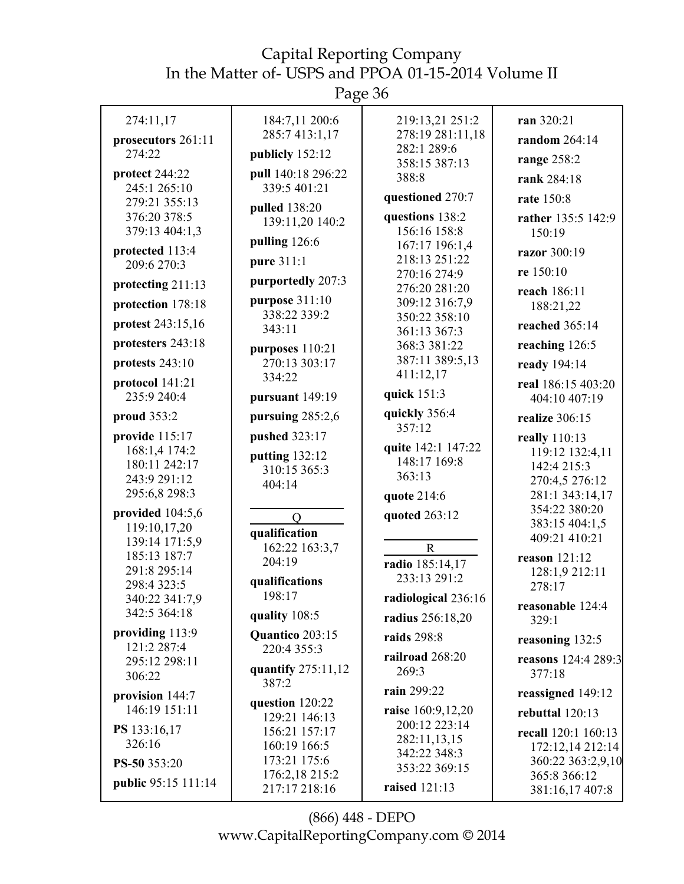274:11,17

**prosecutors** 261:11 274:22

**protect** 244:22 245:1 265:10 279:21 355:13 376:20 378:5 379:13 404:1,3

**protected** 113:4 209:6 270:3

**protecting** 211:13

**protection** 178:18

**protest** 243:15,16

**protesters** 243:18

**protests** 243:10

**protocol** 141:21 235:9 240:4

**proud** 353:2

**provide** 115:17 168:1,4 174:2 180:11 242:17 243:9 291:12 295:6,8 298:3

**provided** 104:5,6 119:10,17,20 139:14 171:5,9 185:13 187:7 291:8 295:14 298:4 323:5 340:22 341:7,9 342:5 364:18

**providing** 113:9 121:2 287:4 295:12 298:11 306:22

**provision** 144:7 146:19 151:11

**PS** 133:16,17 326:16

**PS-50** 353:20

**public** 95:15 111:14 184:7,11 200:6 285:7 413:1,17

**publicly** 152:12

**pull** 140:18 296:22 339:5 401:21

**pulled** 138:20 139:11,20 140:2

**pulling** 126:6

**pure** 311:1

**purportedly** 207:3

**purpose** 311:10 338:22 339:2 343:11

**purposes** 110:21 270:13 303:17 334:22

**pursuant** 149:19

**pursuing** 285:2,6

**pushed** 323:17

**putting** 132:12 310:15 365:3 404:14

## Q

**qualification** 162:22 163:3,7 204:19

**qualifications** 198:17

**quality** 108:5

**Quantico** 203:15 220:4 355:3

**quantify** 275:11,12 387:2

**question** 120:22 129:21 146:13 156:21 157:17 160:19 166:5 173:21 175:6 176:2,18 215:2 217:17 218:16 219:13,21 251:2 278:19 281:11,18 282:1 289:6 358:15 387:13 388:8

**questioned** 270:7

**questions** 138:2 156:16 158:8 167:17 196:1,4 218:13 251:22 270:16 274:9 276:20 281:20 309:12 316:7,9 350:22 358:10 361:13 367:3 368:3 381:22 387:11 389:5,13 411:12,17

**quick** 151:3

**quickly** 356:4 357:12

**quite** 142:1 147:22 148:17 169:8 363:13

**quote** 214:6

**quoted** 263:12

## R

**radio** 185:14,17 233:13 291:2

**radiological** 236:16

**radius** 256:18,20

**raids** 298:8

**railroad** 268:20 269:3

**rain** 299:22

**raise** 160:9,12,20 200:12 223:14 282:11,13,15 342:22 348:3 353:22 369:15

**raised** 121:13

**ran** 320:21

**random** 264:14

**range** 258:2

**rank** 284:18

**rate** 150:8

**rather** 135:5 142:9 150:19

**razor** 300:19

**re** 150:10

**reach** 186:11 188:21,22

**reached** 365:14

**reaching** 126:5

**ready** 194:14

**real** 186:15 403:20 404:10 407:19

**realize** 306:15

**really** 110:13 119:12 132:4,11 142:4 215:3 270:4,5 276:12 281:1 343:14,17 354:22 380:20 383:15 404:1,5 409:21 410:21

**reason** 121:12 128:1,9 212:11 278:17

**reasonable** 124:4 329:1

**reasoning** 132:5

**reasons** 124:4 289:3 377:18

**reassigned** 149:12

**rebuttal** 120:13

**recall** 120:1 160:13 172:12,14 212:14 360:22 363:2,9,10 365:8 366:12 381:16,17 407:8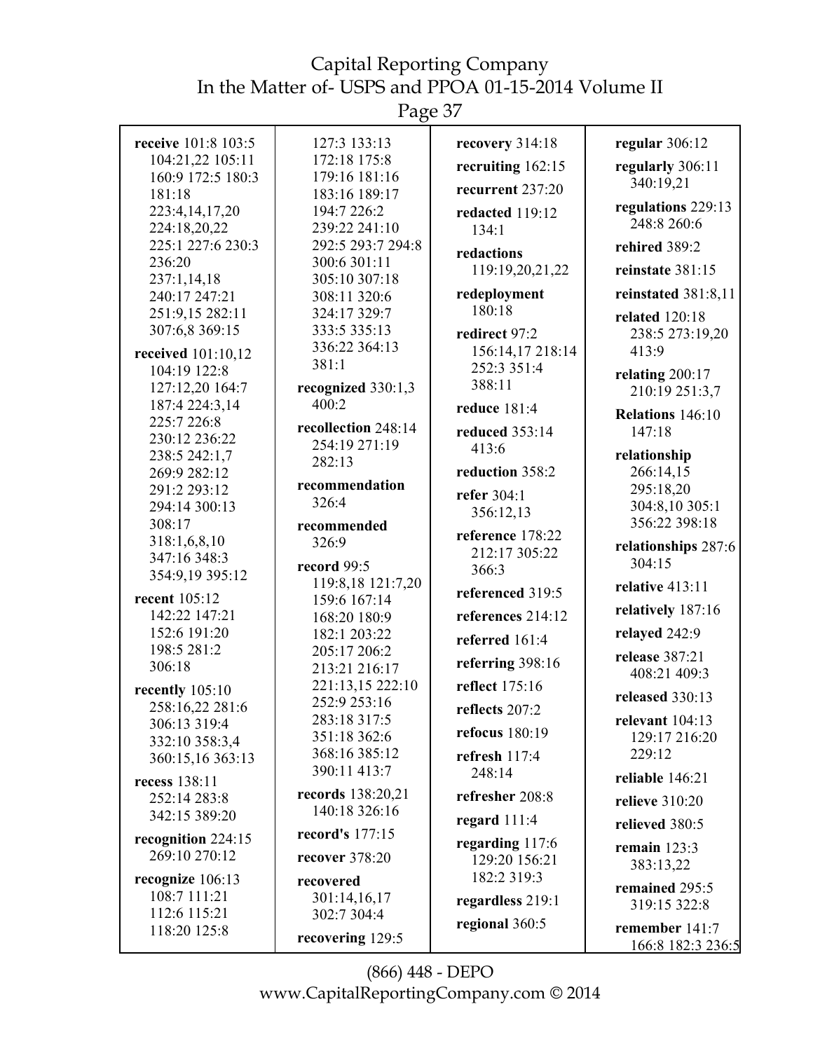**receive** 101:8 103:5 104:21,22 105:11 160:9 172:5 180:3 181:18 223:4,14,17,20 224:18,20,22 225:1 227:6 230:3 236:20 237:1,14,18 240:17 247:21 251:9,15 282:11 307:6,8 369:15

**received** 101:10,12 104:19 122:8 127:12,20 164:7 187:4 224:3,14 225:7 226:8 230:12 236:22 238:5 242:1,7 269:9 282:12 291:2 293:12 294:14 300:13 308:17 318:1,6,8,10 347:16 348:3 354:9,19 395:12

**recent** 105:12 142:22 147:21 152:6 191:20 198:5 281:2 306:18

**recently** 105:10 258:16,22 281:6 306:13 319:4 332:10 358:3,4 360:15,16 363:13

**recess** 138:11 252:14 283:8 342:15 389:20

**recognition** 224:15 269:10 270:12

**recognize** 106:13 108:7 111:21 112:6 115:21 118:20 125:8 127:3 133:13 172:18 175:8 179:16 181:16 183:16 189:17 194:7 226:2 239:22 241:10 292:5 293:7 294:8 300:6 301:11 305:10 307:18 308:11 320:6 324:17 329:7 333:5 335:13 336:22 364:13 381:1

**recognized** 330:1,3 400:2

**recollection** 248:14 254:19 271:19 282:13

**recommendation** 326:4

**recommended** 326:9

**record** 99:5 119:8,18 121:7,20 159:6 167:14 168:20 180:9 182:1 203:22 205:17 206:2 213:21 216:17 221:13,15 222:10 252:9 253:16 283:18 317:5 351:18 362:6 368:16 385:12 390:11 413:7

**records** 138:20,21 140:18 326:16

**record's** 177:15

**recover** 378:20

**recovered** 301:14,16,17 302:7 304:4

**recovering** 129:5

**recovery** 314:18

**recruiting** 162:15

**recurrent** 237:20

**redacted** 119:12 134:1

**redactions** 119:19,20,21,22

**redeployment** 180:18

**redirect** 97:2 156:14,17 218:14 252:3 351:4 388:11

**reduce** 181:4

**reduced** 353:14 413:6

**reduction** 358:2

**refer** 304:1 356:12,13

**reference** 178:22 212:17 305:22 366:3

**referenced** 319:5

**references** 214:12

**referred** 161:4

**referring** 398:16

**reflect** 175:16

**reflects** 207:2

**refocus** 180:19

**refresh** 117:4 248:14

**refresher** 208:8

**regard** 111:4

**regarding** 117:6 129:20 156:21 182:2 319:3

**regardless** 219:1

**regional** 360:5

**regular** 306:12

**regularly** 306:11 340:19,21

**regulations** 229:13 248:8 260:6

**rehired** 389:2

**reinstate** 381:15

**reinstated** 381:8,11

**related** 120:18 238:5 273:19,20 413:9

**relating** 200:17 210:19 251:3,7

**Relations** 146:10 147:18

**relationship** 266:14,15 295:18,20 304:8,10 305:1 356:22 398:18

**relationships** 287:6 304:15

**relative** 413:11

**relatively** 187:16

**relayed** 242:9

**release** 387:21 408:21 409:3

**released** 330:13

**relevant** 104:13 129:17 216:20 229:12

**reliable** 146:21

**relieve** 310:20

**relieved** 380:5

**remain** 123:3 383:13,22

**remained** 295:5 319:15 322:8

**remember** 141:7 166:8 182:3 236:5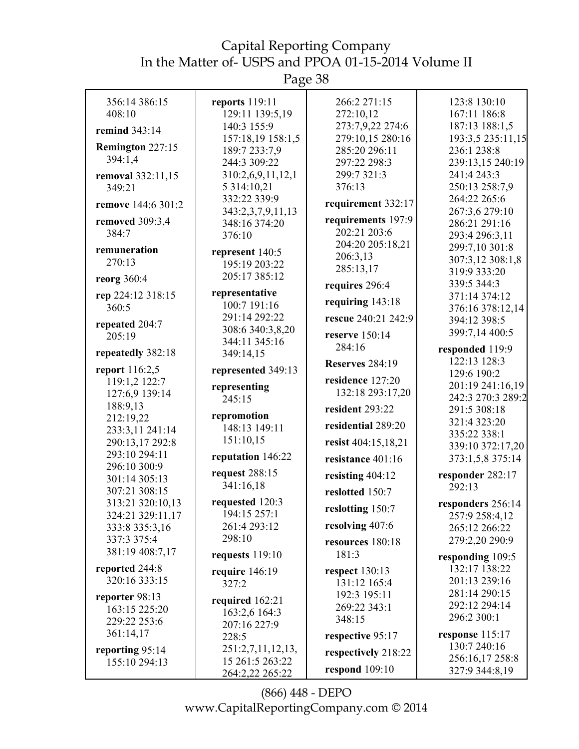356:14 386:15 408:10

**remind** 343:14

**Remington** 227:15 394:1,4

**removal** 332:11,15 349:21

**remove** 144:6 301:2

**removed** 309:3,4 384:7

**remuneration** 270:13

**reorg** 360:4

**rep** 224:12 318:15 360:5

**repeated** 204:7 205:19

**repeatedly** 382:18

**report** 116:2,5 119:1,2 122:7 127:6,9 139:14 188:9,13 212:19,22 233:3,11 241:14 290:13,17 292:8 293:10 294:11 296:10 300:9 301:14 305:13 307:21 308:15 313:21 320:10,13 324:21 329:11,17 333:8 335:3,16 337:3 375:4 381:19 408:7,17

**reported** 244:8 320:16 333:15

**reporter** 98:13 163:15 225:20 229:22 253:6 361:14,17

**reporting** 95:14 155:10 294:13

**reports** 119:11 129:11 139:5,19 140:3 155:9 157:18,19 158:1,5 189:7 233:7,9 244:3 309:22 310:2,6,9,11,12,1 5 314:10,21 332:22 339:9 343:2,3,7,9,11,13 348:16 374:20 376:10

**represent** 140:5 195:19 203:22 205:17 385:12

**representative** 100:7 191:16 291:14 292:22 308:6 340:3,8,20 344:11 345:16 349:14,15

**represented** 349:13

**representing** 245:15

**repromotion** 148:13 149:11 151:10,15

**reputation** 146:22

**request** 288:15 341:16,18

**requested** 120:3 194:15 257:1 261:4 293:12 298:10

**requests** 119:10

**require** 146:19 327:2

**required** 162:21 163:2,6 164:3 207:16 227:9 228:5 251:2,7,11,12,13, 15 261:5 263:22 264:2,22 265:22 266:2 271:15 272:10,12 273:7,9,22 274:6 279:10,15 280:16 285:20 296:11 297:22 298:3 299:7 321:3 376:13

**requirement** 332:17

**requirements** 197:9 202:21 203:6 204:20 205:18,21 206:3,13 285:13,17

**requires** 296:4

**requiring** 143:18

**rescue** 240:21 242:9

**reserve** 150:14 284:16

**Reserves** 284:19

**residence** 127:20 132:18 293:17,20

**resident** 293:22

**residential** 289:20

**resist** 404:15,18,21

**resistance** 401:16

**resisting** 404:12

**reslotted** 150:7

**reslotting** 150:7

**resolving** 407:6

**resources** 180:18 181:3

**respect** 130:13 131:12 165:4 192:3 195:11 269:22 343:1 348:15

**respective** 95:17

**respectively** 218:22

**respond** 109:10 123:8 130:10 167:11 186:8 187:13 188:1,5 193:3,5 235:11,15 236:1 238:8 239:13,15 240:19 241:4 243:3 250:13 258:7,9 264:22 265:6 267:3,6 279:10 286:21 291:16 293:4 296:3,11 299:7,10 301:8 307:3,12 308:1,8 319:9 333:20 339:5 344:3 371:14 374:12 376:16 378:12,14 394:12 398:5 399:7,14 400:5

**responded** 119:9 122:13 128:3 129:6 190:2 201:19 241:16,19 242:3 270:3 289:2 291:5 308:18 321:4 323:20 335:22 338:1 339:10 372:17,20 373:1,5,8 375:14

**responder** 282:17 292:13

**responders** 256:14 257:9 258:4,12 265:12 266:22 279:2,20 290:9

**responding** 109:5 132:17 138:22 201:13 239:16 281:14 290:15 292:12 294:14 296:2 300:1

**response** 115:17 130:7 240:16 256:16,17 258:8 327:9 344:8,19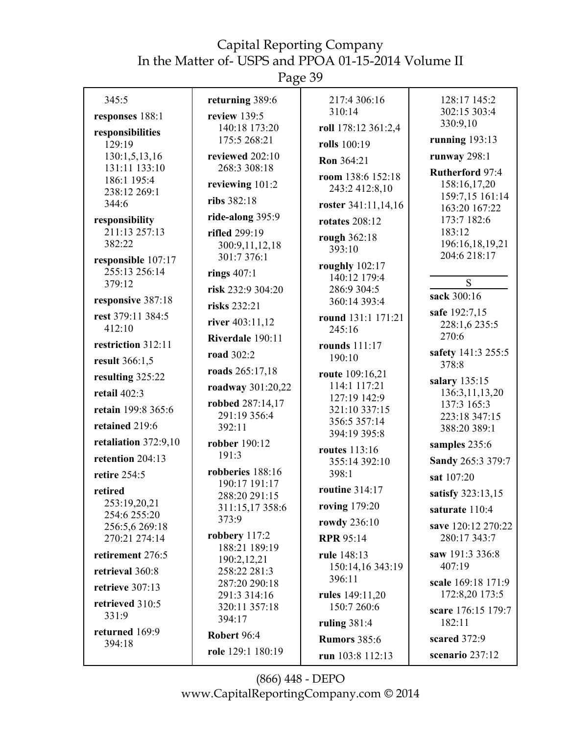345:5

**responses** 188:1

**responsibilities** 129:19 130:1,5,13,16 131:11 133:10 186:1 195:4 238:12 269:1 344:6

**responsibility** 211:13 257:13 382:22

**responsible** 107:17 255:13 256:14 379:12

**responsive** 387:18

**rest** 379:11 384:5 412:10

**restriction** 312:11

**result** 366:1,5

**resulting** 325:22

**retail** 402:3

**retain** 199:8 365:6

**retained** 219:6

**retaliation** 372:9,10

**retention** 204:13

**retire** 254:5

**retired** 253:19,20,21 254:6 255:20 256:5,6 269:18 270:21 274:14

**retirement** 276:5

**retrieval** 360:8

**retrieve** 307:13

**retrieved** 310:5 331:9

**returned** 169:9 394:18

**returning** 389:6

**review** 139:5 140:18 173:20 175:5 268:21

**reviewed** 202:10 268:3 308:18

**reviewing** 101:2

**ribs** 382:18

**ride-along** 395:9

**rifled** 299:19 300:9,11,12,18 301:7 376:1

**rings** 407:1

**risk** 232:9 304:20

**risks** 232:21

**river** 403:11,12

**Riverdale** 190:11

**road** 302:2

**roads** 265:17,18

**roadway** 301:20,22

**robbed** 287:14,17 291:19 356:4 392:11

**robber** 190:12 191:3

**robberies** 188:16 190:17 191:17 288:20 291:15 311:15,17 358:6 373:9

**robbery** 117:2 188:21 189:19 190:2,12,21 258:22 281:3 287:20 290:18 291:3 314:16 320:11 357:18 394:17

**Robert** 96:4

**role** 129:1 180:19

217:4 306:16 310:14

**roll** 178:12 361:2,4

**rolls** 100:19

**Ron** 364:21

**room** 138:6 152:18 243:2 412:8,10

**roster** 341:11,14,16

**rotates** 208:12

**rough** 362:18 393:10

**roughly** 102:17 140:12 179:4 286:9 304:5 360:14 393:4

**round** 131:1 171:21 245:16

**rounds** 111:17 190:10

**route** 109:16,21 114:1 117:21 127:19 142:9 321:10 337:15 356:5 357:14 394:19 395:8

**routes** 113:16 355:14 392:10 398:1

**routine** 314:17

**roving** 179:20

**rowdy** 236:10

**RPR** 95:14

**rule** 148:13 150:14,16 343:19 396:11

**rules** 149:11,20 150:7 260:6

**ruling** 381:4

**Rumors** 385:6

**run** 103:8 112:13 128:17 145:2 302:15 303:4 330:9,10

**running** 193:13

**runway** 298:1

**Rutherford** 97:4 158:16,17,20 159:7,15 161:14 163:20 167:22 173:7 182:6 183:12 196:16,18,19,21 204:6 218:17

## S

**sack** 300:16

**safe** 192:7,15 228:1,6 235:5 270:6

**safety** 141:3 255:5 378:8

**salary** 135:15 136:3,11,13,20 137:3 165:3 223:18 347:15 388:20 389:1

**samples** 235:6

**Sandy** 265:3 379:7

**sat** 107:20

**satisfy** 323:13,15

**saturate** 110:4

**save** 120:12 270:22 280:17 343:7

**saw** 191:3 336:8 407:19

**scale** 169:18 171:9 172:8,20 173:5

**scare** 176:15 179:7 182:11

**scared** 372:9

**scenario** 237:12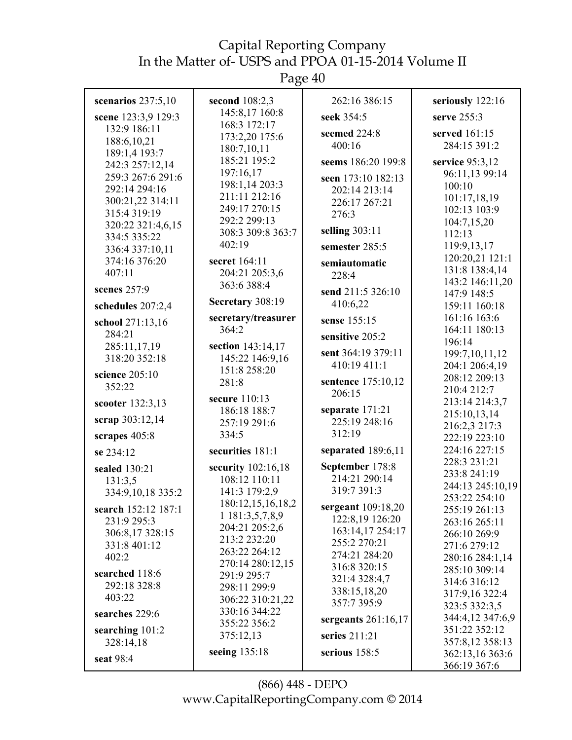**scenarios** 237:5,10

**scene** 123:3,9 129:3 132:9 186:11 188:6,10,21 189:1,4 193:7 242:3 257:12,14 259:3 267:6 291:6 292:14 294:16 300:21,22 314:11 315:4 319:19 320:22 321:4,6,15 334:5 335:22 336:4 337:10,11 374:16 376:20 407:11

**scenes** 257:9

**schedules** 207:2,4

**school** 271:13,16 284:21 285:11,17,19 318:20 352:18

**science** 205:10 352:22

**scooter** 132:3,13

**scrap** 303:12,14

**scrapes** 405:8

**se** 234:12

**sealed** 130:21 131:3,5 334:9,10,18 335:2

**search** 152:12 187:1 231:9 295:3 306:8,17 328:15 331:8 401:12 402:2

**searched** 118:6 292:18 328:8 403:22

**searches** 229:6

**searching** 101:2 328:14,18

**seat** 98:4

**second** 108:2,3 145:8,17 160:8 168:3 172:17 173:2,20 175:6 180:7,10,11 185:21 195:2 197:16,17 198:1,14 203:3 211:11 212:16 249:17 270:15 292:2 299:13 308:3 309:8 363:7 402:19

**secret** 164:11 204:21 205:3,6 363:6 388:4

**Secretary** 308:19

**secretary/treasurer** 364:2

**section** 143:14,17 145:22 146:9,16 151:8 258:20 281:8

**secure** 110:13 186:18 188:7 257:19 291:6 334:5

**securities** 181:1

**security** 102:16,18 108:12 110:11 141:3 179:2,9 180:12,15,16,18,21 181:3,5,7,8,9 204:21 205:2,6 213:2 232:20 263:22 264:12 270:14 280:12,15 291:9 295:7 298:11 299:9 306:22 310:21,22 330:16 344:22 355:22 356:2 375:12,13

**seeing** 135:18

262:16 386:15

**seek** 354:5

**seemed** 224:8 400:16

**seems** 186:20 199:8

**seen** 173:10 182:13 202:14 213:14 226:17 267:21 276:3

**selling** 303:11

**semester** 285:5

**semiautomatic** 228:4

**send** 211:5 326:10 410:6,22

**sense** 155:15

**sensitive** 205:2

**sent** 364:19 379:11 410:19 411:1

**sentence** 175:10,12 206:15

**separate** 171:21 225:19 248:16 312:19

**separated** 189:6,11

**September** 178:8 214:21 290:14 319:7 391:3

**sergeant** 109:18,20 122:8,19 126:20 163:14,17 254:17 255:2 270:21 274:21 284:20 316:8 320:15 321:4 328:4,7 338:15,18,20 357:7 395:9

**sergeants** 261:16,17

**series** 211:21

**serious** 158:5

**seriously** 122:16

**serve** 255:3

**served** 161:15 284:15 391:2

**service** 95:3,12 96:11,13 99:14 100:10 101:17,18,19 102:13 103:9 104:7,15,20 112:13 119:9,13,17 120:20,21 121:1 131:8 138:4,14 143:2 146:11,20 147:9 148:5 159:11 160:18 161:16 163:6 164:11 180:13 196:14 199:7,10,11,12 204:1 206:4,19 208:12 209:13 210:4 212:7 213:14 214:3,7 215:10,13,14 216:2,3 217:3 222:19 223:10 224:16 227:15 228:3 231:21 233:8 241:19 244:13 245:10,19 253:22 254:10 255:19 261:13 263:16 265:11 266:10 269:9 271:6 279:12 280:16 284:1,14 285:10 309:14 314:6 316:12 317:9,16 322:4 323:5 332:3,5 344:4,12 347:6,9 351:22 352:12 357:8,12 358:13 362:13,16 363:6 366:19 367:6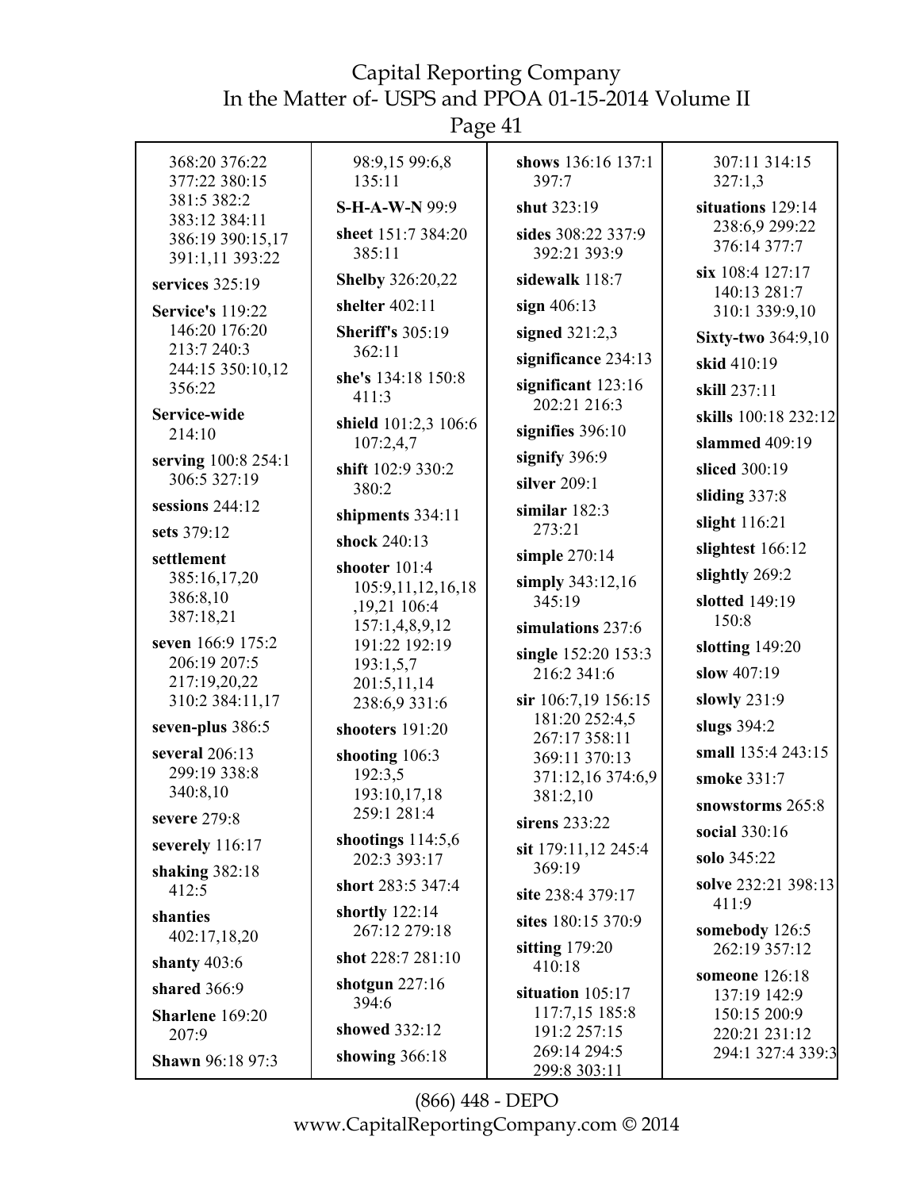368:20 376:22 377:22 380:15 381:5 382:2 383:12 384:11 386:19 390:15,17 391:1,11 393:22

**services** 325:19

**Service's** 119:22 146:20 176:20 213:7 240:3 244:15 350:10,12 356:22

**Service-wide** 214:10

**serving** 100:8 254:1 306:5 327:19

**sessions** 244:12

**sets** 379:12

**settlement** 385:16,17,20 386:8,10 387:18,21

**seven** 166:9 175:2 206:19 207:5 217:19,20,22 310:2 384:11,17

**seven-plus** 386:5

**several** 206:13 299:19 338:8 340:8,10

**severe** 279:8

**severely** 116:17

**shaking** 382:18 412:5

**shanties** 402:17,18,20

**shanty** 403:6

**shared** 366:9

**Sharlene** 169:20 207:9

**Shawn** 96:18 97:3 98:9,15 99:6,8 135:11

**S-H-A-W-N** 99:9

**sheet** 151:7 384:20 385:11

**Shelby** 326:20,22

**shelter** 402:11

**Sheriff's** 305:19 362:11

**she's** 134:18 150:8 411:3

**shield** 101:2,3 106:6 107:2,4,7

**shift** 102:9 330:2 380:2

**shipments** 334:11

**shock** 240:13

**shooter** 101:4 105:9,11,12,16,18 ,19,21 106:4 157:1,4,8,9,12 191:22 192:19 193:1,5,7 201:5,11,14 238:6,9 331:6

**shooters** 191:20

**shooting** 106:3 192:3,5 193:10,17,18 259:1 281:4

**shootings** 114:5,6 202:3 393:17

**short** 283:5 347:4

**shortly** 122:14 267:12 279:18

**shot** 228:7 281:10

**shotgun** 227:16 394:6

**showed** 332:12

**showing** 366:18

**shows** 136:16 137:1 397:7

**shut** 323:19

**sides** 308:22 337:9 392:21 393:9

**sidewalk** 118:7

**sign** 406:13

**signed** 321:2,3

**significance** 234:13

**significant** 123:16 202:21 216:3

**signifies** 396:10

**signify** 396:9

**silver** 209:1

**similar** 182:3 273:21

**simple** 270:14

**simply** 343:12,16 345:19

**simulations** 237:6

**single** 152:20 153:3 216:2 341:6

**sir** 106:7,19 156:15 181:20 252:4,5 267:17 358:11 369:11 370:13 371:12,16 374:6,9 381:2,10

**sirens** 233:22

**sit** 179:11,12 245:4 369:19

**site** 238:4 379:17

**sites** 180:15 370:9

**sitting** 179:20 410:18

**situation** 105:17 117:7,15 185:8 191:2 257:15 269:14 294:5 299:8 303:11 307:11 314:15 327:1,3

**situations** 129:14 238:6,9 299:22 376:14 377:7

**six** 108:4 127:17 140:13 281:7 310:1 339:9,10

**Sixty-two** 364:9,10

**skid** 410:19

**skill** 237:11

**skills** 100:18 232:12

**slammed** 409:19

**sliced** 300:19

**sliding** 337:8

**slight** 116:21

**slightest** 166:12

**slightly** 269:2

**slotted** 149:19 150:8

**slotting** 149:20

**slow** 407:19

**slowly** 231:9

**slugs** 394:2

**small** 135:4 243:15

**smoke** 331:7

**snowstorms** 265:8

**social** 330:16

**solo** 345:22

**solve** 232:21 398:13 411:9

**somebody** 126:5 262:19 357:12

**someone** 126:18 137:19 142:9 150:15 200:9 220:21 231:12 294:1 327:4 339:3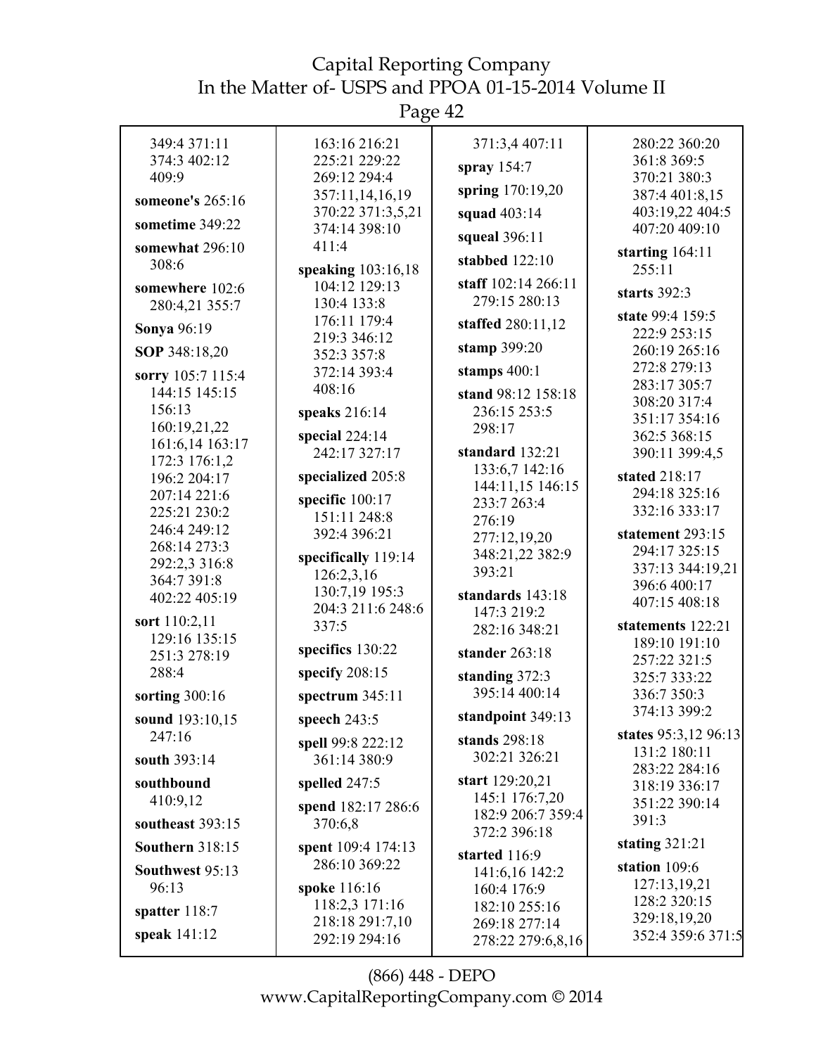349:4 371:11 374:3 402:12 409:9

**someone's** 265:16

**sometime** 349:22

**somewhat** 296:10 308:6

**somewhere** 102:6 280:4,21 355:7

**Sonya** 96:19

**SOP** 348:18,20

**sorry** 105:7 115:4 144:15 145:15 156:13 160:19,21,22 161:6,14 163:17 172:3 176:1,2 196:2 204:17 207:14 221:6 225:21 230:2 246:4 249:12 268:14 273:3 292:2,3 316:8 364:7 391:8 402:22 405:19

**sort** 110:2,11 129:16 135:15 251:3 278:19 288:4

**sorting** 300:16

**sound** 193:10,15 247:16

**south** 393:14

**southbound** 410:9,12

**southeast** 393:15

**Southern** 318:15

**Southwest** 95:13 96:13

**spatter** 118:7

**speak** 141:12

163:16 216:21 225:21 229:22 269:12 294:4 357:11,14,16,19 370:22 371:3,5,21 374:14 398:10 411:4

**speaking** 103:16,18 104:12 129:13 130:4 133:8 176:11 179:4 219:3 346:12 352:3 357:8 372:14 393:4 408:16

**speaks** 216:14

**special** 224:14 242:17 327:17

**specialized** 205:8

**specific** 100:17 151:11 248:8 392:4 396:21

**specifically** 119:14 126:2,3,16 130:7,19 195:3 204:3 211:6 248:6 337:5

**specifics** 130:22

**specify** 208:15

**spectrum** 345:11

**speech** 243:5

**spell** 99:8 222:12 361:14 380:9

**spelled** 247:5

**spend** 182:17 286:6 370:6,8

**spent** 109:4 174:13 286:10 369:22

**spoke** 116:16 118:2,3 171:16 218:18 291:7,10 292:19 294:16

371:3,4 407:11

**spray** 154:7

**spring** 170:19,20

**squad** 403:14

**squeal** 396:11

**stabbed** 122:10

**staff** 102:14 266:11 279:15 280:13

**staffed** 280:11,12

**stamp** 399:20

**stamps** 400:1

**stand** 98:12 158:18 236:15 253:5 298:17

**standard** 132:21 133:6,7 142:16 144:11,15 146:15 233:7 263:4 276:19 277:12,19,20 348:21,22 382:9 393:21

**standards** 143:18 147:3 219:2 282:16 348:21

**stander** 263:18

**standing** 372:3 395:14 400:14

**standpoint** 349:13

**stands** 298:18 302:21 326:21

**start** 129:20,21 145:1 176:7,20 182:9 206:7 359:4 372:2 396:18

**started** 116:9 141:6,16 142:2 160:4 176:9 182:10 255:16 269:18 277:14 278:22 279:6,8,16

280:22 360:20 361:8 369:5 370:21 380:3 387:4 401:8,15 403:19,22 404:5 407:20 409:10

**starting** 164:11 255:11

**starts** 392:3

**state** 99:4 159:5 222:9 253:15 260:19 265:16 272:8 279:13 283:17 305:7 308:20 317:4 351:17 354:16 362:5 368:15 390:11 399:4,5

**stated** 218:17 294:18 325:16 332:16 333:17

**statement** 293:15 294:17 325:15 337:13 344:19,21 396:6 400:17 407:15 408:18

**statements** 122:21 189:10 191:10 257:22 321:5 325:7 333:22 336:7 350:3 374:13 399:2

**states** 95:3,12 96:13 131:2 180:11 283:22 284:16 318:19 336:17 351:22 390:14 391:3

**stating** 321:21

**station** 109:6 127:13,19,21 128:2 320:15 329:18,19,20 352:4 359:6 371:5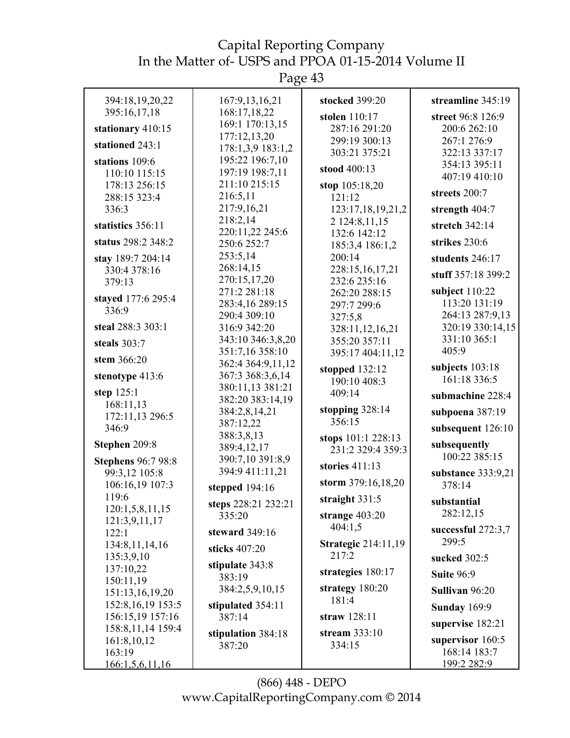394:18,19,20,22
395:16,17,18

**stationary** 410:15

**stationed** 243:1

**stations** 109:6
110:10 115:15
178:13 256:15
288:15 323:4
336:3

**statistics** 356:11

**status** 298:2 348:2

**stay** 189:7 204:14
330:4 378:16
379:13

**stayed** 177:6 295:4
336:9

**steal** 288:3 303:1

**steals** 303:7

**stem** 366:20

**stenotype** 413:6

**step** 125:1
168:11,13
172:11,13 296:5
346:9

**Stephen** 209:8

**Stephens** 96:7 98:8
99:3,12 105:8
106:16,19 107:3
119:6
120:1,5,8,11,15
121:3,9,11,17
122:1
134:8,11,14,16
135:3,9,10
137:10,22
150:11,19
151:13,16,19,20
152:8,16,19 153:5
156:15,19 157:16
158:8,11,14 159:4
161:8,10,12
163:19
166:1,5,6,11,16
167:9,13,16,21
168:17,18,22
169:1 170:13,15
177:12,13,20
178:1,3,9 183:1,2
195:22 196:7,10
197:19 198:7,11
211:10 215:15
216:5,11
217:9,16,21
218:2,14
220:11,22 245:6
250:6 252:7
253:5,14
268:14,15
270:15,17,20
271:2 281:18
283:4,16 289:15
290:4 309:10
316:9 342:20
343:10 346:3,8,20
351:7,16 358:10
362:4 364:9,11,12
367:3 368:3,6,14
380:11,13 381:21
382:20 383:14,19
384:2,8,14,21
387:12,22
388:3,8,13
389:4,12,17
390:7,10 391:8,9
394:9 411:11,21

**stepped** 194:16

**steps** 228:21 232:21
335:20

**steward** 349:16

**sticks** 407:20

**stipulate** 343:8
383:19
384:2,5,9,10,15

**stipulated** 354:11
387:14

**stipulation** 384:18
387:20

**stocked** 399:20

**stolen** 110:17
287:16 291:20
299:19 300:13
303:21 375:21

**stood** 400:13

**stop** 105:18,20
121:12
123:17,18,19,21,2
2 124:8,11,15
132:6 142:12
185:3,4 186:1,2
200:14
228:15,16,17,21
232:6 235:16
262:20 288:15
297:7 299:6
327:5,8
328:11,12,16,21
355:20 357:11
395:17 404:11,12

**stopped** 132:12
190:10 408:3
409:14

**stopping** 328:14
356:15

**stops** 101:1 228:13
231:2 329:4 359:3

**stories** 411:13

**storm** 379:16,18,20

**straight** 331:5

**strange** 403:20
404:1,5

**Strategic** 214:11,19
217:2

**strategies** 180:17

**strategy** 180:20
181:4

**straw** 128:11

**stream** 333:10
334:15

**streamline** 345:19

**street** 96:8 126:9
200:6 262:10
267:1 276:9
322:13 337:17
354:13 395:11
407:19 410:10

**streets** 200:7

**strength** 404:7

**stretch** 342:14

**strikes** 230:6

**students** 246:17

**stuff** 357:18 399:2

**subject** 110:22
113:20 131:19
264:13 287:9,13
320:19 330:14,15
331:10 365:1
405:9

**subjects** 103:18
161:18 336:5

**submachine** 228:4

**subpoena** 387:19

**subsequent** 126:10

**subsequently**
100:22 385:15

**substance** 333:9,21
378:14

**substantial**
282:12,15

**successful** 272:3,7
299:5

**sucked** 302:5

**Suite** 96:9

**Sullivan** 96:20

**Sunday** 169:9

**supervise** 182:21

**supervisor** 160:5
168:14 183:7
199:2 282:9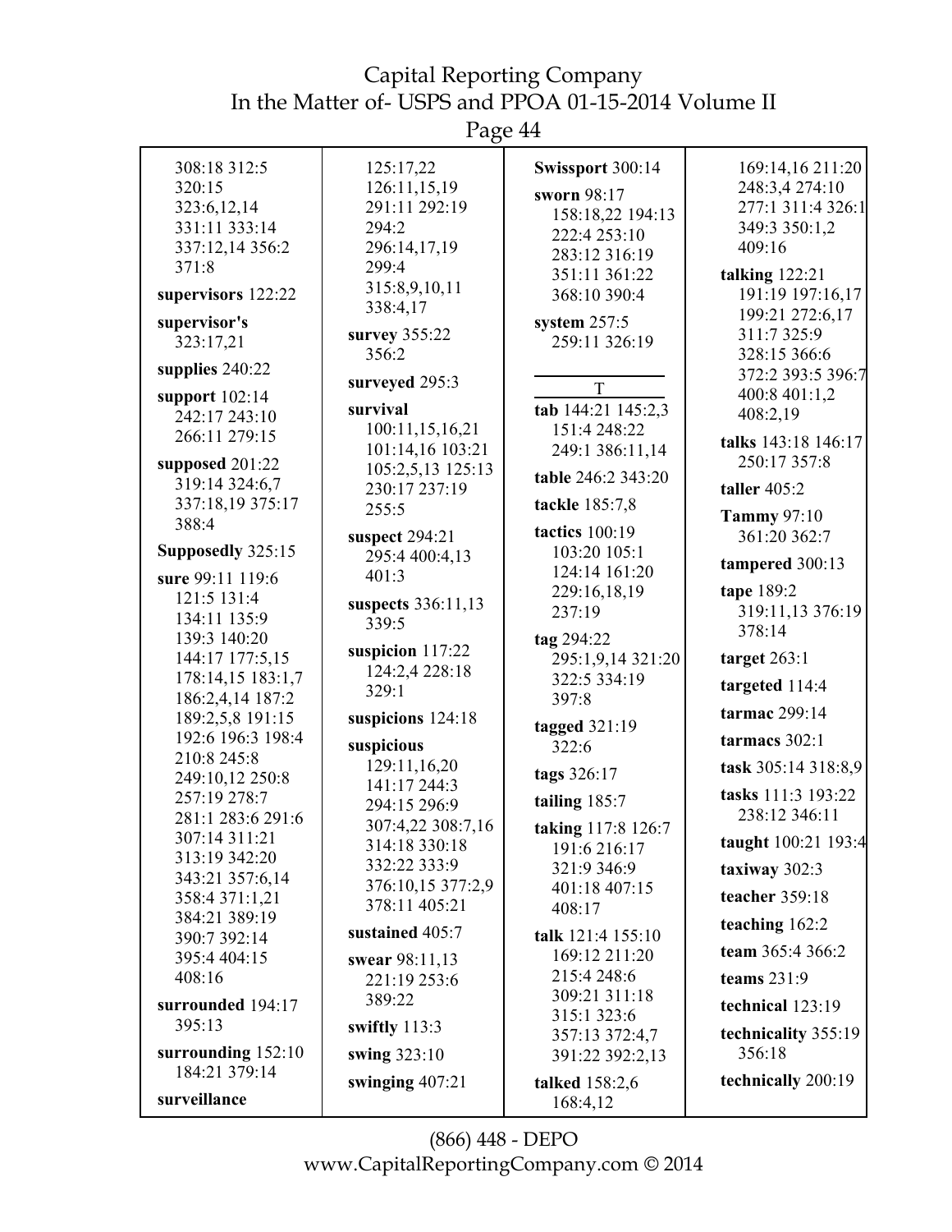308:18 312:5 320:15 323:6,12,14 331:11 333:14 337:12,14 356:2 371:8

**supervisors** 122:22

**supervisor's** 323:17,21

**supplies** 240:22

**support** 102:14 242:17 243:10 266:11 279:15

**supposed** 201:22 319:14 324:6,7 337:18,19 375:17 388:4

**Supposedly** 325:15

**sure** 99:11 119:6 121:5 131:4 134:11 135:9 139:3 140:20 144:17 177:5,15 178:14,15 183:1,7 186:2,4,14 187:2 189:2,5,8 191:15 192:6 196:3 198:4 210:8 245:8 249:10,12 250:8 257:19 278:7 281:1 283:6 291:6 307:14 311:21 313:19 342:20 343:21 357:6,14 358:4 371:1,21 384:21 389:19 390:7 392:14 395:4 404:15 408:16

**surrounded** 194:17 395:13

**surrounding** 152:10 184:21 379:14

**surveillance** 125:17,22 126:11,15,19 291:11 292:19 294:2 296:14,17,19 299:4 315:8,9,10,11 338:4,17

**survey** 355:22 356:2

**surveyed** 295:3

**survival** 100:11,15,16,21 101:14,16 103:21 105:2,5,13 125:13 230:17 237:19 255:5

**suspect** 294:21 295:4 400:4,13 401:3

**suspects** 336:11,13 339:5

**suspicion** 117:22 124:2,4 228:18 329:1

**suspicions** 124:18

**suspicious** 129:11,16,20 141:17 244:3 294:15 296:9 307:4,22 308:7,16 314:18 330:18 332:22 333:9 376:10,15 377:2,9 378:11 405:21

**sustained** 405:7

**swear** 98:11,13 221:19 253:6 389:22

**swiftly** 113:3

**swing** 323:10

**swinging** 407:21

**Swissport** 300:14

**sworn** 98:17 158:18,22 194:13 222:4 253:10 283:12 316:19 351:11 361:22 368:10 390:4

**system** 257:5 259:11 326:19

## T

**tab** 144:21 145:2,3 151:4 248:22 249:1 386:11,14

**table** 246:2 343:20

**tackle** 185:7,8

**tactics** 100:19 103:20 105:1 124:14 161:20 229:16,18,19 237:19

**tag** 294:22 295:1,9,14 321:20 322:5 334:19 397:8

**tagged** 321:19 322:6

**tags** 326:17

**tailing** 185:7

**taking** 117:8 126:7 191:6 216:17 321:9 346:9 401:18 407:15 408:17

**talk** 121:4 155:10 169:12 211:20 215:4 248:6 309:21 311:18 315:1 323:6 357:13 372:4,7 391:22 392:2,13

**talked** 158:2,6 168:4,12 169:14,16 211:20 248:3,4 274:10 277:1 311:4 326:1 349:3 350:1,2 409:16

**talking** 122:21 191:19 197:16,17 199:21 272:6,17 311:7 325:9 328:15 366:6 372:2 393:5 396:7 400:8 401:1,2 408:2,19

**talks** 143:18 146:17 250:17 357:8

**taller** 405:2

**Tammy** 97:10 361:20 362:7

**tampered** 300:13

**tape** 189:2 319:11,13 376:19 378:14

**target** 263:1

**targeted** 114:4

**tarmac** 299:14

**tarmacs** 302:1

**task** 305:14 318:8,9

**tasks** 111:3 193:22 238:12 346:11

**taught** 100:21 193:4

**taxiway** 302:3

**teacher** 359:18

**teaching** 162:2

**team** 365:4 366:2

**teams** 231:9

**technical** 123:19

**technicality** 355:19 356:18

**technically** 200:19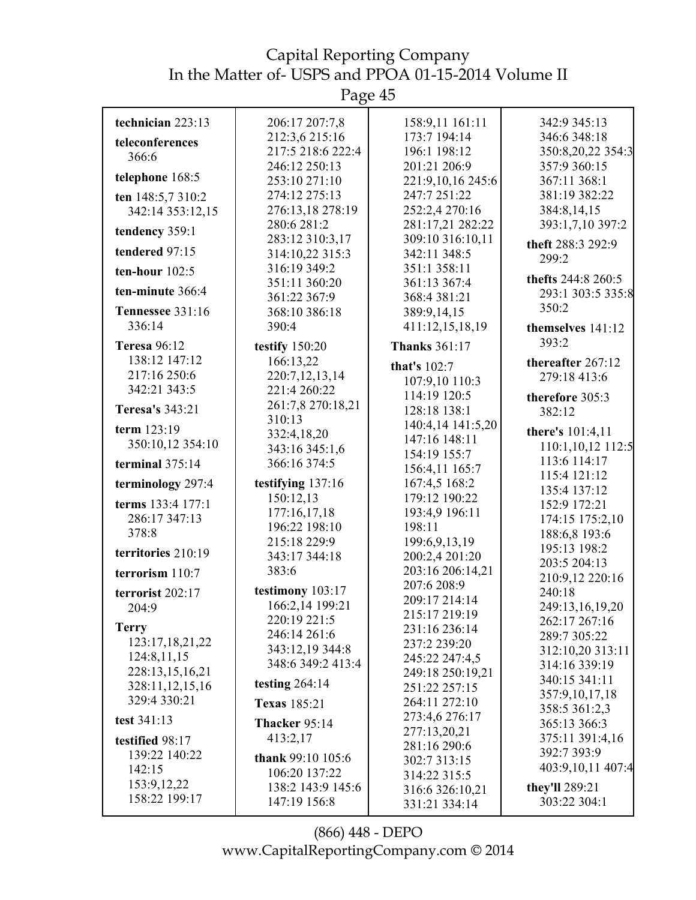**technician** 223:13

**teleconferences** 366:6

**telephone** 168:5

**ten** 148:5,7 310:2 342:14 353:12,15

**tendency** 359:1

**tendered** 97:15

**ten-hour** 102:5

**ten-minute** 366:4

**Tennessee** 331:16 336:14

**Teresa** 96:12 138:12 147:12 217:16 250:6 342:21 343:5

**Teresa's** 343:21

**term** 123:19 350:10,12 354:10

**terminal** 375:14

**terminology** 297:4

**terms** 133:4 177:1 286:17 347:13 378:8

**territories** 210:19

**terrorism** 110:7

**terrorist** 202:17 204:9

**Terry** 123:17,18,21,22 124:8,11,15 228:13,15,16,21 328:11,12,15,16 329:4 330:21

**test** 341:13

**testified** 98:17 139:22 140:22 142:15 153:9,12,22 158:22 199:17 206:17 207:7,8 212:3,6 215:16 217:5 218:6 222:4 246:12 250:13 253:10 271:10 274:12 275:13 276:13,18 278:19 280:6 281:2 283:12 310:3,17 314:10,22 315:3 316:19 349:2 351:11 360:20 361:22 367:9 368:10 386:18 390:4

**testify** 150:20 166:13,22 220:7,12,13,14 221:4 260:22 261:7,8 270:18,21 310:13 332:4,18,20 343:16 345:1,6 366:16 374:5

**testifying** 137:16 150:12,13 177:16,17,18 196:22 198:10 215:18 229:9 343:17 344:18 383:6

**testimony** 103:17 166:2,14 199:21 220:19 221:5 246:14 261:6 343:12,19 344:8 348:6 349:2 413:4

**testing** 264:14

**Texas** 185:21

**Thacker** 95:14 413:2,17

**thank** 99:10 105:6 106:20 137:22 138:2 143:9 145:6 147:19 156:8 158:9,11 161:11 173:7 194:14 196:1 198:12 201:21 206:9 221:9,10,16 245:6 247:7 251:22 252:2,4 270:16 281:17,21 282:22 309:10 316:10,11 342:11 348:5 351:1 358:11 361:13 367:4 368:4 381:21 389:9,14,15 411:12,15,18,19

**Thanks** 361:17

**that's** 102:7 107:9,10 110:3 114:19 120:5 128:18 138:1 140:4,14 141:5,20 147:16 148:11 154:19 155:7 156:4,11 165:7 167:4,5 168:2 179:12 190:22 193:4,9 196:11 198:11 199:6,9,13,19 200:2,4 201:20 203:16 206:14,21 207:6 208:9 209:17 214:14 215:17 219:19 231:16 236:14 237:2 239:20 245:22 247:4,5 249:18 250:19,21 251:22 257:15 264:11 272:10 273:4,6 276:17 277:13,20,21 281:16 290:6 302:7 313:15 314:22 315:5 316:6 326:10,21 331:21 334:14 342:9 345:13 346:6 348:18 350:8,20,22 354:3 357:9 360:15 367:11 368:1 381:19 382:22 384:8,14,15 393:1,7,10 397:2

**theft** 288:3 292:9 299:2

**thefts** 244:8 260:5 293:1 303:5 335:8 350:2

**themselves** 141:12 393:2

**thereafter** 267:12 279:18 413:6

**therefore** 305:3 382:12

**there's** 101:4,11 110:1,10,12 112:5 113:6 114:17 115:4 121:12 135:4 137:12 152:9 172:21 174:15 175:2,10 188:6,8 193:6 195:13 198:2 203:5 204:13 210:9,12 220:16 240:18 249:13,16,19,20 262:17 267:16 289:7 305:22 312:10,20 313:11 314:16 339:19 340:15 341:11 357:9,10,17,18 358:5 361:2,3 365:13 366:3 375:11 391:4,16 392:7 393:9 403:9,10,11 407:4

**they'll** 289:21 303:22 304:1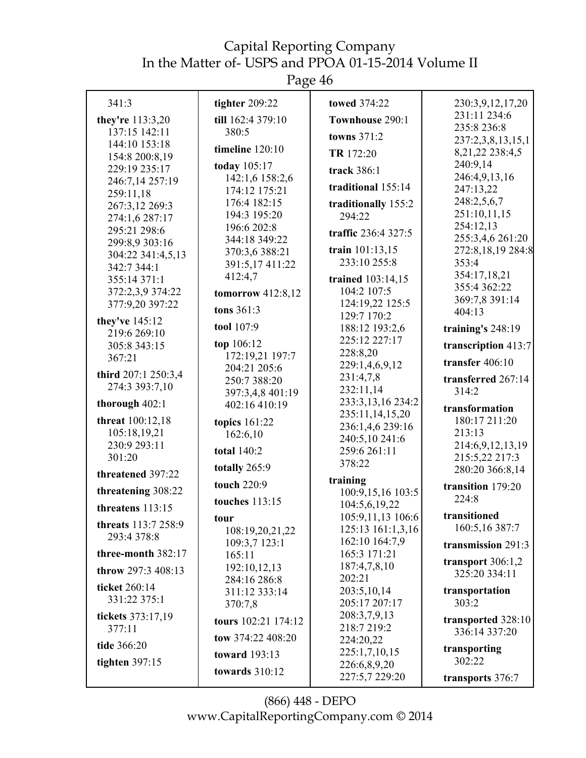341:3

**they're** 113:3,20 137:15 142:11 144:10 153:18 154:8 200:8,19 229:19 235:17 246:7,14 257:19 259:11,18 267:3,12 269:3 274:1,6 287:17 295:21 298:6 299:8,9 303:16 304:22 341:4,5,13 342:7 344:1 355:14 371:1 372:2,3,9 374:22 377:9,20 397:22

**they've** 145:12 219:6 269:10 305:8 343:15 367:21

**third** 207:1 250:3,4 274:3 393:7,10

**thorough** 402:1

**threat** 100:12,18 105:18,19,21 230:9 293:11 301:20

**threatened** 397:22

**threatening** 308:22

**threatens** 113:15

**threats** 113:7 258:9 293:4 378:8

**three-month** 382:17

**throw** 297:3 408:13

**ticket** 260:14 331:22 375:1

**tickets** 373:17,19 377:11

**tide** 366:20

**tighten** 397:15

**tighter** 209:22

**till** 162:4 379:10 380:5

**timeline** 120:10

**today** 105:17 142:1,6 158:2,6 174:12 175:21 176:4 182:15 194:3 195:20 196:6 202:8 344:18 349:22 370:3,6 388:21 391:5,17 411:22 412:4,7

**tomorrow** 412:8,12

**tons** 361:3

**tool** 107:9

**top** 106:12 172:19,21 197:7 204:21 205:6 250:7 388:20 397:3,4,8 401:19 402:16 410:19

**topics** 161:22 162:6,10

**total** 140:2

**totally** 265:9

**touch** 220:9

**touches** 113:15

**tour** 108:19,20,21,22 109:3,7 123:1 165:11 192:10,12,13 284:16 286:8 311:12 333:14 370:7,8

**tours** 102:21 174:12

**tow** 374:22 408:20

**toward** 193:13

**towards** 310:12

**towed** 374:22

**Townhouse** 290:1

**towns** 371:2

**TR** 172:20

**track** 386:1

**traditional** 155:14

**traditionally** 155:2 294:22

**traffic** 236:4 327:5

**train** 101:13,15 233:10 255:8

**trained** 103:14,15 104:2 107:5 124:19,22 125:5 129:7 170:2 188:12 193:2,6 225:12 227:17 228:8,20 229:1,4,6,9,12 231:4,7,8 232:11,14 233:3,13,16 234:2 235:11,14,15,20 236:1,4,6 239:16 240:5,10 241:6 259:6 261:11 378:22

**training** 100:9,15,16 103:5 104:5,6,19,22 105:9,11,13 106:6 125:13 161:1,3,16 162:10 164:7,9 165:3 171:21 187:4,7,8,10 202:21 203:5,10,14 205:17 207:17 208:3,7,9,13 218:7 219:2 224:20,22 225:1,7,10,15 226:6,8,9,20 227:5,7 229:20 230:3,9,12,17,20 231:11 234:6 235:8 236:8 237:2,3,8,13,15,18,21,22 238:4,5 240:9,14 246:4,9,13,16 247:13,22 248:2,5,6,7 251:10,11,15 254:12,13 255:3,4,6 261:20 272:8,18,19 284:8 353:4 354:17,18,21 355:4 362:22 369:7,8 391:14 404:13

**training's** 248:19

**transcription** 413:7

**transfer** 406:10

**transferred** 267:14 314:2

**transformation** 180:17 211:20 213:13 214:6,9,12,13,19 215:5,22 217:3 280:20 366:8,14

**transition** 179:20 224:8

**transitioned** 160:5,16 387:7

**transmission** 291:3

**transport** 306:1,2 325:20 334:11

**transportation** 303:2

**transported** 328:10 336:14 337:20

**transporting** 302:22

**transports** 376:7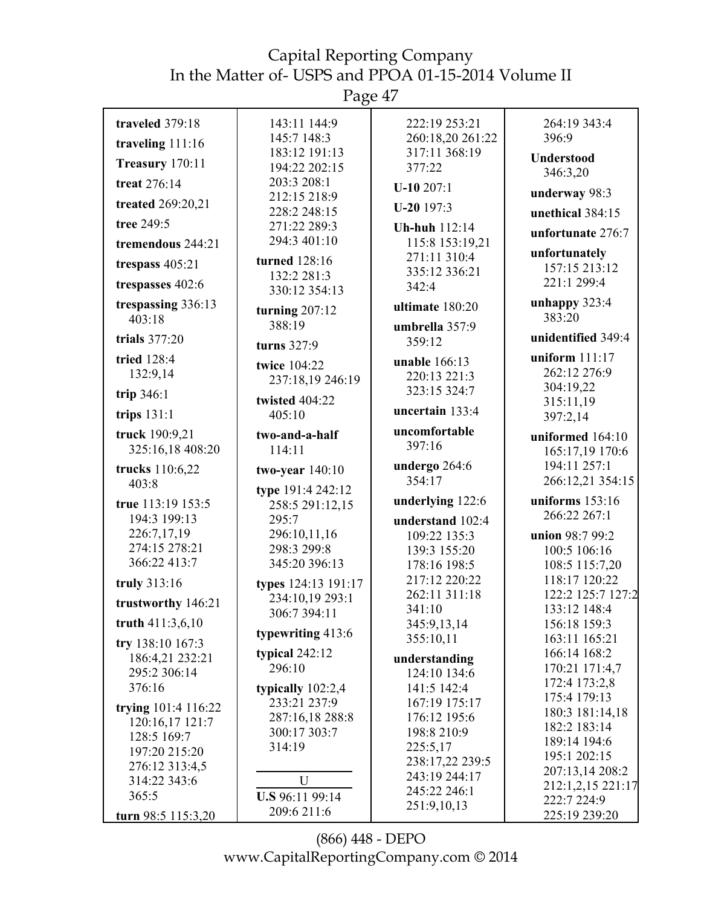**traveled** 379:18

**traveling** 111:16

**Treasury** 170:11

**treat** 276:14

**treated** 269:20,21

**tree** 249:5

**tremendous** 244:21

**trespass** 405:21

**trespasses** 402:6

**trespassing** 336:13 403:18

**trials** 377:20

**tried** 128:4 132:9,14

**trip** 346:1

**trips** 131:1

**truck** 190:9,21 325:16,18 408:20

**trucks** 110:6,22 403:8

**true** 113:19 153:5 194:3 199:13 226:7,17,19 274:15 278:21 366:22 413:7

**truly** 313:16

**trustworthy** 146:21

**truth** 411:3,6,10

**try** 138:10 167:3 186:4,21 232:21 295:2 306:14 376:16

**trying** 101:4 116:22 120:16,17 121:7 128:5 169:7 197:20 215:20 276:12 313:4,5 314:22 343:6 365:5

**turn** 98:5 115:3,20 143:11 144:9 145:7 148:3 183:12 191:13 194:22 202:15 203:3 208:1 212:15 218:9 228:2 248:15 271:22 289:3 294:3 401:10

**turned** 128:16 132:2 281:3 330:12 354:13

**turning** 207:12 388:19

**turns** 327:9

**twice** 104:22 237:18,19 246:19

**twisted** 404:22 405:10

**two-and-a-half** 114:11

**two-year** 140:10

**type** 191:4 242:12 258:5 291:12,15 295:7 296:10,11,16 298:3 299:8 345:20 396:13

**types** 124:13 191:17 234:10,19 293:1 306:7 394:11

**typewriting** 413:6

**typical** 242:12 296:10

**typically** 102:2,4 233:21 237:9 287:16,18 288:8 300:17 303:7 314:19

U

**U.S** 96:11 99:14 209:6 211:6 222:19 253:21 260:18,20 261:22 317:11 368:19 377:22

**U-10** 207:1

**U-20** 197:3

**Uh-huh** 112:14 115:8 153:19,21 271:11 310:4 335:12 336:21 342:4

**ultimate** 180:20

**umbrella** 357:9 359:12

**unable** 166:13 220:13 221:3 323:15 324:7

**uncertain** 133:4

**uncomfortable** 397:16

**undergo** 264:6 354:17

**underlying** 122:6

**understand** 102:4 109:22 135:3 139:3 155:20 178:16 198:5 217:12 220:22 262:11 311:18 341:10 345:9,13,14 355:10,11

**understanding** 124:10 134:6 141:5 142:4 167:19 175:17 176:12 195:6 198:8 210:9 225:5,17 238:17,22 239:5 243:19 244:17 245:22 246:1 251:9,10,13 264:19 343:4 396:9

**Understood** 346:3,20

**underway** 98:3

**unethical** 384:15

**unfortunate** 276:7

**unfortunately** 157:15 213:12 221:1 299:4

**unhappy** 323:4 383:20

**unidentified** 349:4

**uniform** 111:17 262:12 276:9 304:19,22 315:11,19 397:2,14

**uniformed** 164:10 165:17,19 170:6 194:11 257:1 266:12,21 354:15

**uniforms** 153:16 266:22 267:1

**union** 98:7 99:2 100:5 106:16 108:5 115:7,20 118:17 120:22 122:2 125:7 127:2 133:12 148:4 156:18 159:3 163:11 165:21 166:14 168:2 170:21 171:4,7 172:4 173:2,8 175:4 179:13 180:3 181:14,18 182:2 183:14 189:14 194:6 195:1 202:15 207:13,14 208:2 212:1,2,15 221:17 222:7 224:9 225:19 239:20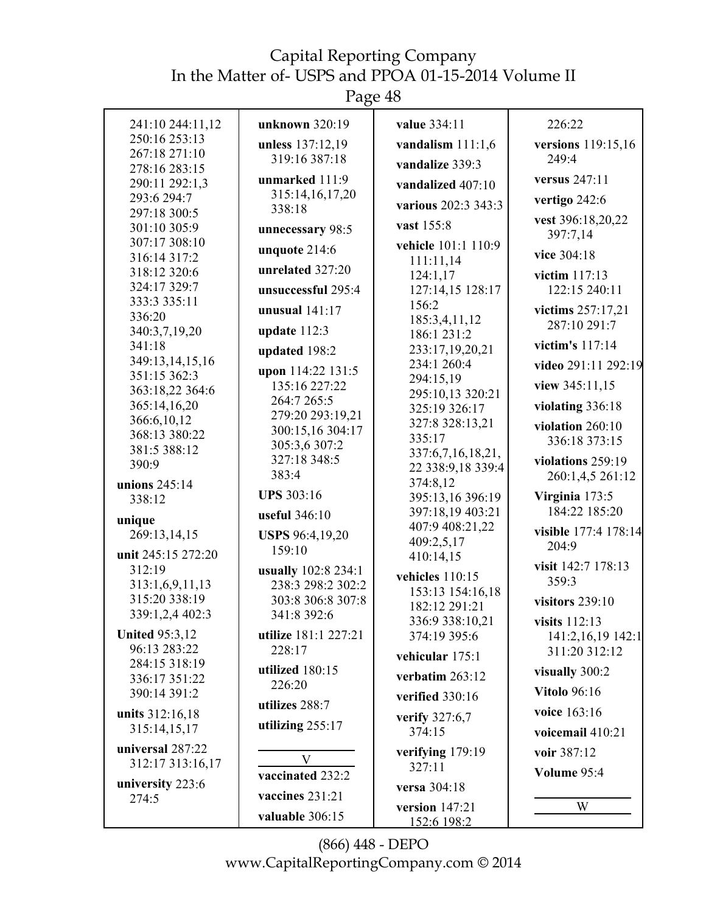241:10 244:11,12 250:16 253:13 267:18 271:10 278:16 283:15 290:11 292:1,3 293:6 294:7 297:18 300:5 301:10 305:9 307:17 308:10 316:14 317:2 318:12 320:6 324:17 329:7 333:3 335:11 336:20 340:3,7,19,20 341:18 349:13,14,15,16 351:15 362:3 363:18,22 364:6 365:14,16,20 366:6,10,12 368:13 380:22 381:5 388:12 390:9

**unions** 245:14 338:12

**unique** 269:13,14,15

**unit** 245:15 272:20 312:19 313:1,6,9,11,13 315:20 338:19 339:1,2,4 402:3

**United** 95:3,12 96:13 283:22 284:15 318:19 336:17 351:22 390:14 391:2

**units** 312:16,18 315:14,15,17

**universal** 287:22 312:17 313:16,17

**university** 223:6 274:5

**unknown** 320:19

**unless** 137:12,19 319:16 387:18

**unmarked** 111:9 315:14,16,17,20 338:18

**unnecessary** 98:5

**unquote** 214:6

**unrelated** 327:20

**unsuccessful** 295:4

**unusual** 141:17

**update** 112:3

**updated** 198:2

**upon** 114:22 131:5 135:16 227:22 264:7 265:5 279:20 293:19,21 300:15,16 304:17 305:3,6 307:2 327:18 348:5 383:4

**UPS** 303:16

**useful** 346:10

**USPS** 96:4,19,20 159:10

**usually** 102:8 234:1 238:3 298:2 302:2 303:8 306:8 307:8 341:8 392:6

**utilize** 181:1 227:21 228:17

**utilized** 180:15 226:20

**utilizes** 288:7

**utilizing** 255:17

## V

**vaccinated** 232:2

**vaccines** 231:21

**valuable** 306:15

**value** 334:11

**vandalism** 111:1,6

**vandalize** 339:3

**vandalized** 407:10

**various** 202:3 343:3

**vast** 155:8

**vehicle** 101:1 110:9 111:11,14 124:1,17 127:14,15 128:17 156:2 185:3,4,11,12 186:1 231:2 233:17,19,20,21 234:1 260:4 294:15,19 295:10,13 320:21 325:19 326:17 327:8 328:13,21 335:17 337:6,7,16,18,21,22 338:9,18 339:4 374:8,12 395:13,16 396:19 397:18,19 403:21 407:9 408:21,22 409:2,5,17 410:14,15

**vehicles** 110:15 153:13 154:16,18 182:12 291:21 336:9 338:10,21 374:19 395:6

**vehicular** 175:1

**verbatim** 263:12

**verified** 330:16

**verify** 327:6,7 374:15

**verifying** 179:19 327:11

**versa** 304:18

**version** 147:21 152:6 198:2 226:22

**versions** 119:15,16 249:4

**versus** 247:11

**vertigo** 242:6

**vest** 396:18,20,22 397:7,14

**vice** 304:18

**victim** 117:13 122:15 240:11

**victims** 257:17,21 287:10 291:7

**victim's** 117:14

**video** 291:11 292:19

**view** 345:11,15

**violating** 336:18

**violation** 260:10 336:18 373:15

**violations** 259:19 260:1,4,5 261:12

**Virginia** 173:5 184:22 185:20

**visible** 177:4 178:14 204:9

**visit** 142:7 178:13 359:3

**visitors** 239:10

**visits** 112:13 141:2,16,19 142:1 311:20 312:12

**visually** 300:2

**Vitolo** 96:16

**voice** 163:16

**voicemail** 410:21

**voir** 387:12

**Volume** 95:4

## W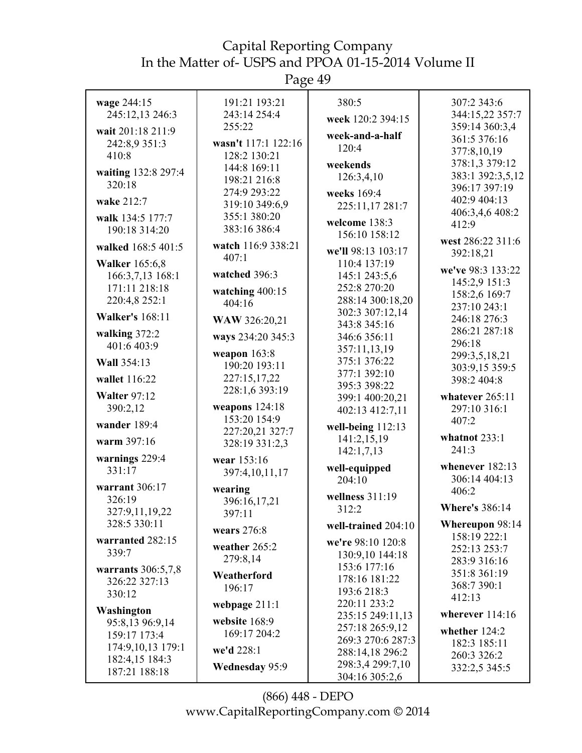**wage** 244:15 245:12,13 246:3

**wait** 201:18 211:9 242:8,9 351:3 410:8

**waiting** 132:8 297:4 320:18

**wake** 212:7

**walk** 134:5 177:7 190:18 314:20

**walked** 168:5 401:5

**Walker** 165:6,8 166:3,7,13 168:1 171:11 218:18 220:4,8 252:1

**Walker's** 168:11

**walking** 372:2 401:6 403:9

**Wall** 354:13

**wallet** 116:22

**Walter** 97:12 390:2,12

**wander** 189:4

**warm** 397:16

**warnings** 229:4 331:17

**warrant** 306:17 326:19 327:9,11,19,22 328:5 330:11

**warranted** 282:15 339:7

**warrants** 306:5,7,8 326:22 327:13 330:12

**Washington** 95:8,13 96:9,14 159:17 173:4 174:9,10,13 179:1 182:4,15 184:3 187:21 188:18 191:21 193:21 243:14 254:4 255:22

**wasn't** 117:1 122:16 128:2 130:21 144:8 169:11 198:21 216:8 274:9 293:22 319:10 349:6,9 355:1 380:20 383:16 386:4

**watch** 116:9 338:21 407:1

**watched** 396:3

**watching** 400:15 404:16

**WAW** 326:20,21

**ways** 234:20 345:3

**weapon** 163:8 190:20 193:11 227:15,17,22 228:1,6 393:19

**weapons** 124:18 153:20 154:9 227:20,21 327:7 328:19 331:2,3

**wear** 153:16 397:4,10,11,17

**wearing** 396:16,17,21 397:11

**wears** 276:8

**weather** 265:2 279:8,14

**Weatherford** 196:17

**webpage** 211:1

**website** 168:9 169:17 204:2

**we'd** 228:1

**Wednesday** 95:9 380:5

**week** 120:2 394:15

**week-and-a-half** 120:4

**weekends** 126:3,4,10

**weeks** 169:4 225:11,17 281:7

**welcome** 138:3 156:10 158:12

**we'll** 98:13 103:17 110:4 137:19 145:1 243:5,6 252:8 270:20 288:14 300:18,20 302:3 307:12,14 343:8 345:16 346:6 356:11 357:11,13,19 375:1 376:22 377:1 392:10 395:3 398:22 399:1 400:20,21 402:13 412:7,11

**well-being** 112:13 141:2,15,19 142:1,7,13

**well-equipped** 204:10

**wellness** 311:19 312:2

**well-trained** 204:10

**we're** 98:10 120:8 130:9,10 144:18 153:6 177:16 178:16 181:22 193:6 218:3 220:11 233:2 235:15 249:11,13 257:18 265:9,12 269:3 270:6 287:3 288:14,18 296:2 298:3,4 299:7,10 304:16 305:2,6 307:2 343:6 344:15,22 357:7 359:14 360:3,4 361:5 376:16 377:8,10,19 378:1,3 379:12 383:1 392:3,5,12 396:17 397:19 402:9 404:13 406:3,4,6 408:2 412:9

**west** 286:22 311:6 392:18,21

**we've** 98:3 133:22 145:2,9 151:3 158:2,6 169:7 237:10 243:1 246:18 276:3 286:21 287:18 296:18 299:3,5,18,21 303:9,15 359:5 398:2 404:8

**whatever** 265:11 297:10 316:1 407:2

**whatnot** 233:1 241:3

**whenever** 182:13 306:14 404:13 406:2

**Where's** 386:14

**Whereupon** 98:14 158:19 222:1 252:13 253:7 283:9 316:16 351:8 361:19 368:7 390:1 412:13

**wherever** 114:16

**whether** 124:2 182:3 185:11 260:3 326:2 332:2,5 345:5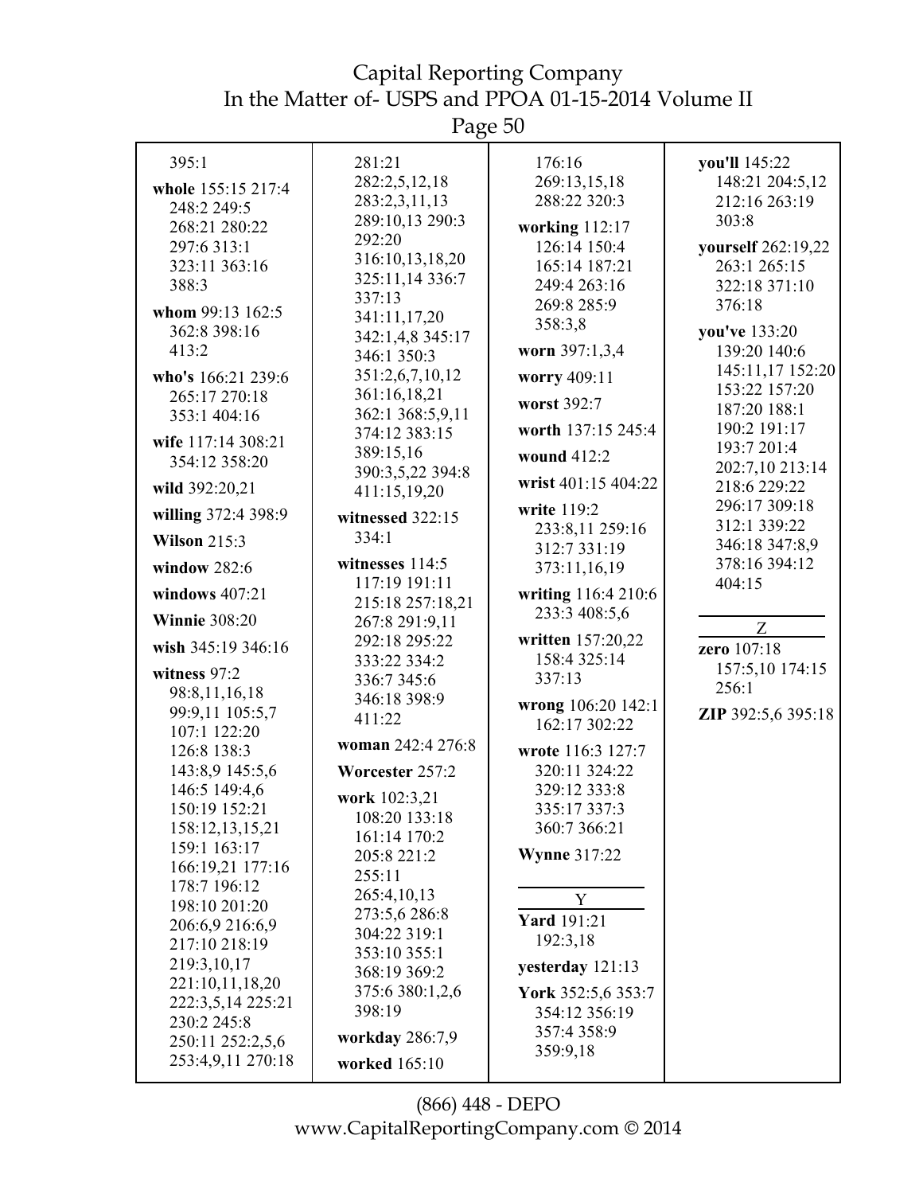395:1

**whole** 155:15 217:4 248:2 249:5 268:21 280:22 297:6 313:1 323:11 363:16 388:3

**whom** 99:13 162:5 362:8 398:16 413:2

**who's** 166:21 239:6 265:17 270:18 353:1 404:16

**wife** 117:14 308:21 354:12 358:20

**wild** 392:20,21

**willing** 372:4 398:9

**Wilson** 215:3

**window** 282:6

**windows** 407:21

**Winnie** 308:20

**wish** 345:19 346:16

**witness** 97:2 98:8,11,16,18 99:9,11 105:5,7 107:1 122:20 126:8 138:3 143:8,9 145:5,6 146:5 149:4,6 150:19 152:21 158:12,13,15,21 159:1 163:17 166:19,21 177:16 178:7 196:12 198:10 201:20 206:6,9 216:6,9 217:10 218:19 219:3,10,17 221:10,11,18,20 222:3,5,14 225:21 230:2 245:8 250:11 252:2,5,6 253:4,9,11 270:18 281:21 282:2,5,12,18 283:2,3,11,13 289:10,13 290:3 292:20 316:10,13,18,20 325:11,14 336:7 337:13 341:11,17,20 342:1,4,8 345:17 346:1 350:3 351:2,6,7,10,12 361:16,18,21 362:1 368:5,9,11 374:12 383:15 389:15,16 390:3,5,22 394:8 411:15,19,20

**witnessed** 322:15 334:1

**witnesses** 114:5 117:19 191:11 215:18 257:18,21 267:8 291:9,11 292:18 295:22 333:22 334:2 336:7 345:6 346:18 398:9 411:22

**woman** 242:4 276:8

**Worcester** 257:2

**work** 102:3,21 108:20 133:18 161:14 170:2 205:8 221:2 255:11 265:4,10,13 273:5,6 286:8 304:22 319:1 353:10 355:1 368:19 369:2 375:6 380:1,2,6 398:19

**workday** 286:7,9

**worked** 165:10 176:16 269:13,15,18 288:22 320:3

**working** 112:17 126:14 150:4 165:14 187:21 249:4 263:16 269:8 285:9 358:3,8

**worn** 397:1,3,4

**worry** 409:11

**worst** 392:7

**worth** 137:15 245:4

**wound** 412:2

**wrist** 401:15 404:22

**write** 119:2 233:8,11 259:16 312:7 331:19 373:11,16,19

**writing** 116:4 210:6 233:3 408:5,6

**written** 157:20,22 158:4 325:14 337:13

**wrong** 106:20 142:1 162:17 302:22

**wrote** 116:3 127:7 320:11 324:22 329:12 333:8 335:17 337:3 360:7 366:21

**Wynne** 317:22

## Y

**Yard** 191:21 192:3,18

**yesterday** 121:13

**York** 352:5,6 353:7 354:12 356:19 357:4 358:9 359:9,18

**you'll** 145:22 148:21 204:5,12 212:16 263:19 303:8

**yourself** 262:19,22 263:1 265:15 322:18 371:10 376:18

**you've** 133:20 139:20 140:6 145:11,17 152:20 153:22 157:20 187:20 188:1 190:2 191:17 193:7 201:4 202:7,10 213:14 218:6 229:22 296:17 309:18 312:1 339:22 346:18 347:8,9 378:16 394:12 404:15

## Z

**zero** 107:18 157:5,10 174:15 256:1

**ZIP** 392:5,6 395:18